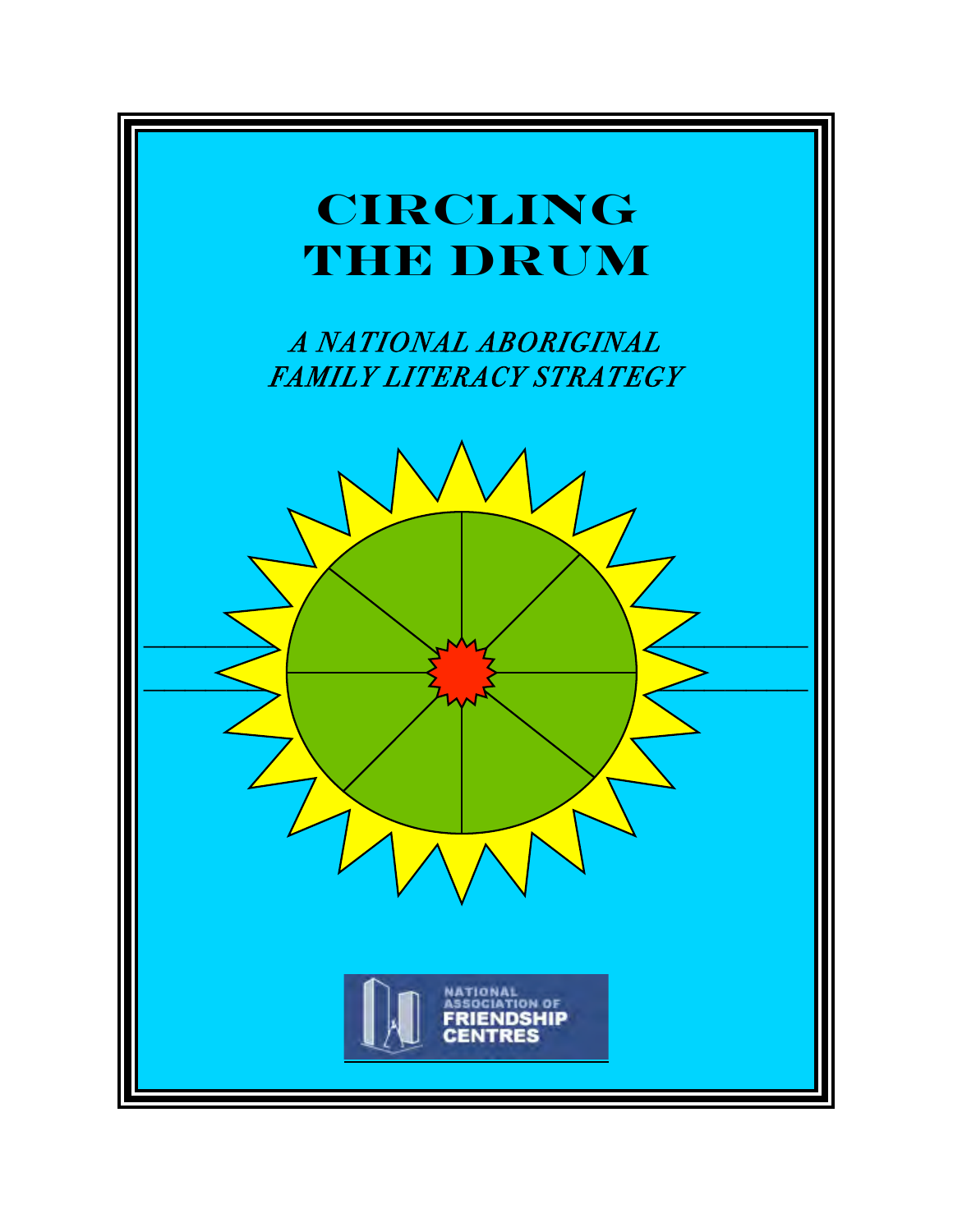# CIRCLING THE DRUM

*A NATIONAL ABORIGINAL FAMILY LITERACY STRATEGY*

NATIONAL ASSOCIATION OF FRIENDSHIP CENTRES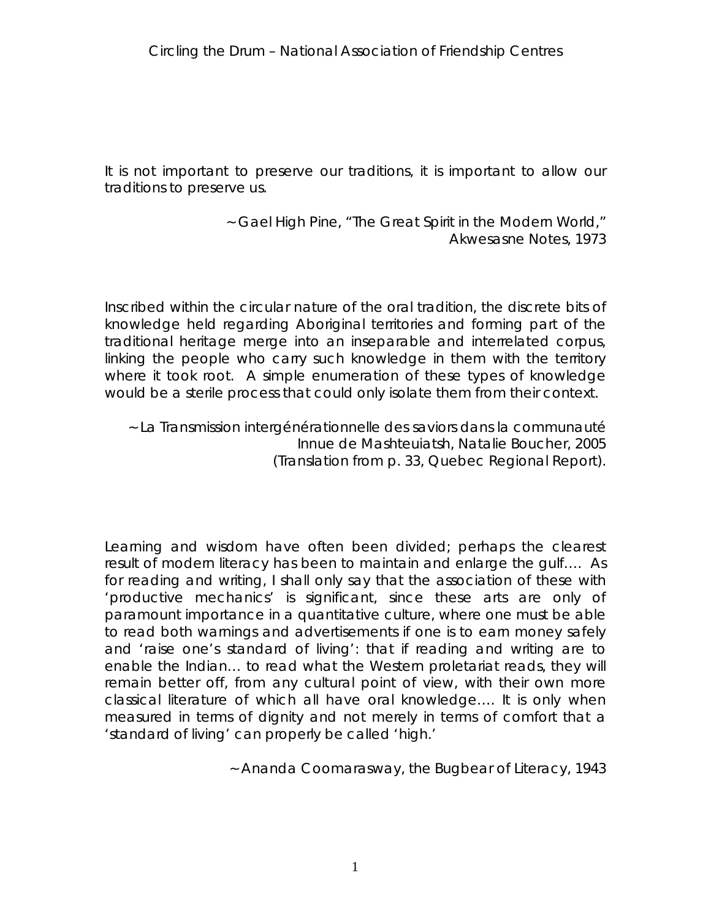*It is not important to preserve our traditions, it is important to allow our traditions to preserve us.*

~ Gael High Pine, "The Great Spirit in the Modern World," *Akwesasne Notes*, 1973

*Inscribed within the circular nature of the oral tradition, the discrete bits of knowledge held regarding Aboriginal territories and forming part of the traditional heritage merge into an inseparable and interrelated corpus, linking the people who carry such knowledge in them with the territory where it took root. A simple enumeration of these types of knowledge would be a sterile process that could only isolate them from their context.*

~ La Transmission intergénérationnelle des saviors dans la communauté Innue de Mashteuiatsh, Natalie Boucher, 2005 (Translation from p. 33, Quebec Regional Report).

*Learning and wisdom have often been divided; perhaps the clearest result of modern literacy has been to maintain and enlarge the gulf…. As for reading and writing, I shall only say that the association of these with 'productive mechanics' is significant, since these arts are only of paramount importance in a quantitative culture, where one must be able to read both warnings and advertisements if one is to earn money safely and 'raise one's standard of living': that if reading and writing are to enable the Indian… to read what the Western proletariat reads, they will remain better off, from any cultural point of view, with their own more classical literature of which all have oral knowledge…. It is only when measured in terms of dignity and not merely in terms of comfort that a 'standard of living' can properly be called 'high.'*

~ Ananda Coomarasway, the Bugbear of Literacy, 1943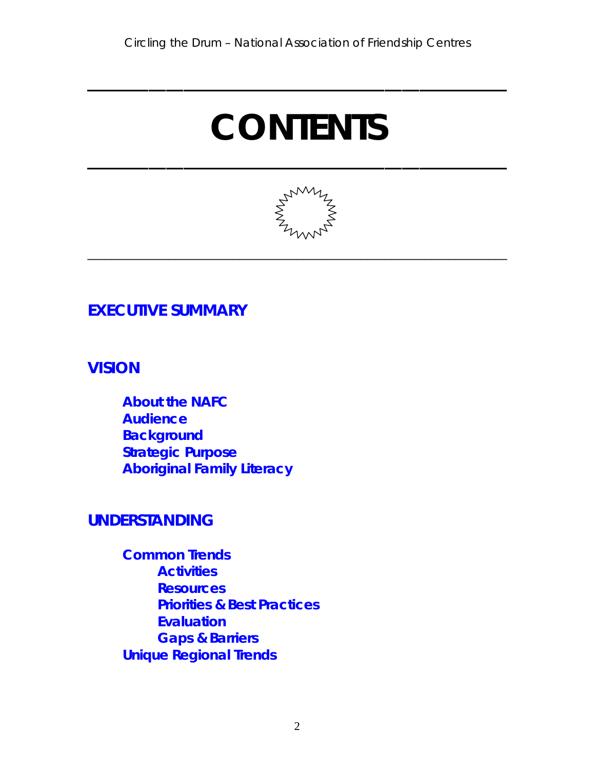# CONTENTS

**EXECUTIVE SUMMARY**

**VISION**

- **About the NAFC**
- **Audience**
- **Background**
- **Strategic Purpose**
- **Aboriginal Family Literacy**

**UNDERSTANDING**

- **Common Trends**
  - **Activities**
  - **Resources**
  - **Priorities & Best Practices**
  - **Evaluation**
  - **Gaps & Barriers**
- **Unique Regional Trends**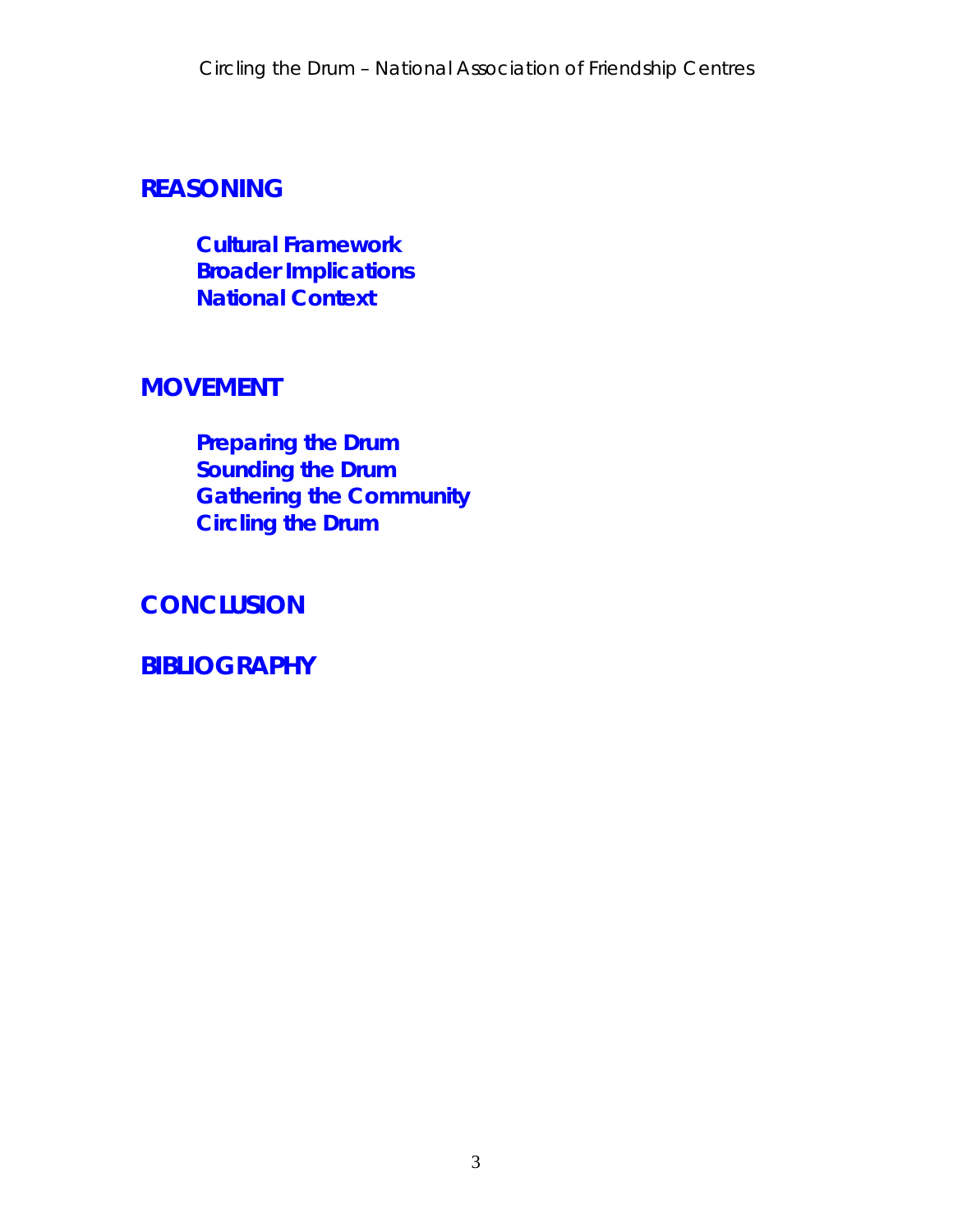## REASONING

### Cultural Framework
### Broader Implications
### National Context

## MOVEMENT

### Preparing the Drum
### Sounding the Drum
### Gathering the Community
### Circling the Drum

## CONCLUSION

## BIBLIOGRAPHY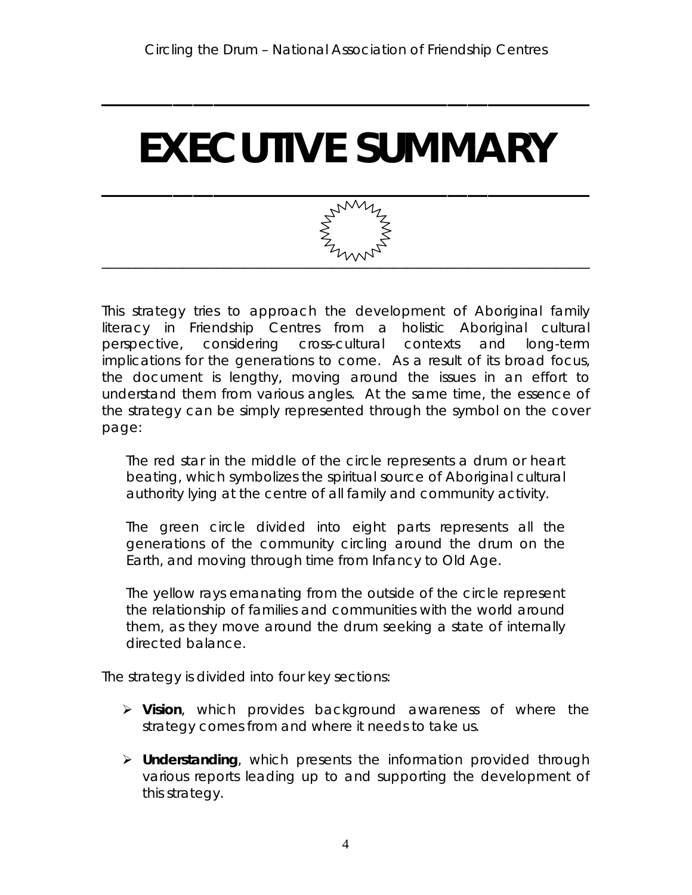# EXECUTIVE SUMMARY

This strategy tries to approach the development of Aboriginal family literacy in Friendship Centres from a holistic Aboriginal cultural perspective, considering cross-cultural contexts and long-term implications for the generations to come. As a result of its broad focus, the document is lengthy, moving around the issues in an effort to understand them from various angles. At the same time, the essence of the strategy can be simply represented through the symbol on the cover page:

> The red star in the middle of the circle represents a drum or heart beating, which symbolizes the spiritual source of Aboriginal cultural authority lying at the centre of all family and community activity.
>
> The green circle divided into eight parts represents all the generations of the community circling around the drum on the Earth, and moving through time from Infancy to Old Age.
>
> The yellow rays emanating from the outside of the circle represent the relationship of families and communities with the world around them, as they move around the drum seeking a state of internally directed balance.

The strategy is divided into four key sections:

- **Vision**, which provides background awareness of where the strategy comes from and where it needs to take us.
- **Understanding**, which presents the information provided through various reports leading up to and supporting the development of this strategy.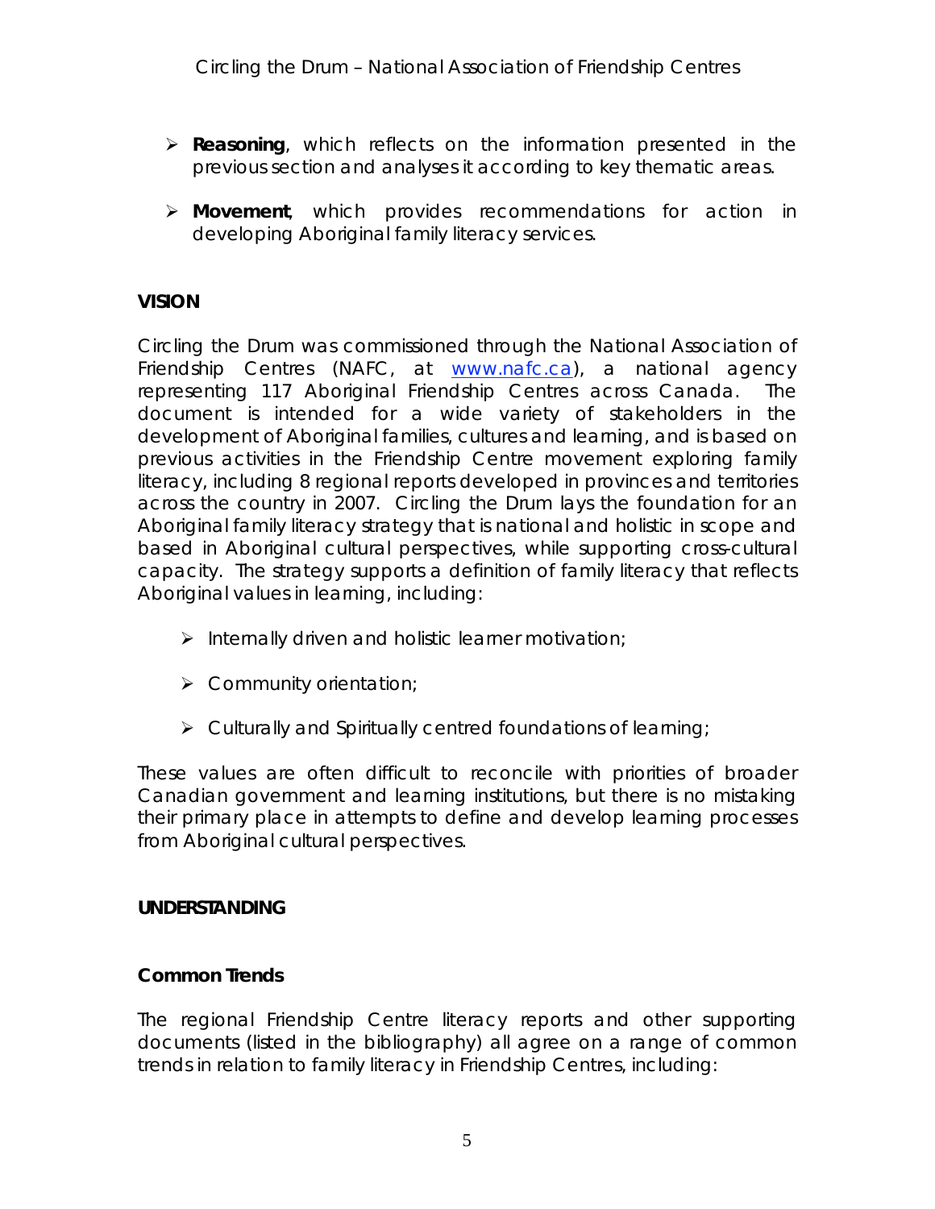- **Reasoning**, which reflects on the information presented in the previous section and analyses it according to key thematic areas.

- **Movement**, which provides recommendations for action in developing Aboriginal family literacy services.

## VISION

Circling the Drum was commissioned through the National Association of Friendship Centres (NAFC, at [www.nafc.ca](http://www.nafc.ca)), a national agency representing 117 Aboriginal Friendship Centres across Canada. The document is intended for a wide variety of stakeholders in the development of Aboriginal families, cultures and learning, and is based on previous activities in the Friendship Centre movement exploring family literacy, including 8 regional reports developed in provinces and territories across the country in 2007. Circling the Drum lays the foundation for an Aboriginal family literacy strategy that is national and holistic in scope and based in Aboriginal cultural perspectives, while supporting cross-cultural capacity. The strategy supports a definition of family literacy that reflects Aboriginal values in learning, including:

- Internally driven and holistic learner motivation;

- Community orientation;

- Culturally and Spiritually centred foundations of learning;

These values are often difficult to reconcile with priorities of broader Canadian government and learning institutions, but there is no mistaking their primary place in attempts to define and develop learning processes from Aboriginal cultural perspectives.

## UNDERSTANDING

### Common Trends

The regional Friendship Centre literacy reports and other supporting documents (listed in the bibliography) all agree on a range of common trends in relation to family literacy in Friendship Centres, including: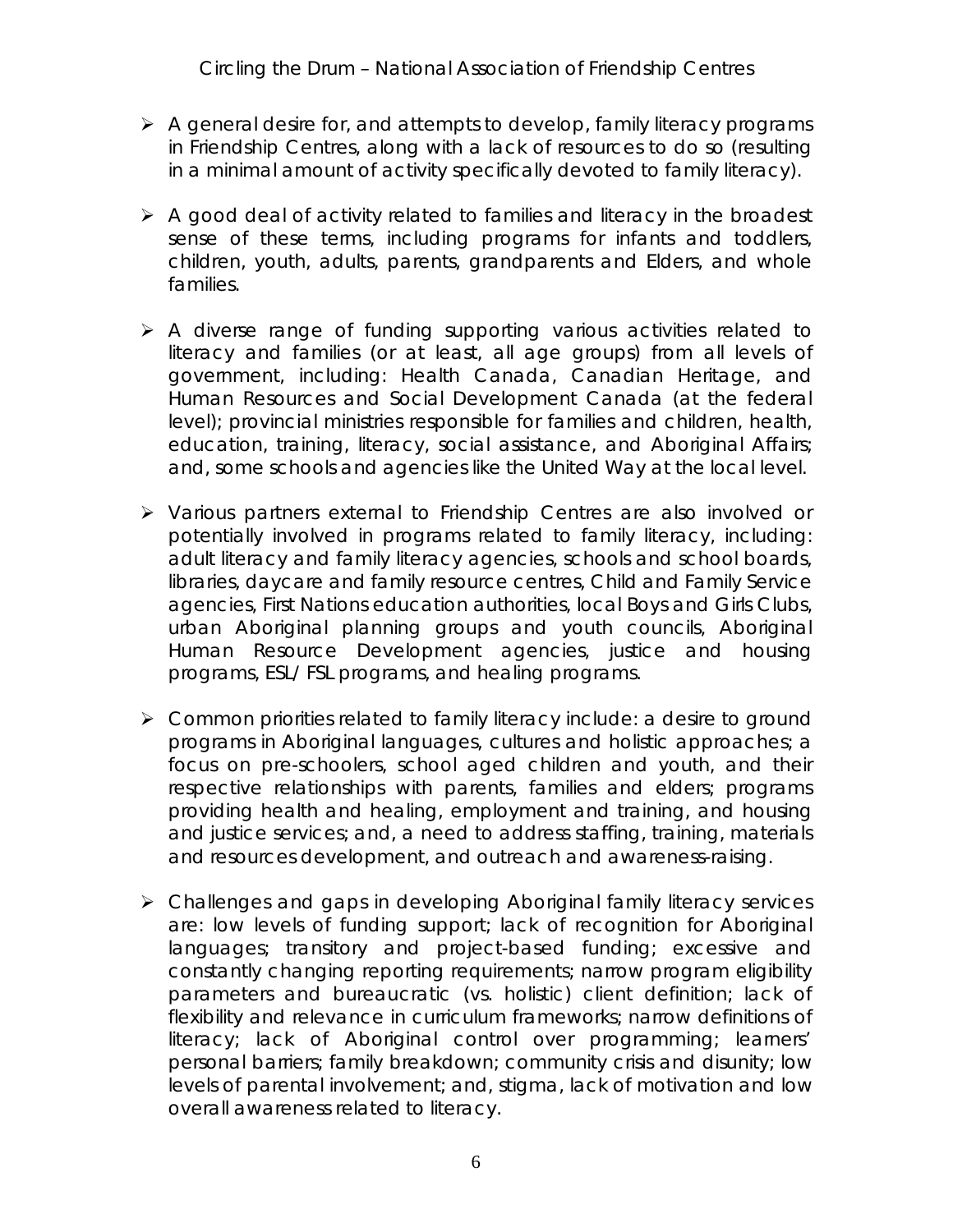- A general desire for, and attempts to develop, family literacy programs in Friendship Centres, along with a lack of resources to do so (resulting in a minimal amount of activity specifically devoted to family literacy).

- A good deal of activity related to families and literacy in the broadest sense of these terms, including programs for infants and toddlers, children, youth, adults, parents, grandparents and Elders, and whole families.

- A diverse range of funding supporting various activities related to literacy and families (or at least, all age groups) from all levels of government, including: Health Canada, Canadian Heritage, and Human Resources and Social Development Canada (at the federal level); provincial ministries responsible for families and children, health, education, training, literacy, social assistance, and Aboriginal Affairs; and, some schools and agencies like the United Way at the local level.

- Various partners external to Friendship Centres are also involved or potentially involved in programs related to family literacy, including: adult literacy and family literacy agencies, schools and school boards, libraries, daycare and family resource centres, Child and Family Service agencies, First Nations education authorities, local Boys and Girls Clubs, urban Aboriginal planning groups and youth councils, Aboriginal Human Resource Development agencies, justice and housing programs, ESL/ FSL programs, and healing programs.

- Common priorities related to family literacy include: a desire to ground programs in Aboriginal languages, cultures and holistic approaches; a focus on pre-schoolers, school aged children and youth, and their respective relationships with parents, families and elders; programs providing health and healing, employment and training, and housing and justice services; and, a need to address staffing, training, materials and resources development, and outreach and awareness-raising.

- Challenges and gaps in developing Aboriginal family literacy services are: low levels of funding support; lack of recognition for Aboriginal languages; transitory and project-based funding; excessive and constantly changing reporting requirements; narrow program eligibility parameters and bureaucratic (vs. holistic) client definition; lack of flexibility and relevance in curriculum frameworks; narrow definitions of literacy; lack of Aboriginal control over programming; learners' personal barriers; family breakdown; community crisis and disunity; low levels of parental involvement; and, stigma, lack of motivation and low overall awareness related to literacy.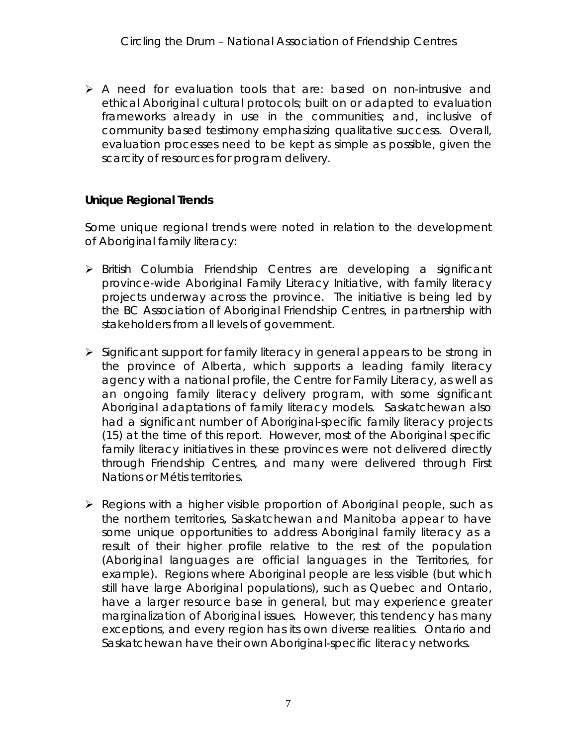- A need for evaluation tools that are: based on non-intrusive and ethical Aboriginal cultural protocols; built on or adapted to evaluation frameworks already in use in the communities; and, inclusive of community based testimony emphasizing qualitative success. Overall, evaluation processes need to be kept as simple as possible, given the scarcity of resources for program delivery.

**Unique Regional Trends**

Some unique regional trends were noted in relation to the development of Aboriginal family literacy:

- British Columbia Friendship Centres are developing a significant province-wide Aboriginal Family Literacy Initiative, with family literacy projects underway across the province. The initiative is being led by the BC Association of Aboriginal Friendship Centres, in partnership with stakeholders from all levels of government.

- Significant support for family literacy in general appears to be strong in the province of Alberta, which supports a leading family literacy agency with a national profile, the Centre for Family Literacy, as well as an ongoing family literacy delivery program, with some significant Aboriginal adaptations of family literacy models. Saskatchewan also had a significant number of Aboriginal-specific family literacy projects (15) at the time of this report. However, most of the Aboriginal specific family literacy initiatives in these provinces were not delivered directly through Friendship Centres, and many were delivered through First Nations or Métis territories.

- Regions with a higher visible proportion of Aboriginal people, such as the northern territories, Saskatchewan and Manitoba appear to have some unique opportunities to address Aboriginal family literacy as a result of their higher profile relative to the rest of the population (Aboriginal languages are official languages in the Territories, for example). Regions where Aboriginal people are less visible (but which still have large Aboriginal populations), such as Quebec and Ontario, have a larger resource base in general, but may experience greater marginalization of Aboriginal issues. However, this tendency has many exceptions, and every region has its own diverse realities. Ontario and Saskatchewan have their own Aboriginal-specific literacy networks.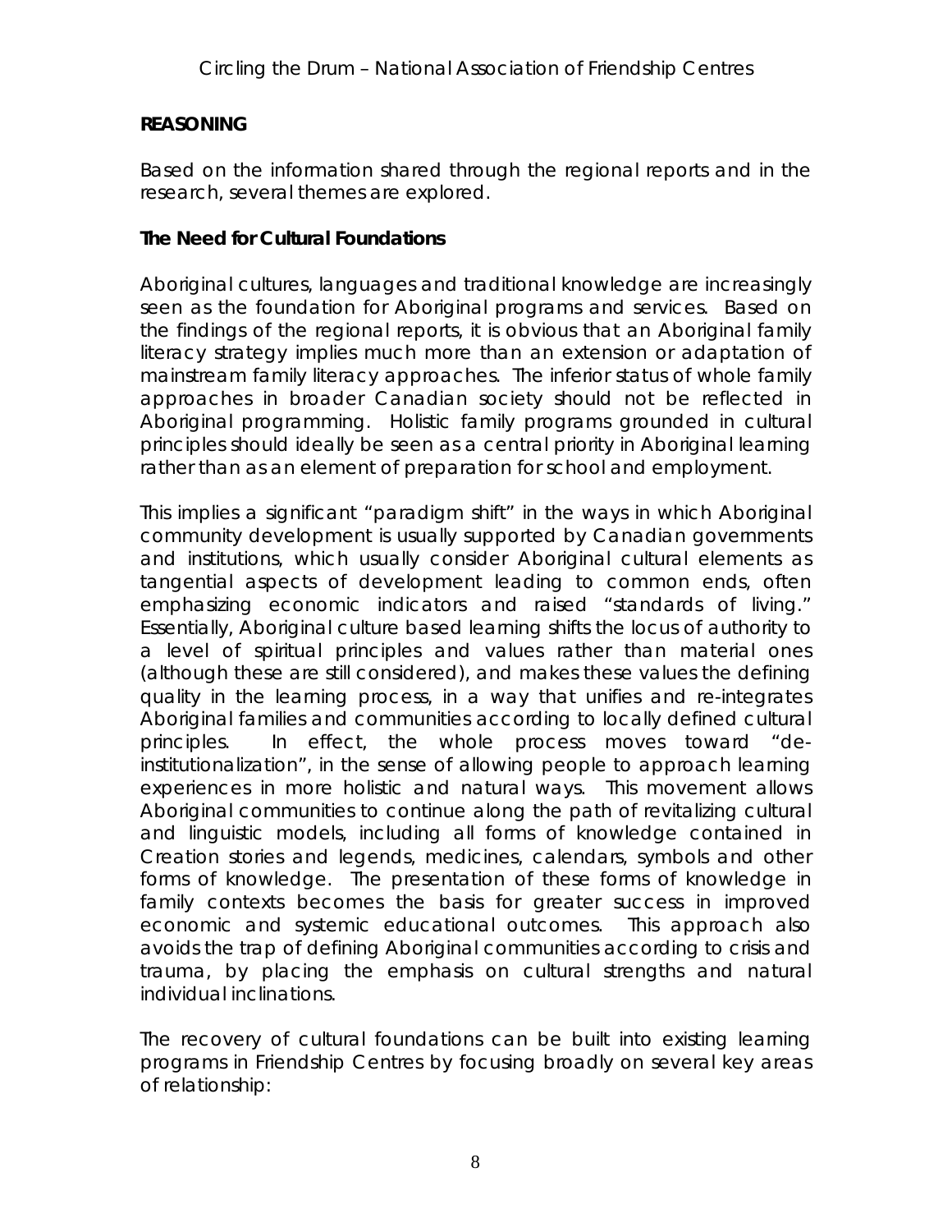**REASONING**

Based on the information shared through the regional reports and in the research, several themes are explored.

**The Need for Cultural Foundations**

Aboriginal cultures, languages and traditional knowledge are increasingly seen as the foundation for Aboriginal programs and services. Based on the findings of the regional reports, it is obvious that an Aboriginal family literacy strategy implies much more than an extension or adaptation of mainstream family literacy approaches. The inferior status of whole family approaches in broader Canadian society should not be reflected in Aboriginal programming. Holistic family programs grounded in cultural principles should ideally be seen as a central priority in Aboriginal learning rather than as an element of preparation for school and employment.

This implies a significant "paradigm shift" in the ways in which Aboriginal community development is usually supported by Canadian governments and institutions, which usually consider Aboriginal cultural elements as tangential aspects of development leading to common ends, often emphasizing economic indicators and raised "standards of living." Essentially, Aboriginal culture based learning shifts the locus of authority to a level of spiritual principles and values rather than material ones (although these are still considered), and makes these values the defining quality in the learning process, in a way that unifies and re-integrates Aboriginal families and communities according to locally defined cultural principles. In effect, the whole process moves toward "de-institutionalization", in the sense of allowing people to approach learning experiences in more holistic and natural ways. This movement allows Aboriginal communities to continue along the path of revitalizing cultural and linguistic models, including all forms of knowledge contained in Creation stories and legends, medicines, calendars, symbols and other forms of knowledge. The presentation of these forms of knowledge in family contexts becomes the basis for greater success in improved economic and systemic educational outcomes. This approach also avoids the trap of defining Aboriginal communities according to crisis and trauma, by placing the emphasis on cultural strengths and natural individual inclinations.

The recovery of cultural foundations can be built into existing learning programs in Friendship Centres by focusing broadly on several key areas of relationship: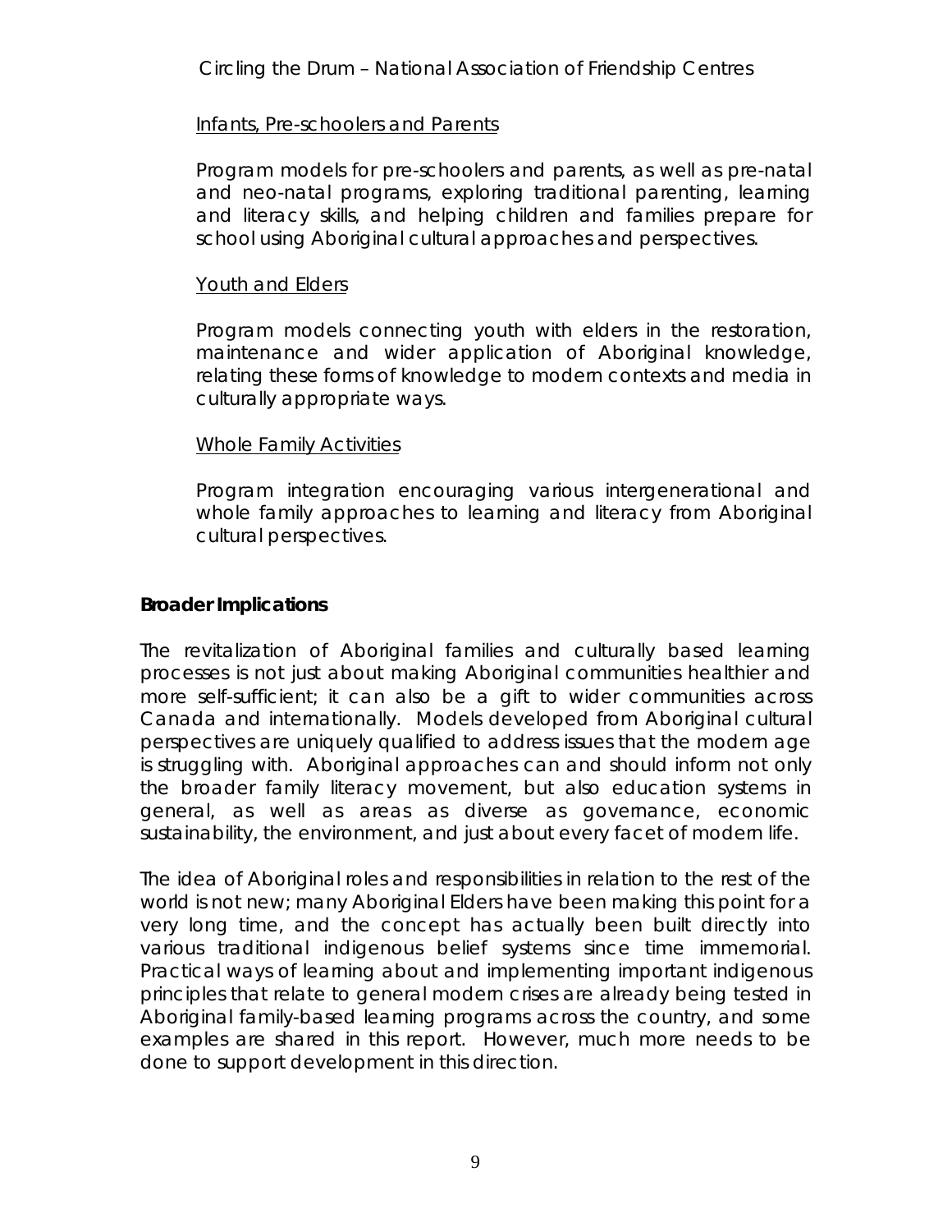Infants, Pre-schoolers and Parents

Program models for pre-schoolers and parents, as well as pre-natal and neo-natal programs, exploring traditional parenting, learning and literacy skills, and helping children and families prepare for school using Aboriginal cultural approaches and perspectives.

Youth and Elders

Program models connecting youth with elders in the restoration, maintenance and wider application of Aboriginal knowledge, relating these forms of knowledge to modern contexts and media in culturally appropriate ways.

Whole Family Activities

Program integration encouraging various intergenerational and whole family approaches to learning and literacy from Aboriginal cultural perspectives.

**Broader Implications**

The revitalization of Aboriginal families and culturally based learning processes is not just about making Aboriginal communities healthier and more self-sufficient; it can also be a gift to wider communities across Canada and internationally. Models developed from Aboriginal cultural perspectives are uniquely qualified to address issues that the modern age is struggling with. Aboriginal approaches can and should inform not only the broader family literacy movement, but also education systems in general, as well as areas as diverse as governance, economic sustainability, the environment, and just about every facet of modern life.

The idea of Aboriginal roles and responsibilities in relation to the rest of the world is not new; many Aboriginal Elders have been making this point for a very long time, and the concept has actually been built directly into various traditional indigenous belief systems since time immemorial. Practical ways of learning about and implementing important indigenous principles that relate to general modern crises are already being tested in Aboriginal family-based learning programs across the country, and some examples are shared in this report. However, much more needs to be done to support development in this direction.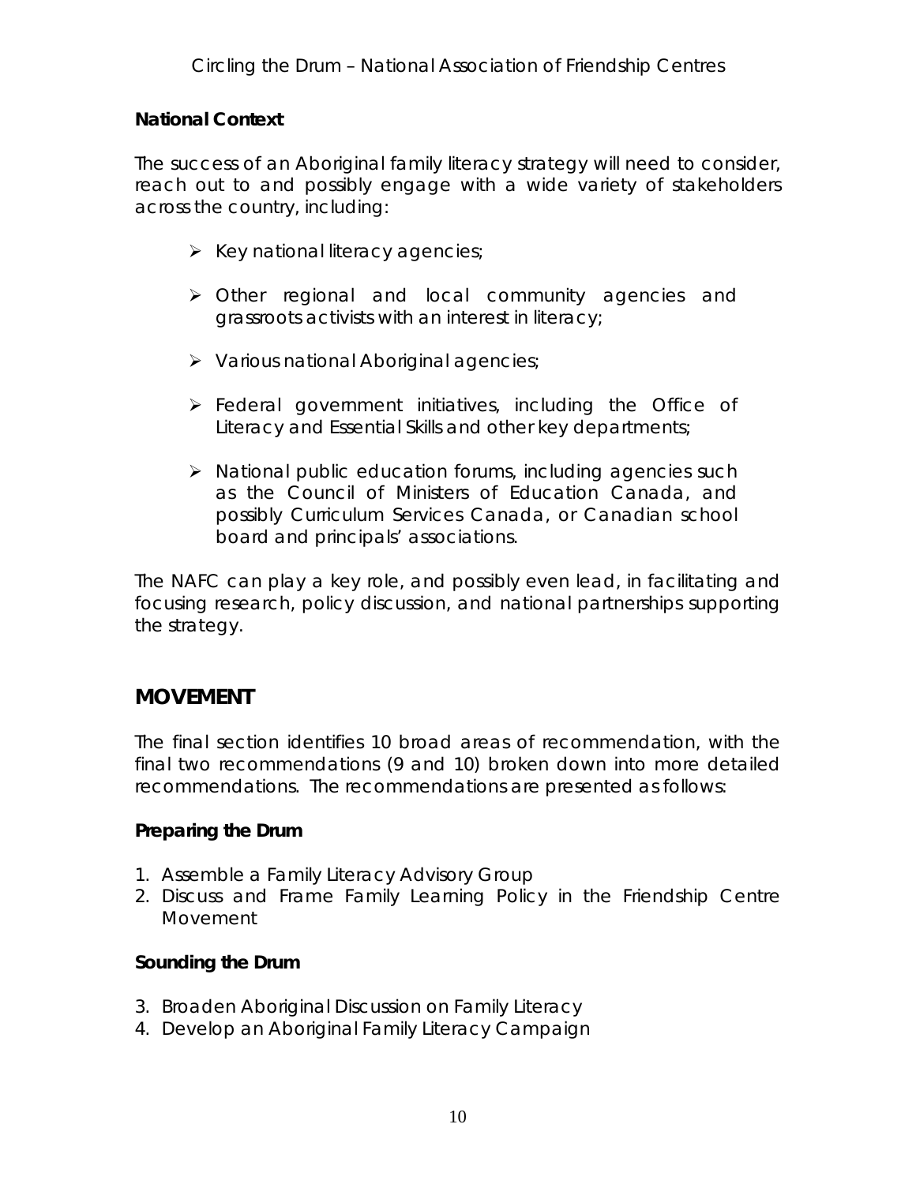### National Context

The success of an Aboriginal family literacy strategy will need to consider, reach out to and possibly engage with a wide variety of stakeholders across the country, including:

- Key national literacy agencies;
- Other regional and local community agencies and grassroots activists with an interest in literacy;
- Various national Aboriginal agencies;
- Federal government initiatives, including the Office of Literacy and Essential Skills and other key departments;
- National public education forums, including agencies such as the Council of Ministers of Education Canada, and possibly Curriculum Services Canada, or Canadian school board and principals' associations.

The NAFC can play a key role, and possibly even lead, in facilitating and focusing research, policy discussion, and national partnerships supporting the strategy.

## MOVEMENT

The final section identifies 10 broad areas of recommendation, with the final two recommendations (9 and 10) broken down into more detailed recommendations. The recommendations are presented as follows:

### Preparing the Drum

1. Assemble a Family Literacy Advisory Group
2. Discuss and Frame Family Learning Policy in the Friendship Centre Movement

### Sounding the Drum

3. Broaden Aboriginal Discussion on Family Literacy
4. Develop an Aboriginal Family Literacy Campaign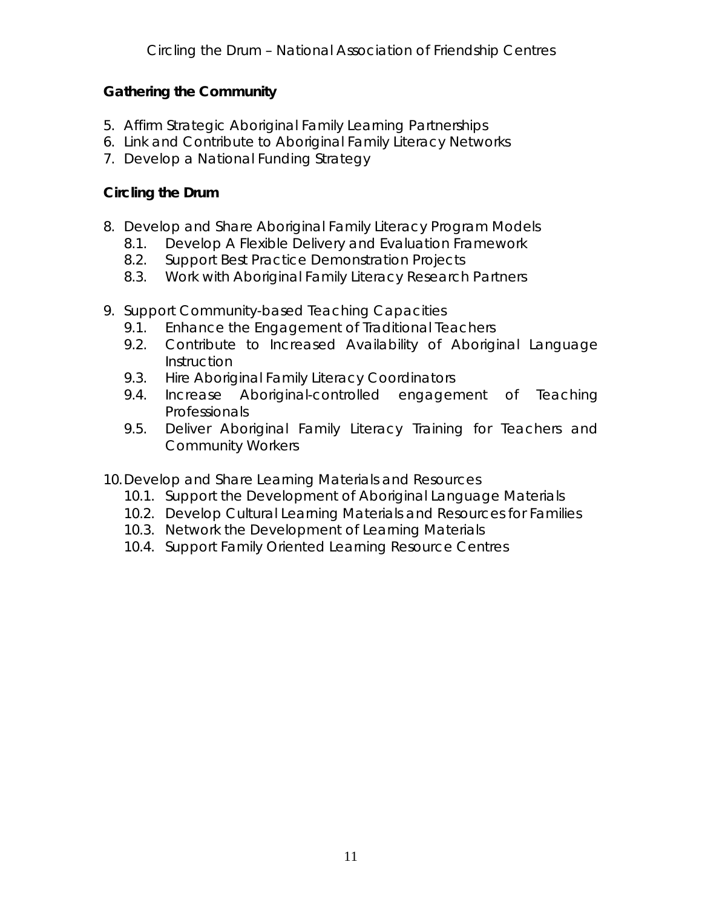**Gathering the Community**

5. Affirm Strategic Aboriginal Family Learning Partnerships
6. Link and Contribute to Aboriginal Family Literacy Networks
7. Develop a National Funding Strategy

**Circling the Drum**

8. Develop and Share Aboriginal Family Literacy Program Models
   - 8.1. Develop A Flexible Delivery and Evaluation Framework
   - 8.2. Support Best Practice Demonstration Projects
   - 8.3. Work with Aboriginal Family Literacy Research Partners

9. Support Community-based Teaching Capacities
   - 9.1. Enhance the Engagement of Traditional Teachers
   - 9.2. Contribute to Increased Availability of Aboriginal Language Instruction
   - 9.3. Hire Aboriginal Family Literacy Coordinators
   - 9.4. Increase Aboriginal-controlled engagement of Teaching Professionals
   - 9.5. Deliver Aboriginal Family Literacy Training for Teachers and Community Workers

10. Develop and Share Learning Materials and Resources
    - 10.1. Support the Development of Aboriginal Language Materials
    - 10.2. Develop Cultural Learning Materials and Resources for Families
    - 10.3. Network the Development of Learning Materials
    - 10.4. Support Family Oriented Learning Resource Centres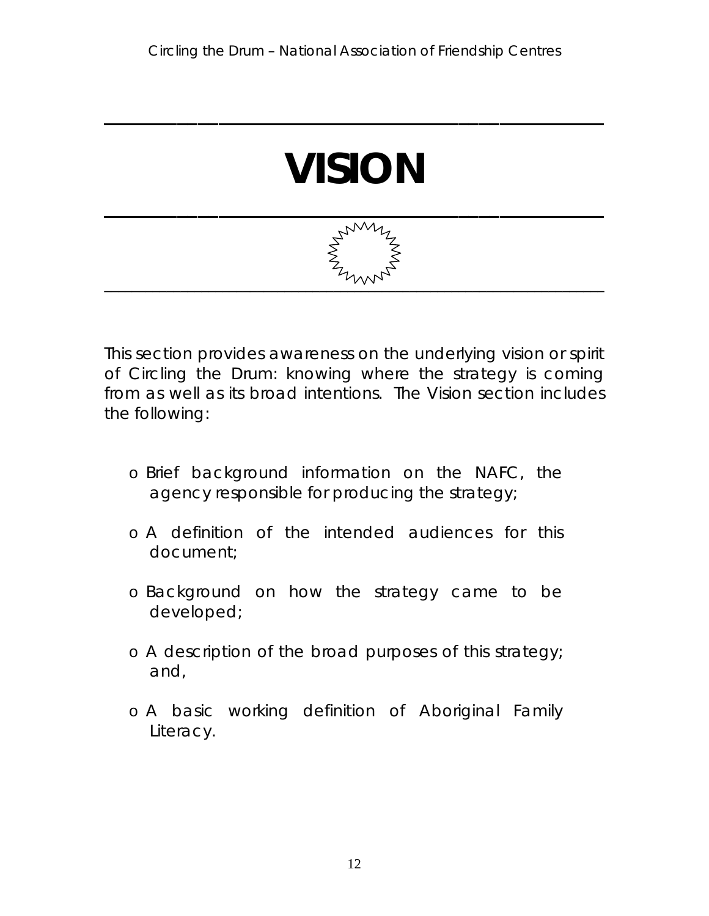# VISION

This section provides awareness on the underlying vision or spirit of Circling the Drum: knowing where the strategy is coming from as well as its broad intentions. The Vision section includes the following:

- Brief background information on the NAFC, the agency responsible for producing the strategy;
- A definition of the intended audiences for this document;
- Background on how the strategy came to be developed;
- A description of the broad purposes of this strategy; and,
- A basic working definition of Aboriginal Family Literacy.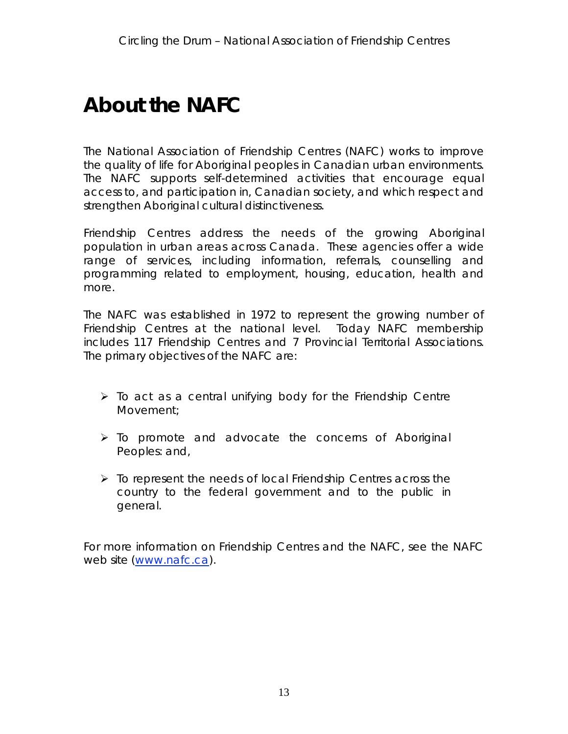# About the NAFC

The National Association of Friendship Centres (NAFC) works to improve the quality of life for Aboriginal peoples in Canadian urban environments. The NAFC supports self-determined activities that encourage equal access to, and participation in, Canadian society, and which respect and strengthen Aboriginal cultural distinctiveness.

Friendship Centres address the needs of the growing Aboriginal population in urban areas across Canada. These agencies offer a wide range of services, including information, referrals, counselling and programming related to employment, housing, education, health and more.

The NAFC was established in 1972 to represent the growing number of Friendship Centres at the national level. Today NAFC membership includes 117 Friendship Centres and 7 Provincial Territorial Associations. The primary objectives of the NAFC are:

- To act as a central unifying body for the Friendship Centre Movement;
- To promote and advocate the concerns of Aboriginal Peoples: and,
- To represent the needs of local Friendship Centres across the country to the federal government and to the public in general.

For more information on Friendship Centres and the NAFC, see the NAFC web site ([www.nafc.ca](http://www.nafc.ca)).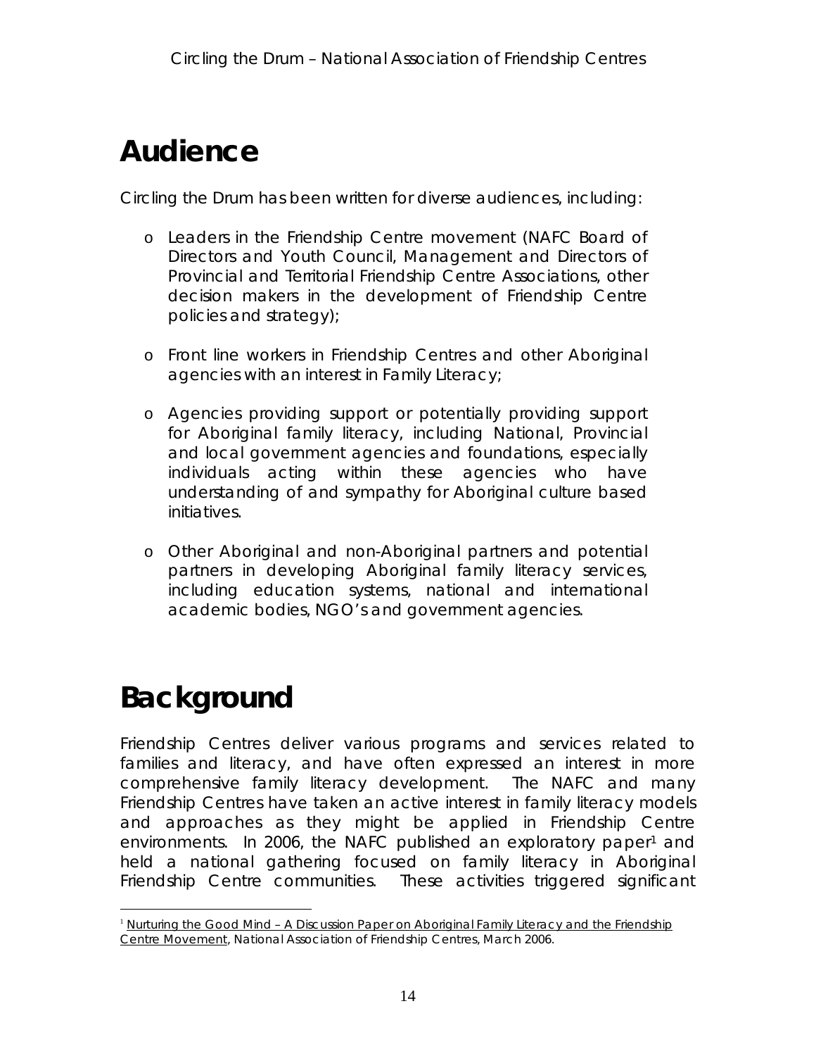# Audience

Circling the Drum has been written for diverse audiences, including:

- Leaders in the Friendship Centre movement (NAFC Board of Directors and Youth Council, Management and Directors of Provincial and Territorial Friendship Centre Associations, other decision makers in the development of Friendship Centre policies and strategy);

- Front line workers in Friendship Centres and other Aboriginal agencies with an interest in Family Literacy;

- Agencies providing support or potentially providing support for Aboriginal family literacy, including National, Provincial and local government agencies and foundations, especially individuals acting within these agencies who have understanding of and sympathy for Aboriginal culture based initiatives.

- Other Aboriginal and non-Aboriginal partners and potential partners in developing Aboriginal family literacy services, including education systems, national and international academic bodies, NGO's and government agencies.

# Background

Friendship Centres deliver various programs and services related to families and literacy, and have often expressed an interest in more comprehensive family literacy development. The NAFC and many Friendship Centres have taken an active interest in family literacy models and approaches as they might be applied in Friendship Centre environments. In 2006, the NAFC published an exploratory paper[1] and held a national gathering focused on family literacy in Aboriginal Friendship Centre communities. These activities triggered significant

[1] Nurturing the Good Mind – A Discussion Paper on Aboriginal Family Literacy and the Friendship Centre Movement, National Association of Friendship Centres, March 2006.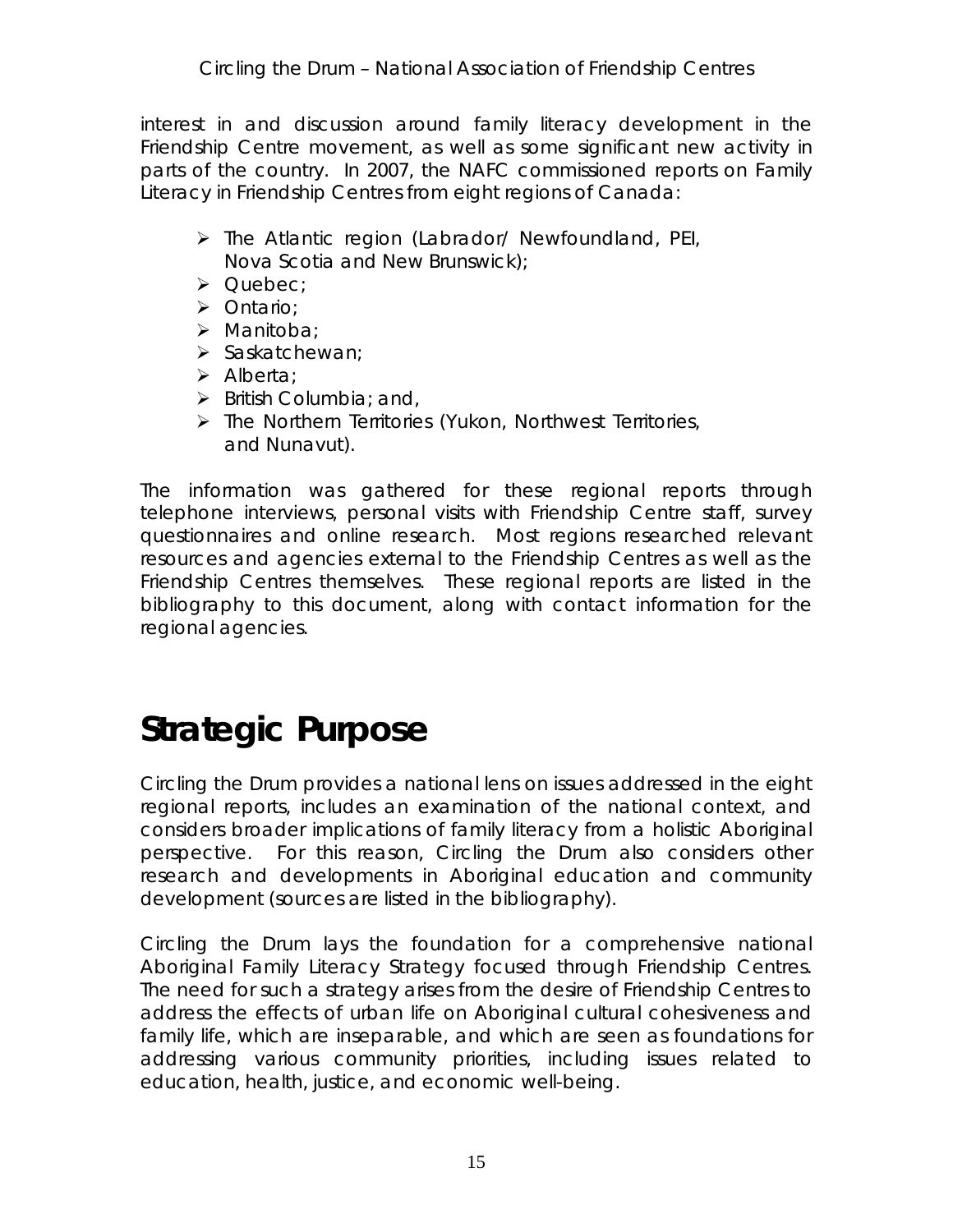interest in and discussion around family literacy development in the Friendship Centre movement, as well as some significant new activity in parts of the country. In 2007, the NAFC commissioned reports on Family Literacy in Friendship Centres from eight regions of Canada:

- The Atlantic region (Labrador/ Newfoundland, PEI, Nova Scotia and New Brunswick);
- Quebec;
- Ontario;
- Manitoba;
- Saskatchewan;
- Alberta;
- British Columbia; and,
- The Northern Territories (Yukon, Northwest Territories, and Nunavut).

The information was gathered for these regional reports through telephone interviews, personal visits with Friendship Centre staff, survey questionnaires and online research. Most regions researched relevant resources and agencies external to the Friendship Centres as well as the Friendship Centres themselves. These regional reports are listed in the bibliography to this document, along with contact information for the regional agencies.

# Strategic Purpose

Circling the Drum provides a national lens on issues addressed in the eight regional reports, includes an examination of the national context, and considers broader implications of family literacy from a holistic Aboriginal perspective. For this reason, Circling the Drum also considers other research and developments in Aboriginal education and community development (sources are listed in the bibliography).

Circling the Drum lays the foundation for a comprehensive national Aboriginal Family Literacy Strategy focused through Friendship Centres. The need for such a strategy arises from the desire of Friendship Centres to address the effects of urban life on Aboriginal cultural cohesiveness and family life, which are inseparable, and which are seen as foundations for addressing various community priorities, including issues related to education, health, justice, and economic well-being.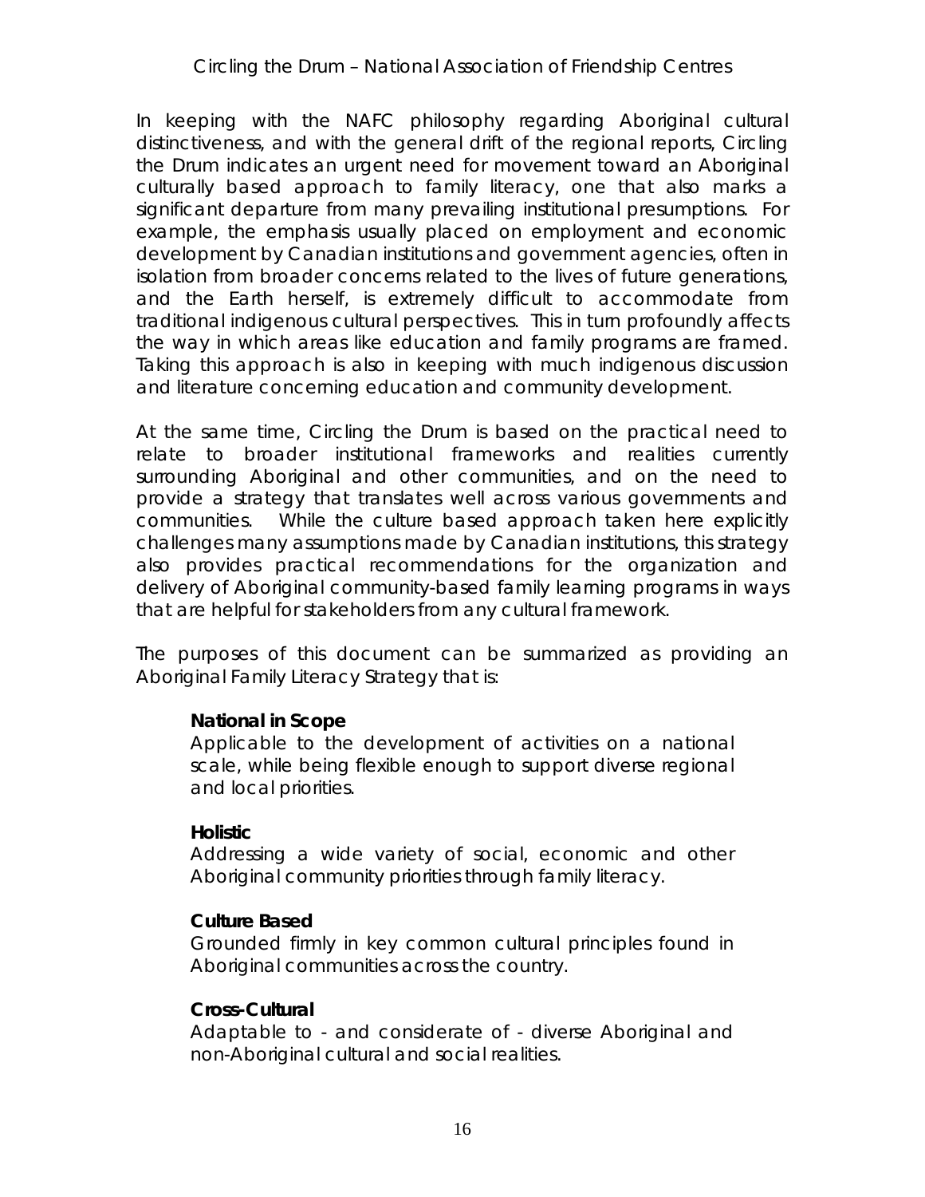In keeping with the NAFC philosophy regarding Aboriginal cultural distinctiveness, and with the general drift of the regional reports, Circling the Drum indicates an urgent need for movement toward an Aboriginal culturally based approach to family literacy, one that also marks a significant departure from many prevailing institutional presumptions. For example, the emphasis usually placed on employment and economic development by Canadian institutions and government agencies, often in isolation from broader concerns related to the lives of future generations, and the Earth herself, is extremely difficult to accommodate from traditional indigenous cultural perspectives. This in turn profoundly affects the way in which areas like education and family programs are framed. Taking this approach is also in keeping with much indigenous discussion and literature concerning education and community development.

At the same time, Circling the Drum is based on the practical need to relate to broader institutional frameworks and realities currently surrounding Aboriginal and other communities, and on the need to provide a strategy that translates well across various governments and communities. While the culture based approach taken here explicitly challenges many assumptions made by Canadian institutions, this strategy also provides practical recommendations for the organization and delivery of Aboriginal community-based family learning programs in ways that are helpful for stakeholders from any cultural framework.

The purposes of this document can be summarized as providing an Aboriginal Family Literacy Strategy that is:

**National in Scope**
Applicable to the development of activities on a national scale, while being flexible enough to support diverse regional and local priorities.

**Holistic**
Addressing a wide variety of social, economic and other Aboriginal community priorities through family literacy.

**Culture Based**
Grounded firmly in key common cultural principles found in Aboriginal communities across the country.

**Cross-Cultural**
Adaptable to - and considerate of - diverse Aboriginal and non-Aboriginal cultural and social realities.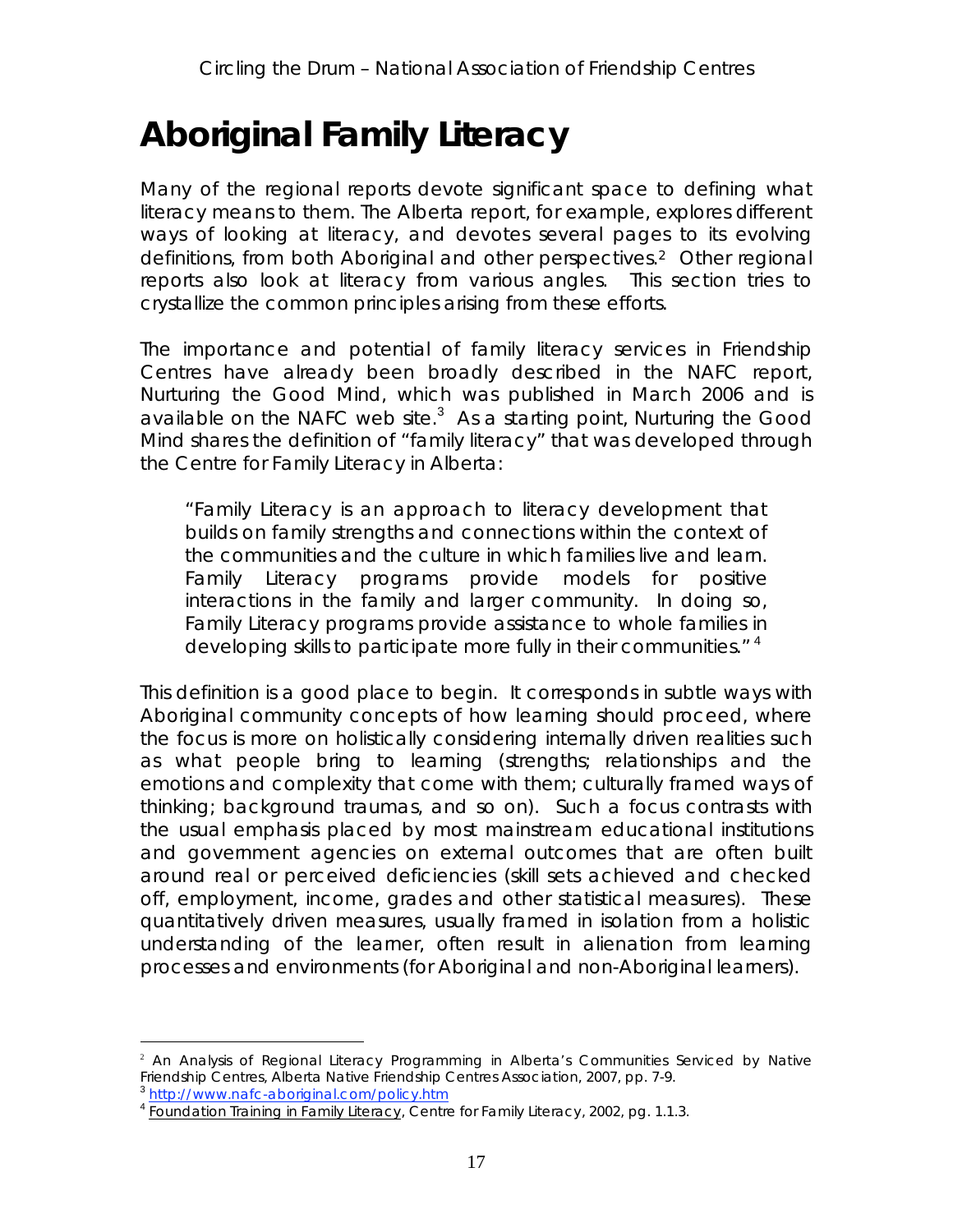# Aboriginal Family Literacy

Many of the regional reports devote significant space to defining what literacy means to them. The Alberta report, for example, explores different ways of looking at literacy, and devotes several pages to its evolving definitions, from both Aboriginal and other perspectives.[2] Other regional reports also look at literacy from various angles. This section tries to crystallize the common principles arising from these efforts.

The importance and potential of family literacy services in Friendship Centres have already been broadly described in the NAFC report, Nurturing the Good Mind, which was published in March 2006 and is available on the NAFC web site.[3] As a starting point, Nurturing the Good Mind shares the definition of "family literacy" that was developed through the Centre for Family Literacy in Alberta:

> "Family Literacy is an approach to literacy development that builds on family strengths and connections within the context of the communities and the culture in which families live and learn. Family Literacy programs provide models for positive interactions in the family and larger community. In doing so, Family Literacy programs provide assistance to whole families in developing skills to participate more fully in their communities."[4]

This definition is a good place to begin. It corresponds in subtle ways with Aboriginal community concepts of how learning should proceed, where the focus is more on holistically considering internally driven realities such as what people bring to learning (strengths; relationships and the emotions and complexity that come with them; culturally framed ways of thinking; background traumas, and so on). Such a focus contrasts with the usual emphasis placed by most mainstream educational institutions and government agencies on external outcomes that are often built around real or perceived deficiencies (skill sets achieved and checked off, employment, income, grades and other statistical measures). These quantitatively driven measures, usually framed in isolation from a holistic understanding of the learner, often result in alienation from learning processes and environments (for Aboriginal and non-Aboriginal learners).

---

[2] An Analysis of Regional Literacy Programming in Alberta's Communities Serviced by Native Friendship Centres, Alberta Native Friendship Centres Association, 2007, pp. 7-9.

[3] http://www.nafc-aboriginal.com/policy.htm

[4] Foundation Training in Family Literacy, Centre for Family Literacy, 2002, pg. 1.1.3.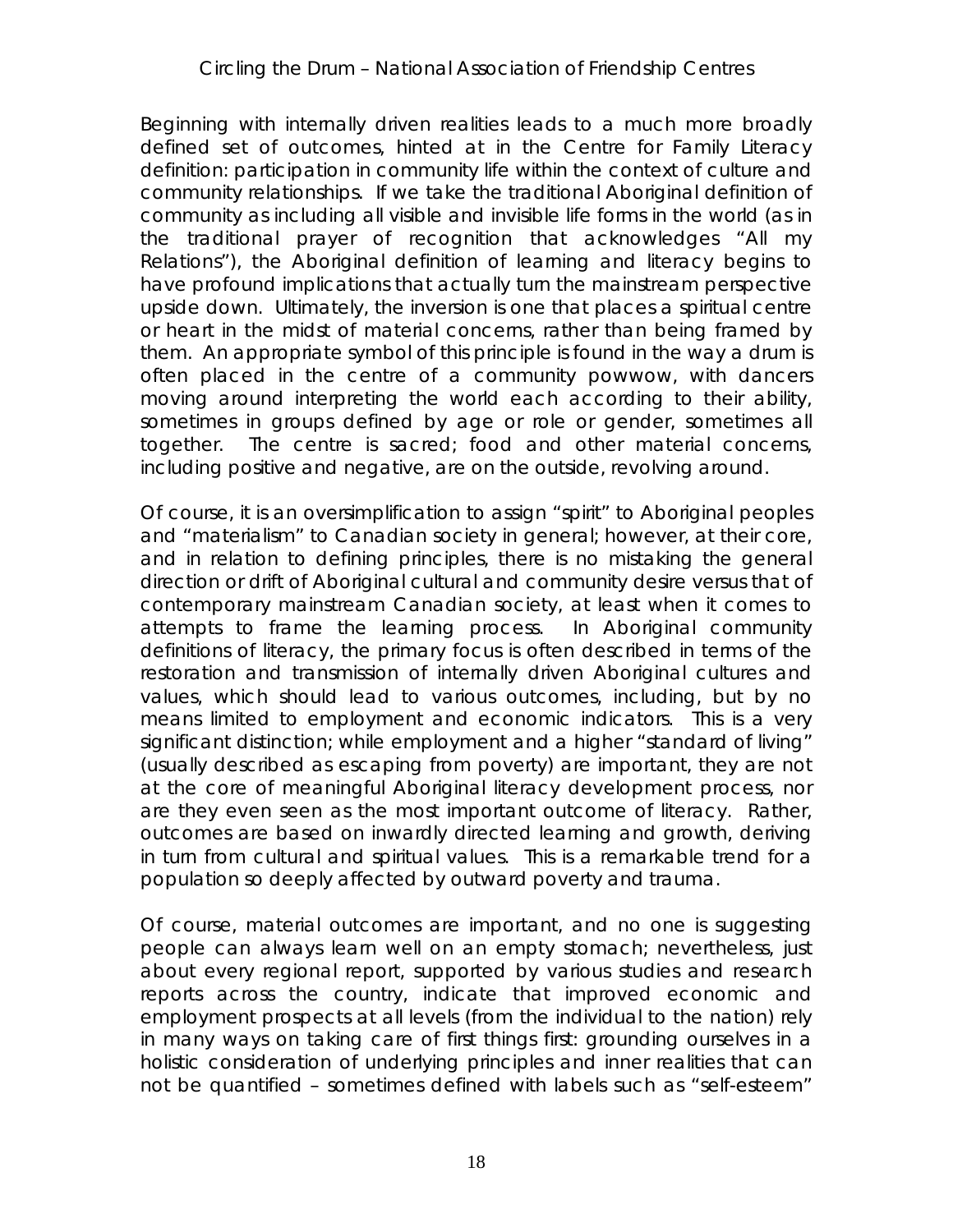Beginning with internally driven realities leads to a much more broadly defined set of outcomes, hinted at in the Centre for Family Literacy definition: participation in community life within the context of culture and community relationships. If we take the traditional Aboriginal definition of community as including all visible and invisible life forms in the world (as in the traditional prayer of recognition that acknowledges "All my Relations"), the Aboriginal definition of learning and literacy begins to have profound implications that actually turn the mainstream perspective upside down. Ultimately, the inversion is one that places a spiritual centre or heart in the midst of material concerns, rather than being framed by them. An appropriate symbol of this principle is found in the way a drum is often placed in the centre of a community powwow, with dancers moving around interpreting the world each according to their ability, sometimes in groups defined by age or role or gender, sometimes all together. The centre is sacred; food and other material concerns, including positive and negative, are on the outside, revolving around.

Of course, it is an oversimplification to assign "spirit" to Aboriginal peoples and "materialism" to Canadian society in general; however, at their core, and in relation to defining principles, there is no mistaking the general direction or drift of Aboriginal cultural and community desire versus that of contemporary mainstream Canadian society, at least when it comes to attempts to frame the learning process. In Aboriginal community definitions of literacy, the primary focus is often described in terms of the restoration and transmission of internally driven Aboriginal cultures and values, which should lead to various outcomes, including, but by no means limited to employment and economic indicators. This is a very significant distinction; while employment and a higher "standard of living" (usually described as escaping from poverty) are important, they are not at the core of meaningful Aboriginal literacy development process, nor are they even seen as the most important outcome of literacy. Rather, outcomes are based on inwardly directed learning and growth, deriving in turn from cultural and spiritual values. This is a remarkable trend for a population so deeply affected by outward poverty and trauma.

Of course, material outcomes are important, and no one is suggesting people can always learn well on an empty stomach; nevertheless, just about every regional report, supported by various studies and research reports across the country, indicate that improved economic and employment prospects at all levels (from the individual to the nation) rely in many ways on taking care of first things first: grounding ourselves in a holistic consideration of underlying principles and inner realities that can not be quantified – sometimes defined with labels such as "self-esteem"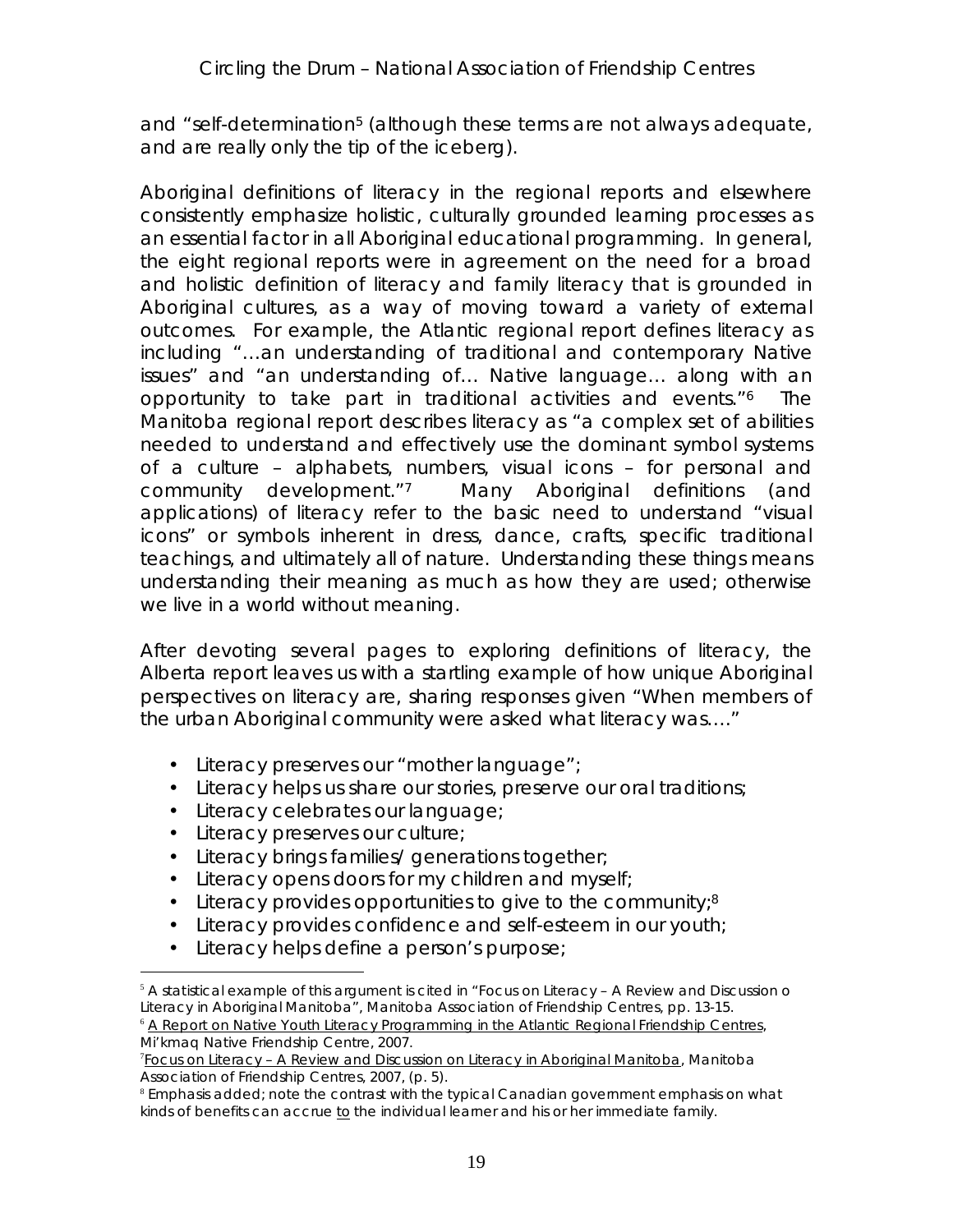and "self-determination[5] (although these terms are not always adequate, and are really only the tip of the iceberg).

Aboriginal definitions of literacy in the regional reports and elsewhere consistently emphasize holistic, culturally grounded learning processes as an essential factor in all Aboriginal educational programming. In general, the eight regional reports were in agreement on the need for a broad and holistic definition of literacy and family literacy that is grounded in Aboriginal cultures, as a way of moving toward a variety of external outcomes. For example, the Atlantic regional report defines literacy as including "…an understanding of traditional and contemporary Native issues" and "an understanding of… Native language… along with an opportunity to take part in traditional activities and events."[6] The Manitoba regional report describes literacy as "a complex set of abilities needed to understand and effectively use the dominant symbol systems of a culture – alphabets, numbers, visual icons – for personal and community development."[7] Many Aboriginal definitions (and applications) of literacy refer to the basic need to understand "visual icons" or symbols inherent in dress, dance, crafts, specific traditional teachings, and ultimately all of nature. Understanding these things means understanding their meaning as much as how they are used; otherwise we live in a world without meaning.

After devoting several pages to exploring definitions of literacy, the Alberta report leaves us with a startling example of how unique Aboriginal perspectives on literacy are, sharing responses given "When members of the urban Aboriginal community were asked what literacy was…."

- Literacy preserves our "mother language";
- Literacy helps us share our stories, preserve our oral traditions;
- Literacy celebrates our language;
- Literacy preserves our culture;
- Literacy brings families/ generations together;
- Literacy opens doors for my children and myself;
- Literacy provides opportunities to give to the community;[8]
- Literacy provides confidence and self-esteem in our youth;
- Literacy helps define a person's purpose;

---

[5] A statistical example of this argument is cited in "Focus on Literacy – A Review and Discussion o Literacy in Aboriginal Manitoba", Manitoba Association of Friendship Centres, pp. 13-15.

[6] A Report on Native Youth Literacy Programming in the Atlantic Regional Friendship Centres, Mi'kmaq Native Friendship Centre, 2007.

[7] Focus on Literacy – A Review and Discussion on Literacy in Aboriginal Manitoba, Manitoba Association of Friendship Centres, 2007, (p. 5).

[8] Emphasis added; note the contrast with the typical Canadian government emphasis on what kinds of benefits can accrue to the individual learner and his or her immediate family.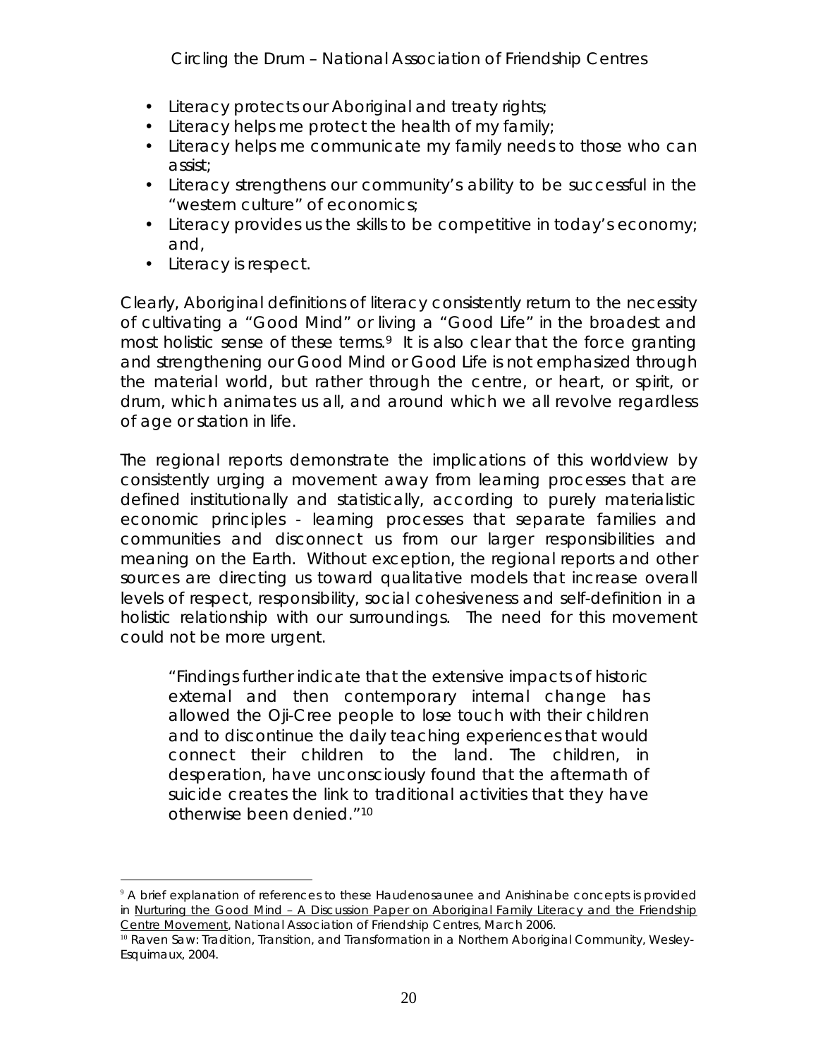- Literacy protects our Aboriginal and treaty rights;
- Literacy helps me protect the health of my family;
- Literacy helps me communicate my family needs to those who can assist;
- Literacy strengthens our community's ability to be successful in the "western culture" of economics;
- Literacy provides us the skills to be competitive in today's economy; and,
- Literacy is respect.

Clearly, Aboriginal definitions of literacy consistently return to the necessity of cultivating a "Good Mind" or living a "Good Life" in the broadest and most holistic sense of these terms.[9] It is also clear that the force granting and strengthening our Good Mind or Good Life is not emphasized through the material world, but rather through the centre, or heart, or spirit, or drum, which animates us all, and around which we all revolve regardless of age or station in life.

The regional reports demonstrate the implications of this worldview by consistently urging a movement away from learning processes that are defined institutionally and statistically, according to purely materialistic economic principles - learning processes that separate families and communities and disconnect us from our larger responsibilities and meaning on the Earth. Without exception, the regional reports and other sources are directing us toward qualitative models that increase overall levels of respect, responsibility, social cohesiveness and self-definition in a holistic relationship with our surroundings. The need for this movement could not be more urgent.

> "Findings further indicate that the extensive impacts of historic external and then contemporary internal change has allowed the Oji-Cree people to lose touch with their children and to discontinue the daily teaching experiences that would connect their children to the land. The children, in desperation, have unconsciously found that the aftermath of suicide creates the link to traditional activities that they have otherwise been denied."[10]

---

[9] A brief explanation of references to these Haudenosaunee and Anishinabe concepts is provided in Nurturing the Good Mind – A Discussion Paper on Aboriginal Family Literacy and the Friendship Centre Movement, National Association of Friendship Centres, March 2006.

[10] Raven Saw: Tradition, Transition, and Transformation in a Northern Aboriginal Community, Wesley-Esquimaux, 2004.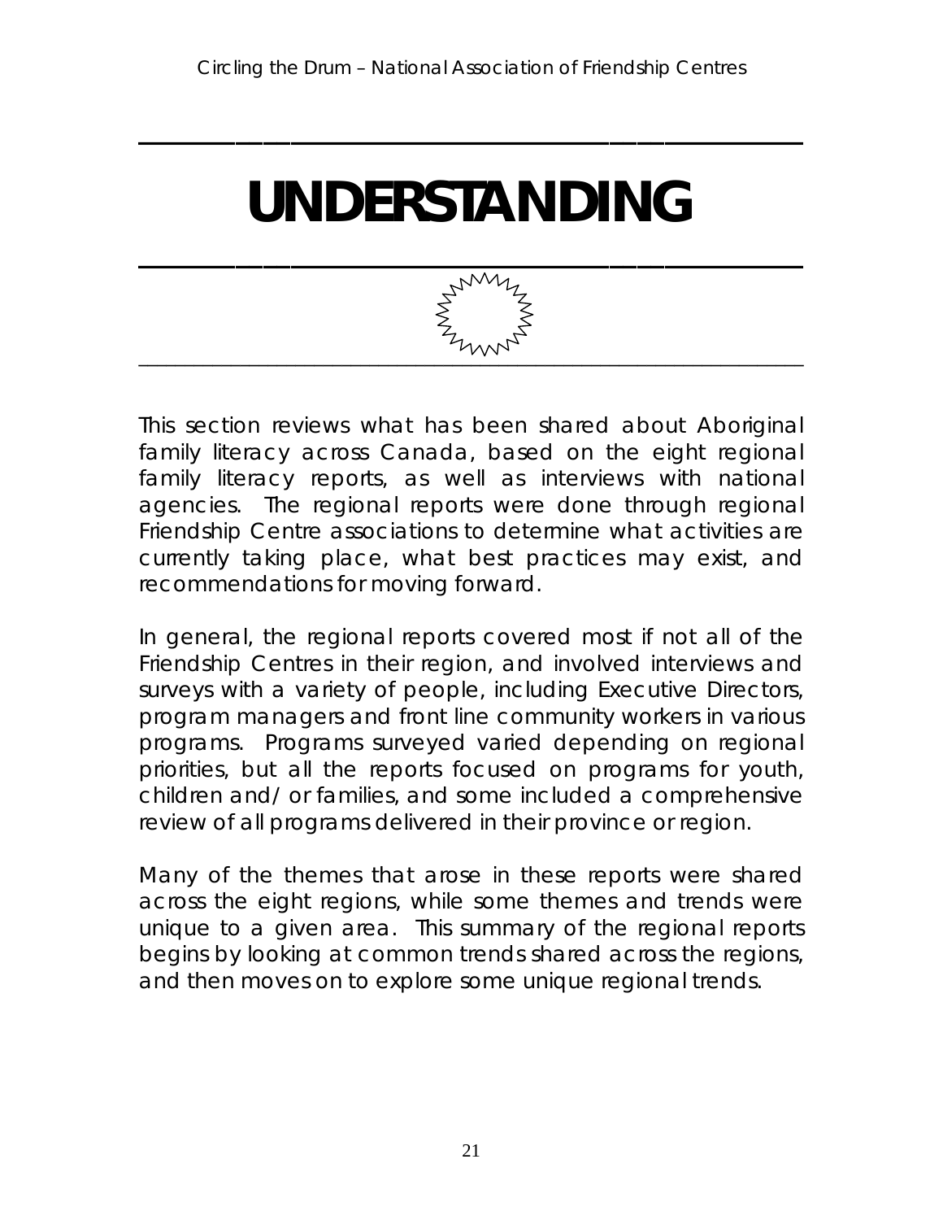# UNDERSTANDING

This section reviews what has been shared about Aboriginal family literacy across Canada, based on the eight regional family literacy reports, as well as interviews with national agencies. The regional reports were done through regional Friendship Centre associations to determine what activities are currently taking place, what best practices may exist, and recommendations for moving forward.

In general, the regional reports covered most if not all of the Friendship Centres in their region, and involved interviews and surveys with a variety of people, including Executive Directors, program managers and front line community workers in various programs. Programs surveyed varied depending on regional priorities, but all the reports focused on programs for youth, children and/ or families, and some included a comprehensive review of all programs delivered in their province or region.

Many of the themes that arose in these reports were shared across the eight regions, while some themes and trends were unique to a given area. This summary of the regional reports begins by looking at common trends shared across the regions, and then moves on to explore some unique regional trends.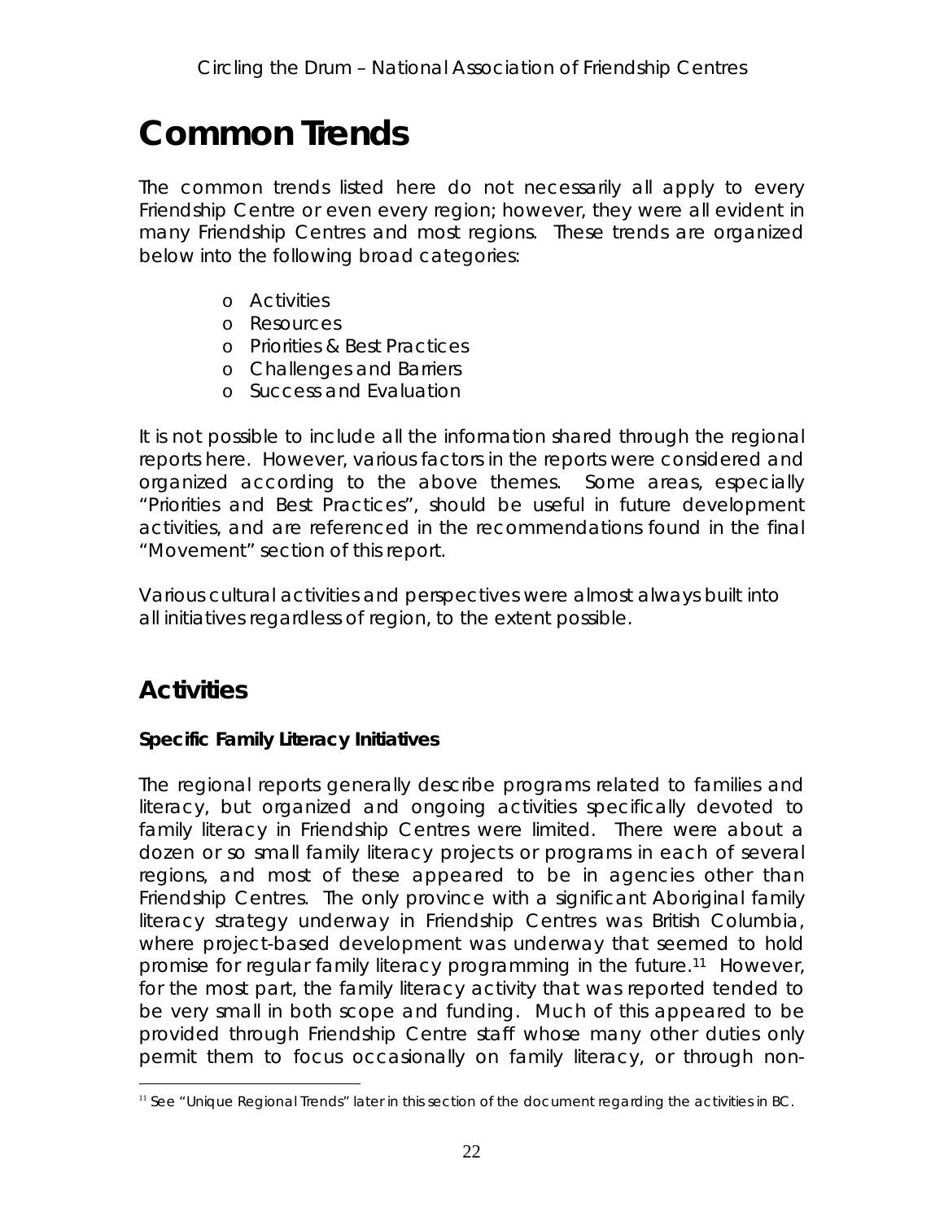# Common Trends

The common trends listed here do not necessarily all apply to every Friendship Centre or even every region; however, they were all evident in many Friendship Centres and most regions. These trends are organized below into the following broad categories:

- Activities
- Resources
- Priorities & Best Practices
- Challenges and Barriers
- Success and Evaluation

It is not possible to include all the information shared through the regional reports here. However, various factors in the reports were considered and organized according to the above themes. Some areas, especially "Priorities and Best Practices", should be useful in future development activities, and are referenced in the recommendations found in the final "Movement" section of this report.

Various cultural activities and perspectives were almost always built into all initiatives regardless of region, to the extent possible.

## Activities

**Specific Family Literacy Initiatives**

The regional reports generally describe programs related to families and literacy, but organized and ongoing activities specifically devoted to family literacy in Friendship Centres were limited. There were about a dozen or so small family literacy projects or programs in each of several regions, and most of these appeared to be in agencies other than Friendship Centres. The only province with a significant Aboriginal family literacy strategy underway in Friendship Centres was British Columbia, where project-based development was underway that seemed to hold promise for regular family literacy programming in the future.[11] However, for the most part, the family literacy activity that was reported tended to be very small in both scope and funding. Much of this appeared to be provided through Friendship Centre staff whose many other duties only permit them to focus occasionally on family literacy, or through non-

[11] See "Unique Regional Trends" later in this section of the document regarding the activities in BC.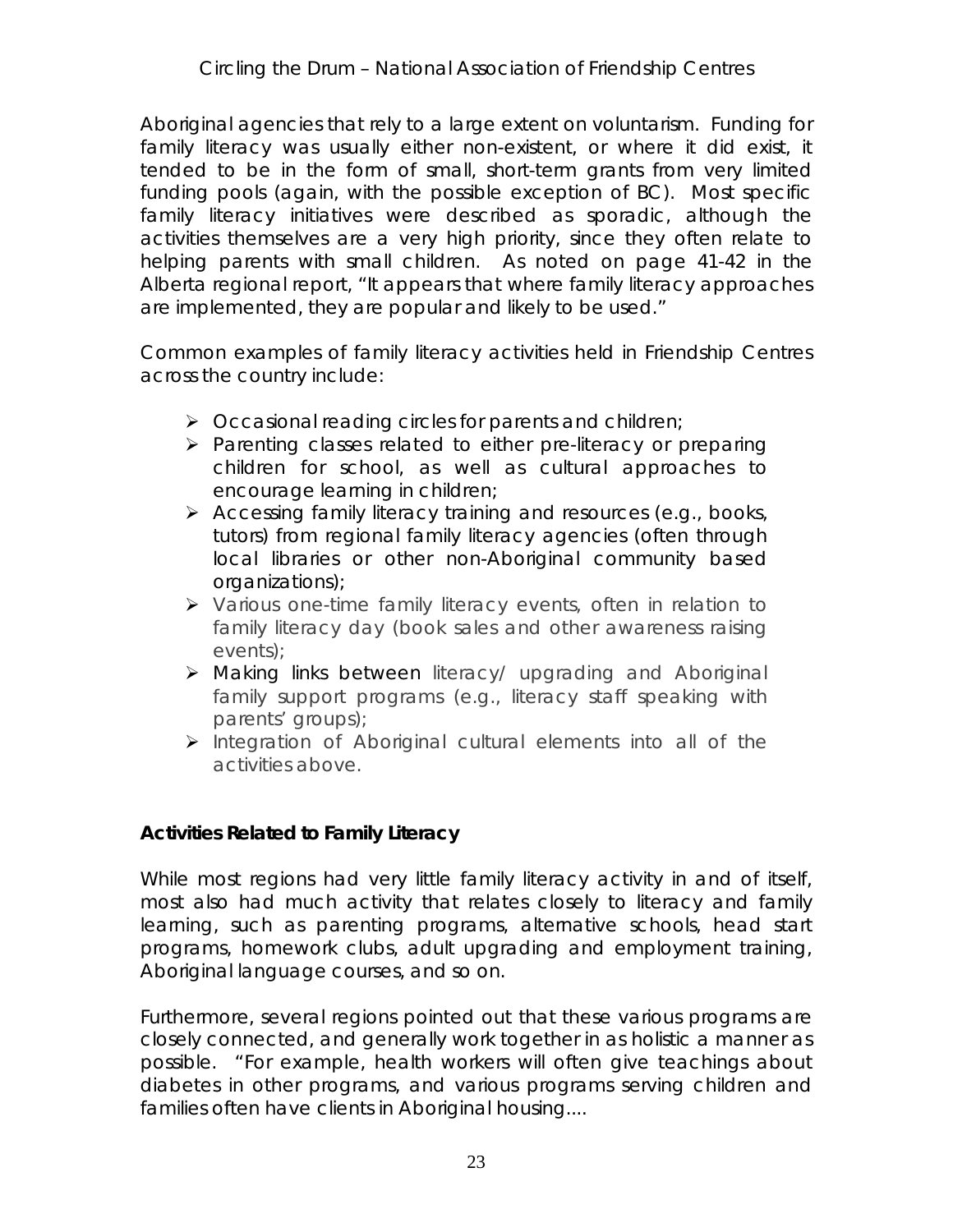Aboriginal agencies that rely to a large extent on voluntarism. Funding for family literacy was usually either non-existent, or where it did exist, it tended to be in the form of small, short-term grants from very limited funding pools (again, with the possible exception of BC). Most specific family literacy initiatives were described as sporadic, although the activities themselves are a very high priority, since they often relate to helping parents with small children. As noted on page 41-42 in the Alberta regional report, "It appears that where family literacy approaches are implemented, they are popular and likely to be used."

Common examples of family literacy activities held in Friendship Centres across the country include:

- Occasional reading circles for parents and children;
- Parenting classes related to either pre-literacy or preparing children for school, as well as cultural approaches to encourage learning in children;
- Accessing family literacy training and resources (e.g., books, tutors) from regional family literacy agencies (often through local libraries or other non-Aboriginal community based organizations);
- Various one-time family literacy events, often in relation to family literacy day (book sales and other awareness raising events);
- Making links between literacy/ upgrading and Aboriginal family support programs (e.g., literacy staff speaking with parents' groups);
- Integration of Aboriginal cultural elements into all of the activities above.

**Activities Related to Family Literacy**

While most regions had very little family literacy activity in and of itself, most also had much activity that relates closely to literacy and family learning, such as parenting programs, alternative schools, head start programs, homework clubs, adult upgrading and employment training, Aboriginal language courses, and so on.

Furthermore, several regions pointed out that these various programs are closely connected, and generally work together in as holistic a manner as possible. "For example, health workers will often give teachings about diabetes in other programs, and various programs serving children and families often have clients in Aboriginal housing....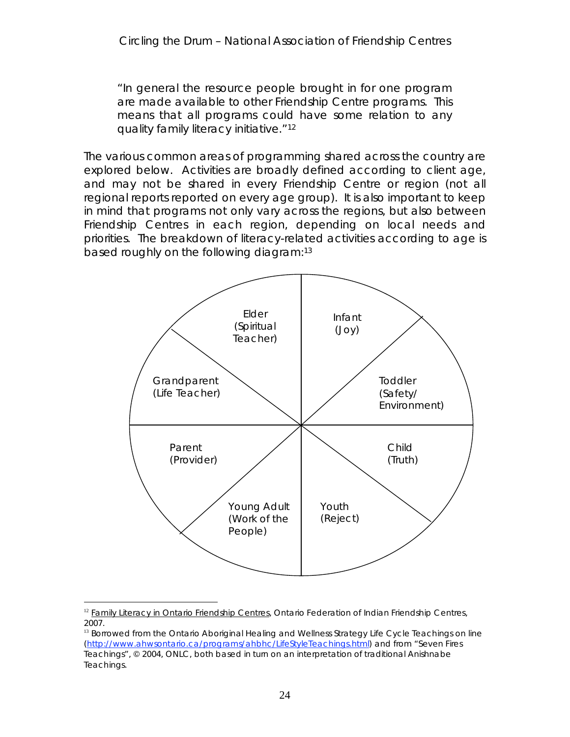"In general the resource people brought in for one program are made available to other Friendship Centre programs. This means that all programs could have some relation to any quality family literacy initiative."[12]

The various common areas of programming shared across the country are explored below. Activities are broadly defined according to client age, and may not be shared in every Friendship Centre or region (not all regional reports reported on every age group). It is also important to keep in mind that programs not only vary across the regions, but also between Friendship Centres in each region, depending on local needs and priorities. The breakdown of literacy-related activities according to age is based roughly on the following diagram:[13]

Elder (Spiritual Teacher)

Infant (Joy)

Toddler (Safety/ Environment)

Child (Truth)

Youth (Reject)

Young Adult (Work of the People)

Parent (Provider)

Grandparent (Life Teacher)

---

[12] Family Literacy in Ontario Friendship Centres, Ontario Federation of Indian Friendship Centres, 2007.

[13] Borrowed from the Ontario Aboriginal Healing and Wellness Strategy Life Cycle Teachings on line (http://www.ahwsontario.ca/programs/ahbhc/LifeStyleTeachings.html) and from "Seven Fires Teachings", © 2004, ONLC, both based in turn on an interpretation of traditional Anishnabe Teachings.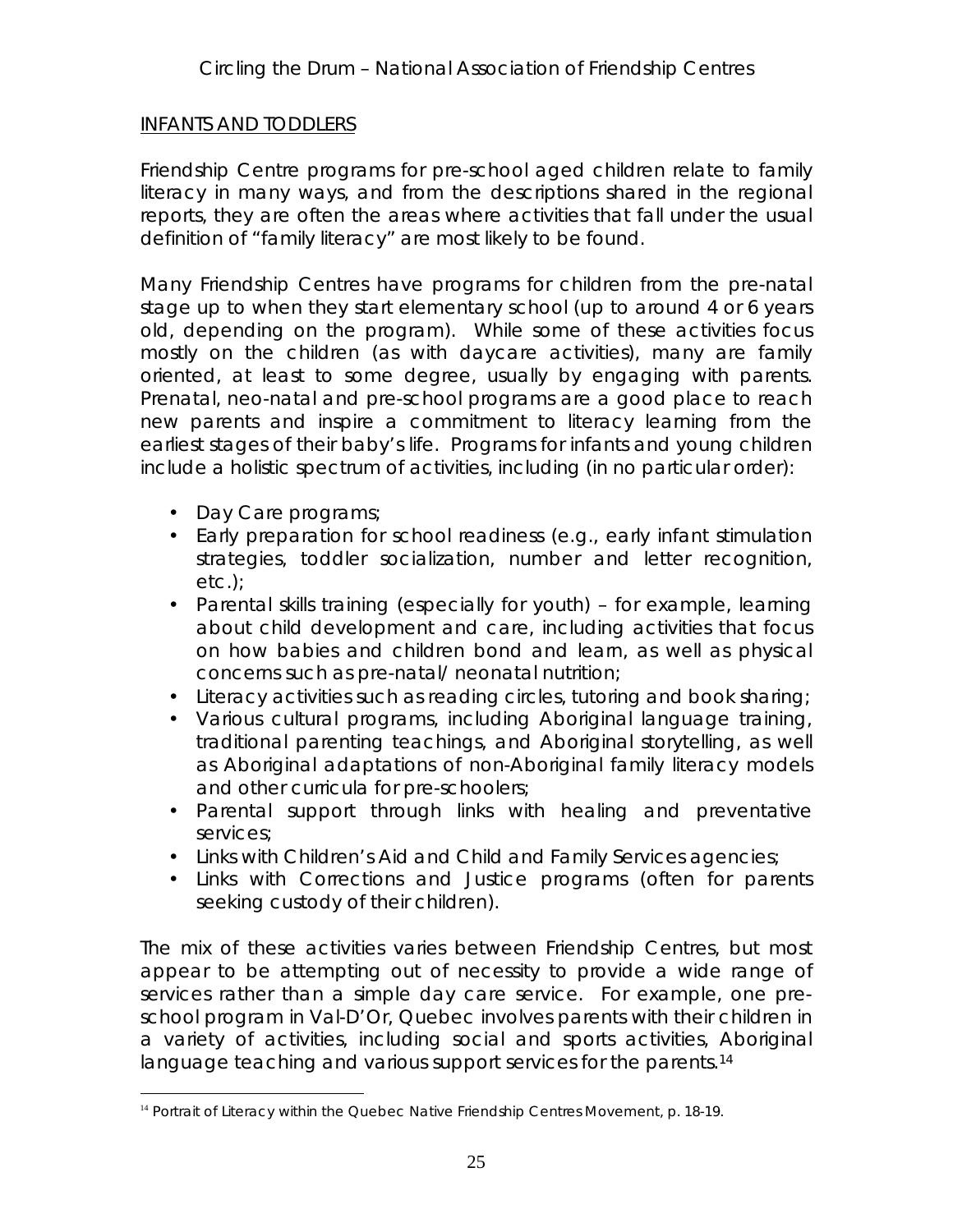## INFANTS AND TODDLERS

Friendship Centre programs for pre-school aged children relate to family literacy in many ways, and from the descriptions shared in the regional reports, they are often the areas where activities that fall under the usual definition of "family literacy" are most likely to be found.

Many Friendship Centres have programs for children from the pre-natal stage up to when they start elementary school (up to around 4 or 6 years old, depending on the program). While some of these activities focus mostly on the children (as with daycare activities), many are family oriented, at least to some degree, usually by engaging with parents. Prenatal, neo-natal and pre-school programs are a good place to reach new parents and inspire a commitment to literacy learning from the earliest stages of their baby's life. Programs for infants and young children include a holistic spectrum of activities, including (in no particular order):

- Day Care programs;
- Early preparation for school readiness (e.g., early infant stimulation strategies, toddler socialization, number and letter recognition, etc.);
- Parental skills training (especially for youth) – for example, learning about child development and care, including activities that focus on how babies and children bond and learn, as well as physical concerns such as pre-natal/ neonatal nutrition;
- Literacy activities such as reading circles, tutoring and book sharing;
- Various cultural programs, including Aboriginal language training, traditional parenting teachings, and Aboriginal storytelling, as well as Aboriginal adaptations of non-Aboriginal family literacy models and other curricula for pre-schoolers;
- Parental support through links with healing and preventative services;
- Links with Children's Aid and Child and Family Services agencies;
- Links with Corrections and Justice programs (often for parents seeking custody of their children).

The mix of these activities varies between Friendship Centres, but most appear to be attempting out of necessity to provide a wide range of services rather than a simple day care service. For example, one pre-school program in Val-D'Or, Quebec involves parents with their children in a variety of activities, including social and sports activities, Aboriginal language teaching and various support services for the parents.[14]

[14] Portrait of Literacy within the Quebec Native Friendship Centres Movement, p. 18-19.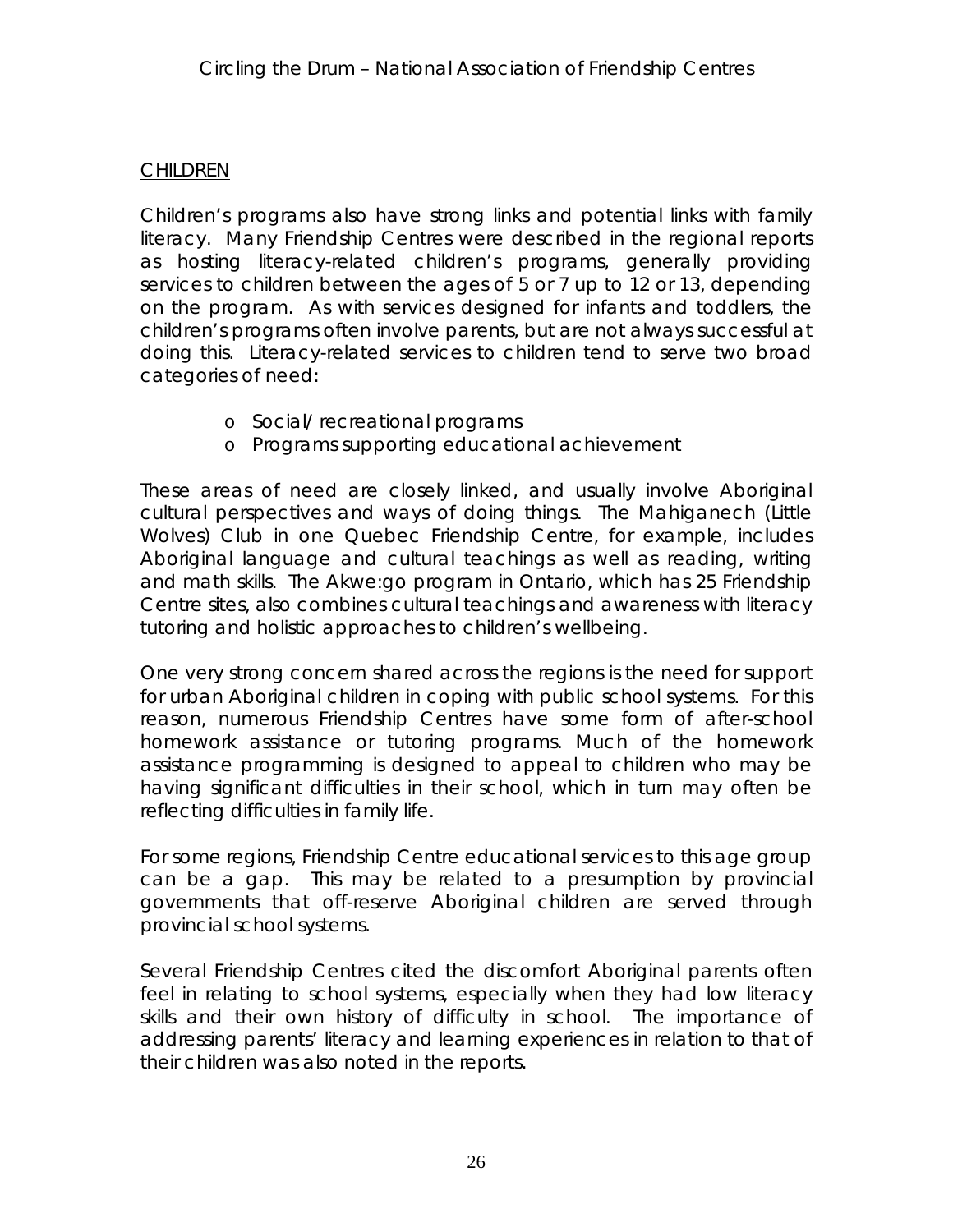## CHILDREN

Children's programs also have strong links and potential links with family literacy. Many Friendship Centres were described in the regional reports as hosting literacy-related children's programs, generally providing services to children between the ages of 5 or 7 up to 12 or 13, depending on the program. As with services designed for infants and toddlers, the children's programs often involve parents, but are not always successful at doing this. Literacy-related services to children tend to serve two broad categories of need:

- Social/ recreational programs
- Programs supporting educational achievement

These areas of need are closely linked, and usually involve Aboriginal cultural perspectives and ways of doing things. The Mahiganech (Little Wolves) Club in one Quebec Friendship Centre, for example, includes Aboriginal language and cultural teachings as well as reading, writing and math skills. The Akwe:go program in Ontario, which has 25 Friendship Centre sites, also combines cultural teachings and awareness with literacy tutoring and holistic approaches to children's wellbeing.

One very strong concern shared across the regions is the need for support for urban Aboriginal children in coping with public school systems. For this reason, numerous Friendship Centres have some form of after-school homework assistance or tutoring programs. Much of the homework assistance programming is designed to appeal to children who may be having significant difficulties in their school, which in turn may often be reflecting difficulties in family life.

For some regions, Friendship Centre educational services to this age group can be a gap. This may be related to a presumption by provincial governments that off-reserve Aboriginal children are served through provincial school systems.

Several Friendship Centres cited the discomfort Aboriginal parents often feel in relating to school systems, especially when they had low literacy skills and their own history of difficulty in school. The importance of addressing parents' literacy and learning experiences in relation to that of their children was also noted in the reports.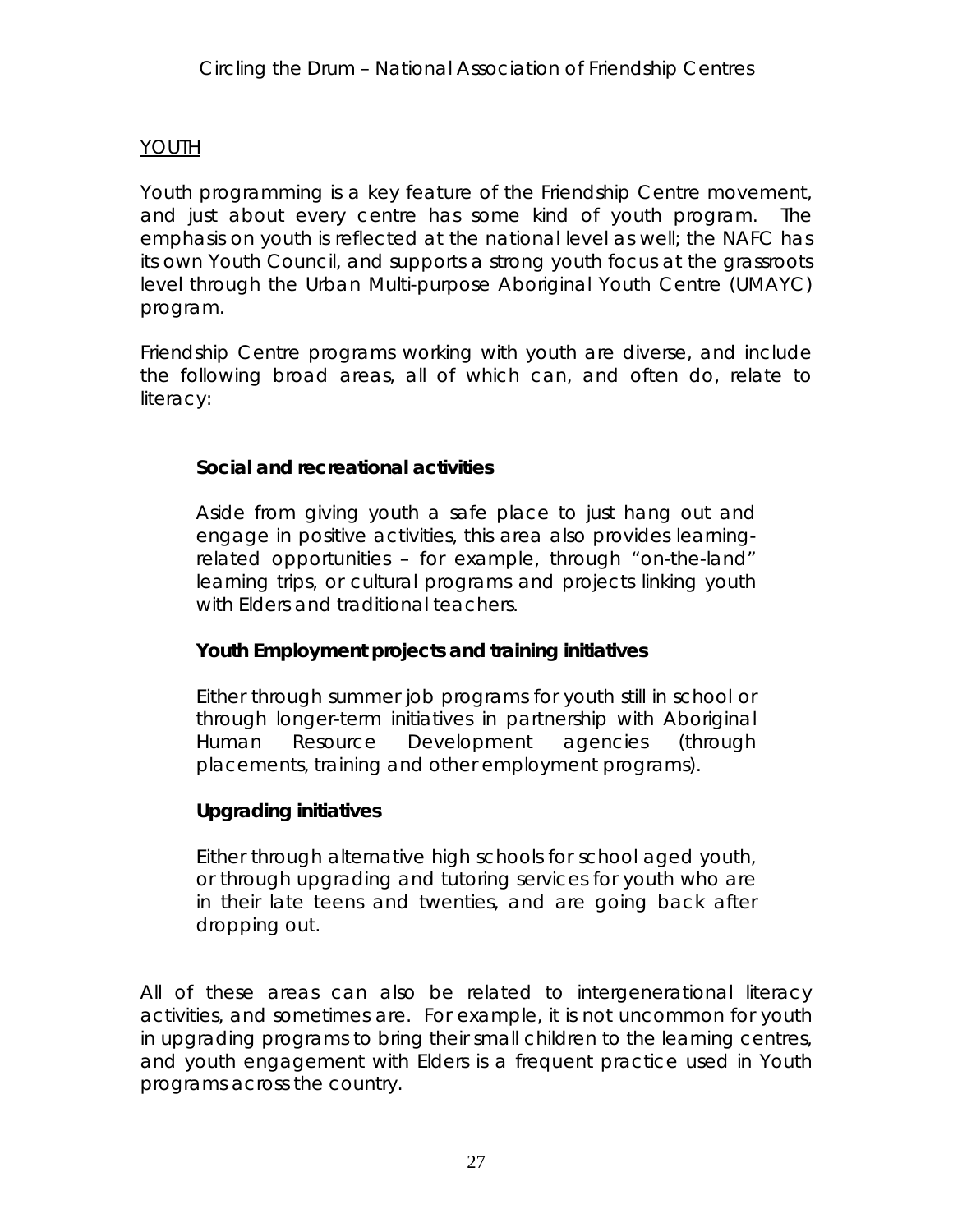## YOUTH

Youth programming is a key feature of the Friendship Centre movement, and just about every centre has some kind of youth program. The emphasis on youth is reflected at the national level as well; the NAFC has its own Youth Council, and supports a strong youth focus at the grassroots level through the Urban Multi-purpose Aboriginal Youth Centre (UMAYC) program.

Friendship Centre programs working with youth are diverse, and include the following broad areas, all of which can, and often do, relate to literacy:

**Social and recreational activities**

Aside from giving youth a safe place to just hang out and engage in positive activities, this area also provides learning-related opportunities – for example, through "on-the-land" learning trips, or cultural programs and projects linking youth with Elders and traditional teachers.

**Youth Employment projects and training initiatives**

Either through summer job programs for youth still in school or through longer-term initiatives in partnership with Aboriginal Human Resource Development agencies (through placements, training and other employment programs).

**Upgrading initiatives**

Either through alternative high schools for school aged youth, or through upgrading and tutoring services for youth who are in their late teens and twenties, and are going back after dropping out.

All of these areas can also be related to intergenerational literacy activities, and sometimes are. For example, it is not uncommon for youth in upgrading programs to bring their small children to the learning centres, and youth engagement with Elders is a frequent practice used in Youth programs across the country.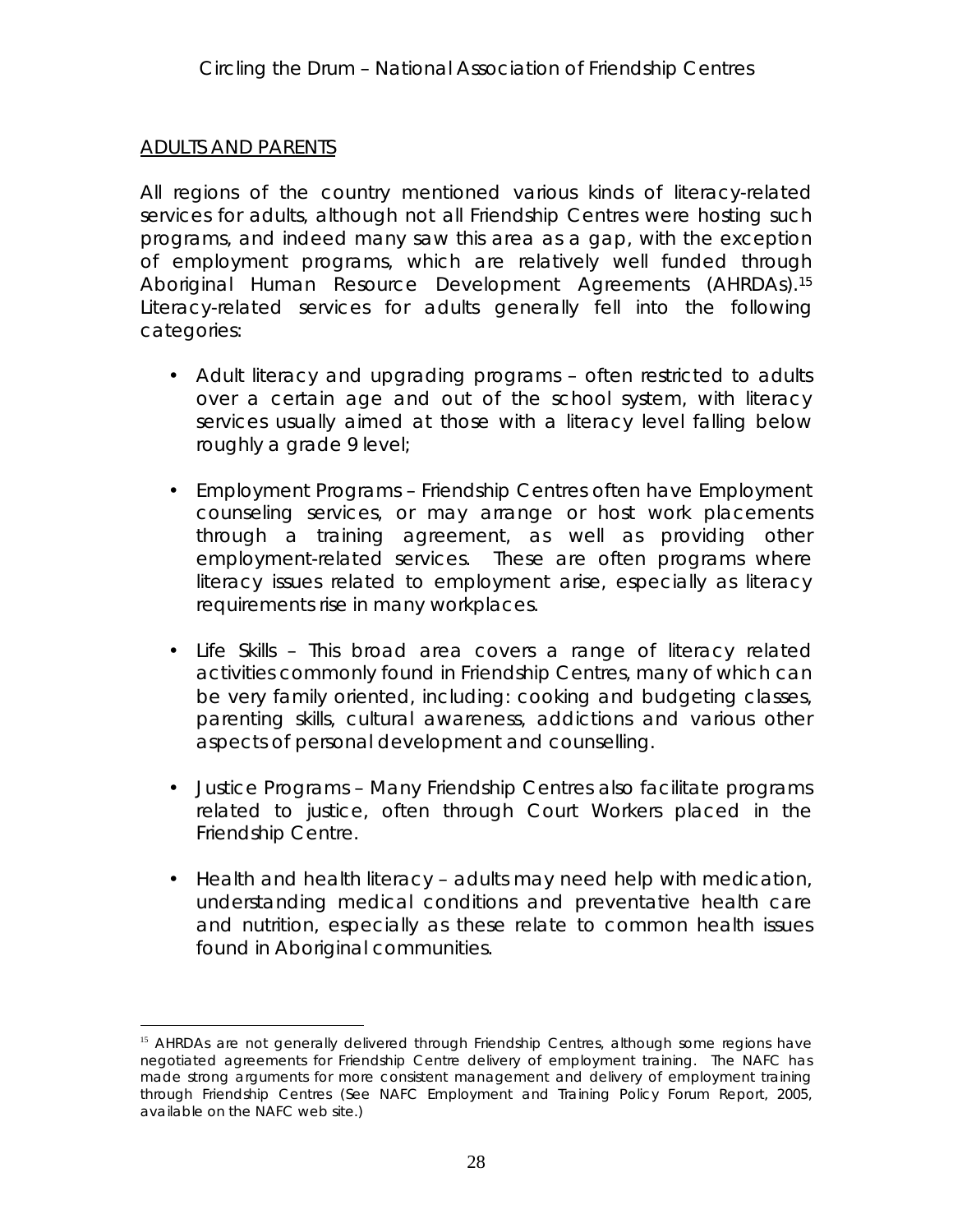## ADULTS AND PARENTS

All regions of the country mentioned various kinds of literacy-related services for adults, although not all Friendship Centres were hosting such programs, and indeed many saw this area as a gap, with the exception of employment programs, which are relatively well funded through Aboriginal Human Resource Development Agreements (AHRDAs).[15] Literacy-related services for adults generally fell into the following categories:

- Adult literacy and upgrading programs – often restricted to adults over a certain age and out of the school system, with literacy services usually aimed at those with a literacy level falling below roughly a grade 9 level;

- Employment Programs – Friendship Centres often have Employment counseling services, or may arrange or host work placements through a training agreement, as well as providing other employment-related services. These are often programs where literacy issues related to employment arise, especially as literacy requirements rise in many workplaces.

- Life Skills – This broad area covers a range of literacy related activities commonly found in Friendship Centres, many of which can be very family oriented, including: cooking and budgeting classes, parenting skills, cultural awareness, addictions and various other aspects of personal development and counselling.

- Justice Programs – Many Friendship Centres also facilitate programs related to justice, often through Court Workers placed in the Friendship Centre.

- Health and health literacy – adults may need help with medication, understanding medical conditions and preventative health care and nutrition, especially as these relate to common health issues found in Aboriginal communities.

---

[15] AHRDAs are not generally delivered through Friendship Centres, although some regions have negotiated agreements for Friendship Centre delivery of employment training. The NAFC has made strong arguments for more consistent management and delivery of employment training through Friendship Centres (See NAFC Employment and Training Policy Forum Report, 2005, available on the NAFC web site.)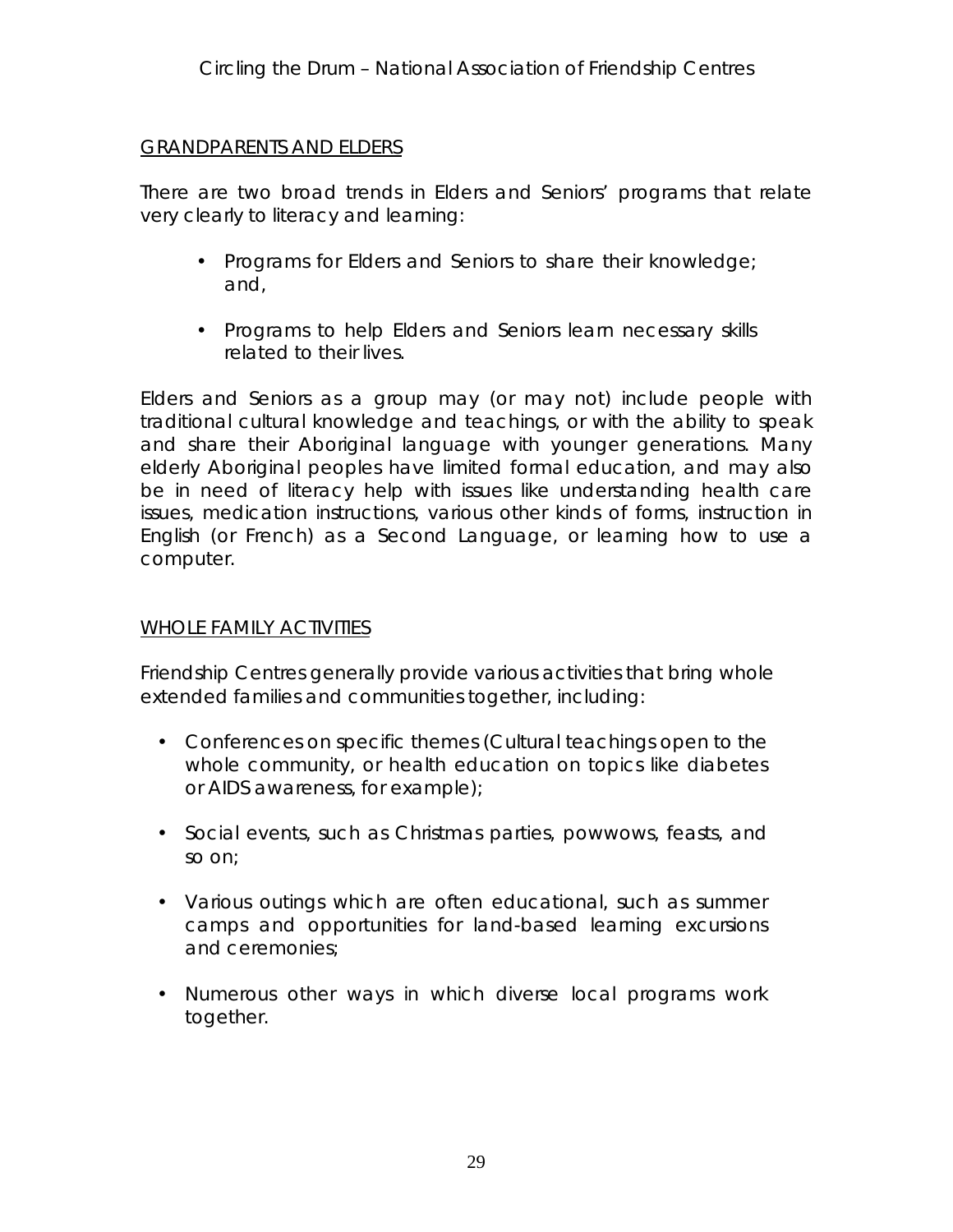## GRANDPARENTS AND ELDERS

There are two broad trends in Elders and Seniors' programs that relate very clearly to literacy and learning:

- Programs for Elders and Seniors to share their knowledge; and,
- Programs to help Elders and Seniors learn necessary skills related to their lives.

Elders and Seniors as a group may (or may not) include people with traditional cultural knowledge and teachings, or with the ability to speak and share their Aboriginal language with younger generations. Many elderly Aboriginal peoples have limited formal education, and may also be in need of literacy help with issues like understanding health care issues, medication instructions, various other kinds of forms, instruction in English (or French) as a Second Language, or learning how to use a computer.

## WHOLE FAMILY ACTIVITIES

Friendship Centres generally provide various activities that bring whole extended families and communities together, including:

- Conferences on specific themes (Cultural teachings open to the whole community, or health education on topics like diabetes or AIDS awareness, for example);
- Social events, such as Christmas parties, powwows, feasts, and so on;
- Various outings which are often educational, such as summer camps and opportunities for land-based learning excursions and ceremonies;
- Numerous other ways in which diverse local programs work together.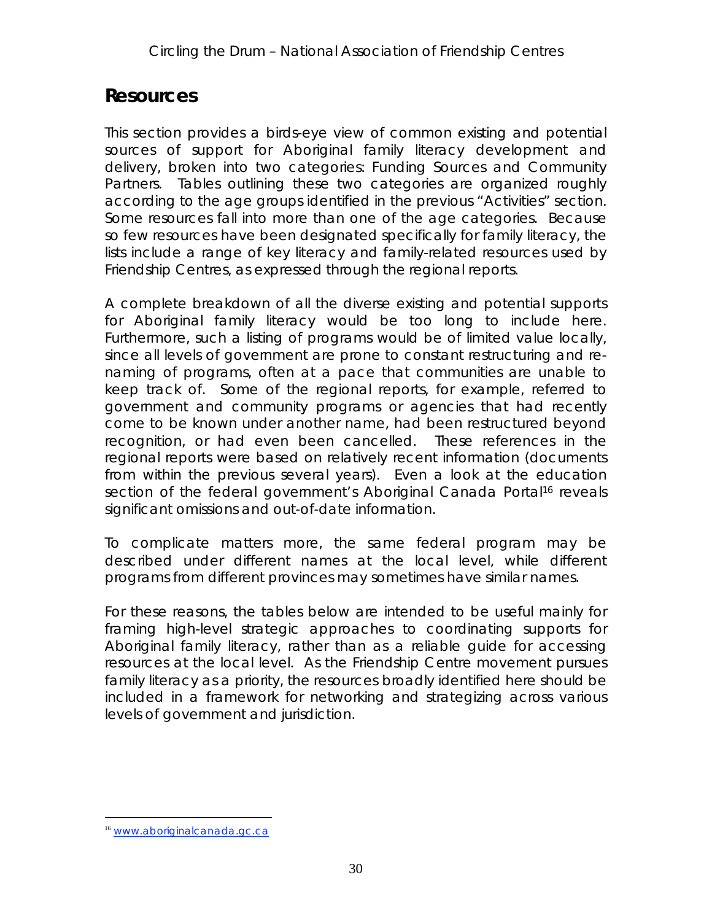## Resources

This section provides a birds-eye view of common existing and potential sources of support for Aboriginal family literacy development and delivery, broken into two categories: Funding Sources and Community Partners. Tables outlining these two categories are organized roughly according to the age groups identified in the previous "Activities" section. Some resources fall into more than one of the age categories. Because so few resources have been designated specifically for family literacy, the lists include a range of key literacy and family-related resources used by Friendship Centres, as expressed through the regional reports.

A complete breakdown of all the diverse existing and potential supports for Aboriginal family literacy would be too long to include here. Furthermore, such a listing of programs would be of limited value locally, since all levels of government are prone to constant restructuring and re-naming of programs, often at a pace that communities are unable to keep track of. Some of the regional reports, for example, referred to government and community programs or agencies that had recently come to be known under another name, had been restructured beyond recognition, or had even been cancelled. These references in the regional reports were based on relatively recent information (documents from within the previous several years). Even a look at the education section of the federal government's Aboriginal Canada Portal[16] reveals significant omissions and out-of-date information.

To complicate matters more, the same federal program may be described under different names at the local level, while different programs from different provinces may sometimes have similar names.

For these reasons, the tables below are intended to be useful mainly for framing high-level strategic approaches to coordinating supports for Aboriginal family literacy, rather than as a reliable guide for accessing resources at the local level. As the Friendship Centre movement pursues family literacy as a priority, the resources broadly identified here should be included in a framework for networking and strategizing across various levels of government and jurisdiction.

[16] www.aboriginalcanada.gc.ca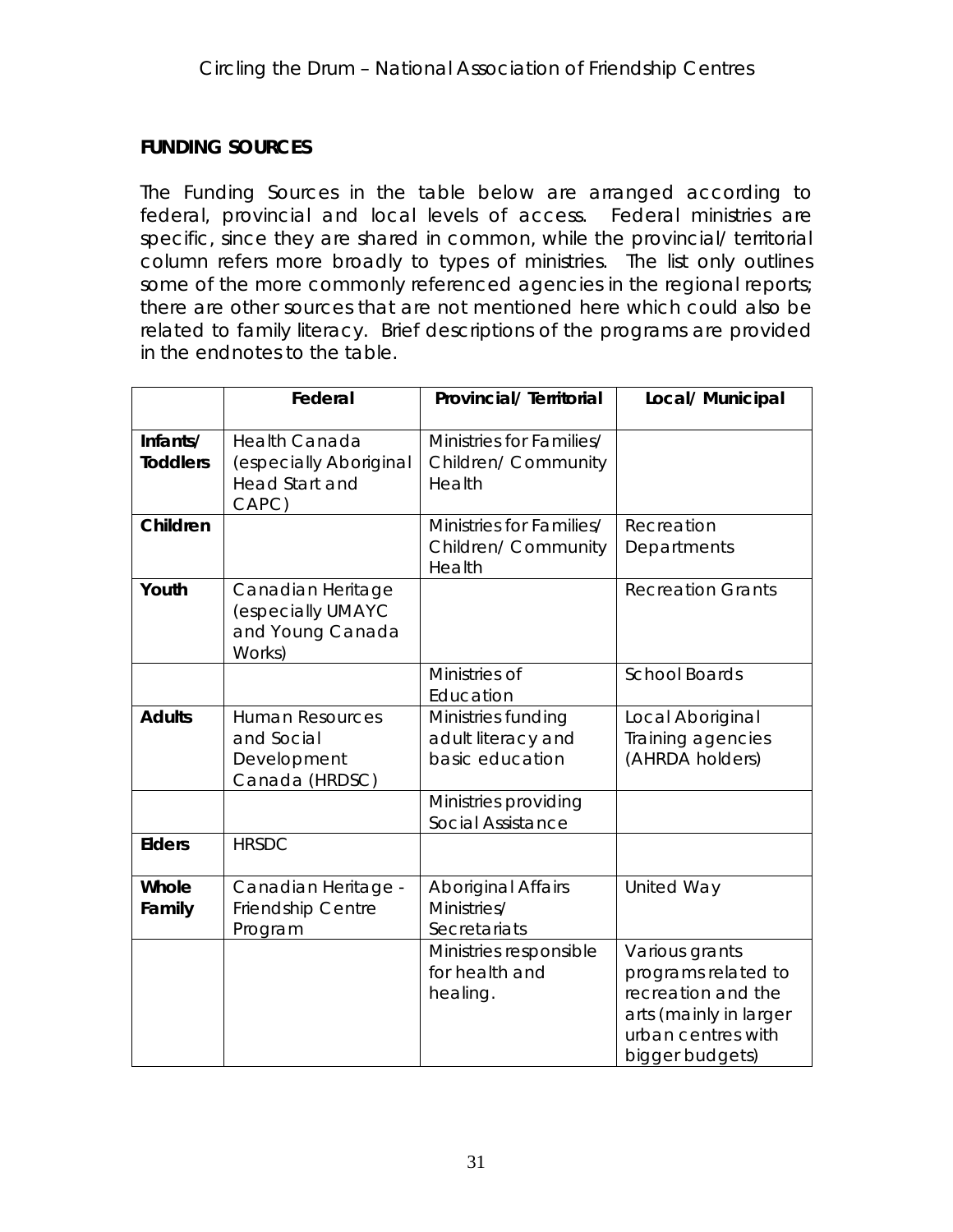## FUNDING SOURCES

The Funding Sources in the table below are arranged according to federal, provincial and local levels of access. Federal ministries are specific, since they are shared in common, while the provincial/ territorial column refers more broadly to types of ministries. The list only outlines some of the more commonly referenced agencies in the regional reports; there are other sources that are not mentioned here which could also be related to family literacy. Brief descriptions of the programs are provided in the endnotes to the table.

| | Federal | Provincial/ Territorial | Local/ Municipal |
|---|---|---|---|
| **Infants/ Toddlers** | Health Canada (especially Aboriginal Head Start and CAPC) | Ministries for Families/ Children/ Community Health | |
| **Children** | | Ministries for Families/ Children/ Community Health | Recreation Departments |
| **Youth** | Canadian Heritage (especially UMAYC and Young Canada Works) | | Recreation Grants |
| | | Ministries of Education | School Boards |
| **Adults** | Human Resources and Social Development Canada (HRDSC) | Ministries funding adult literacy and basic education | Local Aboriginal Training agencies (AHRDA holders) |
| | | Ministries providing Social Assistance | |
| **Elders** | HRSDC | | |
| **Whole Family** | Canadian Heritage - Friendship Centre Program | Aboriginal Affairs Ministries/ Secretariats | United Way |
| | | Ministries responsible for health and healing. | Various grants programs related to recreation and the arts (mainly in larger urban centres with bigger budgets) |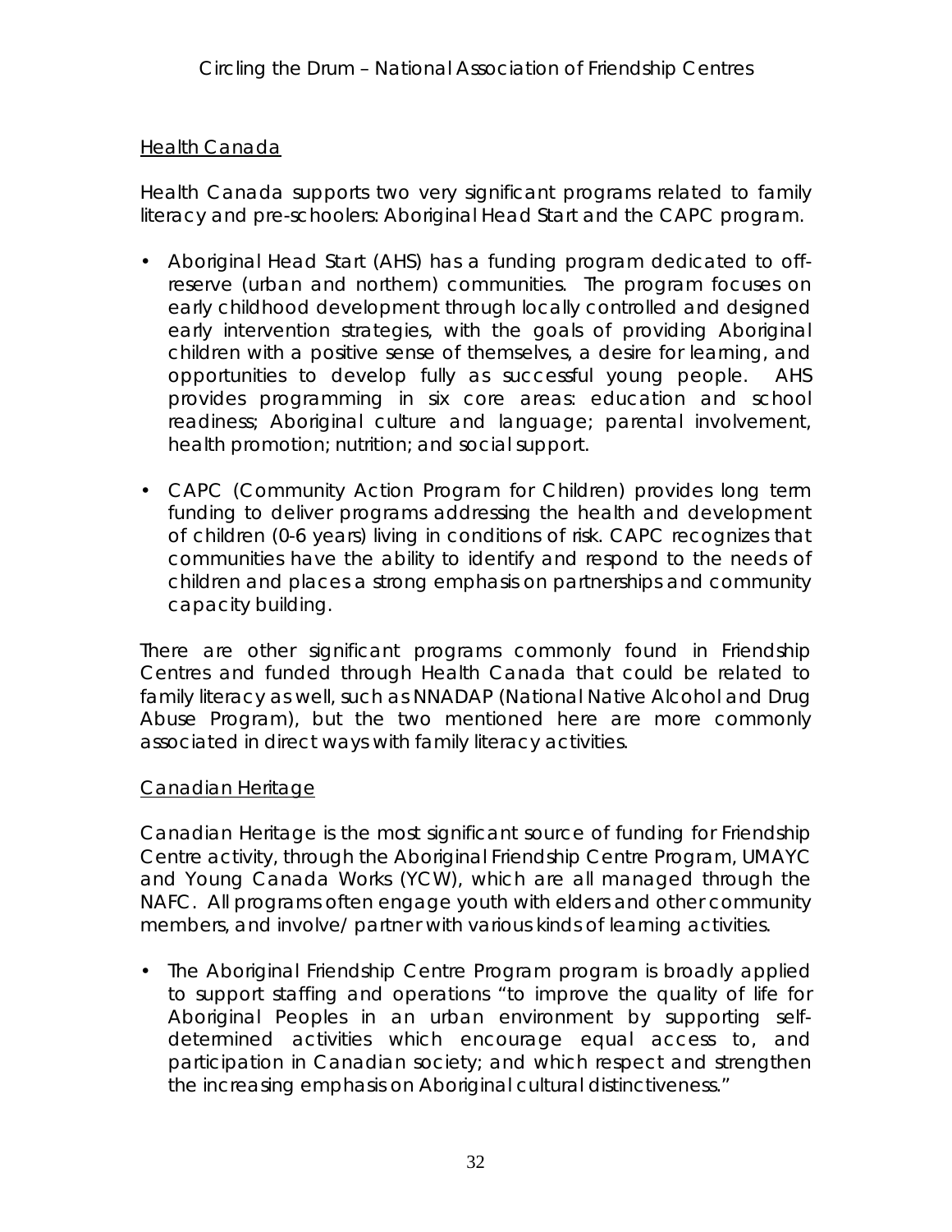## Health Canada

Health Canada supports two very significant programs related to family literacy and pre-schoolers: Aboriginal Head Start and the CAPC program.

- Aboriginal Head Start (AHS) has a funding program dedicated to off-reserve (urban and northern) communities. The program focuses on early childhood development through locally controlled and designed early intervention strategies, with the goals of providing Aboriginal children with a positive sense of themselves, a desire for learning, and opportunities to develop fully as successful young people. AHS provides programming in six core areas: education and school readiness; Aboriginal culture and language; parental involvement, health promotion; nutrition; and social support.
- CAPC (Community Action Program for Children) provides long term funding to deliver programs addressing the health and development of children (0-6 years) living in conditions of risk. CAPC recognizes that communities have the ability to identify and respond to the needs of children and places a strong emphasis on partnerships and community capacity building.

There are other significant programs commonly found in Friendship Centres and funded through Health Canada that could be related to family literacy as well, such as NNADAP (National Native Alcohol and Drug Abuse Program), but the two mentioned here are more commonly associated in direct ways with family literacy activities.

## Canadian Heritage

Canadian Heritage is the most significant source of funding for Friendship Centre activity, through the Aboriginal Friendship Centre Program, UMAYC and Young Canada Works (YCW), which are all managed through the NAFC. All programs often engage youth with elders and other community members, and involve/ partner with various kinds of learning activities.

- The Aboriginal Friendship Centre Program program is broadly applied to support staffing and operations "to improve the quality of life for Aboriginal Peoples in an urban environment by supporting self-determined activities which encourage equal access to, and participation in Canadian society; and which respect and strengthen the increasing emphasis on Aboriginal cultural distinctiveness."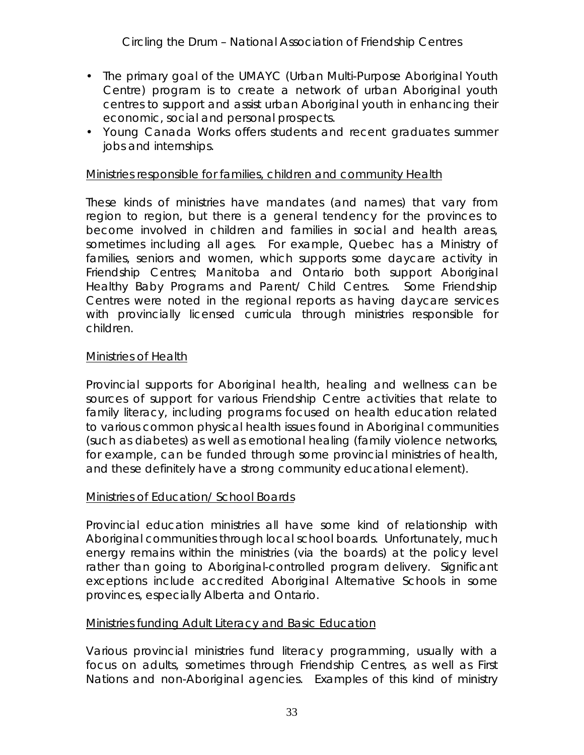- The primary goal of the UMAYC (Urban Multi-Purpose Aboriginal Youth Centre) program is to create a network of urban Aboriginal youth centres to support and assist urban Aboriginal youth in enhancing their economic, social and personal prospects.
- Young Canada Works offers students and recent graduates summer jobs and internships.

Ministries responsible for families, children and community Health

These kinds of ministries have mandates (and names) that vary from region to region, but there is a general tendency for the provinces to become involved in children and families in social and health areas, sometimes including all ages. For example, Quebec has a Ministry of families, seniors and women, which supports some daycare activity in Friendship Centres; Manitoba and Ontario both support Aboriginal Healthy Baby Programs and Parent/ Child Centres. Some Friendship Centres were noted in the regional reports as having daycare services with provincially licensed curricula through ministries responsible for children.

Ministries of Health

Provincial supports for Aboriginal health, healing and wellness can be sources of support for various Friendship Centre activities that relate to family literacy, including programs focused on health education related to various common physical health issues found in Aboriginal communities (such as diabetes) as well as emotional healing (family violence networks, for example, can be funded through some provincial ministries of health, and these definitely have a strong community educational element).

Ministries of Education/ School Boards

Provincial education ministries all have some kind of relationship with Aboriginal communities through local school boards. Unfortunately, much energy remains within the ministries (via the boards) at the policy level rather than going to Aboriginal-controlled program delivery. Significant exceptions include accredited Aboriginal Alternative Schools in some provinces, especially Alberta and Ontario.

Ministries funding Adult Literacy and Basic Education

Various provincial ministries fund literacy programming, usually with a focus on adults, sometimes through Friendship Centres, as well as First Nations and non-Aboriginal agencies. Examples of this kind of ministry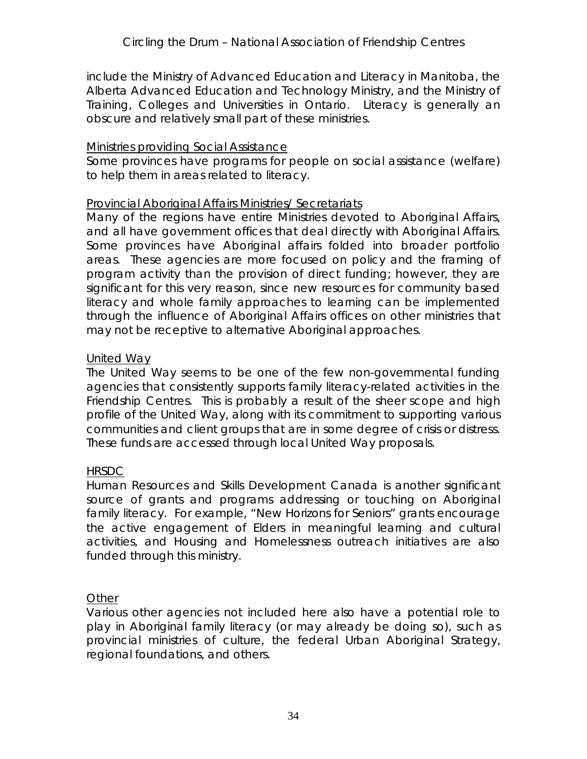include the Ministry of Advanced Education and Literacy in Manitoba, the Alberta Advanced Education and Technology Ministry, and the Ministry of Training, Colleges and Universities in Ontario. Literacy is generally an obscure and relatively small part of these ministries.

<u>Ministries providing Social Assistance</u>

Some provinces have programs for people on social assistance (welfare) to help them in areas related to literacy.

<u>Provincial Aboriginal Affairs Ministries/ Secretariats</u>

Many of the regions have entire Ministries devoted to Aboriginal Affairs, and all have government offices that deal directly with Aboriginal Affairs. Some provinces have Aboriginal affairs folded into broader portfolio areas. These agencies are more focused on policy and the framing of program activity than the provision of direct funding; however, they are significant for this very reason, since new resources for community based literacy and whole family approaches to learning can be implemented through the influence of Aboriginal Affairs offices on other ministries that may not be receptive to alternative Aboriginal approaches.

<u>United Way</u>

The United Way seems to be one of the few non-governmental funding agencies that consistently supports family literacy-related activities in the Friendship Centres. This is probably a result of the sheer scope and high profile of the United Way, along with its commitment to supporting various communities and client groups that are in some degree of crisis or distress. These funds are accessed through local United Way proposals.

<u>HRSDC</u>

Human Resources and Skills Development Canada is another significant source of grants and programs addressing or touching on Aboriginal family literacy. For example, "New Horizons for Seniors" grants encourage the active engagement of Elders in meaningful learning and cultural activities, and Housing and Homelessness outreach initiatives are also funded through this ministry.

<u>Other</u>

Various other agencies not included here also have a potential role to play in Aboriginal family literacy (or may already be doing so), such as provincial ministries of culture, the federal Urban Aboriginal Strategy, regional foundations, and others.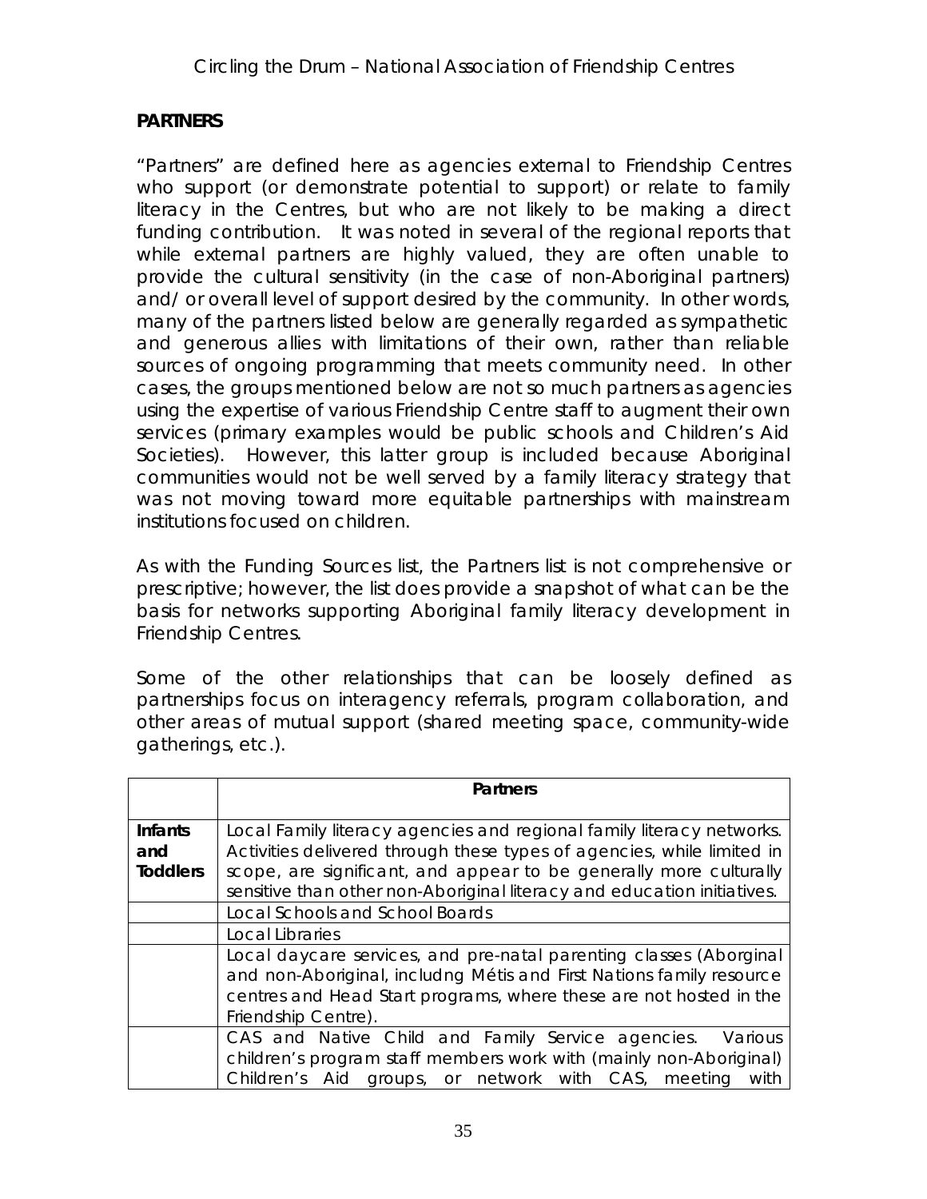**PARTNERS**

"Partners" are defined here as agencies external to Friendship Centres who support (or demonstrate potential to support) or relate to family literacy in the Centres, but who are not likely to be making a direct funding contribution. It was noted in several of the regional reports that while external partners are highly valued, they are often unable to provide the cultural sensitivity (in the case of non-Aboriginal partners) and/ or overall level of support desired by the community. In other words, many of the partners listed below are generally regarded as sympathetic and generous allies with limitations of their own, rather than reliable sources of ongoing programming that meets community need. In other cases, the groups mentioned below are not so much partners as agencies using the expertise of various Friendship Centre staff to augment their own services (primary examples would be public schools and Children's Aid Societies). However, this latter group is included because Aboriginal communities would not be well served by a family literacy strategy that was not moving toward more equitable partnerships with mainstream institutions focused on children.

As with the Funding Sources list, the Partners list is not comprehensive or prescriptive; however, the list does provide a snapshot of what can be the basis for networks supporting Aboriginal family literacy development in Friendship Centres.

Some of the other relationships that can be loosely defined as partnerships focus on interagency referrals, program collaboration, and other areas of mutual support (shared meeting space, community-wide gatherings, etc.).

| | **Partners** |
|---|---|
| **Infants and Toddlers** | Local Family literacy agencies and regional family literacy networks. Activities delivered through these types of agencies, while limited in scope, are significant, and appear to be generally more culturally sensitive than other non-Aboriginal literacy and education initiatives. |
| | Local Schools and School Boards |
| | Local Libraries |
| | Local daycare services, and pre-natal parenting classes (Aborginal and non-Aboriginal, includng Métis and First Nations family resource centres and Head Start programs, where these are not hosted in the Friendship Centre). |
| | CAS and Native Child and Family Service agencies. Various children's program staff members work with (mainly non-Aboriginal) Children's Aid groups, or network with CAS, meeting with |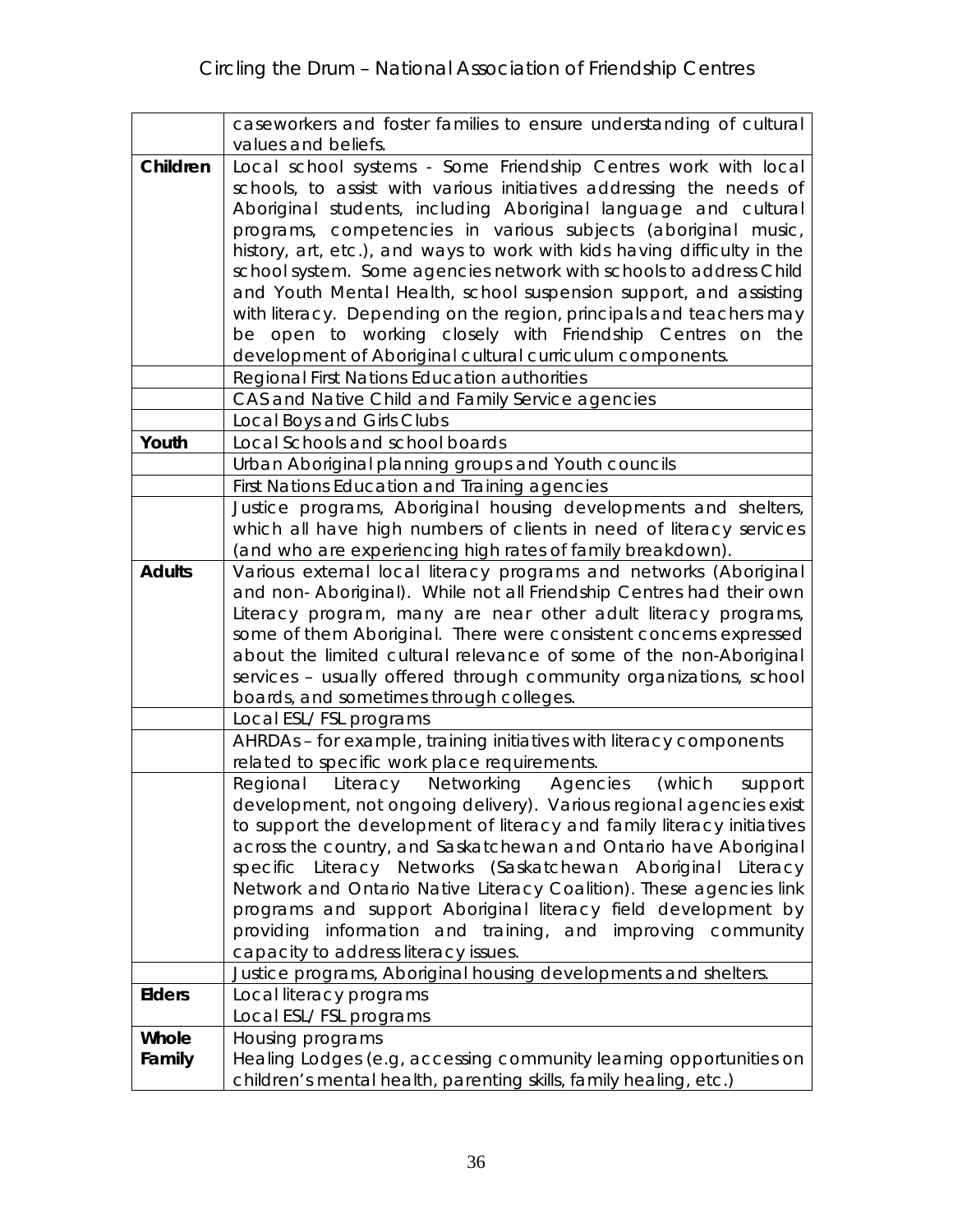| | |
|---|---|
| | caseworkers and foster families to ensure understanding of cultural values and beliefs. |
| **Children** | Local school systems - Some Friendship Centres work with local schools, to assist with various initiatives addressing the needs of Aboriginal students, including Aboriginal language and cultural programs, competencies in various subjects (aboriginal music, history, art, etc.), and ways to work with kids having difficulty in the school system. Some agencies network with schools to address Child and Youth Mental Health, school suspension support, and assisting with literacy. Depending on the region, principals and teachers may be open to working closely with Friendship Centres on the development of Aboriginal cultural curriculum components. |
| | Regional First Nations Education authorities |
| | CAS and Native Child and Family Service agencies |
| | Local Boys and Girls Clubs |
| **Youth** | Local Schools and school boards |
| | Urban Aboriginal planning groups and Youth councils |
| | First Nations Education and Training agencies |
| | Justice programs, Aboriginal housing developments and shelters, which all have high numbers of clients in need of literacy services (and who are experiencing high rates of family breakdown). |
| **Adults** | Various external local literacy programs and networks (Aboriginal and non- Aboriginal). While not all Friendship Centres had their own Literacy program, many are near other adult literacy programs, some of them Aboriginal. There were consistent concerns expressed about the limited cultural relevance of some of the non-Aboriginal services – usually offered through community organizations, school boards, and sometimes through colleges. |
| | Local ESL/ FSL programs |
| | AHRDAs – for example, training initiatives with literacy components related to specific work place requirements. |
| | Regional Literacy Networking Agencies (which support development, not ongoing delivery). Various regional agencies exist to support the development of literacy and family literacy initiatives across the country, and Saskatchewan and Ontario have Aboriginal specific Literacy Networks (Saskatchewan Aboriginal Literacy Network and Ontario Native Literacy Coalition). These agencies link programs and support Aboriginal literacy field development by providing information and training, and improving community capacity to address literacy issues. |
| | Justice programs, Aboriginal housing developments and shelters. |
| **Elders** | Local literacy programs<br>Local ESL/ FSL programs |
| **Whole Family** | Housing programs<br>Healing Lodges (e.g, accessing community learning opportunities on children's mental health, parenting skills, family healing, etc.) |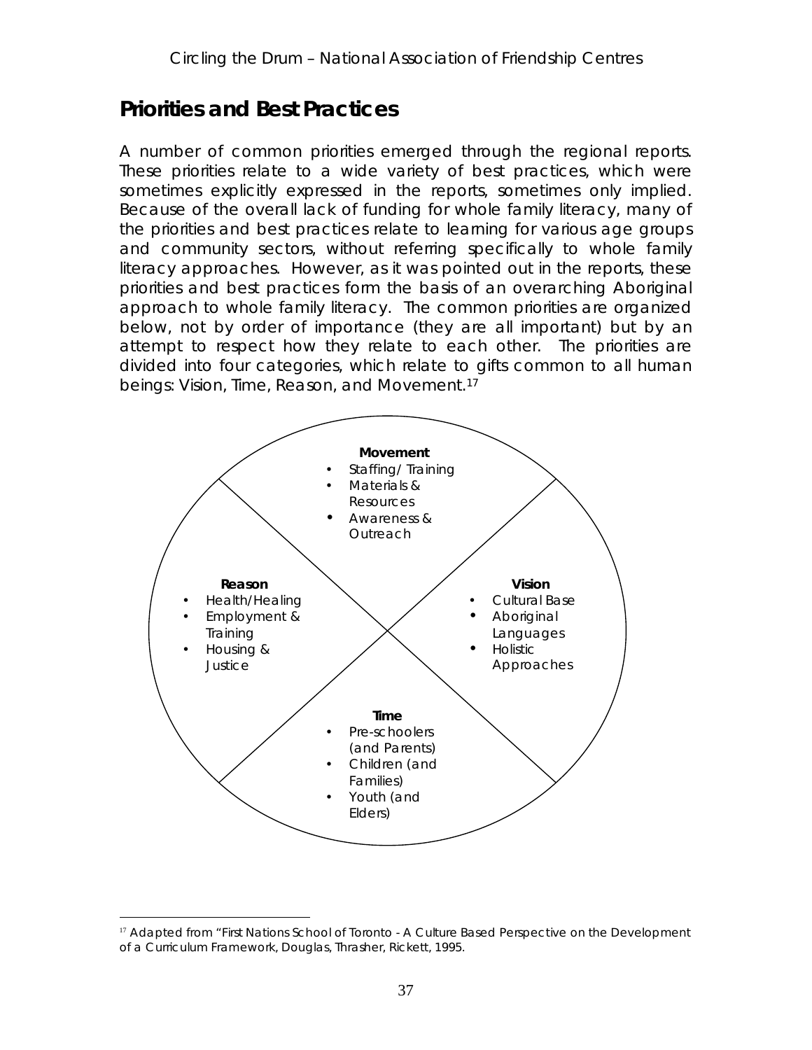## Priorities and Best Practices

A number of common priorities emerged through the regional reports. These priorities relate to a wide variety of best practices, which were sometimes explicitly expressed in the reports, sometimes only implied. Because of the overall lack of funding for whole family literacy, many of the priorities and best practices relate to learning for various age groups and community sectors, without referring specifically to whole family literacy approaches. However, as it was pointed out in the reports, these priorities and best practices form the basis of an overarching Aboriginal approach to whole family literacy. The common priorities are organized below, not by order of importance (they are all important) but by an attempt to respect how they relate to each other. The priorities are divided into four categories, which relate to gifts common to all human beings: Vision, Time, Reason, and Movement.[17]

**Movement**
- Staffing/ Training
- Materials & Resources
- Awareness & Outreach

**Reason**
- Health/Healing
- Employment & Training
- Housing & Justice

**Vision**
- Cultural Base
- Aboriginal Languages
- Holistic Approaches

**Time**
- Pre-schoolers (and Parents)
- Children (and Families)
- Youth (and Elders)

[17] Adapted from "First Nations School of Toronto - A Culture Based Perspective on the Development of a Curriculum Framework, Douglas, Thrasher, Rickett, 1995.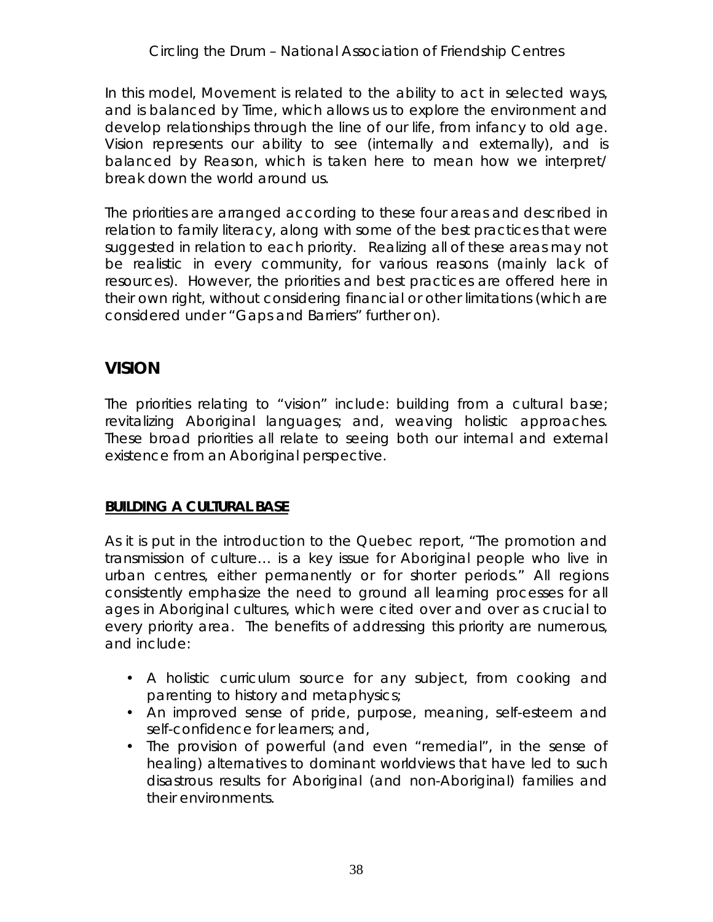In this model, Movement is related to the ability to act in selected ways, and is balanced by Time, which allows us to explore the environment and develop relationships through the line of our life, from infancy to old age. Vision represents our ability to see (internally and externally), and is balanced by Reason, which is taken here to mean how we interpret/ break down the world around us.

The priorities are arranged according to these four areas and described in relation to family literacy, along with some of the best practices that were suggested in relation to each priority. Realizing all of these areas may not be realistic in every community, for various reasons (mainly lack of resources). However, the priorities and best practices are offered here in their own right, without considering financial or other limitations (which are considered under "Gaps and Barriers" further on).

## VISION

The priorities relating to "vision" include: building from a cultural base; revitalizing Aboriginal languages; and, weaving holistic approaches. These broad priorities all relate to seeing both our internal and external existence from an Aboriginal perspective.

### BUILDING A CULTURAL BASE

As it is put in the introduction to the Quebec report, "The promotion and transmission of culture… is a key issue for Aboriginal people who live in urban centres, either permanently or for shorter periods." All regions consistently emphasize the need to ground all learning processes for all ages in Aboriginal cultures, which were cited over and over as crucial to every priority area. The benefits of addressing this priority are numerous, and include:

- A holistic curriculum source for any subject, from cooking and parenting to history and metaphysics;
- An improved sense of pride, purpose, meaning, self-esteem and self-confidence for learners; and,
- The provision of powerful (and even "remedial", in the sense of healing) alternatives to dominant worldviews that have led to such disastrous results for Aboriginal (and non-Aboriginal) families and their environments.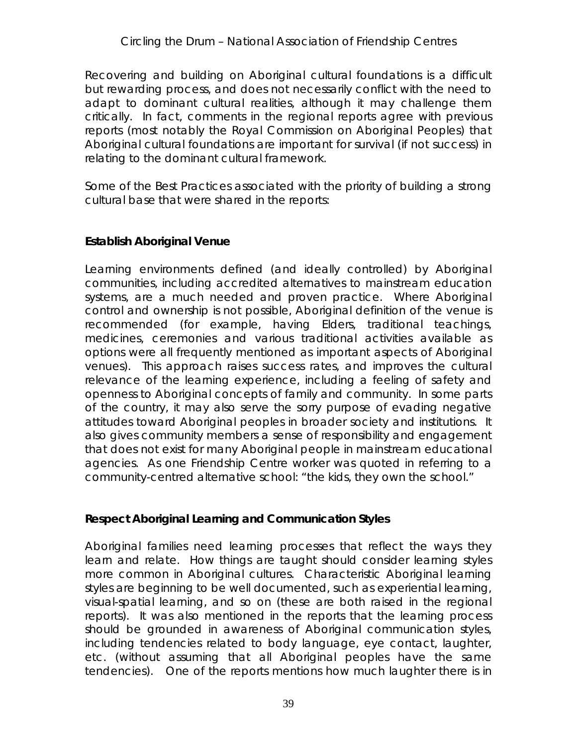Recovering and building on Aboriginal cultural foundations is a difficult but rewarding process, and does not necessarily conflict with the need to adapt to dominant cultural realities, although it may challenge them critically. In fact, comments in the regional reports agree with previous reports (most notably the Royal Commission on Aboriginal Peoples) that Aboriginal cultural foundations are important for survival (if not success) in relating to the dominant cultural framework.

Some of the Best Practices associated with the priority of building a strong cultural base that were shared in the reports:

**Establish Aboriginal Venue**

Learning environments defined (and ideally controlled) by Aboriginal communities, including accredited alternatives to mainstream education systems, are a much needed and proven practice. Where Aboriginal control and ownership is not possible, Aboriginal definition of the venue is recommended (for example, having Elders, traditional teachings, medicines, ceremonies and various traditional activities available as options were all frequently mentioned as important aspects of Aboriginal venues). This approach raises success rates, and improves the cultural relevance of the learning experience, including a feeling of safety and openness to Aboriginal concepts of family and community. In some parts of the country, it may also serve the sorry purpose of evading negative attitudes toward Aboriginal peoples in broader society and institutions. It also gives community members a sense of responsibility and engagement that does not exist for many Aboriginal people in mainstream educational agencies. As one Friendship Centre worker was quoted in referring to a community-centred alternative school: "the kids, they own the school."

**Respect Aboriginal Learning and Communication Styles**

Aboriginal families need learning processes that reflect the ways they learn and relate. How things are taught should consider learning styles more common in Aboriginal cultures. Characteristic Aboriginal learning styles are beginning to be well documented, such as experiential learning, visual-spatial learning, and so on (these are both raised in the regional reports). It was also mentioned in the reports that the learning process should be grounded in awareness of Aboriginal communication styles, including tendencies related to body language, eye contact, laughter, etc. (without assuming that all Aboriginal peoples have the same tendencies). One of the reports mentions how much laughter there is in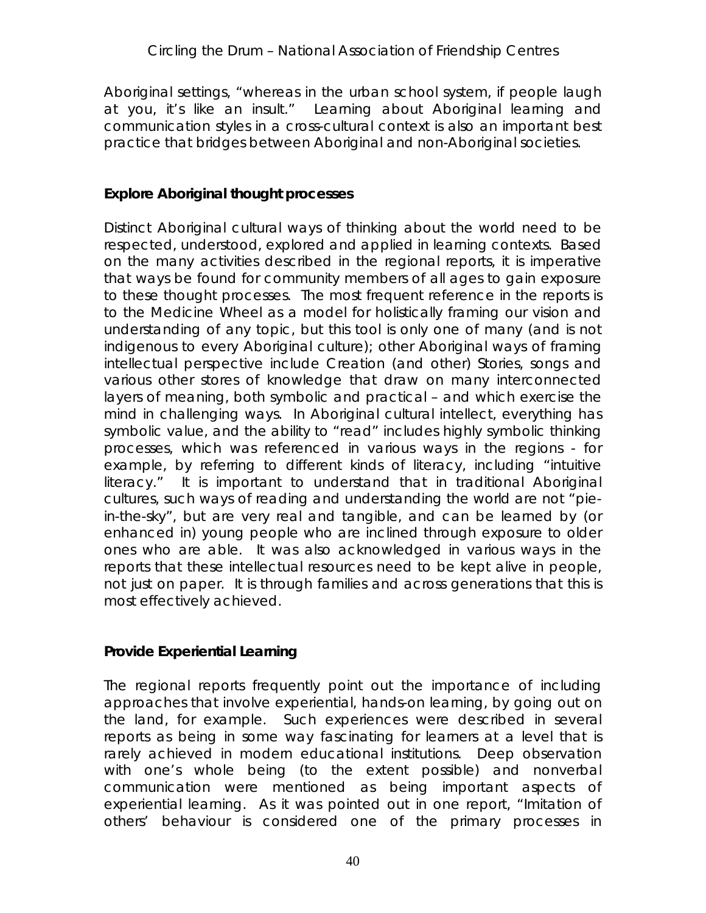Aboriginal settings, "whereas in the urban school system, if people laugh at you, it's like an insult." Learning about Aboriginal learning and communication styles in a cross-cultural context is also an important best practice that bridges between Aboriginal and non-Aboriginal societies.

**Explore Aboriginal thought processes**

Distinct Aboriginal cultural ways of thinking about the world need to be respected, understood, explored and applied in learning contexts. Based on the many activities described in the regional reports, it is imperative that ways be found for community members of all ages to gain exposure to these thought processes. The most frequent reference in the reports is to the Medicine Wheel as a model for holistically framing our vision and understanding of any topic, but this tool is only one of many (and is not indigenous to every Aboriginal culture); other Aboriginal ways of framing intellectual perspective include Creation (and other) Stories, songs and various other stores of knowledge that draw on many interconnected layers of meaning, both symbolic and practical – and which exercise the mind in challenging ways. In Aboriginal cultural intellect, everything has symbolic value, and the ability to "read" includes highly symbolic thinking processes, which was referenced in various ways in the regions - for example, by referring to different kinds of literacy, including "intuitive literacy." It is important to understand that in traditional Aboriginal cultures, such ways of reading and understanding the world are not "pie-in-the-sky", but are very real and tangible, and can be learned by (or enhanced in) young people who are inclined through exposure to older ones who are able. It was also acknowledged in various ways in the reports that these intellectual resources need to be kept alive in people, not just on paper. It is through families and across generations that this is most effectively achieved.

**Provide Experiential Learning**

The regional reports frequently point out the importance of including approaches that involve experiential, hands-on learning, by going out on the land, for example. Such experiences were described in several reports as being in some way fascinating for learners at a level that is rarely achieved in modern educational institutions. Deep observation with one's whole being (to the extent possible) and nonverbal communication were mentioned as being important aspects of experiential learning. As it was pointed out in one report, "Imitation of others' behaviour is considered one of the primary processes in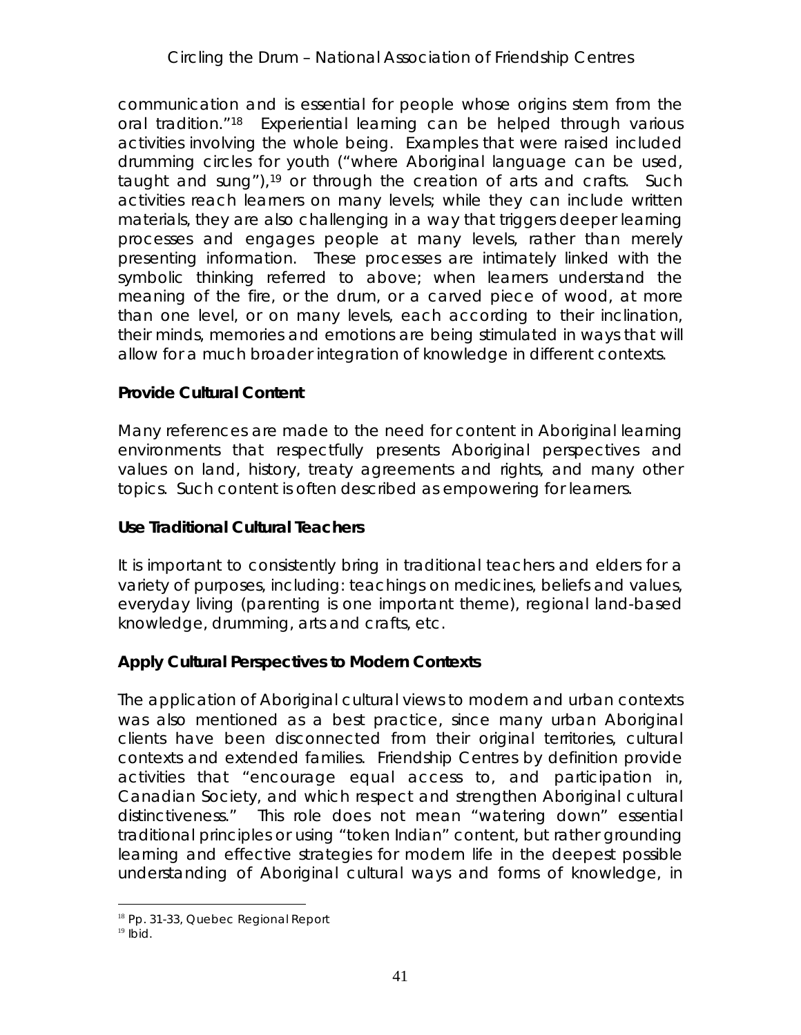communication and is essential for people whose origins stem from the oral tradition."[18] Experiential learning can be helped through various activities involving the whole being. Examples that were raised included drumming circles for youth ("where Aboriginal language can be used, taught and sung"),[19] or through the creation of arts and crafts. Such activities reach learners on many levels; while they can include written materials, they are also challenging in a way that triggers deeper learning processes and engages people at many levels, rather than merely presenting information. These processes are intimately linked with the symbolic thinking referred to above; when learners understand the meaning of the fire, or the drum, or a carved piece of wood, at more than one level, or on many levels, each according to their inclination, their minds, memories and emotions are being stimulated in ways that will allow for a much broader integration of knowledge in different contexts.

**Provide Cultural Content**

Many references are made to the need for content in Aboriginal learning environments that respectfully presents Aboriginal perspectives and values on land, history, treaty agreements and rights, and many other topics. Such content is often described as empowering for learners.

**Use Traditional Cultural Teachers**

It is important to consistently bring in traditional teachers and elders for a variety of purposes, including: teachings on medicines, beliefs and values, everyday living (parenting is one important theme), regional land-based knowledge, drumming, arts and crafts, etc.

**Apply Cultural Perspectives to Modern Contexts**

The application of Aboriginal cultural views to modern and urban contexts was also mentioned as a best practice, since many urban Aboriginal clients have been disconnected from their original territories, cultural contexts and extended families. Friendship Centres by definition provide activities that "encourage equal access to, and participation in, Canadian Society, and which respect and strengthen Aboriginal cultural distinctiveness." This role does not mean "watering down" essential traditional principles or using "token Indian" content, but rather grounding learning and effective strategies for modern life in the deepest possible understanding of Aboriginal cultural ways and forms of knowledge, in

[18] Pp. 31-33, Quebec Regional Report

[19] Ibid.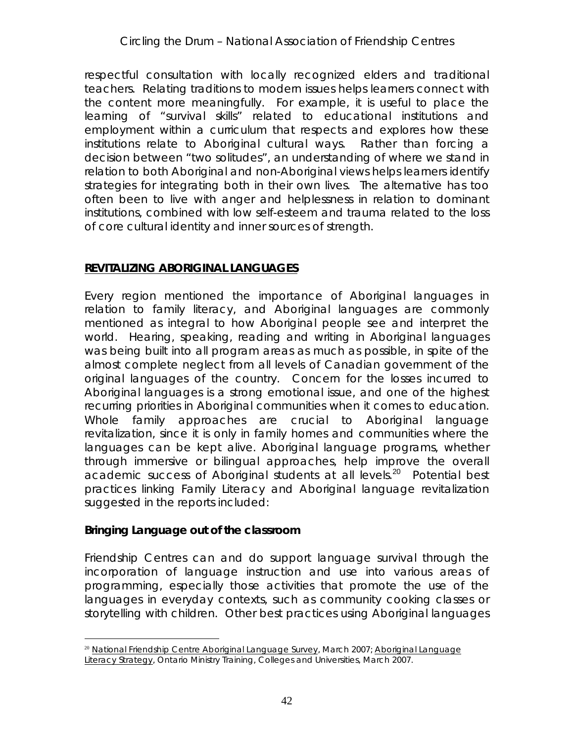respectful consultation with locally recognized elders and traditional teachers. Relating traditions to modern issues helps learners connect with the content more meaningfully. For example, it is useful to place the learning of "survival skills" related to educational institutions and employment within a curriculum that respects and explores how these institutions relate to Aboriginal cultural ways. Rather than forcing a decision between "two solitudes", an understanding of where we stand in relation to both Aboriginal and non-Aboriginal views helps learners identify strategies for integrating both in their own lives. The alternative has too often been to live with anger and helplessness in relation to dominant institutions, combined with low self-esteem and trauma related to the loss of core cultural identity and inner sources of strength.

## REVITALIZING ABORIGINAL LANGUAGES

Every region mentioned the importance of Aboriginal languages in relation to family literacy, and Aboriginal languages are commonly mentioned as integral to how Aboriginal people see and interpret the world. Hearing, speaking, reading and writing in Aboriginal languages was being built into all program areas as much as possible, in spite of the almost complete neglect from all levels of Canadian government of the original languages of the country. Concern for the losses incurred to Aboriginal languages is a strong emotional issue, and one of the highest recurring priorities in Aboriginal communities when it comes to education. Whole family approaches are crucial to Aboriginal language revitalization, since it is only in family homes and communities where the languages can be kept alive. Aboriginal language programs, whether through immersive or bilingual approaches, help improve the overall academic success of Aboriginal students at all levels.[20] Potential best practices linking Family Literacy and Aboriginal language revitalization suggested in the reports included:

### Bringing Language out of the classroom

Friendship Centres can and do support language survival through the incorporation of language instruction and use into various areas of programming, especially those activities that promote the use of the languages in everyday contexts, such as community cooking classes or storytelling with children. Other best practices using Aboriginal languages

[20] National Friendship Centre Aboriginal Language Survey, March 2007; Aboriginal Language Literacy Strategy, Ontario Ministry Training, Colleges and Universities, March 2007.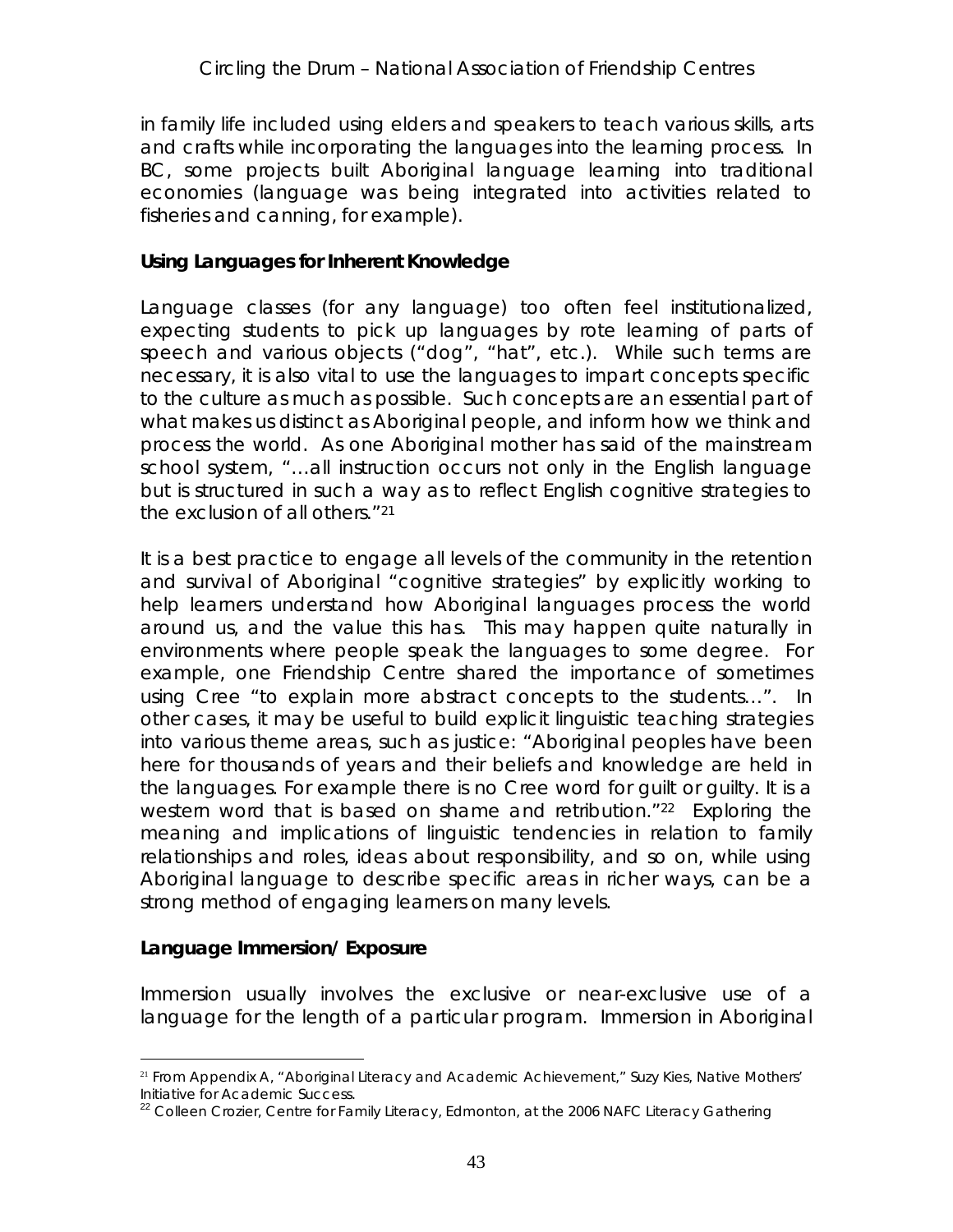in family life included using elders and speakers to teach various skills, arts and crafts while incorporating the languages into the learning process. In BC, some projects built Aboriginal language learning into traditional economies (language was being integrated into activities related to fisheries and canning, for example).

**Using Languages for Inherent Knowledge**

Language classes (for any language) too often feel institutionalized, expecting students to pick up languages by rote learning of parts of speech and various objects ("dog", "hat", etc.). While such terms are necessary, it is also vital to use the languages to impart concepts specific to the culture as much as possible. Such concepts are an essential part of what makes us distinct as Aboriginal people, and inform how we think and process the world. As one Aboriginal mother has said of the mainstream school system, "…all instruction occurs not only in the English language but is structured in such a way as to reflect English cognitive strategies to the exclusion of all others."[21]

It is a best practice to engage all levels of the community in the retention and survival of Aboriginal "cognitive strategies" by explicitly working to help learners understand how Aboriginal languages process the world around us, and the value this has. This may happen quite naturally in environments where people speak the languages to some degree. For example, one Friendship Centre shared the importance of sometimes using Cree "to explain more abstract concepts to the students…". In other cases, it may be useful to build explicit linguistic teaching strategies into various theme areas, such as justice: "Aboriginal peoples have been here for thousands of years and their beliefs and knowledge are held in the languages. For example there is no Cree word for guilt or guilty. It is a western word that is based on shame and retribution."[22] Exploring the meaning and implications of linguistic tendencies in relation to family relationships and roles, ideas about responsibility, and so on, while using Aboriginal language to describe specific areas in richer ways, can be a strong method of engaging learners on many levels.

**Language Immersion/ Exposure**

Immersion usually involves the exclusive or near-exclusive use of a language for the length of a particular program. Immersion in Aboriginal

---

[21] From Appendix A, "Aboriginal Literacy and Academic Achievement," Suzy Kies, Native Mothers' Initiative for Academic Success.

[22] Colleen Crozier, Centre for Family Literacy, Edmonton, at the 2006 NAFC Literacy Gathering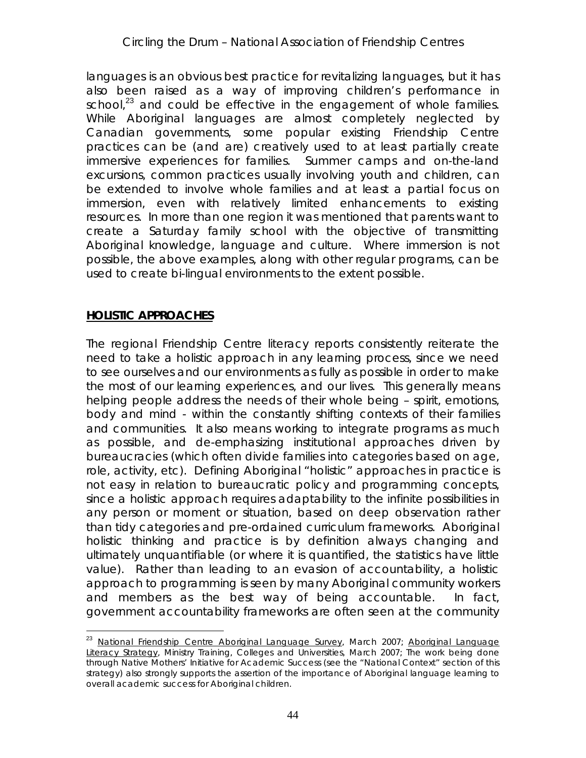languages is an obvious best practice for revitalizing languages, but it has also been raised as a way of improving children's performance in school,[23] and could be effective in the engagement of whole families. While Aboriginal languages are almost completely neglected by Canadian governments, some popular existing Friendship Centre practices can be (and are) creatively used to at least partially create immersive experiences for families. Summer camps and on-the-land excursions, common practices usually involving youth and children, can be extended to involve whole families and at least a partial focus on immersion, even with relatively limited enhancements to existing resources. In more than one region it was mentioned that parents want to create a Saturday family school with the objective of transmitting Aboriginal knowledge, language and culture. Where immersion is not possible, the above examples, along with other regular programs, can be used to create bi-lingual environments to the extent possible.

## HOLISTIC APPROACHES

The regional Friendship Centre literacy reports consistently reiterate the need to take a holistic approach in any learning process, since we need to see ourselves and our environments as fully as possible in order to make the most of our learning experiences, and our lives. This generally means helping people address the needs of their whole being – spirit, emotions, body and mind - within the constantly shifting contexts of their families and communities. It also means working to integrate programs as much as possible, and de-emphasizing institutional approaches driven by bureaucracies (which often divide families into categories based on age, role, activity, etc). Defining Aboriginal "holistic" approaches in practice is not easy in relation to bureaucratic policy and programming concepts, since a holistic approach requires adaptability to the infinite possibilities in any person or moment or situation, based on deep observation rather than tidy categories and pre-ordained curriculum frameworks. Aboriginal holistic thinking and practice is by definition always changing and ultimately unquantifiable (or where it is quantified, the statistics have little value). Rather than leading to an evasion of accountability, a holistic approach to programming is seen by many Aboriginal community workers and members as the best way of being accountable. In fact, government accountability frameworks are often seen at the community

---

[23] National Friendship Centre Aboriginal Language Survey, March 2007; Aboriginal Language Literacy Strategy, Ministry Training, Colleges and Universities, March 2007; The work being done through Native Mothers' Initiative for Academic Success (see the "National Context" section of this strategy) also strongly supports the assertion of the importance of Aboriginal language learning to overall academic success for Aboriginal children.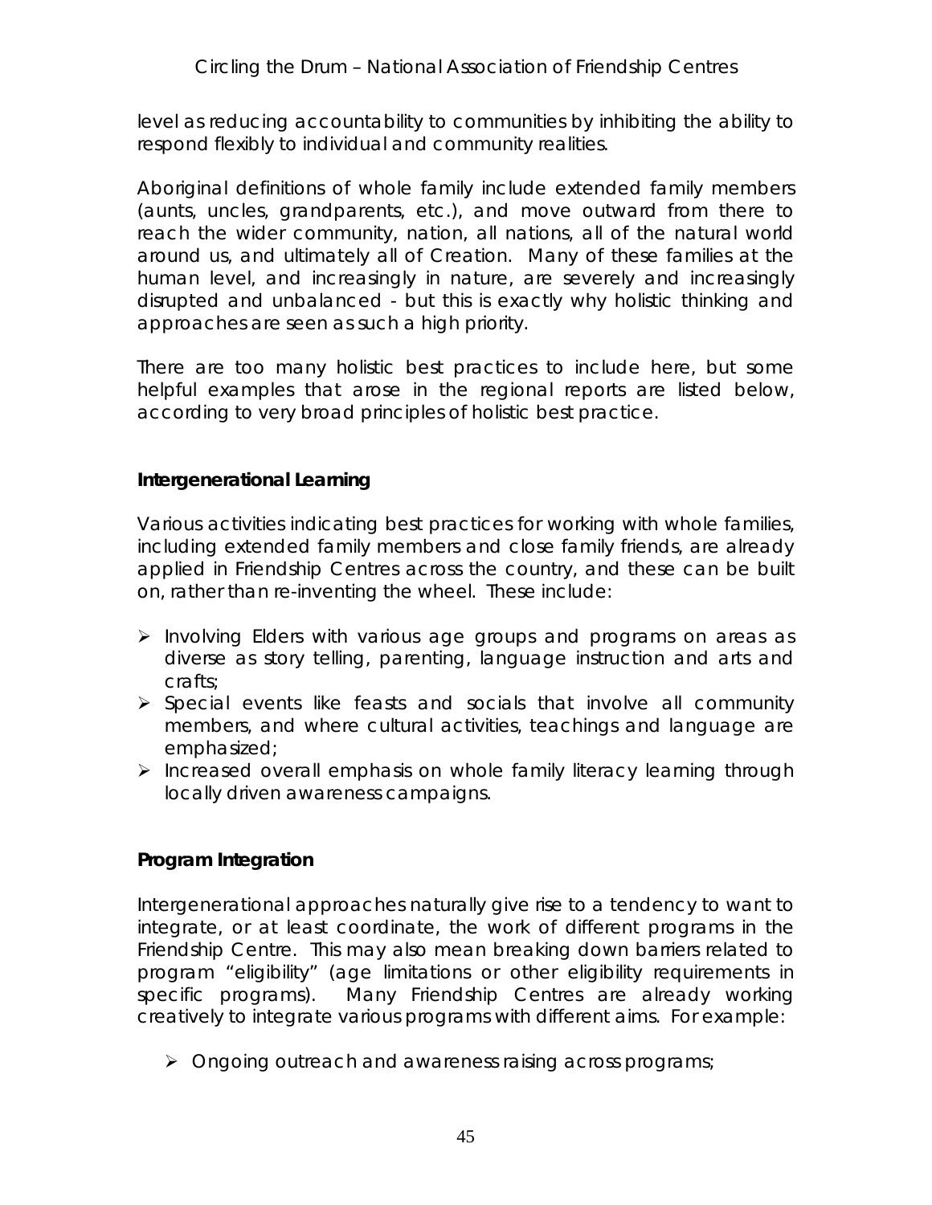level as reducing accountability to communities by inhibiting the ability to respond flexibly to individual and community realities.

Aboriginal definitions of whole family include extended family members (aunts, uncles, grandparents, etc.), and move outward from there to reach the wider community, nation, all nations, all of the natural world around us, and ultimately all of Creation. Many of these families at the human level, and increasingly in nature, are severely and increasingly disrupted and unbalanced - but this is exactly why holistic thinking and approaches are seen as such a high priority.

There are too many holistic best practices to include here, but some helpful examples that arose in the regional reports are listed below, according to very broad principles of holistic best practice.

**Intergenerational Learning**

Various activities indicating best practices for working with whole families, including extended family members and close family friends, are already applied in Friendship Centres across the country, and these can be built on, rather than re-inventing the wheel. These include:

- Involving Elders with various age groups and programs on areas as diverse as story telling, parenting, language instruction and arts and crafts;
- Special events like feasts and socials that involve all community members, and where cultural activities, teachings and language are emphasized;
- Increased overall emphasis on whole family literacy learning through locally driven awareness campaigns.

**Program Integration**

Intergenerational approaches naturally give rise to a tendency to want to integrate, or at least coordinate, the work of different programs in the Friendship Centre. This may also mean breaking down barriers related to program "eligibility" (age limitations or other eligibility requirements in specific programs). Many Friendship Centres are already working creatively to integrate various programs with different aims. For example:

- Ongoing outreach and awareness raising across programs;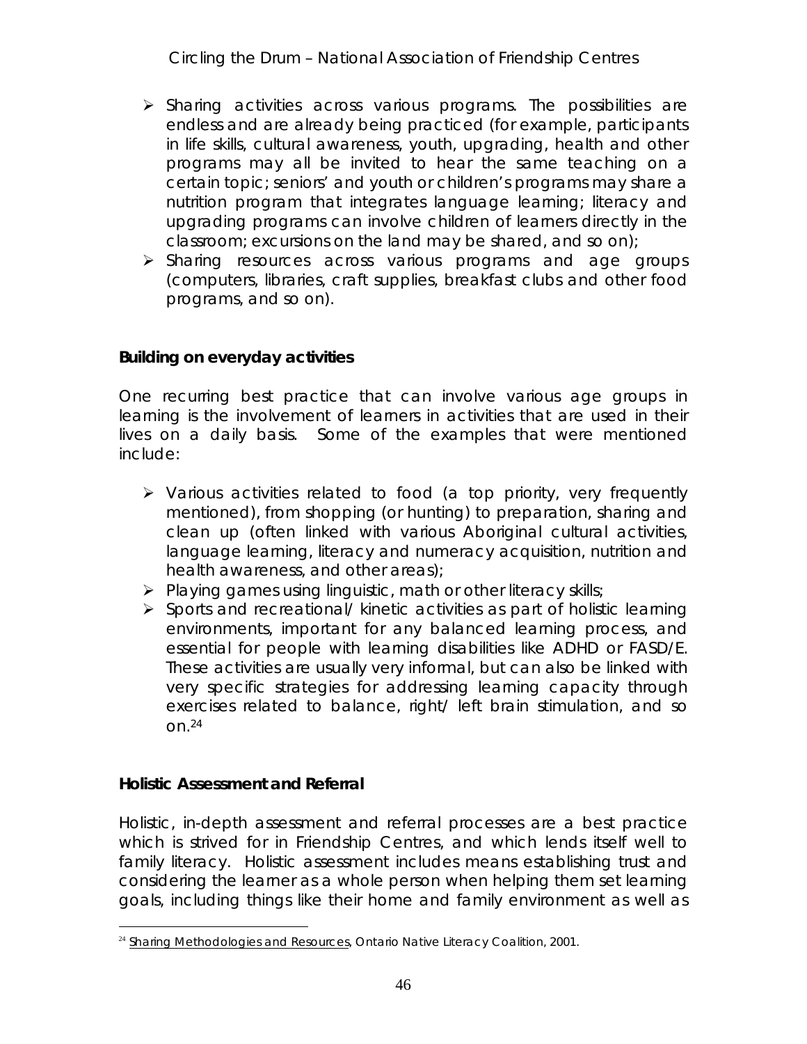- Sharing activities across various programs. The possibilities are endless and are already being practiced (for example, participants in life skills, cultural awareness, youth, upgrading, health and other programs may all be invited to hear the same teaching on a certain topic; seniors' and youth or children's programs may share a nutrition program that integrates language learning; literacy and upgrading programs can involve children of learners directly in the classroom; excursions on the land may be shared, and so on);
- Sharing resources across various programs and age groups (computers, libraries, craft supplies, breakfast clubs and other food programs, and so on).

**Building on everyday activities**

One recurring best practice that can involve various age groups in learning is the involvement of learners in activities that are used in their lives on a daily basis. Some of the examples that were mentioned include:

- Various activities related to food (a top priority, very frequently mentioned), from shopping (or hunting) to preparation, sharing and clean up (often linked with various Aboriginal cultural activities, language learning, literacy and numeracy acquisition, nutrition and health awareness, and other areas);
- Playing games using linguistic, math or other literacy skills;
- Sports and recreational/ kinetic activities as part of holistic learning environments, important for any balanced learning process, and essential for people with learning disabilities like ADHD or FASD/E. These activities are usually very informal, but can also be linked with very specific strategies for addressing learning capacity through exercises related to balance, right/ left brain stimulation, and so on.[24]

**Holistic Assessment and Referral**

Holistic, in-depth assessment and referral processes are a best practice which is strived for in Friendship Centres, and which lends itself well to family literacy. Holistic assessment includes means establishing trust and considering the learner as a whole person when helping them set learning goals, including things like their home and family environment as well as

[24] Sharing Methodologies and Resources, Ontario Native Literacy Coalition, 2001.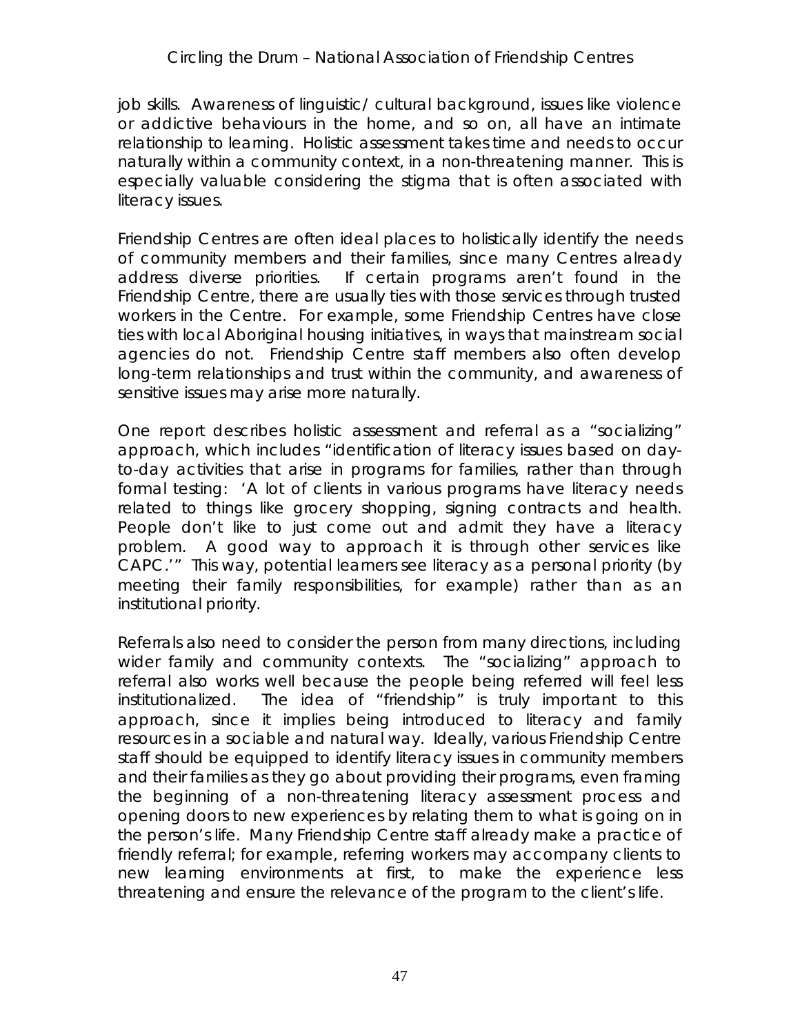job skills. Awareness of linguistic/ cultural background, issues like violence or addictive behaviours in the home, and so on, all have an intimate relationship to learning. Holistic assessment takes time and needs to occur naturally within a community context, in a non-threatening manner. This is especially valuable considering the stigma that is often associated with literacy issues.

Friendship Centres are often ideal places to holistically identify the needs of community members and their families, since many Centres already address diverse priorities. If certain programs aren't found in the Friendship Centre, there are usually ties with those services through trusted workers in the Centre. For example, some Friendship Centres have close ties with local Aboriginal housing initiatives, in ways that mainstream social agencies do not. Friendship Centre staff members also often develop long-term relationships and trust within the community, and awareness of sensitive issues may arise more naturally.

One report describes holistic assessment and referral as a "socializing" approach, which includes "identification of literacy issues based on day-to-day activities that arise in programs for families, rather than through formal testing: 'A lot of clients in various programs have literacy needs related to things like grocery shopping, signing contracts and health. People don't like to just come out and admit they have a literacy problem. A good way to approach it is through other services like CAPC.'" This way, potential learners see literacy as a personal priority (by meeting their family responsibilities, for example) rather than as an institutional priority.

Referrals also need to consider the person from many directions, including wider family and community contexts. The "socializing" approach to referral also works well because the people being referred will feel less institutionalized. The idea of "friendship" is truly important to this approach, since it implies being introduced to literacy and family resources in a sociable and natural way. Ideally, various Friendship Centre staff should be equipped to identify literacy issues in community members and their families as they go about providing their programs, even framing the beginning of a non-threatening literacy assessment process and opening doors to new experiences by relating them to what is going on in the person's life. Many Friendship Centre staff already make a practice of friendly referral; for example, referring workers may accompany clients to new learning environments at first, to make the experience less threatening and ensure the relevance of the program to the client's life.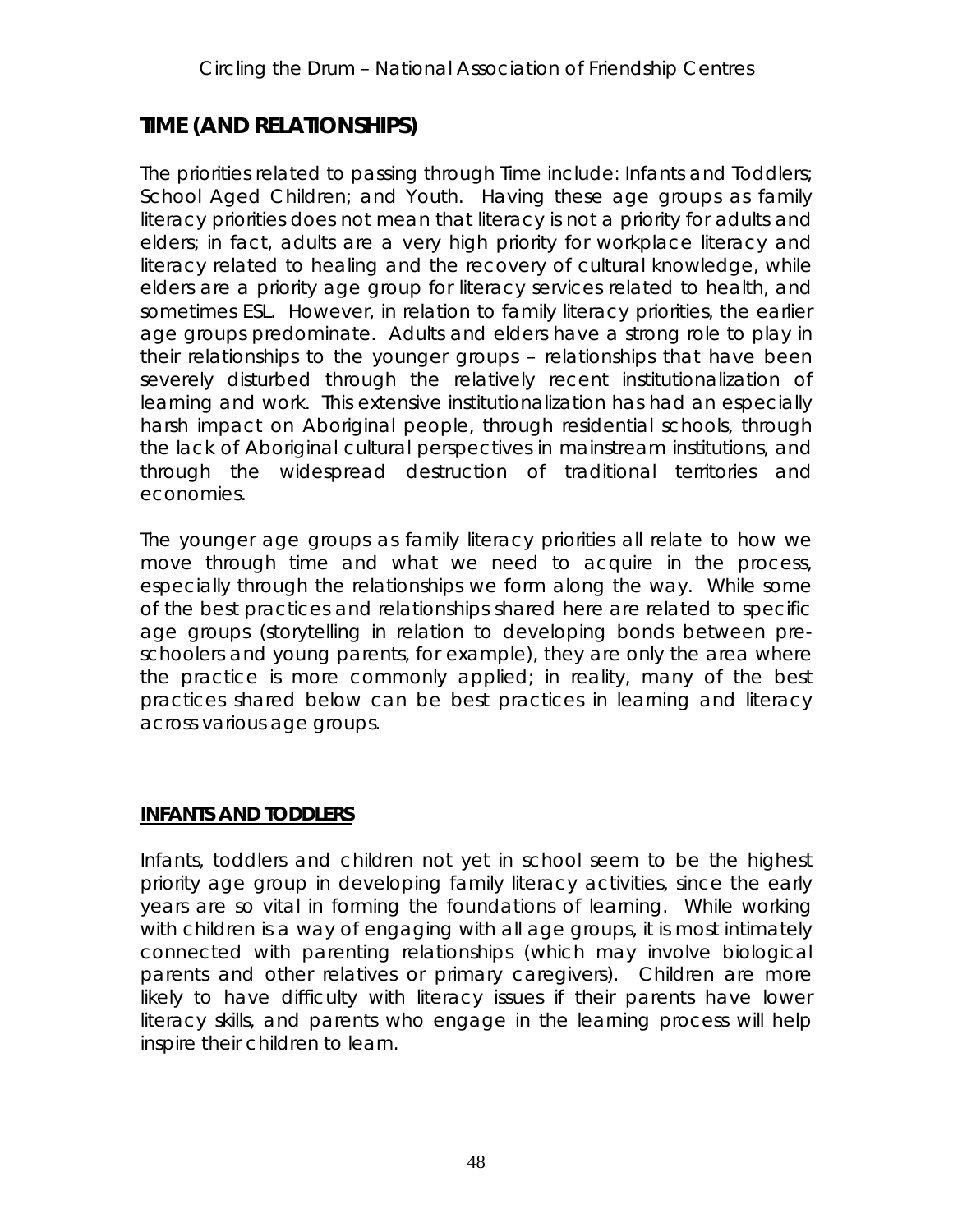## TIME (AND RELATIONSHIPS)

The priorities related to passing through Time include: Infants and Toddlers; School Aged Children; and Youth. Having these age groups as family literacy priorities does not mean that literacy is not a priority for adults and elders; in fact, adults are a very high priority for workplace literacy and literacy related to healing and the recovery of cultural knowledge, while elders are a priority age group for literacy services related to health, and sometimes ESL. However, in relation to family literacy priorities, the earlier age groups predominate. Adults and elders have a strong role to play in their relationships to the younger groups – relationships that have been severely disturbed through the relatively recent institutionalization of learning and work. This extensive institutionalization has had an especially harsh impact on Aboriginal people, through residential schools, through the lack of Aboriginal cultural perspectives in mainstream institutions, and through the widespread destruction of traditional territories and economies.

The younger age groups as family literacy priorities all relate to how we move through time and what we need to acquire in the process, especially through the relationships we form along the way. While some of the best practices and relationships shared here are related to specific age groups (storytelling in relation to developing bonds between pre-schoolers and young parents, for example), they are only the area where the practice is more commonly applied; in reality, many of the best practices shared below can be best practices in learning and literacy across various age groups.

### INFANTS AND TODDLERS

Infants, toddlers and children not yet in school seem to be the highest priority age group in developing family literacy activities, since the early years are so vital in forming the foundations of learning. While working with children is a way of engaging with all age groups, it is most intimately connected with parenting relationships (which may involve biological parents and other relatives or primary caregivers). Children are more likely to have difficulty with literacy issues if their parents have lower literacy skills, and parents who engage in the learning process will help inspire their children to learn.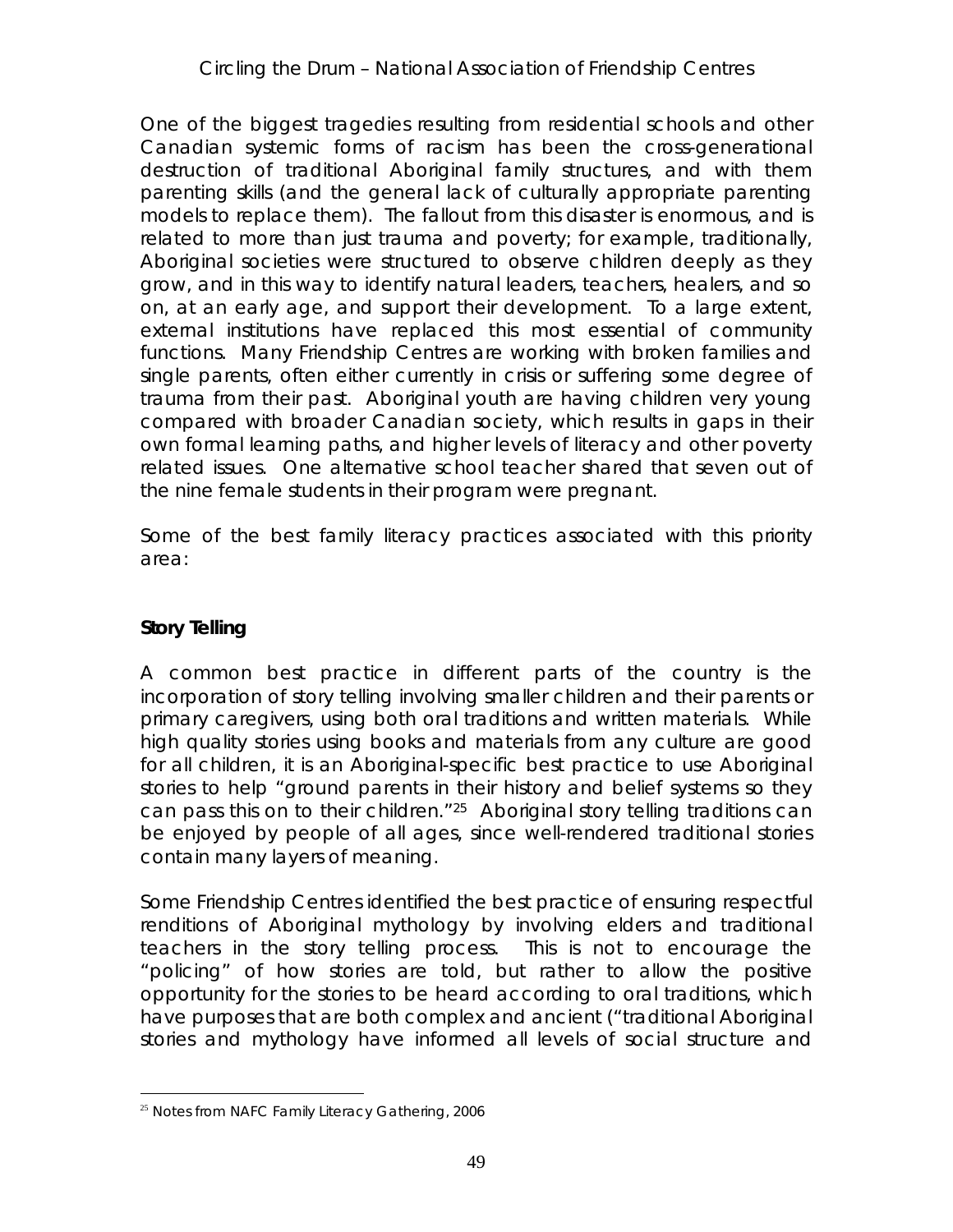One of the biggest tragedies resulting from residential schools and other Canadian systemic forms of racism has been the cross-generational destruction of traditional Aboriginal family structures, and with them parenting skills (and the general lack of culturally appropriate parenting models to replace them). The fallout from this disaster is enormous, and is related to more than just trauma and poverty; for example, traditionally, Aboriginal societies were structured to observe children deeply as they grow, and in this way to identify natural leaders, teachers, healers, and so on, at an early age, and support their development. To a large extent, external institutions have replaced this most essential of community functions. Many Friendship Centres are working with broken families and single parents, often either currently in crisis or suffering some degree of trauma from their past. Aboriginal youth are having children very young compared with broader Canadian society, which results in gaps in their own formal learning paths, and higher levels of literacy and other poverty related issues. One alternative school teacher shared that seven out of the nine female students in their program were pregnant.

Some of the best family literacy practices associated with this priority area:

**Story Telling**

A common best practice in different parts of the country is the incorporation of story telling involving smaller children and their parents or primary caregivers, using both oral traditions and written materials. While high quality stories using books and materials from any culture are good for all children, it is an Aboriginal-specific best practice to use Aboriginal stories to help "ground parents in their history and belief systems so they can pass this on to their children."[25] Aboriginal story telling traditions can be enjoyed by people of all ages, since well-rendered traditional stories contain many layers of meaning.

Some Friendship Centres identified the best practice of ensuring respectful renditions of Aboriginal mythology by involving elders and traditional teachers in the story telling process. This is not to encourage the "policing" of how stories are told, but rather to allow the positive opportunity for the stories to be heard according to oral traditions, which have purposes that are both complex and ancient ("traditional Aboriginal stories and mythology have informed all levels of social structure and

[25] Notes from NAFC Family Literacy Gathering, 2006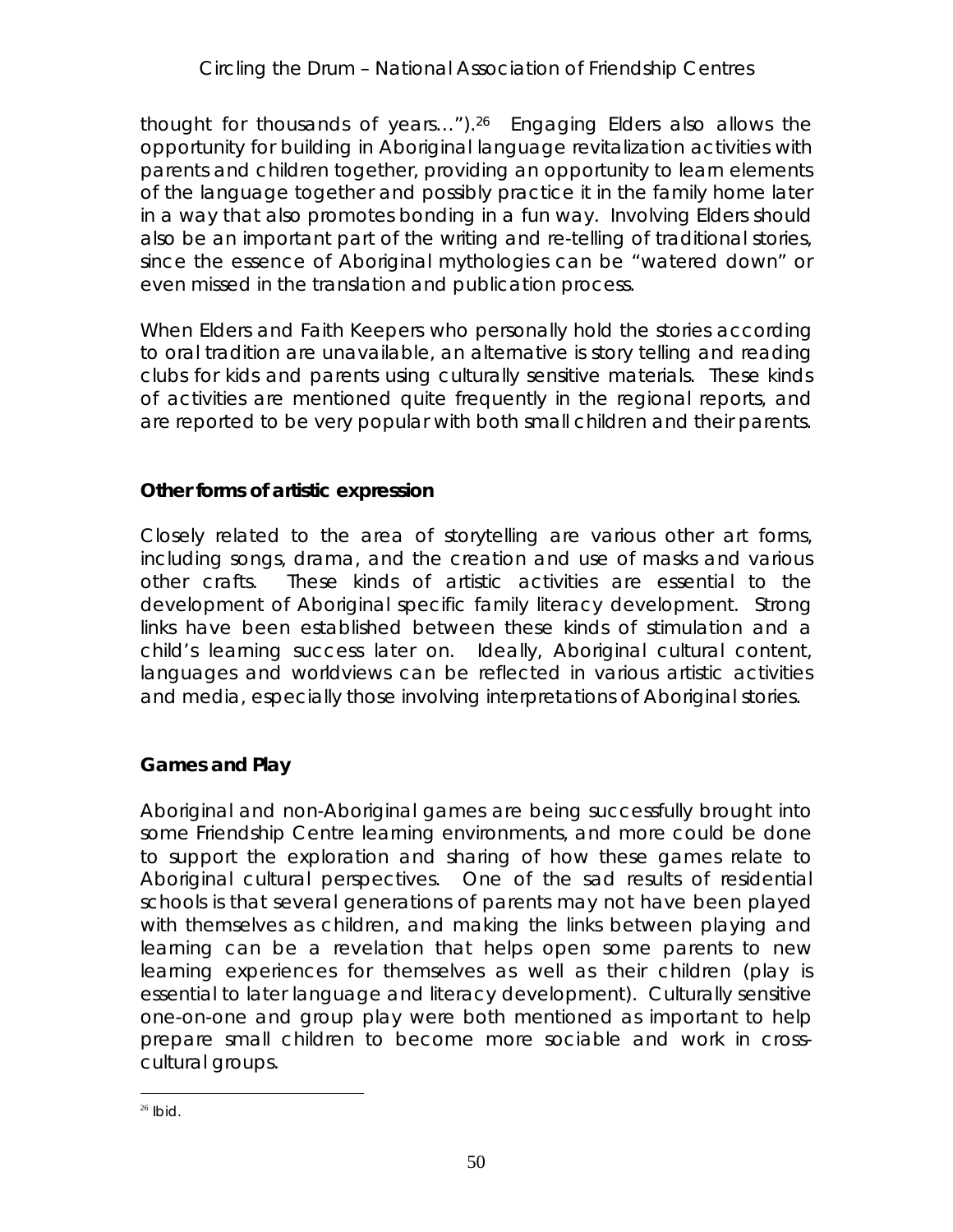thought for thousands of years…").[26] Engaging Elders also allows the opportunity for building in Aboriginal language revitalization activities with parents and children together, providing an opportunity to learn elements of the language together and possibly practice it in the family home later in a way that also promotes bonding in a fun way. Involving Elders should also be an important part of the writing and re-telling of traditional stories, since the essence of Aboriginal mythologies can be "watered down" or even missed in the translation and publication process.

When Elders and Faith Keepers who personally hold the stories according to oral tradition are unavailable, an alternative is story telling and reading clubs for kids and parents using culturally sensitive materials. These kinds of activities are mentioned quite frequently in the regional reports, and are reported to be very popular with both small children and their parents.

**Other forms of artistic expression**

Closely related to the area of storytelling are various other art forms, including songs, drama, and the creation and use of masks and various other crafts. These kinds of artistic activities are essential to the development of Aboriginal specific family literacy development. Strong links have been established between these kinds of stimulation and a child's learning success later on. Ideally, Aboriginal cultural content, languages and worldviews can be reflected in various artistic activities and media, especially those involving interpretations of Aboriginal stories.

**Games and Play**

Aboriginal and non-Aboriginal games are being successfully brought into some Friendship Centre learning environments, and more could be done to support the exploration and sharing of how these games relate to Aboriginal cultural perspectives. One of the sad results of residential schools is that several generations of parents may not have been played with themselves as children, and making the links between playing and learning can be a revelation that helps open some parents to new learning experiences for themselves as well as their children (play is essential to later language and literacy development). Culturally sensitive one-on-one and group play were both mentioned as important to help prepare small children to become more sociable and work in cross-cultural groups.

[26] Ibid.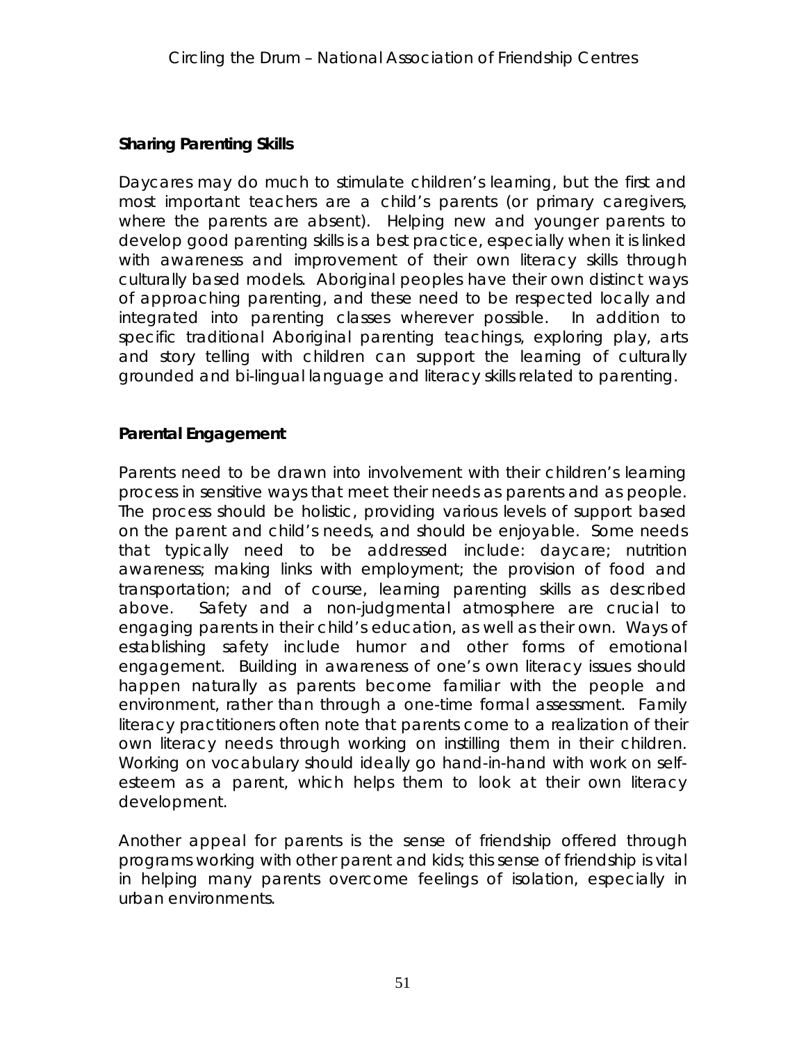## Sharing Parenting Skills

Daycares may do much to stimulate children's learning, but the first and most important teachers are a child's parents (or primary caregivers, where the parents are absent). Helping new and younger parents to develop good parenting skills is a best practice, especially when it is linked with awareness and improvement of their own literacy skills through culturally based models. Aboriginal peoples have their own distinct ways of approaching parenting, and these need to be respected locally and integrated into parenting classes wherever possible. In addition to specific traditional Aboriginal parenting teachings, exploring play, arts and story telling with children can support the learning of culturally grounded and bi-lingual language and literacy skills related to parenting.

## Parental Engagement

Parents need to be drawn into involvement with their children's learning process in sensitive ways that meet their needs as parents and as people. The process should be holistic, providing various levels of support based on the parent and child's needs, and should be enjoyable. Some needs that typically need to be addressed include: daycare; nutrition awareness; making links with employment; the provision of food and transportation; and of course, learning parenting skills as described above. Safety and a non-judgmental atmosphere are crucial to engaging parents in their child's education, as well as their own. Ways of establishing safety include humor and other forms of emotional engagement. Building in awareness of one's own literacy issues should happen naturally as parents become familiar with the people and environment, rather than through a one-time formal assessment. Family literacy practitioners often note that parents come to a realization of their own literacy needs through working on instilling them in their children. Working on vocabulary should ideally go hand-in-hand with work on self-esteem as a parent, which helps them to look at their own literacy development.

Another appeal for parents is the sense of friendship offered through programs working with other parent and kids; this sense of friendship is vital in helping many parents overcome feelings of isolation, especially in urban environments.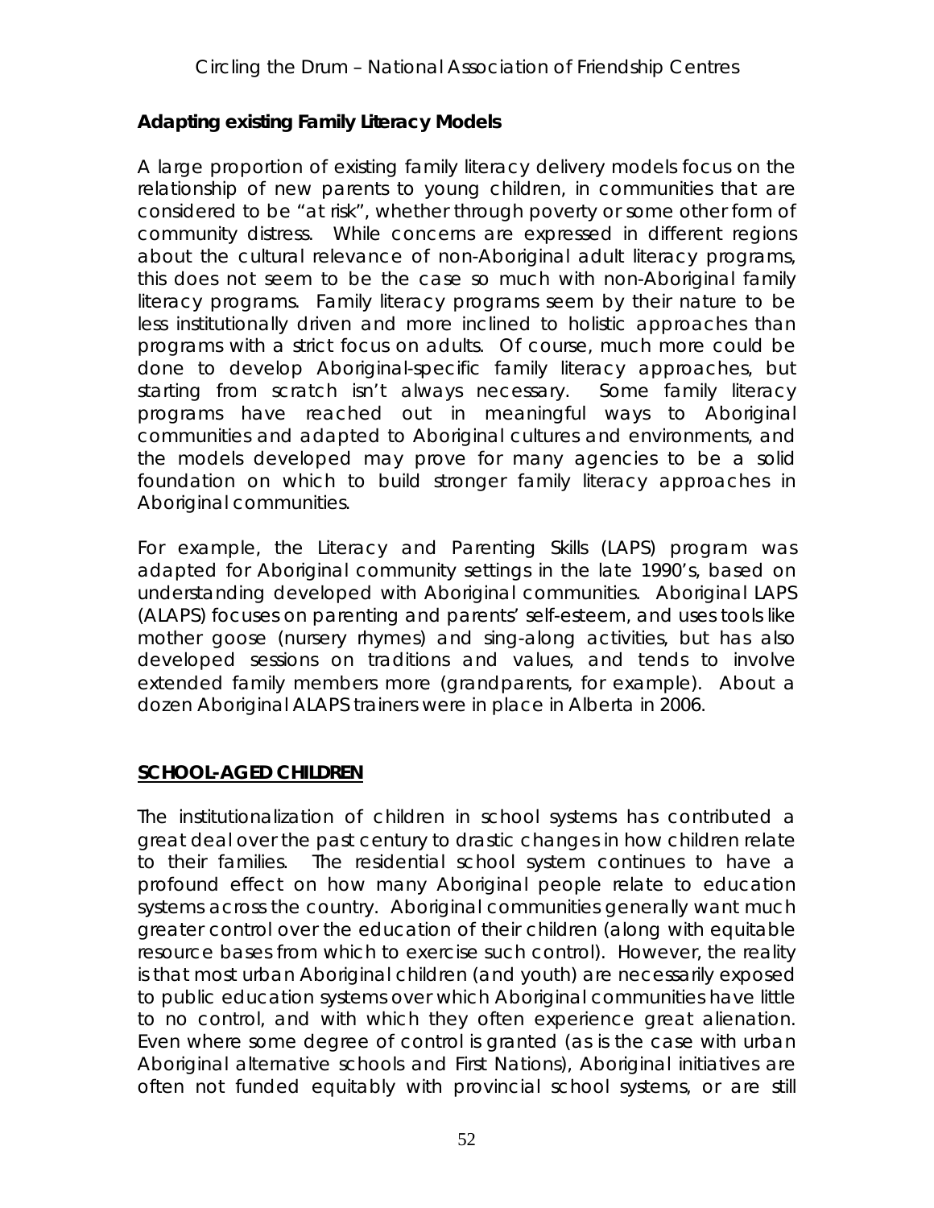**Adapting existing Family Literacy Models**

A large proportion of existing family literacy delivery models focus on the relationship of new parents to young children, in communities that are considered to be "at risk", whether through poverty or some other form of community distress. While concerns are expressed in different regions about the cultural relevance of non-Aboriginal adult literacy programs, this does not seem to be the case so much with non-Aboriginal family literacy programs. Family literacy programs seem by their nature to be less institutionally driven and more inclined to holistic approaches than programs with a strict focus on adults. Of course, much more could be done to develop Aboriginal-specific family literacy approaches, but starting from scratch isn't always necessary. Some family literacy programs have reached out in meaningful ways to Aboriginal communities and adapted to Aboriginal cultures and environments, and the models developed may prove for many agencies to be a solid foundation on which to build stronger family literacy approaches in Aboriginal communities.

For example, the Literacy and Parenting Skills (LAPS) program was adapted for Aboriginal community settings in the late 1990's, based on understanding developed with Aboriginal communities. Aboriginal LAPS (ALAPS) focuses on parenting and parents' self-esteem, and uses tools like mother goose (nursery rhymes) and sing-along activities, but has also developed sessions on traditions and values, and tends to involve extended family members more (grandparents, for example). About a dozen Aboriginal ALAPS trainers were in place in Alberta in 2006.

**SCHOOL-AGED CHILDREN**

The institutionalization of children in school systems has contributed a great deal over the past century to drastic changes in how children relate to their families. The residential school system continues to have a profound effect on how many Aboriginal people relate to education systems across the country. Aboriginal communities generally want much greater control over the education of their children (along with equitable resource bases from which to exercise such control). However, the reality is that most urban Aboriginal children (and youth) are necessarily exposed to public education systems over which Aboriginal communities have little to no control, and with which they often experience great alienation. Even where some degree of control is granted (as is the case with urban Aboriginal alternative schools and First Nations), Aboriginal initiatives are often not funded equitably with provincial school systems, or are still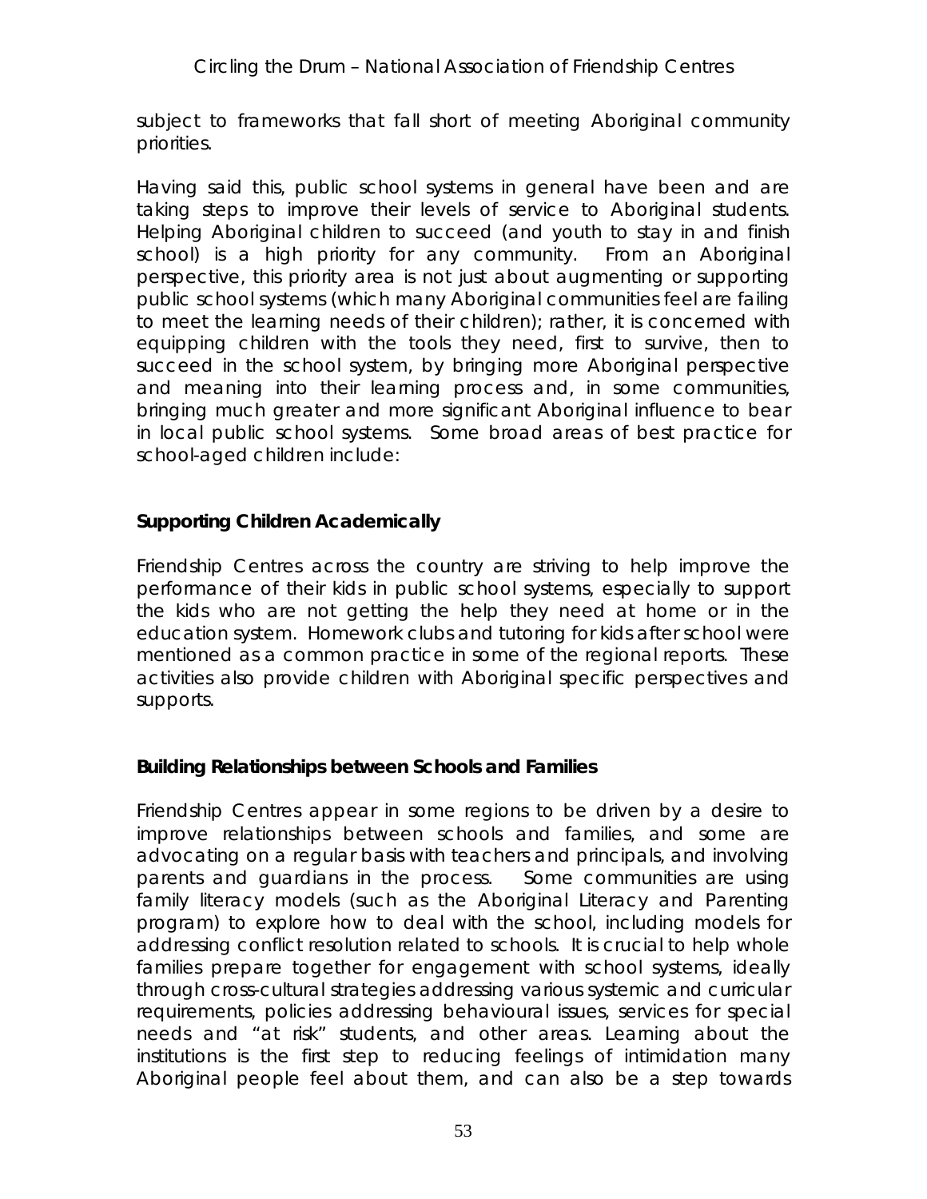subject to frameworks that fall short of meeting Aboriginal community priorities.

Having said this, public school systems in general have been and are taking steps to improve their levels of service to Aboriginal students. Helping Aboriginal children to succeed (and youth to stay in and finish school) is a high priority for any community. From an Aboriginal perspective, this priority area is not just about augmenting or supporting public school systems (which many Aboriginal communities feel are failing to meet the learning needs of their children); rather, it is concerned with equipping children with the tools they need, first to survive, then to succeed in the school system, by bringing more Aboriginal perspective and meaning into their learning process and, in some communities, bringing much greater and more significant Aboriginal influence to bear in local public school systems. Some broad areas of best practice for school-aged children include:

**Supporting Children Academically**

Friendship Centres across the country are striving to help improve the performance of their kids in public school systems, especially to support the kids who are not getting the help they need at home or in the education system. Homework clubs and tutoring for kids after school were mentioned as a common practice in some of the regional reports. These activities also provide children with Aboriginal specific perspectives and supports.

**Building Relationships between Schools and Families**

Friendship Centres appear in some regions to be driven by a desire to improve relationships between schools and families, and some are advocating on a regular basis with teachers and principals, and involving parents and guardians in the process. Some communities are using family literacy models (such as the Aboriginal Literacy and Parenting program) to explore how to deal with the school, including models for addressing conflict resolution related to schools. It is crucial to help whole families prepare together for engagement with school systems, ideally through cross-cultural strategies addressing various systemic and curricular requirements, policies addressing behavioural issues, services for special needs and "at risk" students, and other areas. Learning about the institutions is the first step to reducing feelings of intimidation many Aboriginal people feel about them, and can also be a step towards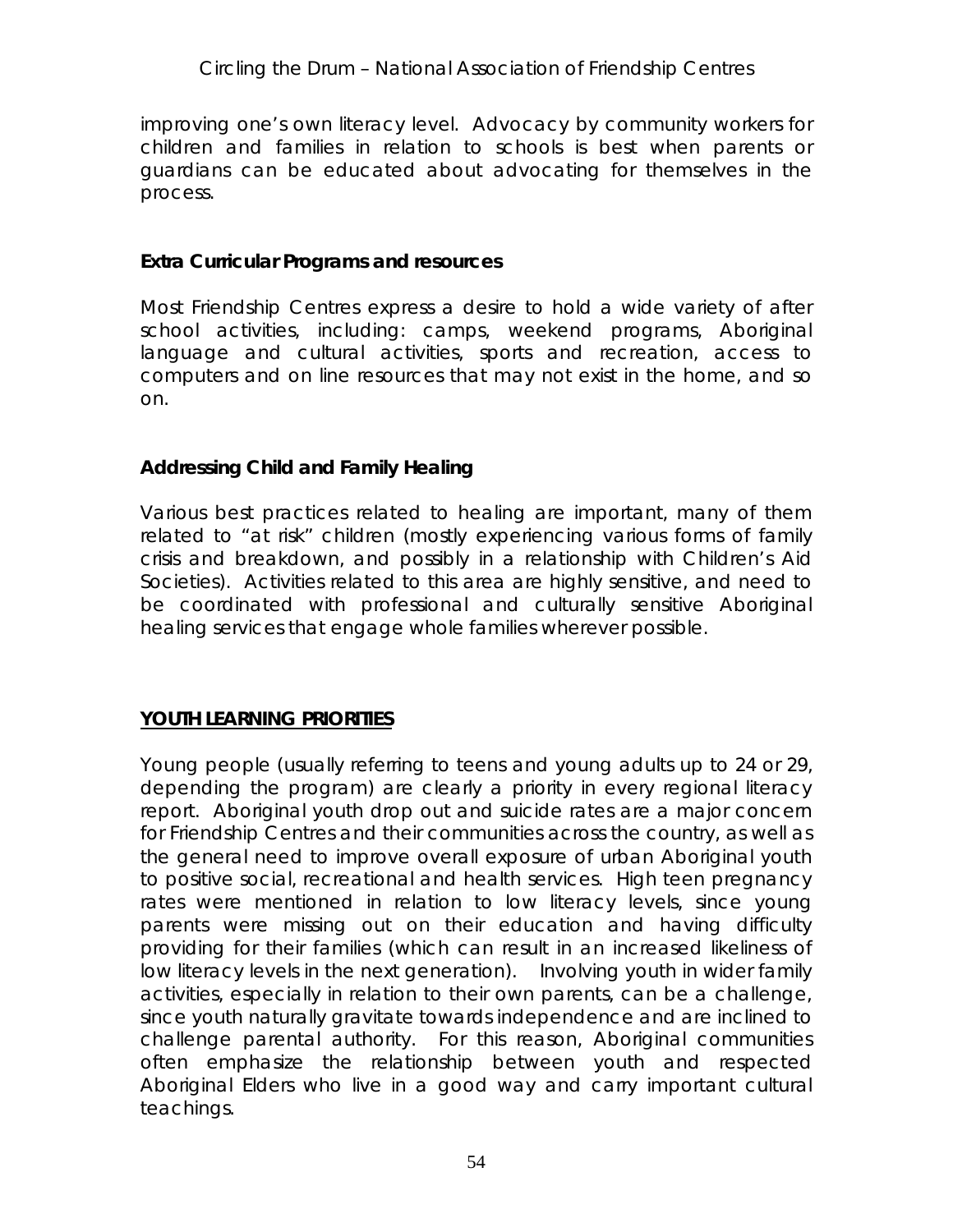improving one's own literacy level. Advocacy by community workers for children and families in relation to schools is best when parents or guardians can be educated about advocating for themselves in the process.

### Extra Curricular Programs and resources

Most Friendship Centres express a desire to hold a wide variety of after school activities, including: camps, weekend programs, Aboriginal language and cultural activities, sports and recreation, access to computers and on line resources that may not exist in the home, and so on.

### Addressing Child and Family Healing

Various best practices related to healing are important, many of them related to "at risk" children (mostly experiencing various forms of family crisis and breakdown, and possibly in a relationship with Children's Aid Societies). Activities related to this area are highly sensitive, and need to be coordinated with professional and culturally sensitive Aboriginal healing services that engage whole families wherever possible.

## YOUTH LEARNING PRIORITIES

Young people (usually referring to teens and young adults up to 24 or 29, depending the program) are clearly a priority in every regional literacy report. Aboriginal youth drop out and suicide rates are a major concern for Friendship Centres and their communities across the country, as well as the general need to improve overall exposure of urban Aboriginal youth to positive social, recreational and health services. High teen pregnancy rates were mentioned in relation to low literacy levels, since young parents were missing out on their education and having difficulty providing for their families (which can result in an increased likeliness of low literacy levels in the next generation). Involving youth in wider family activities, especially in relation to their own parents, can be a challenge, since youth naturally gravitate towards independence and are inclined to challenge parental authority. For this reason, Aboriginal communities often emphasize the relationship between youth and respected Aboriginal Elders who live in a good way and carry important cultural teachings.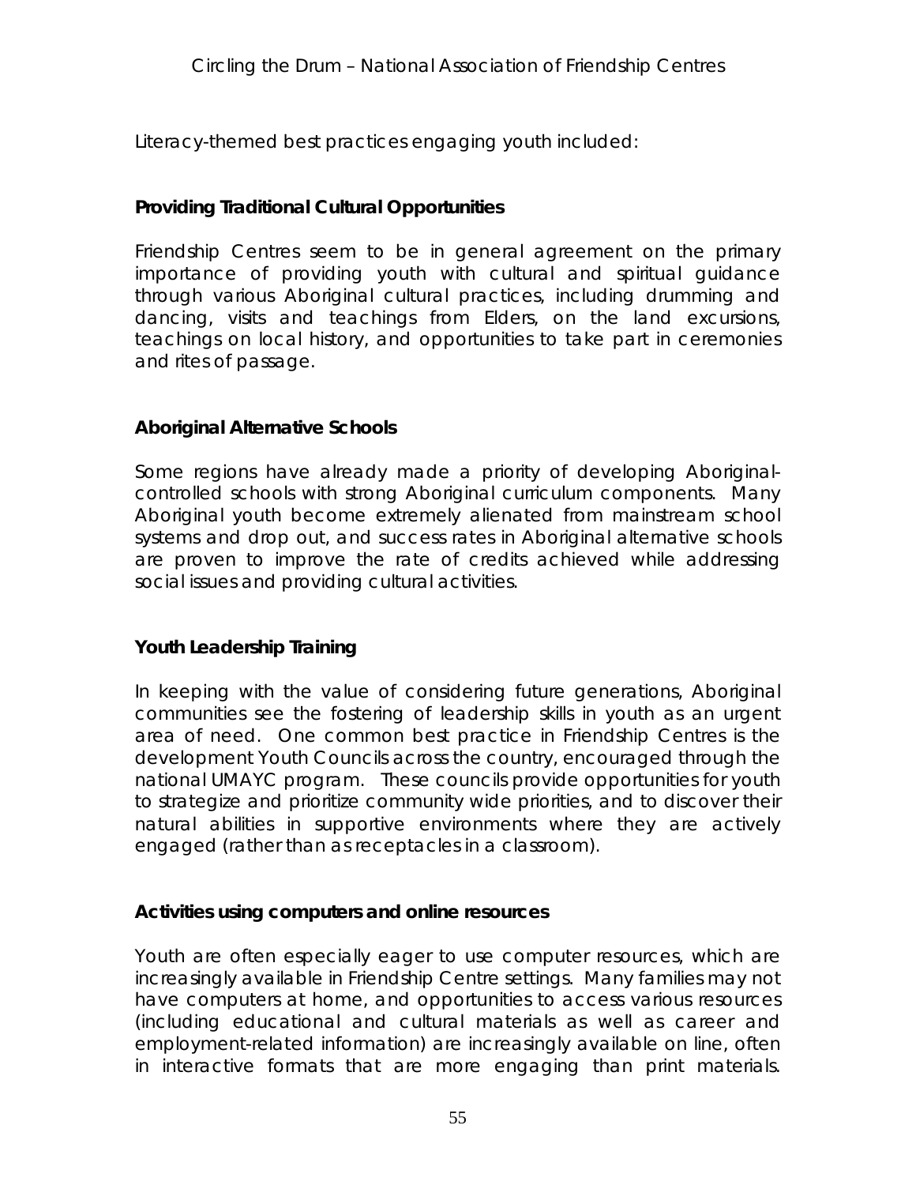Literacy-themed best practices engaging youth included:

### Providing Traditional Cultural Opportunities

Friendship Centres seem to be in general agreement on the primary importance of providing youth with cultural and spiritual guidance through various Aboriginal cultural practices, including drumming and dancing, visits and teachings from Elders, on the land excursions, teachings on local history, and opportunities to take part in ceremonies and rites of passage.

### Aboriginal Alternative Schools

Some regions have already made a priority of developing Aboriginal-controlled schools with strong Aboriginal curriculum components. Many Aboriginal youth become extremely alienated from mainstream school systems and drop out, and success rates in Aboriginal alternative schools are proven to improve the rate of credits achieved while addressing social issues and providing cultural activities.

### Youth Leadership Training

In keeping with the value of considering future generations, Aboriginal communities see the fostering of leadership skills in youth as an urgent area of need. One common best practice in Friendship Centres is the development Youth Councils across the country, encouraged through the national UMAYC program. These councils provide opportunities for youth to strategize and prioritize community wide priorities, and to discover their natural abilities in supportive environments where they are actively engaged (rather than as receptacles in a classroom).

### Activities using computers and online resources

Youth are often especially eager to use computer resources, which are increasingly available in Friendship Centre settings. Many families may not have computers at home, and opportunities to access various resources (including educational and cultural materials as well as career and employment-related information) are increasingly available on line, often in interactive formats that are more engaging than print materials.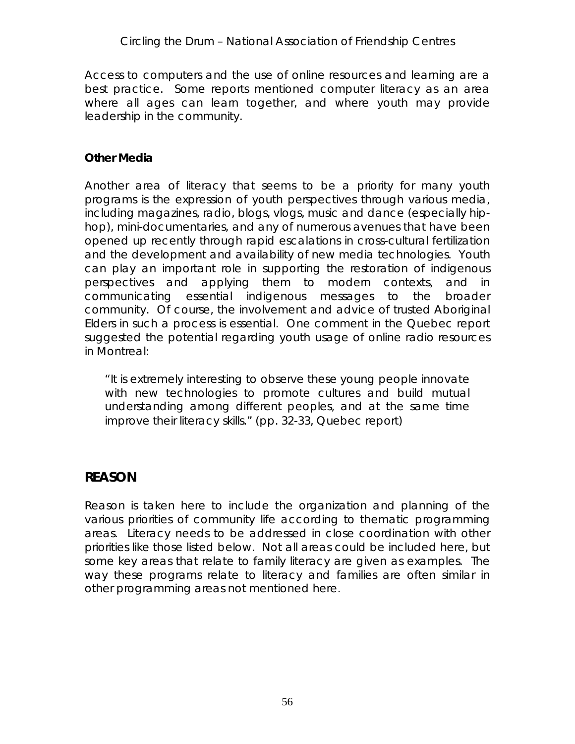Access to computers and the use of online resources and learning are a best practice. Some reports mentioned computer literacy as an area where all ages can learn together, and where youth may provide leadership in the community.

### Other Media

Another area of literacy that seems to be a priority for many youth programs is the expression of youth perspectives through various media, including magazines, radio, blogs, vlogs, music and dance (especially hip-hop), mini-documentaries, and any of numerous avenues that have been opened up recently through rapid escalations in cross-cultural fertilization and the development and availability of new media technologies. Youth can play an important role in supporting the restoration of indigenous perspectives and applying them to modern contexts, and in communicating essential indigenous messages to the broader community. Of course, the involvement and advice of trusted Aboriginal Elders in such a process is essential. One comment in the Quebec report suggested the potential regarding youth usage of online radio resources in Montreal:

> "It is extremely interesting to observe these young people innovate with new technologies to promote cultures and build mutual understanding among different peoples, and at the same time improve their literacy skills." (pp. 32-33, Quebec report)

## REASON

Reason is taken here to include the organization and planning of the various priorities of community life according to thematic programming areas. Literacy needs to be addressed in close coordination with other priorities like those listed below. Not all areas could be included here, but some key areas that relate to family literacy are given as examples. The way these programs relate to literacy and families are often similar in other programming areas not mentioned here.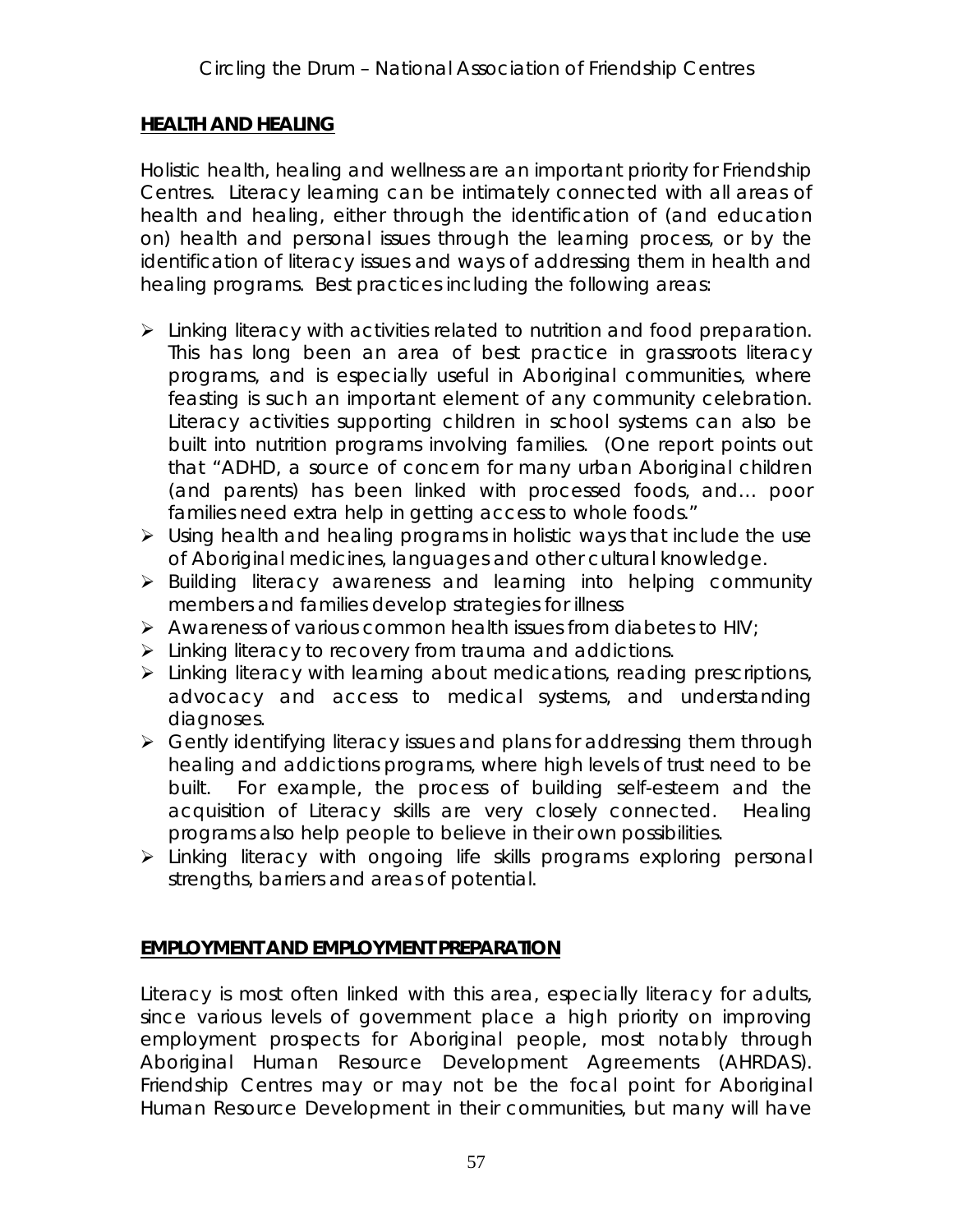## **HEALTH AND HEALING**

Holistic health, healing and wellness are an important priority for Friendship Centres. Literacy learning can be intimately connected with all areas of health and healing, either through the identification of (and education on) health and personal issues through the learning process, or by the identification of literacy issues and ways of addressing them in health and healing programs. Best practices including the following areas:

- Linking literacy with activities related to nutrition and food preparation. This has long been an area of best practice in grassroots literacy programs, and is especially useful in Aboriginal communities, where feasting is such an important element of any community celebration. Literacy activities supporting children in school systems can also be built into nutrition programs involving families. (One report points out that "ADHD, a source of concern for many urban Aboriginal children (and parents) has been linked with processed foods, and… poor families need extra help in getting access to whole foods."
- Using health and healing programs in holistic ways that include the use of Aboriginal medicines, languages and other cultural knowledge.
- Building literacy awareness and learning into helping community members and families develop strategies for illness
- Awareness of various common health issues from diabetes to HIV;
- Linking literacy to recovery from trauma and addictions.
- Linking literacy with learning about medications, reading prescriptions, advocacy and access to medical systems, and understanding diagnoses.
- Gently identifying literacy issues and plans for addressing them through healing and addictions programs, where high levels of trust need to be built. For example, the process of building self-esteem and the acquisition of Literacy skills are very closely connected. Healing programs also help people to believe in their own possibilities.
- Linking literacy with ongoing life skills programs exploring personal strengths, barriers and areas of potential.

## **EMPLOYMENT AND EMPLOYMENT PREPARATION**

Literacy is most often linked with this area, especially literacy for adults, since various levels of government place a high priority on improving employment prospects for Aboriginal people, most notably through Aboriginal Human Resource Development Agreements (AHRDAS). Friendship Centres may or may not be the focal point for Aboriginal Human Resource Development in their communities, but many will have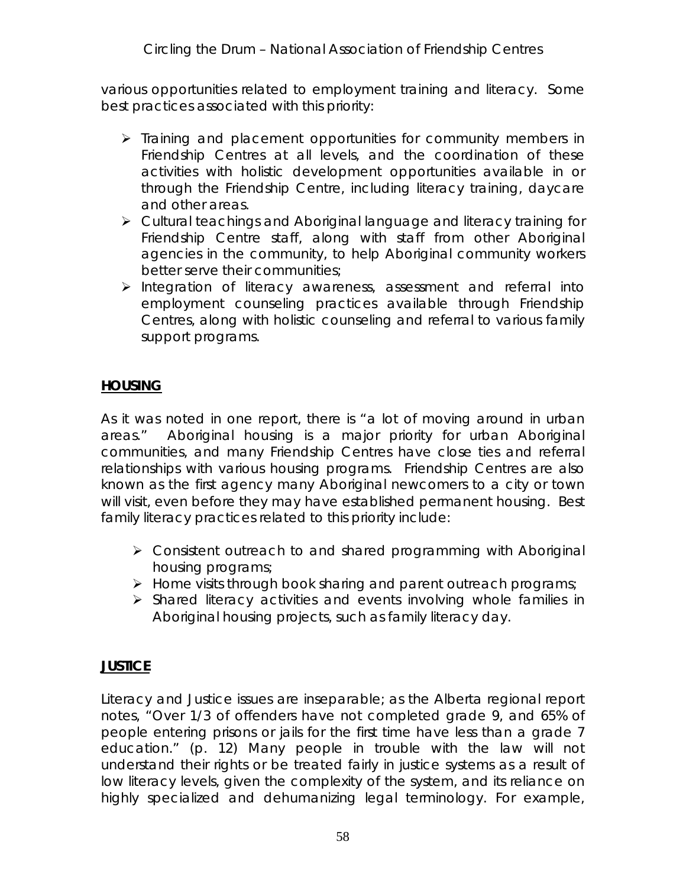various opportunities related to employment training and literacy. Some best practices associated with this priority:

- Training and placement opportunities for community members in Friendship Centres at all levels, and the coordination of these activities with holistic development opportunities available in or through the Friendship Centre, including literacy training, daycare and other areas.
- Cultural teachings and Aboriginal language and literacy training for Friendship Centre staff, along with staff from other Aboriginal agencies in the community, to help Aboriginal community workers better serve their communities;
- Integration of literacy awareness, assessment and referral into employment counseling practices available through Friendship Centres, along with holistic counseling and referral to various family support programs.

**HOUSING**

As it was noted in one report, there is "a lot of moving around in urban areas." Aboriginal housing is a major priority for urban Aboriginal communities, and many Friendship Centres have close ties and referral relationships with various housing programs. Friendship Centres are also known as the first agency many Aboriginal newcomers to a city or town will visit, even before they may have established permanent housing. Best family literacy practices related to this priority include:

- Consistent outreach to and shared programming with Aboriginal housing programs;
- Home visits through book sharing and parent outreach programs;
- Shared literacy activities and events involving whole families in Aboriginal housing projects, such as family literacy day.

**JUSTICE**

Literacy and Justice issues are inseparable; as the Alberta regional report notes, "Over 1/3 of offenders have not completed grade 9, and 65% of people entering prisons or jails for the first time have less than a grade 7 education." (p. 12) Many people in trouble with the law will not understand their rights or be treated fairly in justice systems as a result of low literacy levels, given the complexity of the system, and its reliance on highly specialized and dehumanizing legal terminology. For example,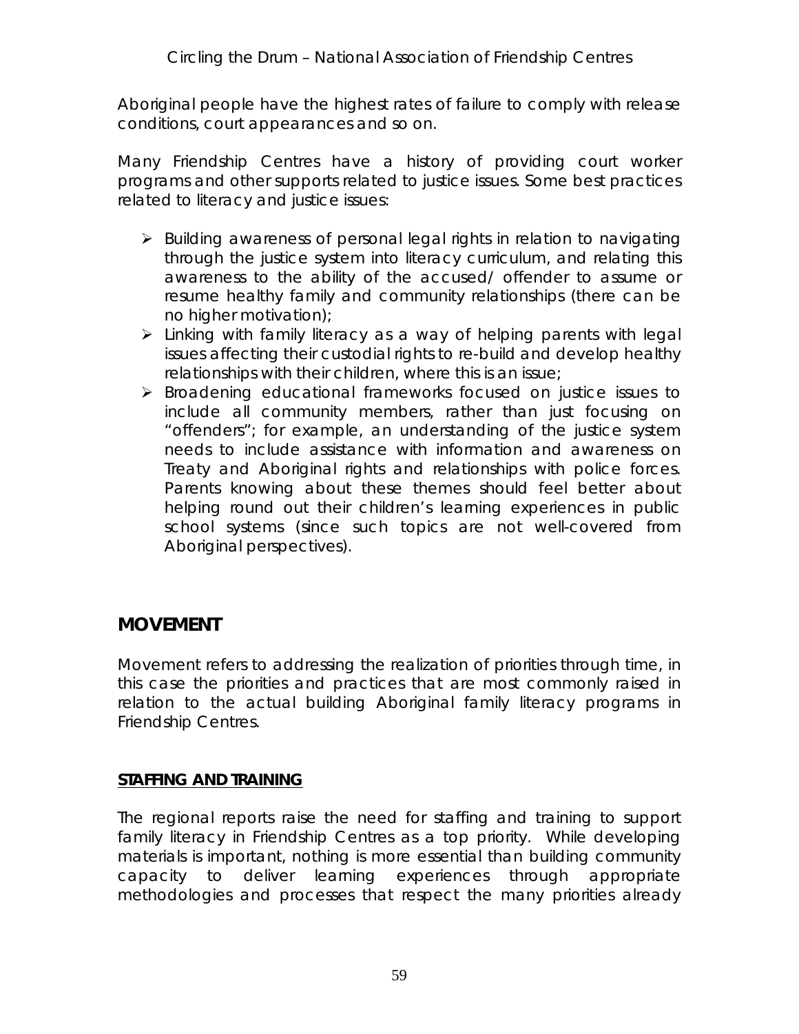Aboriginal people have the highest rates of failure to comply with release conditions, court appearances and so on.

Many Friendship Centres have a history of providing court worker programs and other supports related to justice issues. Some best practices related to literacy and justice issues:

- Building awareness of personal legal rights in relation to navigating through the justice system into literacy curriculum, and relating this awareness to the ability of the accused/ offender to assume or resume healthy family and community relationships (there can be no higher motivation);
- Linking with family literacy as a way of helping parents with legal issues affecting their custodial rights to re-build and develop healthy relationships with their children, where this is an issue;
- Broadening educational frameworks focused on justice issues to include all community members, rather than just focusing on "offenders"; for example, an understanding of the justice system needs to include assistance with information and awareness on Treaty and Aboriginal rights and relationships with police forces. Parents knowing about these themes should feel better about helping round out their children's learning experiences in public school systems (since such topics are not well-covered from Aboriginal perspectives).

## MOVEMENT

Movement refers to addressing the realization of priorities through time, in this case the priorities and practices that are most commonly raised in relation to the actual building Aboriginal family literacy programs in Friendship Centres.

### STAFFING AND TRAINING

The regional reports raise the need for staffing and training to support family literacy in Friendship Centres as a top priority. While developing materials is important, nothing is more essential than building community capacity to deliver learning experiences through appropriate methodologies and processes that respect the many priorities already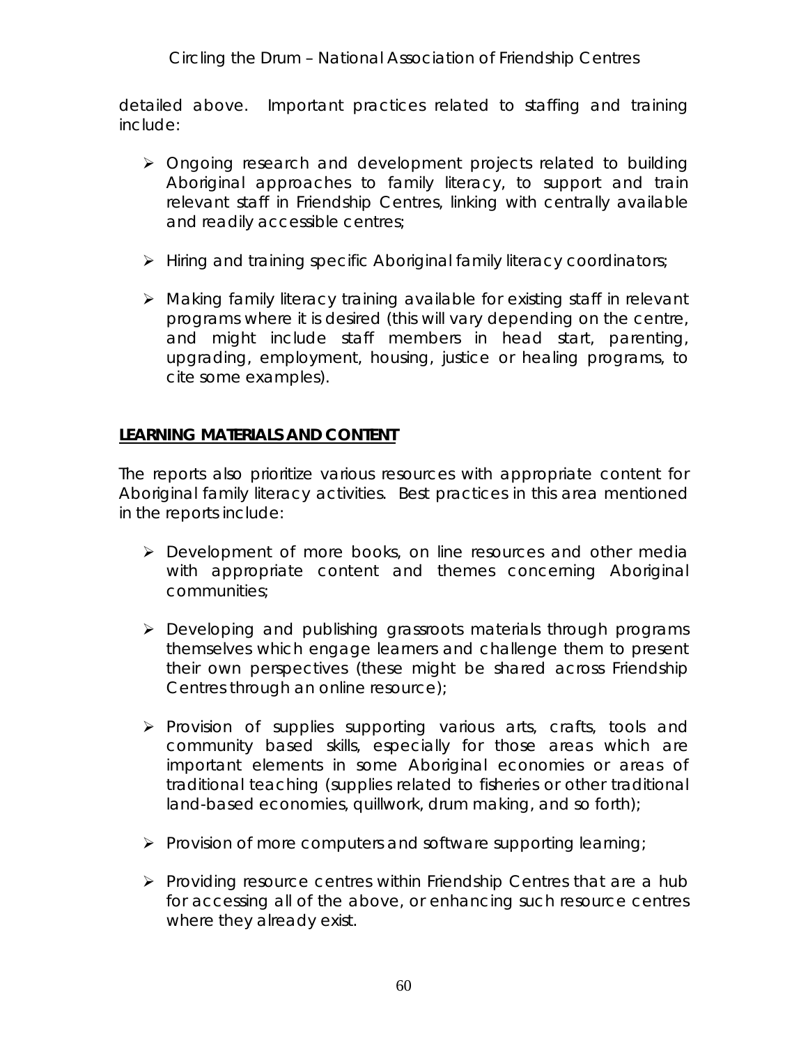detailed above. Important practices related to staffing and training include:

- Ongoing research and development projects related to building Aboriginal approaches to family literacy, to support and train relevant staff in Friendship Centres, linking with centrally available and readily accessible centres;
- Hiring and training specific Aboriginal family literacy coordinators;
- Making family literacy training available for existing staff in relevant programs where it is desired (this will vary depending on the centre, and might include staff members in head start, parenting, upgrading, employment, housing, justice or healing programs, to cite some examples).

**LEARNING MATERIALS AND CONTENT**

The reports also prioritize various resources with appropriate content for Aboriginal family literacy activities. Best practices in this area mentioned in the reports include:

- Development of more books, on line resources and other media with appropriate content and themes concerning Aboriginal communities;
- Developing and publishing grassroots materials through programs themselves which engage learners and challenge them to present their own perspectives (these might be shared across Friendship Centres through an online resource);
- Provision of supplies supporting various arts, crafts, tools and community based skills, especially for those areas which are important elements in some Aboriginal economies or areas of traditional teaching (supplies related to fisheries or other traditional land-based economies, quillwork, drum making, and so forth);
- Provision of more computers and software supporting learning;
- Providing resource centres within Friendship Centres that are a hub for accessing all of the above, or enhancing such resource centres where they already exist.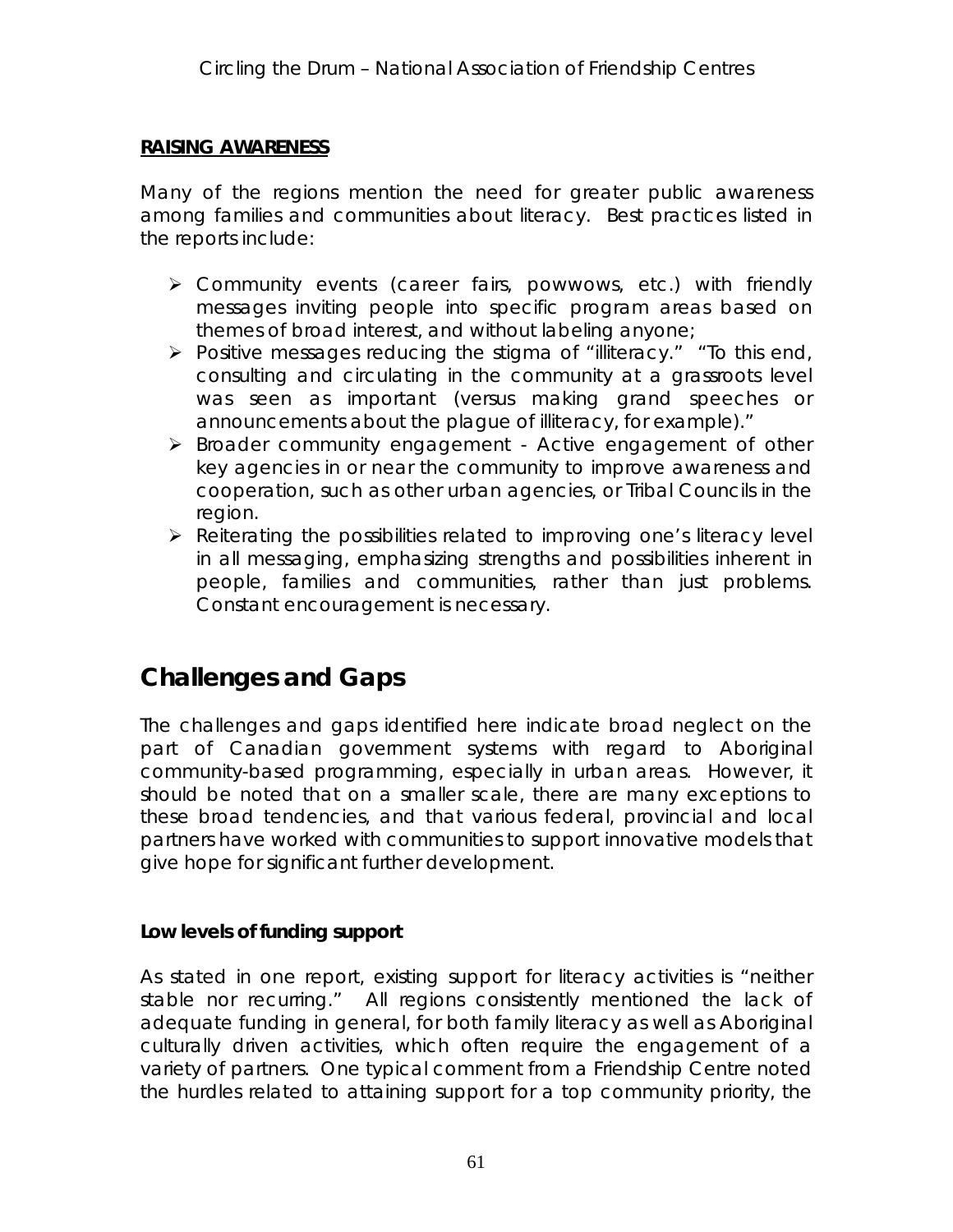**<u>RAISING AWARENESS</u>**

Many of the regions mention the need for greater public awareness among families and communities about literacy. Best practices listed in the reports include:

- Community events (career fairs, powwows, etc.) with friendly messages inviting people into specific program areas based on themes of broad interest, and without labeling anyone;
- Positive messages reducing the stigma of "illiteracy." "To this end, consulting and circulating in the community at a grassroots level was seen as important (versus making grand speeches or announcements about the plague of illiteracy, for example)."
- Broader community engagement - Active engagement of other key agencies in or near the community to improve awareness and cooperation, such as other urban agencies, or Tribal Councils in the region.
- Reiterating the possibilities related to improving one's literacy level in all messaging, emphasizing strengths and possibilities inherent in people, families and communities, rather than just problems. Constant encouragement is necessary.

## Challenges and Gaps

The challenges and gaps identified here indicate broad neglect on the part of Canadian government systems with regard to Aboriginal community-based programming, especially in urban areas. However, it should be noted that on a smaller scale, there are many exceptions to these broad tendencies, and that various federal, provincial and local partners have worked with communities to support innovative models that give hope for significant further development.

**Low levels of funding support**

As stated in one report, existing support for literacy activities is "neither stable nor recurring." All regions consistently mentioned the lack of adequate funding in general, for both family literacy as well as Aboriginal culturally driven activities, which often require the engagement of a variety of partners. One typical comment from a Friendship Centre noted the hurdles related to attaining support for a top community priority, the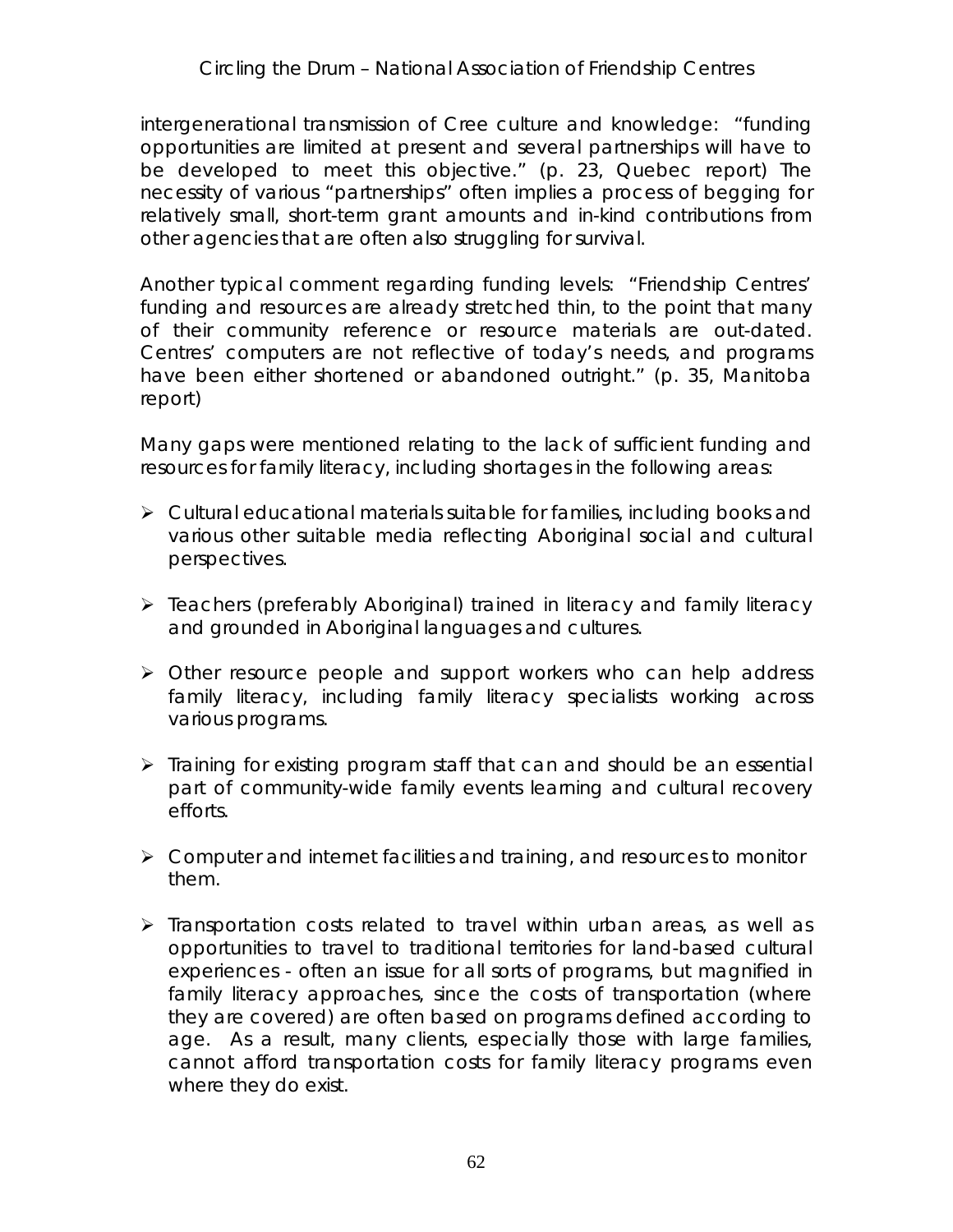intergenerational transmission of Cree culture and knowledge: "funding opportunities are limited at present and several partnerships will have to be developed to meet this objective." (p. 23, Quebec report) The necessity of various "partnerships" often implies a process of begging for relatively small, short-term grant amounts and in-kind contributions from other agencies that are often also struggling for survival.

Another typical comment regarding funding levels: "Friendship Centres' funding and resources are already stretched thin, to the point that many of their community reference or resource materials are out-dated. Centres' computers are not reflective of today's needs, and programs have been either shortened or abandoned outright." (p. 35, Manitoba report)

Many gaps were mentioned relating to the lack of sufficient funding and resources for family literacy, including shortages in the following areas:

- Cultural educational materials suitable for families, including books and various other suitable media reflecting Aboriginal social and cultural perspectives.
- Teachers (preferably Aboriginal) trained in literacy and family literacy and grounded in Aboriginal languages and cultures.
- Other resource people and support workers who can help address family literacy, including family literacy specialists working across various programs.
- Training for existing program staff that can and should be an essential part of community-wide family events learning and cultural recovery efforts.
- Computer and internet facilities and training, and resources to monitor them.
- Transportation costs related to travel within urban areas, as well as opportunities to travel to traditional territories for land-based cultural experiences - often an issue for all sorts of programs, but magnified in family literacy approaches, since the costs of transportation (where they are covered) are often based on programs defined according to age. As a result, many clients, especially those with large families, cannot afford transportation costs for family literacy programs even where they do exist.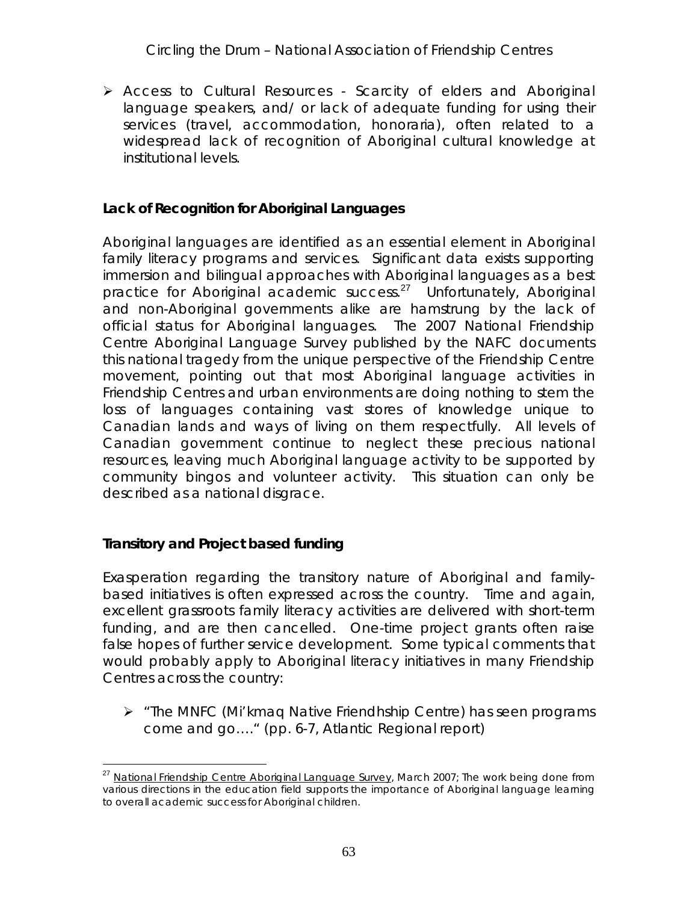- Access to Cultural Resources - Scarcity of elders and Aboriginal language speakers, and/ or lack of adequate funding for using their services (travel, accommodation, honoraria), often related to a widespread lack of recognition of Aboriginal cultural knowledge at institutional levels.

**Lack of Recognition for Aboriginal Languages**

Aboriginal languages are identified as an essential element in Aboriginal family literacy programs and services. Significant data exists supporting immersion and bilingual approaches with Aboriginal languages as a best practice for Aboriginal academic success.[27] Unfortunately, Aboriginal and non-Aboriginal governments alike are hamstrung by the lack of official status for Aboriginal languages. The 2007 National Friendship Centre Aboriginal Language Survey published by the NAFC documents this national tragedy from the unique perspective of the Friendship Centre movement, pointing out that most Aboriginal language activities in Friendship Centres and urban environments are doing nothing to stem the loss of languages containing vast stores of knowledge unique to Canadian lands and ways of living on them respectfully. All levels of Canadian government continue to neglect these precious national resources, leaving much Aboriginal language activity to be supported by community bingos and volunteer activity. This situation can only be described as a national disgrace.

**Transitory and Project based funding**

Exasperation regarding the transitory nature of Aboriginal and family-based initiatives is often expressed across the country. Time and again, excellent grassroots family literacy activities are delivered with short-term funding, and are then cancelled. One-time project grants often raise false hopes of further service development. Some typical comments that would probably apply to Aboriginal literacy initiatives in many Friendship Centres across the country:

- "The MNFC (Mi'kmaq Native Friendhship Centre) has seen programs come and go…." (pp. 6-7, Atlantic Regional report)

---

[27] National Friendship Centre Aboriginal Language Survey, March 2007; The work being done from various directions in the education field supports the importance of Aboriginal language learning to overall academic success for Aboriginal children.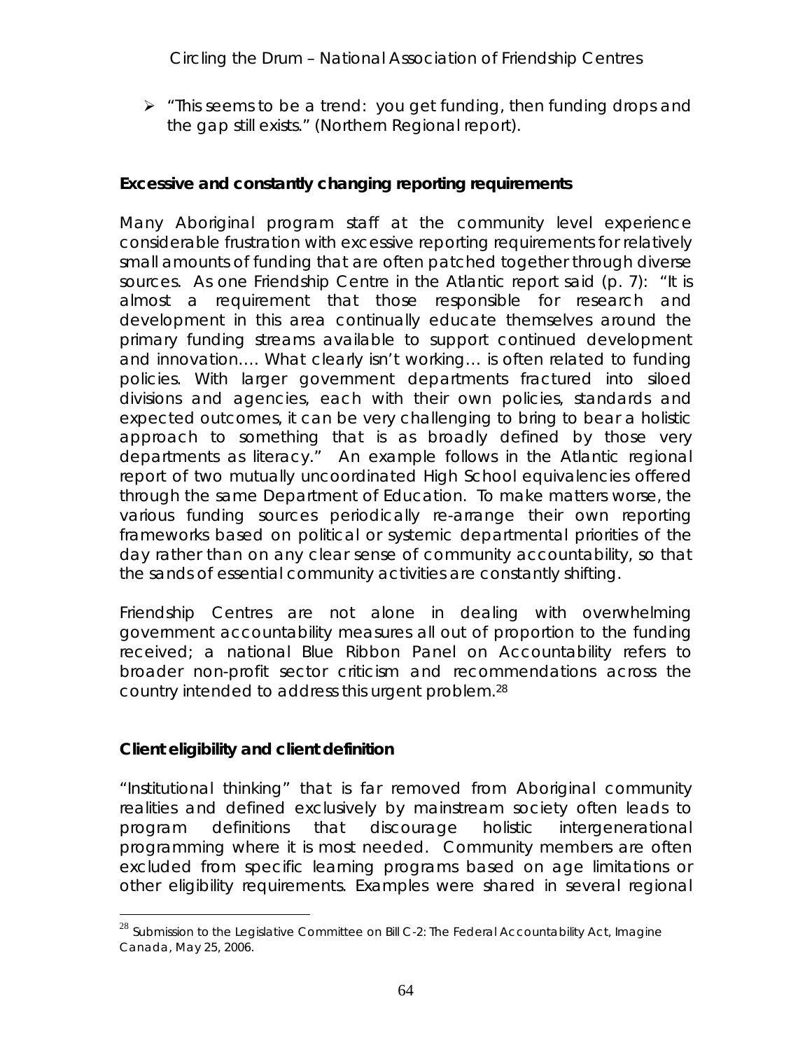- "This seems to be a trend: you get funding, then funding drops and the gap still exists." (Northern Regional report).

**Excessive and constantly changing reporting requirements**

Many Aboriginal program staff at the community level experience considerable frustration with excessive reporting requirements for relatively small amounts of funding that are often patched together through diverse sources. As one Friendship Centre in the Atlantic report said (p. 7): "It is almost a requirement that those responsible for research and development in this area continually educate themselves around the primary funding streams available to support continued development and innovation…. What clearly isn't working… is often related to funding policies. With larger government departments fractured into siloed divisions and agencies, each with their own policies, standards and expected outcomes, it can be very challenging to bring to bear a holistic approach to something that is as broadly defined by those very departments as literacy." An example follows in the Atlantic regional report of two mutually uncoordinated High School equivalencies offered through the same Department of Education. To make matters worse, the various funding sources periodically re-arrange their own reporting frameworks based on political or systemic departmental priorities of the day rather than on any clear sense of community accountability, so that the sands of essential community activities are constantly shifting.

Friendship Centres are not alone in dealing with overwhelming government accountability measures all out of proportion to the funding received; a national Blue Ribbon Panel on Accountability refers to broader non-profit sector criticism and recommendations across the country intended to address this urgent problem.[28]

**Client eligibility and client definition**

"Institutional thinking" that is far removed from Aboriginal community realities and defined exclusively by mainstream society often leads to program definitions that discourage holistic intergenerational programming where it is most needed. Community members are often excluded from specific learning programs based on age limitations or other eligibility requirements. Examples were shared in several regional

[28] Submission to the Legislative Committee on Bill C-2: The Federal Accountability Act, Imagine Canada, May 25, 2006.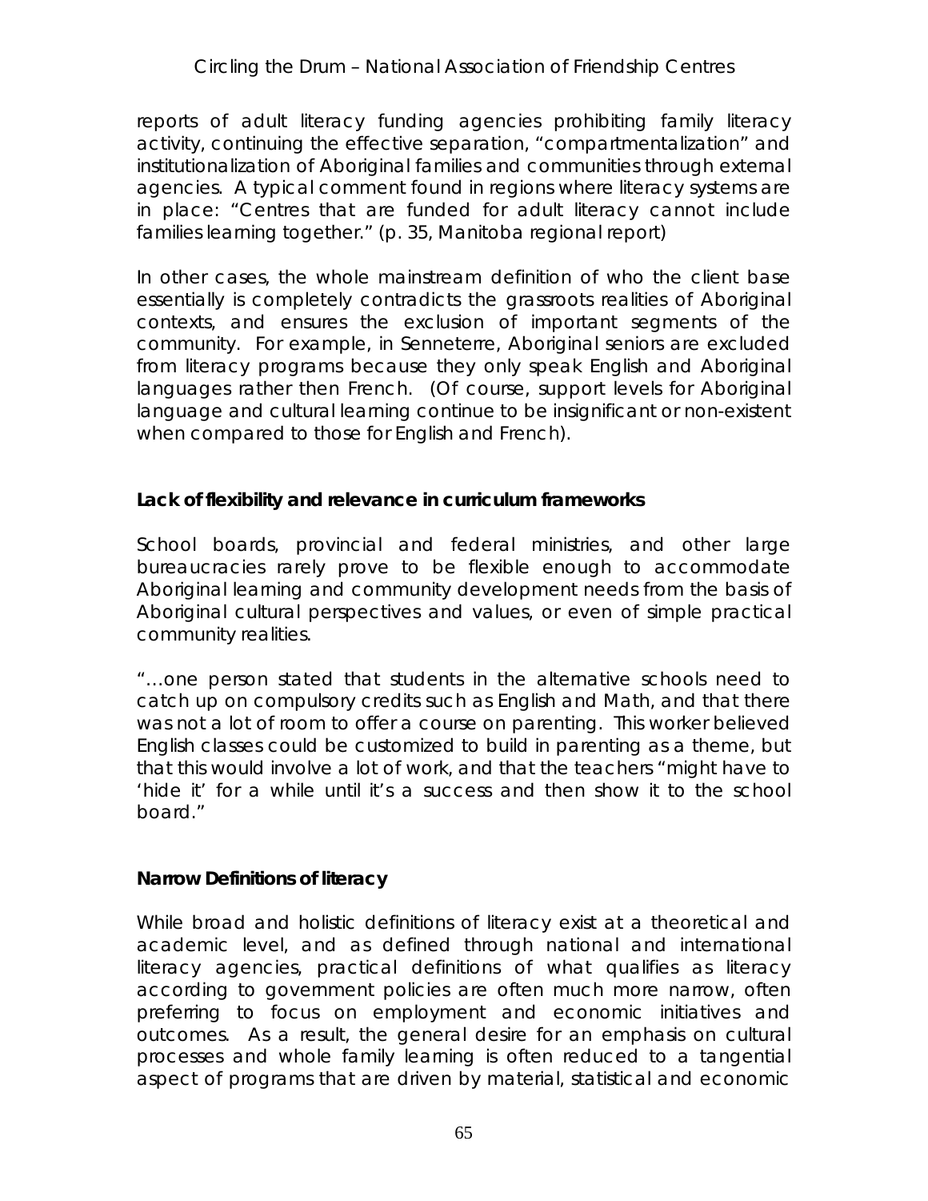reports of adult literacy funding agencies prohibiting family literacy activity, continuing the effective separation, "compartmentalization" and institutionalization of Aboriginal families and communities through external agencies. A typical comment found in regions where literacy systems are in place: "Centres that are funded for adult literacy cannot include families learning together." (p. 35, Manitoba regional report)

In other cases, the whole mainstream definition of who the client base essentially is completely contradicts the grassroots realities of Aboriginal contexts, and ensures the exclusion of important segments of the community. For example, in Senneterre, Aboriginal seniors are excluded from literacy programs because they only speak English and Aboriginal languages rather then French. (Of course, support levels for Aboriginal language and cultural learning continue to be insignificant or non-existent when compared to those for English and French).

**Lack of flexibility and relevance in curriculum frameworks**

School boards, provincial and federal ministries, and other large bureaucracies rarely prove to be flexible enough to accommodate Aboriginal learning and community development needs from the basis of Aboriginal cultural perspectives and values, or even of simple practical community realities.

"…one person stated that students in the alternative schools need to catch up on compulsory credits such as English and Math, and that there was not a lot of room to offer a course on parenting. This worker believed English classes could be customized to build in parenting as a theme, but that this would involve a lot of work, and that the teachers "might have to 'hide it' for a while until it's a success and then show it to the school board."

**Narrow Definitions of literacy**

While broad and holistic definitions of literacy exist at a theoretical and academic level, and as defined through national and international literacy agencies, practical definitions of what qualifies as literacy according to government policies are often much more narrow, often preferring to focus on employment and economic initiatives and outcomes. As a result, the general desire for an emphasis on cultural processes and whole family learning is often reduced to a tangential aspect of programs that are driven by material, statistical and economic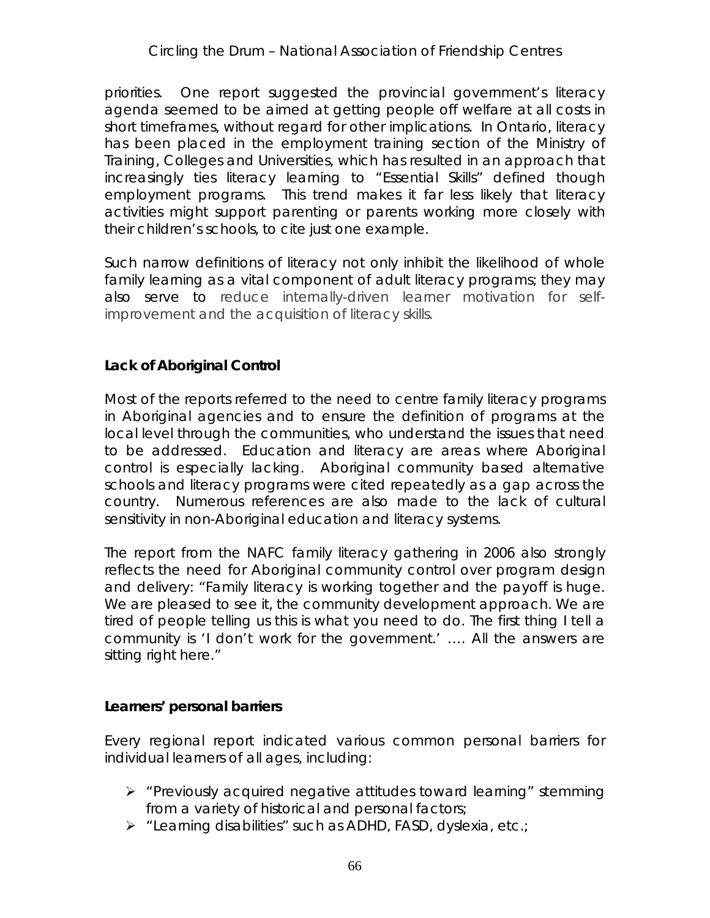priorities. One report suggested the provincial government's literacy agenda seemed to be aimed at getting people off welfare at all costs in short timeframes, without regard for other implications. In Ontario, literacy has been placed in the employment training section of the Ministry of Training, Colleges and Universities, which has resulted in an approach that increasingly ties literacy learning to "Essential Skills" defined though employment programs. This trend makes it far less likely that literacy activities might support parenting or parents working more closely with their children's schools, to cite just one example.

Such narrow definitions of literacy not only inhibit the likelihood of whole family learning as a vital component of adult literacy programs; they may also serve to reduce internally-driven learner motivation for self-improvement and the acquisition of literacy skills.

**Lack of Aboriginal Control**

Most of the reports referred to the need to centre family literacy programs in Aboriginal agencies and to ensure the definition of programs at the local level through the communities, who understand the issues that need to be addressed. Education and literacy are areas where Aboriginal control is especially lacking. Aboriginal community based alternative schools and literacy programs were cited repeatedly as a gap across the country. Numerous references are also made to the lack of cultural sensitivity in non-Aboriginal education and literacy systems.

The report from the NAFC family literacy gathering in 2006 also strongly reflects the need for Aboriginal community control over program design and delivery: "Family literacy is working together and the payoff is huge. We are pleased to see it, the community development approach. We are tired of people telling us this is what you need to do. The first thing I tell a community is 'I don't work for the government.' …. All the answers are sitting right here."

**Learners' personal barriers**

Every regional report indicated various common personal barriers for individual learners of all ages, including:

- "Previously acquired negative attitudes toward learning" stemming from a variety of historical and personal factors;
- "Learning disabilities" such as ADHD, FASD, dyslexia, etc.;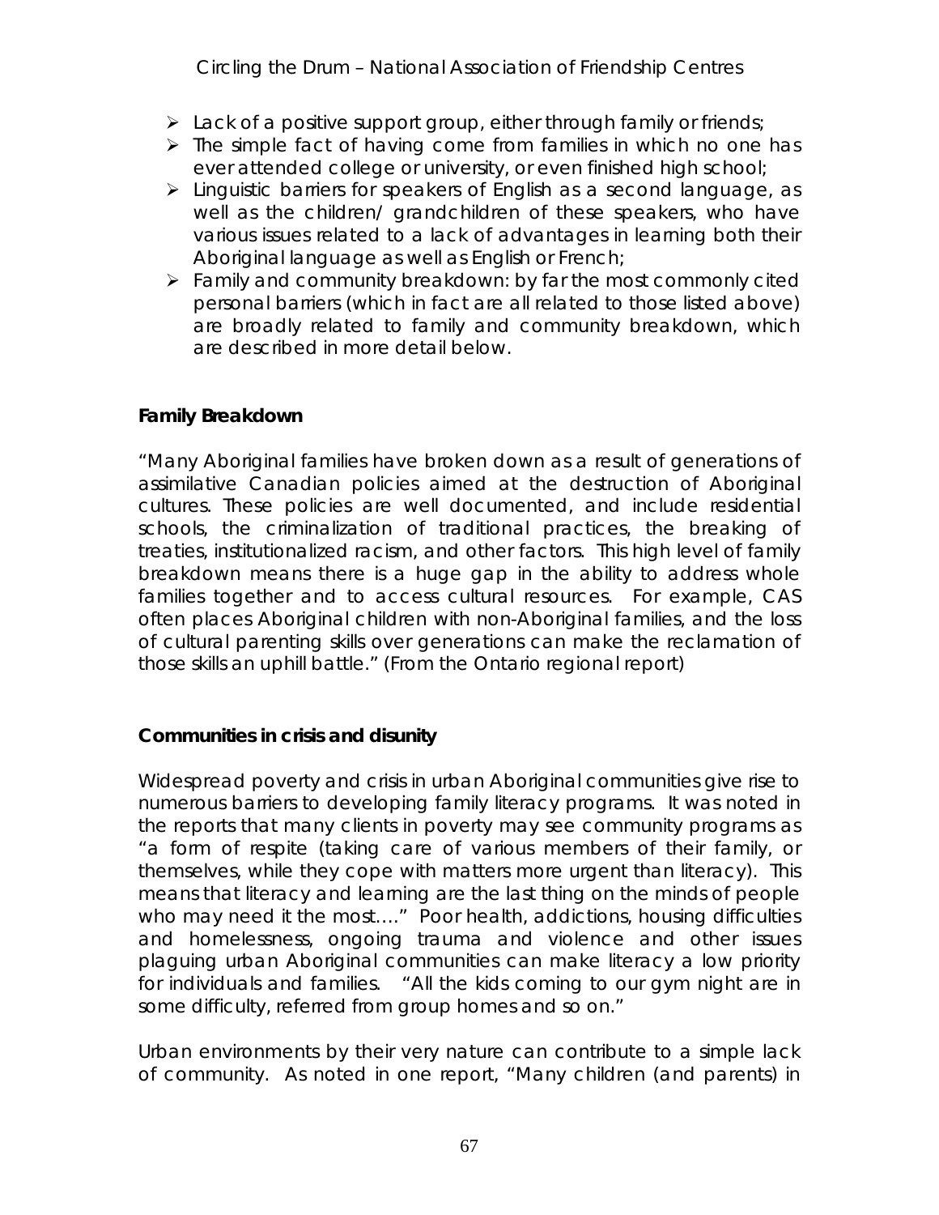- Lack of a positive support group, either through family or friends;
- The simple fact of having come from families in which no one has ever attended college or university, or even finished high school;
- Linguistic barriers for speakers of English as a second language, as well as the children/ grandchildren of these speakers, who have various issues related to a lack of advantages in learning both their Aboriginal language as well as English or French;
- Family and community breakdown: by far the most commonly cited personal barriers (which in fact are all related to those listed above) are broadly related to family and community breakdown, which are described in more detail below.

**Family Breakdown**

"Many Aboriginal families have broken down as a result of generations of assimilative Canadian policies aimed at the destruction of Aboriginal cultures. These policies are well documented, and include residential schools, the criminalization of traditional practices, the breaking of treaties, institutionalized racism, and other factors. This high level of family breakdown means there is a huge gap in the ability to address whole families together and to access cultural resources. For example, CAS often places Aboriginal children with non-Aboriginal families, and the loss of cultural parenting skills over generations can make the reclamation of those skills an uphill battle." (From the Ontario regional report)

**Communities in crisis and disunity**

Widespread poverty and crisis in urban Aboriginal communities give rise to numerous barriers to developing family literacy programs. It was noted in the reports that many clients in poverty may see community programs as "a form of respite (taking care of various members of their family, or themselves, while they cope with matters more urgent than literacy). This means that literacy and learning are the last thing on the minds of people who may need it the most…." Poor health, addictions, housing difficulties and homelessness, ongoing trauma and violence and other issues plaguing urban Aboriginal communities can make literacy a low priority for individuals and families. "All the kids coming to our gym night are in some difficulty, referred from group homes and so on."

Urban environments by their very nature can contribute to a simple lack of community. As noted in one report, "Many children (and parents) in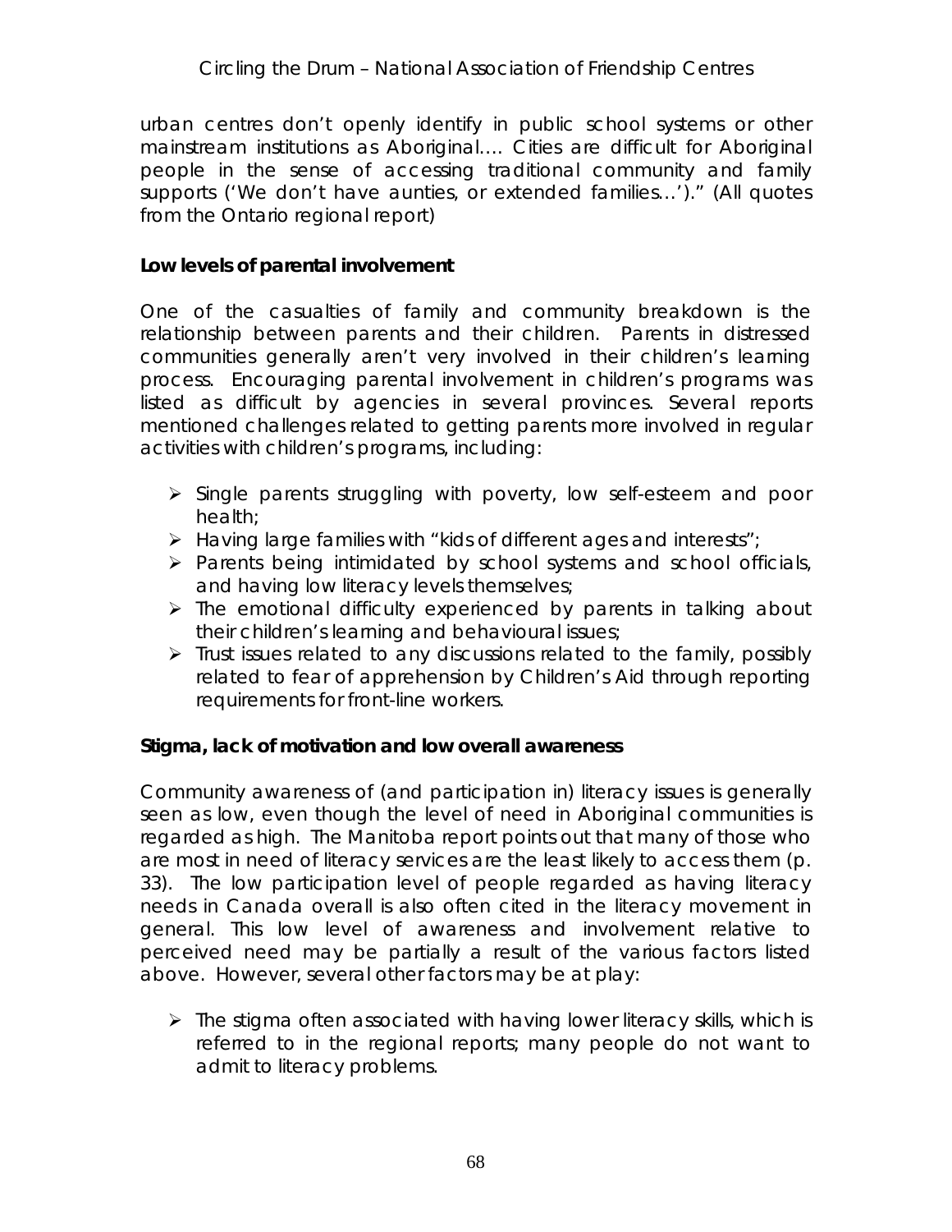urban centres don't openly identify in public school systems or other mainstream institutions as Aboriginal…. Cities are difficult for Aboriginal people in the sense of accessing traditional community and family supports ('We don't have aunties, or extended families…')." (All quotes from the Ontario regional report)

**Low levels of parental involvement**

One of the casualties of family and community breakdown is the relationship between parents and their children. Parents in distressed communities generally aren't very involved in their children's learning process. Encouraging parental involvement in children's programs was listed as difficult by agencies in several provinces. Several reports mentioned challenges related to getting parents more involved in regular activities with children's programs, including:

- Single parents struggling with poverty, low self-esteem and poor health;
- Having large families with "kids of different ages and interests";
- Parents being intimidated by school systems and school officials, and having low literacy levels themselves;
- The emotional difficulty experienced by parents in talking about their children's learning and behavioural issues;
- Trust issues related to any discussions related to the family, possibly related to fear of apprehension by Children's Aid through reporting requirements for front-line workers.

**Stigma, lack of motivation and low overall awareness**

Community awareness of (and participation in) literacy issues is generally seen as low, even though the level of need in Aboriginal communities is regarded as high. The Manitoba report points out that many of those who are most in need of literacy services are the least likely to access them (p. 33). The low participation level of people regarded as having literacy needs in Canada overall is also often cited in the literacy movement in general. This low level of awareness and involvement relative to perceived need may be partially a result of the various factors listed above. However, several other factors may be at play:

- The stigma often associated with having lower literacy skills, which is referred to in the regional reports; many people do not want to admit to literacy problems.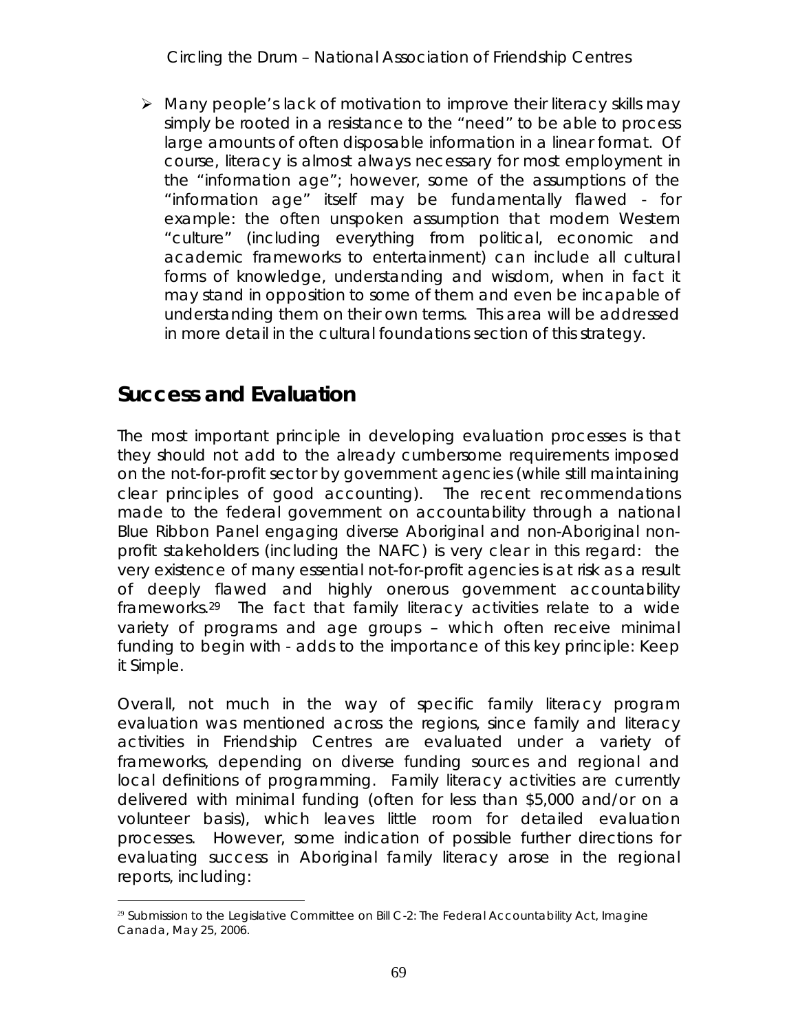- Many people's lack of motivation to improve their literacy skills may simply be rooted in a resistance to the "need" to be able to process large amounts of often disposable information in a linear format. Of course, literacy is almost always necessary for most employment in the "information age"; however, some of the assumptions of the "information age" itself may be fundamentally flawed - for example: the often unspoken assumption that modern Western "culture" (including everything from political, economic and academic frameworks to entertainment) can include all cultural forms of knowledge, understanding and wisdom, when in fact it may stand in opposition to some of them and even be incapable of understanding them on their own terms. This area will be addressed in more detail in the cultural foundations section of this strategy.

## Success and Evaluation

The most important principle in developing evaluation processes is that they should not add to the already cumbersome requirements imposed on the not-for-profit sector by government agencies (while still maintaining clear principles of good accounting). The recent recommendations made to the federal government on accountability through a national Blue Ribbon Panel engaging diverse Aboriginal and non-Aboriginal non-profit stakeholders (including the NAFC) is very clear in this regard: the very existence of many essential not-for-profit agencies is at risk as a result of deeply flawed and highly onerous government accountability frameworks.[29] The fact that family literacy activities relate to a wide variety of programs and age groups – which often receive minimal funding to begin with - adds to the importance of this key principle: Keep it Simple.

Overall, not much in the way of specific family literacy program evaluation was mentioned across the regions, since family and literacy activities in Friendship Centres are evaluated under a variety of frameworks, depending on diverse funding sources and regional and local definitions of programming. Family literacy activities are currently delivered with minimal funding (often for less than $5,000 and/or on a volunteer basis), which leaves little room for detailed evaluation processes. However, some indication of possible further directions for evaluating success in Aboriginal family literacy arose in the regional reports, including:

---

[29] Submission to the Legislative Committee on Bill C-2: The Federal Accountability Act, Imagine Canada, May 25, 2006.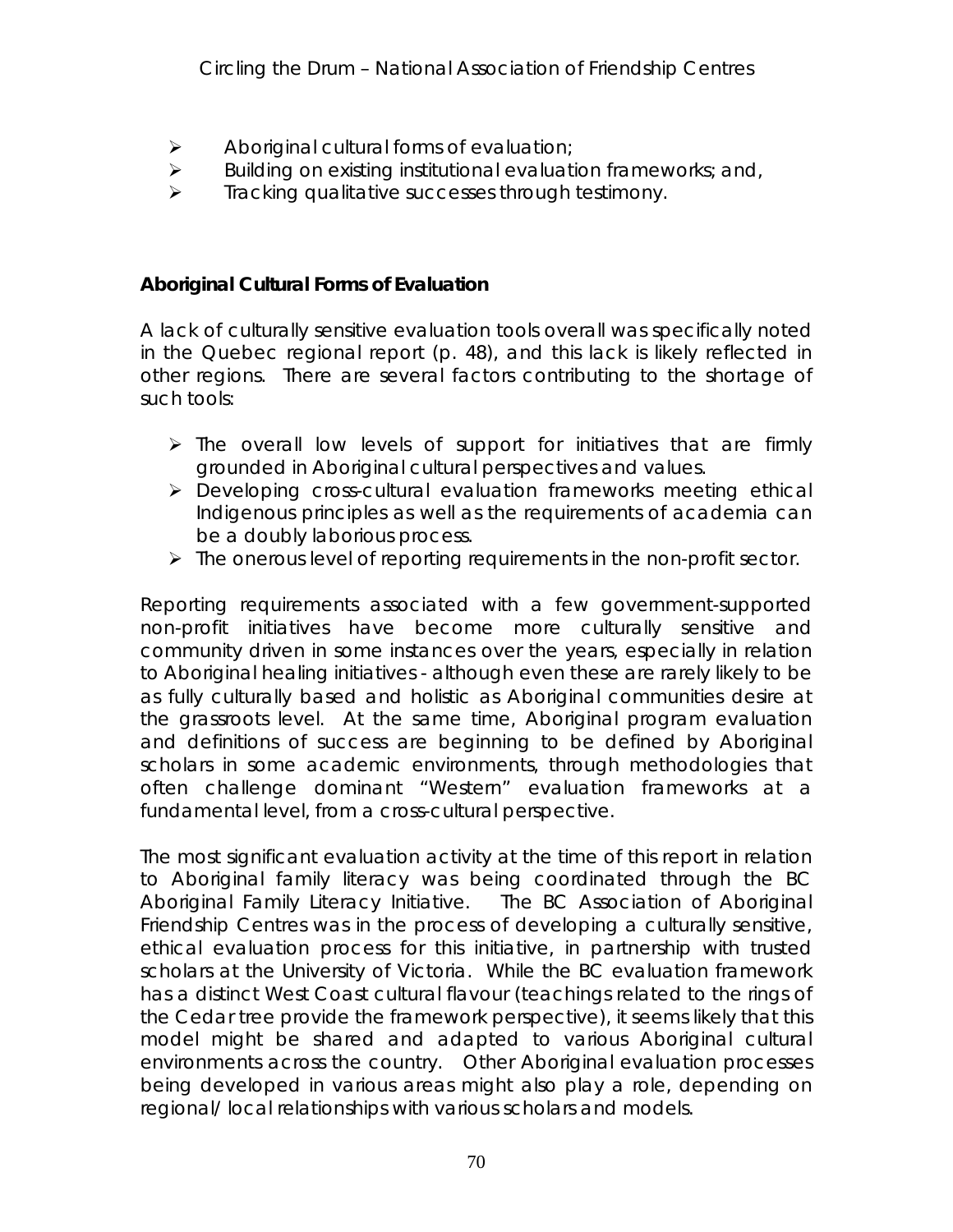- Aboriginal cultural forms of evaluation;
- Building on existing institutional evaluation frameworks; and,
- Tracking qualitative successes through testimony.

**Aboriginal Cultural Forms of Evaluation**

A lack of culturally sensitive evaluation tools overall was specifically noted in the Quebec regional report (p. 48), and this lack is likely reflected in other regions. There are several factors contributing to the shortage of such tools:

- The overall low levels of support for initiatives that are firmly grounded in Aboriginal cultural perspectives and values.
- Developing cross-cultural evaluation frameworks meeting ethical Indigenous principles as well as the requirements of academia can be a doubly laborious process.
- The onerous level of reporting requirements in the non-profit sector.

Reporting requirements associated with a few government-supported non-profit initiatives have become more culturally sensitive and community driven in some instances over the years, especially in relation to Aboriginal healing initiatives - although even these are rarely likely to be as fully culturally based and holistic as Aboriginal communities desire at the grassroots level. At the same time, Aboriginal program evaluation and definitions of success are beginning to be defined by Aboriginal scholars in some academic environments, through methodologies that often challenge dominant "Western" evaluation frameworks at a fundamental level, from a cross-cultural perspective.

The most significant evaluation activity at the time of this report in relation to Aboriginal family literacy was being coordinated through the BC Aboriginal Family Literacy Initiative. The BC Association of Aboriginal Friendship Centres was in the process of developing a culturally sensitive, ethical evaluation process for this initiative, in partnership with trusted scholars at the University of Victoria. While the BC evaluation framework has a distinct West Coast cultural flavour (teachings related to the rings of the Cedar tree provide the framework perspective), it seems likely that this model might be shared and adapted to various Aboriginal cultural environments across the country. Other Aboriginal evaluation processes being developed in various areas might also play a role, depending on regional/ local relationships with various scholars and models.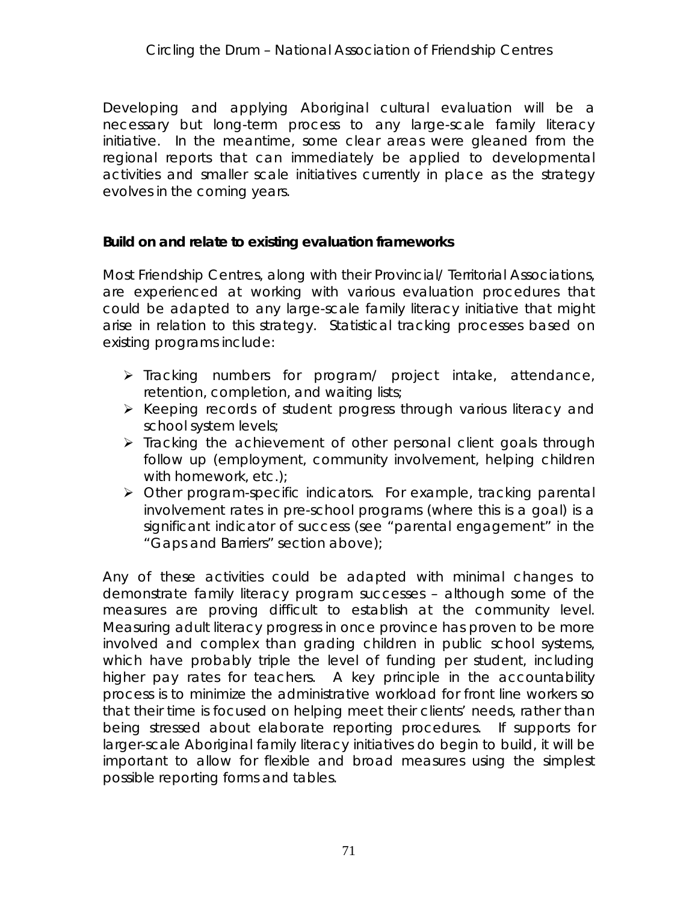Developing and applying Aboriginal cultural evaluation will be a necessary but long-term process to any large-scale family literacy initiative. In the meantime, some clear areas were gleaned from the regional reports that can immediately be applied to developmental activities and smaller scale initiatives currently in place as the strategy evolves in the coming years.

**Build on and relate to existing evaluation frameworks**

Most Friendship Centres, along with their Provincial/ Territorial Associations, are experienced at working with various evaluation procedures that could be adapted to any large-scale family literacy initiative that might arise in relation to this strategy. Statistical tracking processes based on existing programs include:

- Tracking numbers for program/ project intake, attendance, retention, completion, and waiting lists;
- Keeping records of student progress through various literacy and school system levels;
- Tracking the achievement of other personal client goals through follow up (employment, community involvement, helping children with homework, etc.);
- Other program-specific indicators. For example, tracking parental involvement rates in pre-school programs (where this is a goal) is a significant indicator of success (see "parental engagement" in the "Gaps and Barriers" section above);

Any of these activities could be adapted with minimal changes to demonstrate family literacy program successes – although some of the measures are proving difficult to establish at the community level. Measuring adult literacy progress in once province has proven to be more involved and complex than grading children in public school systems, which have probably triple the level of funding per student, including higher pay rates for teachers. A key principle in the accountability process is to minimize the administrative workload for front line workers so that their time is focused on helping meet their clients' needs, rather than being stressed about elaborate reporting procedures. If supports for larger-scale Aboriginal family literacy initiatives do begin to build, it will be important to allow for flexible and broad measures using the simplest possible reporting forms and tables.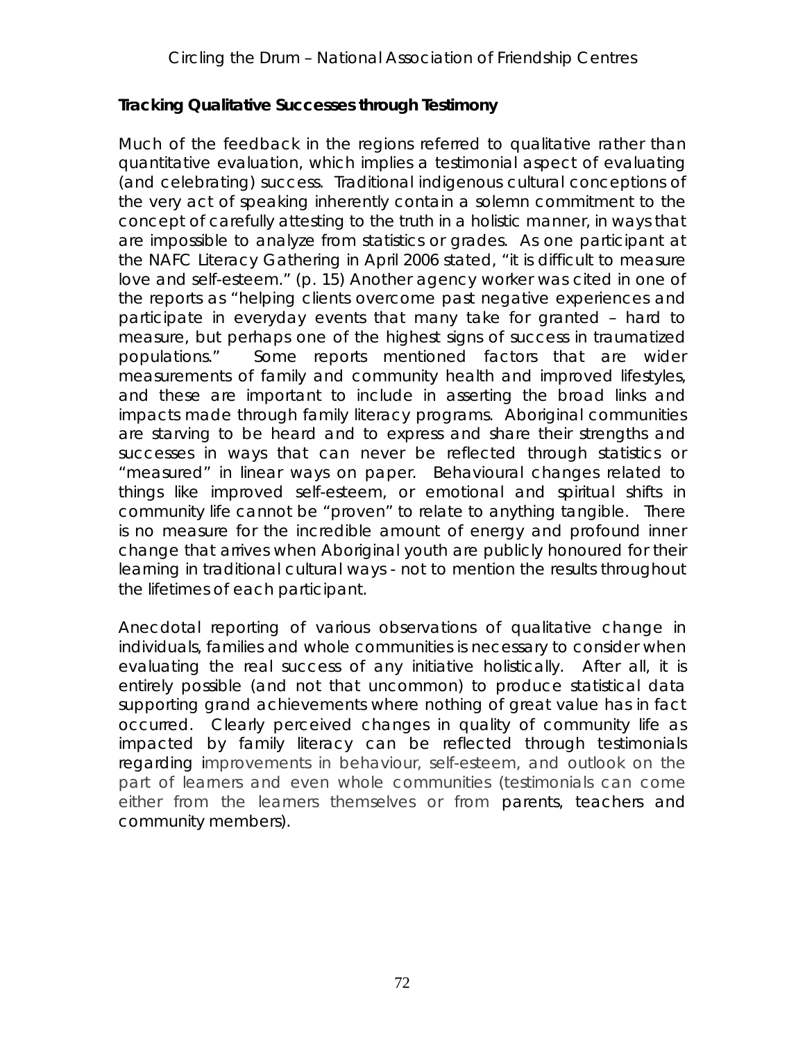### **Tracking Qualitative Successes through Testimony**

Much of the feedback in the regions referred to qualitative rather than quantitative evaluation, which implies a testimonial aspect of evaluating (and celebrating) success. Traditional indigenous cultural conceptions of the very act of speaking inherently contain a solemn commitment to the concept of carefully attesting to the truth in a holistic manner, in ways that are impossible to analyze from statistics or grades. As one participant at the NAFC Literacy Gathering in April 2006 stated, "it is difficult to measure love and self-esteem." (p. 15) Another agency worker was cited in one of the reports as "helping clients overcome past negative experiences and participate in everyday events that many take for granted – hard to measure, but perhaps one of the highest signs of success in traumatized populations." Some reports mentioned factors that are wider measurements of family and community health and improved lifestyles, and these are important to include in asserting the broad links and impacts made through family literacy programs. Aboriginal communities are starving to be heard and to express and share their strengths and successes in ways that can never be reflected through statistics or "measured" in linear ways on paper. Behavioural changes related to things like improved self-esteem, or emotional and spiritual shifts in community life cannot be "proven" to relate to anything tangible. There is no measure for the incredible amount of energy and profound inner change that arrives when Aboriginal youth are publicly honoured for their learning in traditional cultural ways - not to mention the results throughout the lifetimes of each participant.

Anecdotal reporting of various observations of qualitative change in individuals, families and whole communities is necessary to consider when evaluating the real success of any initiative holistically. After all, it is entirely possible (and not that uncommon) to produce statistical data supporting grand achievements where nothing of great value has in fact occurred. Clearly perceived changes in quality of community life as impacted by family literacy can be reflected through testimonials regarding improvements in behaviour, self-esteem, and outlook on the part of learners and even whole communities (testimonials can come either from the learners themselves or from parents, teachers and community members).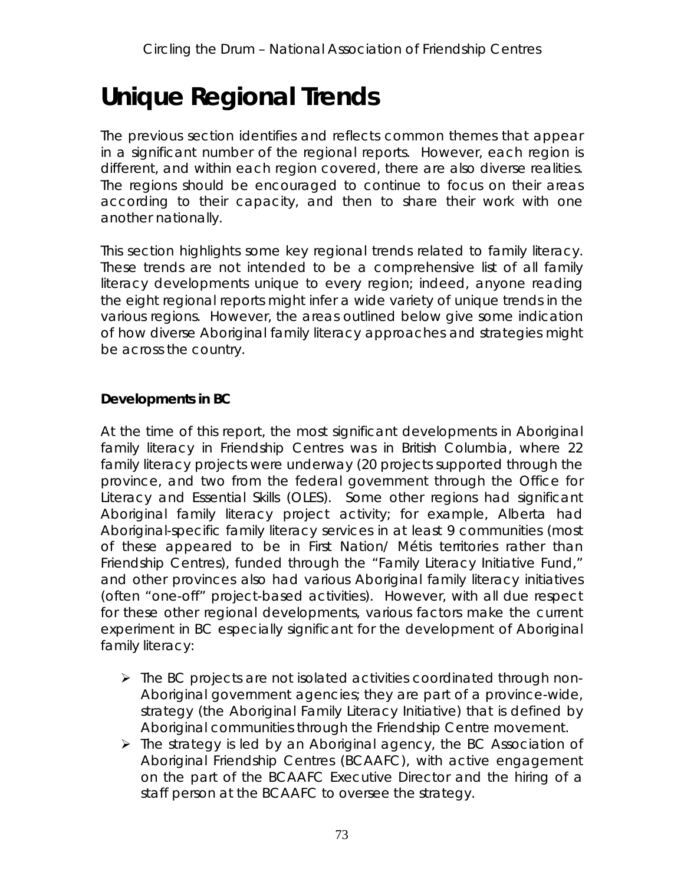# Unique Regional Trends

The previous section identifies and reflects common themes that appear in a significant number of the regional reports. However, each region is different, and within each region covered, there are also diverse realities. The regions should be encouraged to continue to focus on their areas according to their capacity, and then to share their work with one another nationally.

This section highlights some key regional trends related to family literacy. These trends are not intended to be a comprehensive list of all family literacy developments unique to every region; indeed, anyone reading the eight regional reports might infer a wide variety of unique trends in the various regions. However, the areas outlined below give some indication of how diverse Aboriginal family literacy approaches and strategies might be across the country.

**Developments in BC**

At the time of this report, the most significant developments in Aboriginal family literacy in Friendship Centres was in British Columbia, where 22 family literacy projects were underway (20 projects supported through the province, and two from the federal government through the Office for Literacy and Essential Skills (OLES). Some other regions had significant Aboriginal family literacy project activity; for example, Alberta had Aboriginal-specific family literacy services in at least 9 communities (most of these appeared to be in First Nation/ Métis territories rather than Friendship Centres), funded through the "Family Literacy Initiative Fund," and other provinces also had various Aboriginal family literacy initiatives (often "one-off" project-based activities). However, with all due respect for these other regional developments, various factors make the current experiment in BC especially significant for the development of Aboriginal family literacy:

- The BC projects are not isolated activities coordinated through non-Aboriginal government agencies; they are part of a province-wide, strategy (the Aboriginal Family Literacy Initiative) that is defined by Aboriginal communities through the Friendship Centre movement.
- The strategy is led by an Aboriginal agency, the BC Association of Aboriginal Friendship Centres (BCAAFC), with active engagement on the part of the BCAAFC Executive Director and the hiring of a staff person at the BCAAFC to oversee the strategy.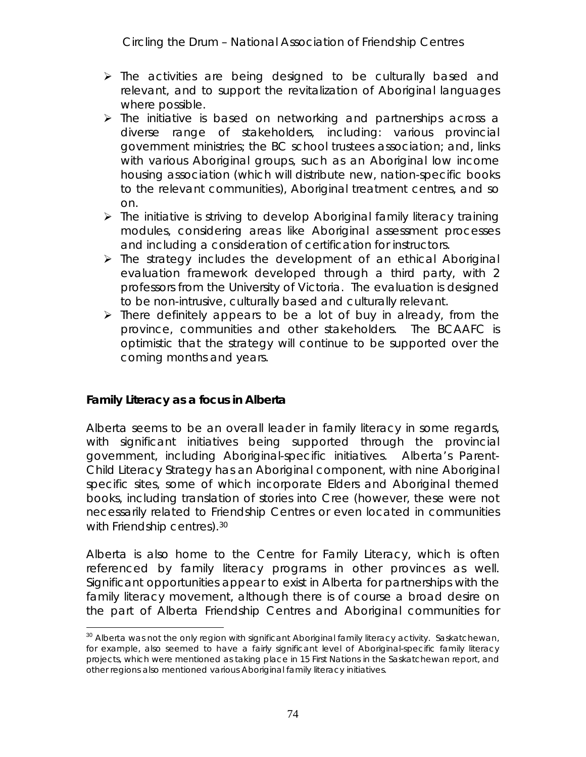- The activities are being designed to be culturally based and relevant, and to support the revitalization of Aboriginal languages where possible.
- The initiative is based on networking and partnerships across a diverse range of stakeholders, including: various provincial government ministries; the BC school trustees association; and, links with various Aboriginal groups, such as an Aboriginal low income housing association (which will distribute new, nation-specific books to the relevant communities), Aboriginal treatment centres, and so on.
- The initiative is striving to develop Aboriginal family literacy training modules, considering areas like Aboriginal assessment processes and including a consideration of certification for instructors.
- The strategy includes the development of an ethical Aboriginal evaluation framework developed through a third party, with 2 professors from the University of Victoria. The evaluation is designed to be non-intrusive, culturally based and culturally relevant.
- There definitely appears to be a lot of buy in already, from the province, communities and other stakeholders. The BCAAFC is optimistic that the strategy will continue to be supported over the coming months and years.

**Family Literacy as a focus in Alberta**

Alberta seems to be an overall leader in family literacy in some regards, with significant initiatives being supported through the provincial government, including Aboriginal-specific initiatives. Alberta's Parent-Child Literacy Strategy has an Aboriginal component, with nine Aboriginal specific sites, some of which incorporate Elders and Aboriginal themed books, including translation of stories into Cree (however, these were not necessarily related to Friendship Centres or even located in communities with Friendship centres).[30]

Alberta is also home to the Centre for Family Literacy, which is often referenced by family literacy programs in other provinces as well. Significant opportunities appear to exist in Alberta for partnerships with the family literacy movement, although there is of course a broad desire on the part of Alberta Friendship Centres and Aboriginal communities for

[30] Alberta was not the only region with significant Aboriginal family literacy activity. Saskatchewan, for example, also seemed to have a fairly significant level of Aboriginal-specific family literacy projects, which were mentioned as taking place in 15 First Nations in the Saskatchewan report, and other regions also mentioned various Aboriginal family literacy initiatives.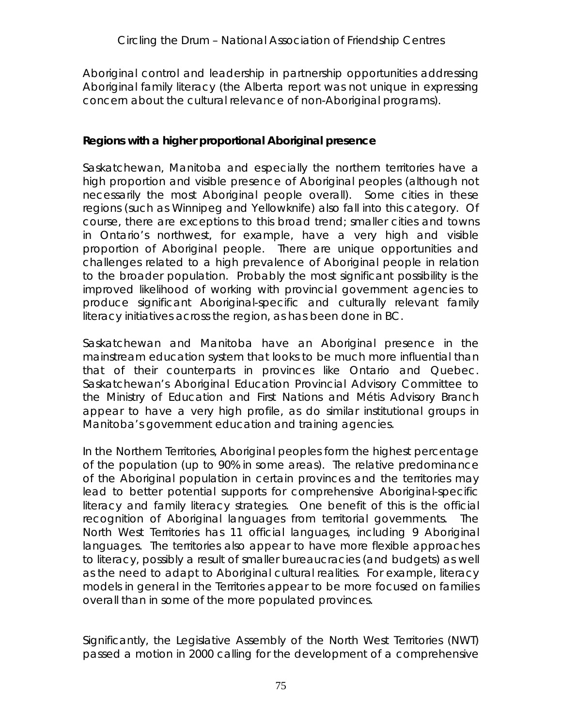Aboriginal control and leadership in partnership opportunities addressing Aboriginal family literacy (the Alberta report was not unique in expressing concern about the cultural relevance of non-Aboriginal programs).

**Regions with a higher proportional Aboriginal presence**

Saskatchewan, Manitoba and especially the northern territories have a high proportion and visible presence of Aboriginal peoples (although not necessarily the most Aboriginal people overall). Some cities in these regions (such as Winnipeg and Yellowknife) also fall into this category. Of course, there are exceptions to this broad trend; smaller cities and towns in Ontario's northwest, for example, have a very high and visible proportion of Aboriginal people. There are unique opportunities and challenges related to a high prevalence of Aboriginal people in relation to the broader population. Probably the most significant possibility is the improved likelihood of working with provincial government agencies to produce significant Aboriginal-specific and culturally relevant family literacy initiatives across the region, as has been done in BC.

Saskatchewan and Manitoba have an Aboriginal presence in the mainstream education system that looks to be much more influential than that of their counterparts in provinces like Ontario and Quebec. Saskatchewan's Aboriginal Education Provincial Advisory Committee to the Ministry of Education and First Nations and Métis Advisory Branch appear to have a very high profile, as do similar institutional groups in Manitoba's government education and training agencies.

In the Northern Territories, Aboriginal peoples form the highest percentage of the population (up to 90% in some areas). The relative predominance of the Aboriginal population in certain provinces and the territories may lead to better potential supports for comprehensive Aboriginal-specific literacy and family literacy strategies. One benefit of this is the official recognition of Aboriginal languages from territorial governments. The North West Territories has 11 official languages, including 9 Aboriginal languages. The territories also appear to have more flexible approaches to literacy, possibly a result of smaller bureaucracies (and budgets) as well as the need to adapt to Aboriginal cultural realities. For example, literacy models in general in the Territories appear to be more focused on families overall than in some of the more populated provinces.

Significantly, the Legislative Assembly of the North West Territories (NWT) passed a motion in 2000 calling for the development of a comprehensive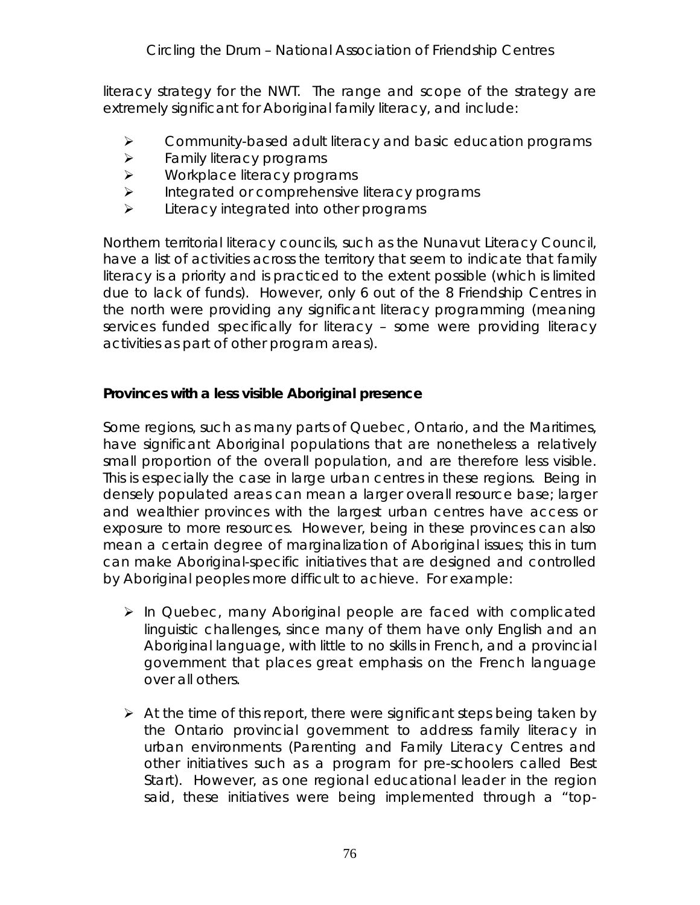literacy strategy for the NWT. The range and scope of the strategy are extremely significant for Aboriginal family literacy, and include:

- Community-based adult literacy and basic education programs
- Family literacy programs
- Workplace literacy programs
- Integrated or comprehensive literacy programs
- Literacy integrated into other programs

Northern territorial literacy councils, such as the Nunavut Literacy Council, have a list of activities across the territory that seem to indicate that family literacy is a priority and is practiced to the extent possible (which is limited due to lack of funds). However, only 6 out of the 8 Friendship Centres in the north were providing any significant literacy programming (meaning services funded specifically for literacy – some were providing literacy activities as part of other program areas).

**Provinces with a less visible Aboriginal presence**

Some regions, such as many parts of Quebec, Ontario, and the Maritimes, have significant Aboriginal populations that are nonetheless a relatively small proportion of the overall population, and are therefore less visible. This is especially the case in large urban centres in these regions. Being in densely populated areas can mean a larger overall resource base; larger and wealthier provinces with the largest urban centres have access or exposure to more resources. However, being in these provinces can also mean a certain degree of marginalization of Aboriginal issues; this in turn can make Aboriginal-specific initiatives that are designed and controlled by Aboriginal peoples more difficult to achieve. For example:

- In Quebec, many Aboriginal people are faced with complicated linguistic challenges, since many of them have only English and an Aboriginal language, with little to no skills in French, and a provincial government that places great emphasis on the French language over all others.

- At the time of this report, there were significant steps being taken by the Ontario provincial government to address family literacy in urban environments (Parenting and Family Literacy Centres and other initiatives such as a program for pre-schoolers called Best Start). However, as one regional educational leader in the region said, these initiatives were being implemented through a "top-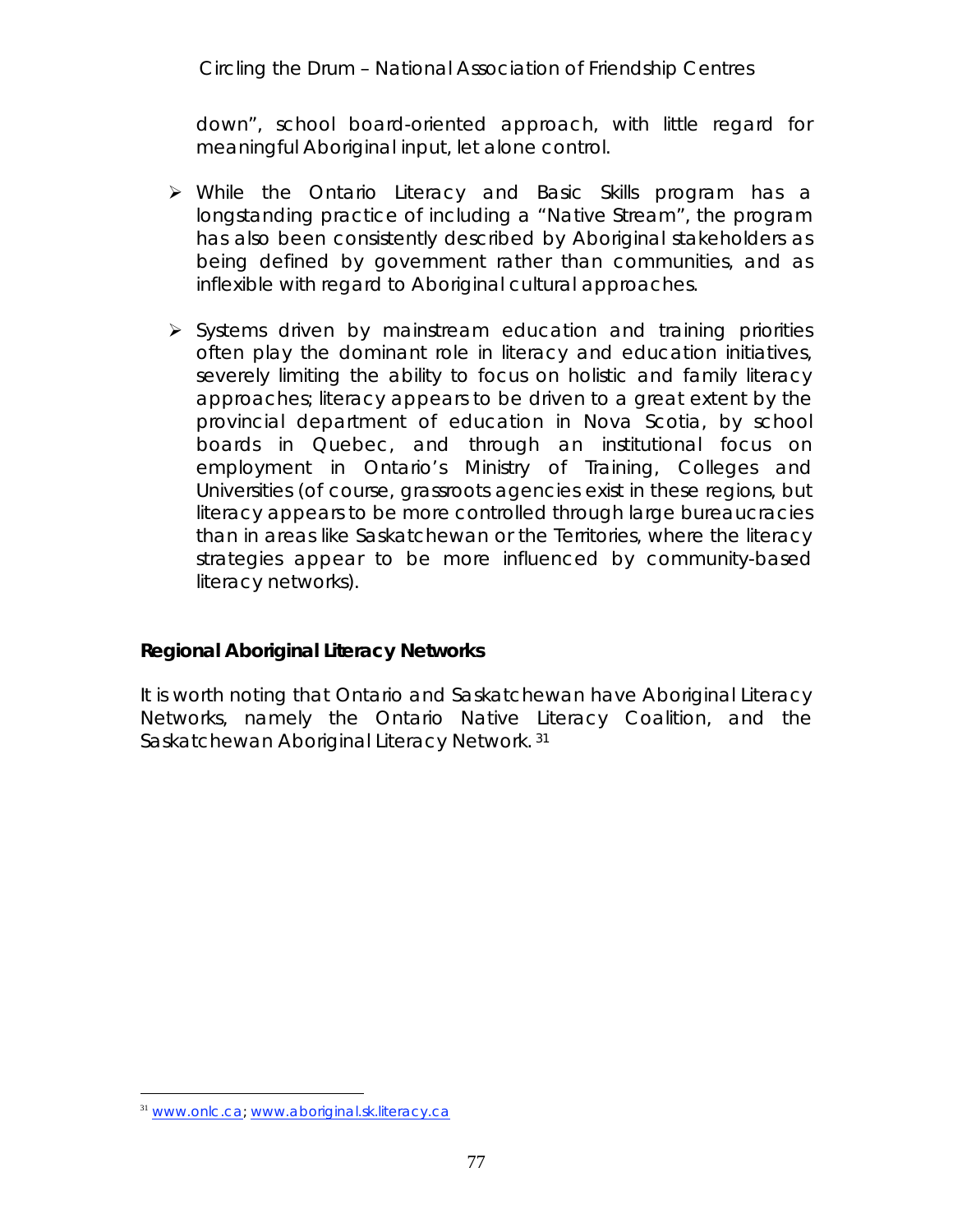down", school board-oriented approach, with little regard for meaningful Aboriginal input, let alone control.

- While the Ontario Literacy and Basic Skills program has a longstanding practice of including a "Native Stream", the program has also been consistently described by Aboriginal stakeholders as being defined by government rather than communities, and as inflexible with regard to Aboriginal cultural approaches.

- Systems driven by mainstream education and training priorities often play the dominant role in literacy and education initiatives, severely limiting the ability to focus on holistic and family literacy approaches; literacy appears to be driven to a great extent by the provincial department of education in Nova Scotia, by school boards in Quebec, and through an institutional focus on employment in Ontario's Ministry of Training, Colleges and Universities (of course, grassroots agencies exist in these regions, but literacy appears to be more controlled through large bureaucracies than in areas like Saskatchewan or the Territories, where the literacy strategies appear to be more influenced by community-based literacy networks).

**Regional Aboriginal Literacy Networks**

It is worth noting that Ontario and Saskatchewan have Aboriginal Literacy Networks, namely the Ontario Native Literacy Coalition, and the Saskatchewan Aboriginal Literacy Network. [31]

---

[31] www.onlc.ca; www.aboriginal.sk.literacy.ca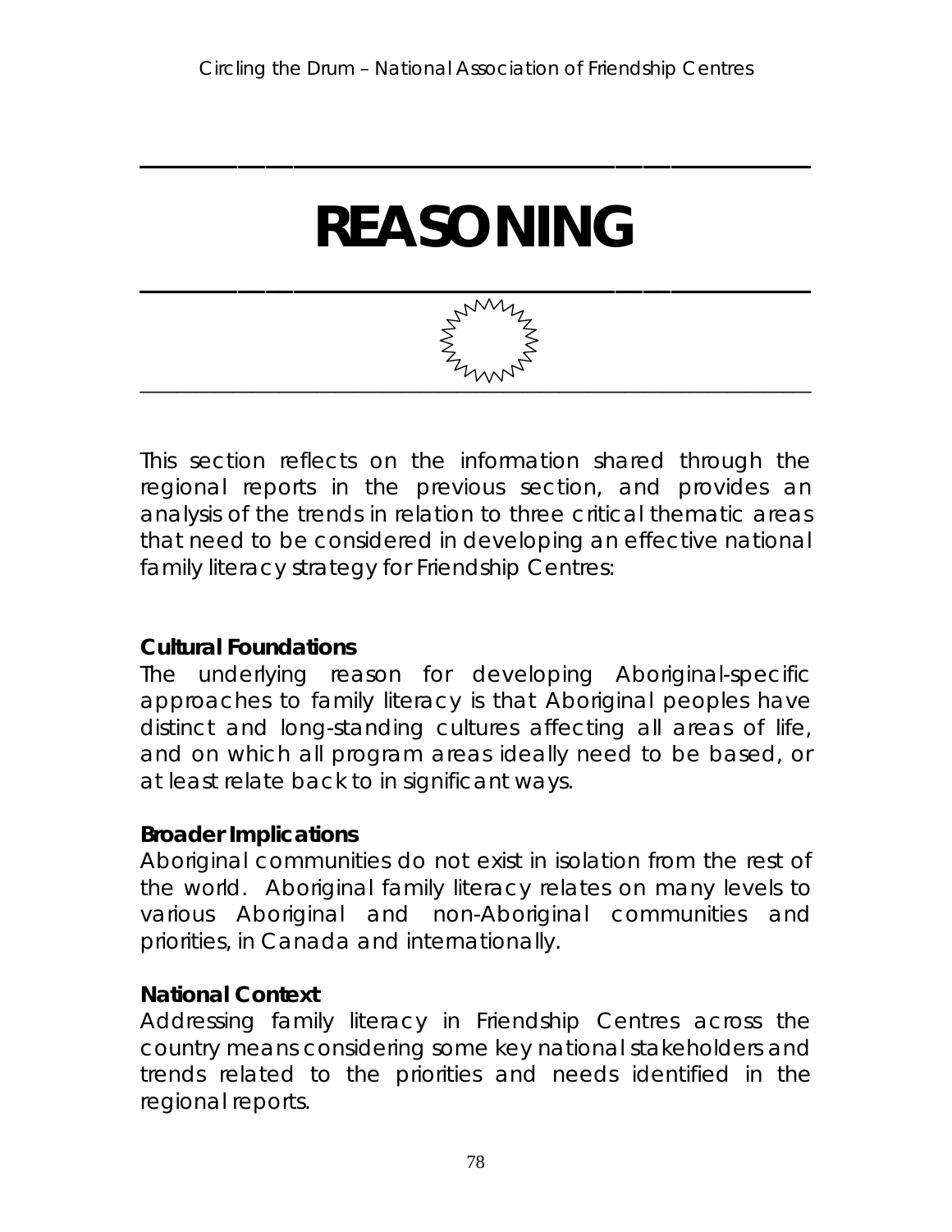# REASONING

This section reflects on the information shared through the regional reports in the previous section, and provides an analysis of the trends in relation to three critical thematic areas that need to be considered in developing an effective national family literacy strategy for Friendship Centres:

**Cultural Foundations**
The underlying reason for developing Aboriginal-specific approaches to family literacy is that Aboriginal peoples have distinct and long-standing cultures affecting all areas of life, and on which all program areas ideally need to be based, or at least relate back to in significant ways.

**Broader Implications**
Aboriginal communities do not exist in isolation from the rest of the world. Aboriginal family literacy relates on many levels to various Aboriginal and non-Aboriginal communities and priorities, in Canada and internationally.

**National Context**
Addressing family literacy in Friendship Centres across the country means considering some key national stakeholders and trends related to the priorities and needs identified in the regional reports.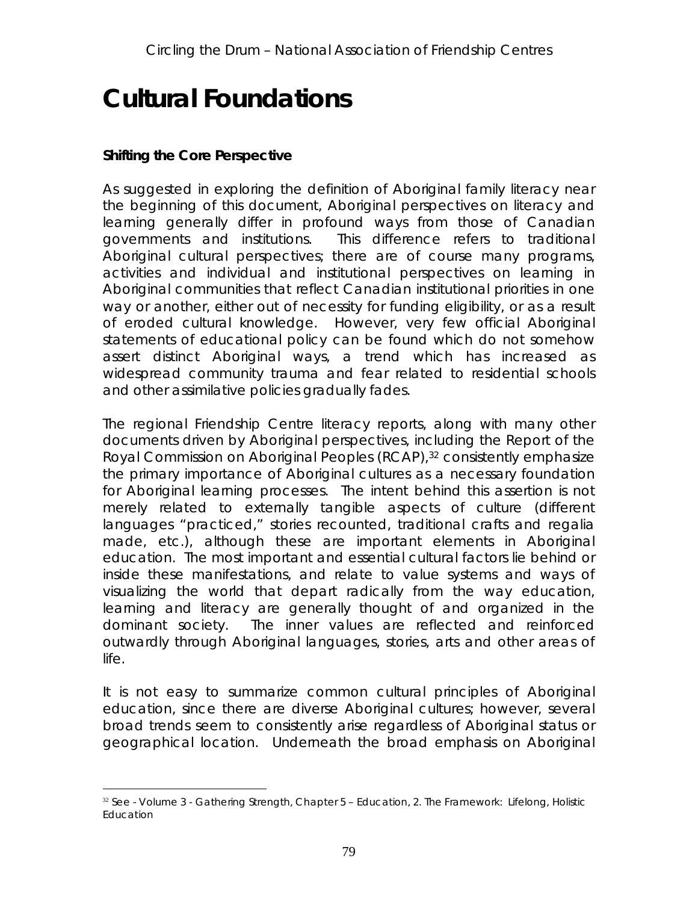# Cultural Foundations

**Shifting the Core Perspective**

As suggested in exploring the definition of Aboriginal family literacy near the beginning of this document, Aboriginal perspectives on literacy and learning generally differ in profound ways from those of Canadian governments and institutions. This difference refers to traditional Aboriginal cultural perspectives; there are of course many programs, activities and individual and institutional perspectives on learning in Aboriginal communities that reflect Canadian institutional priorities in one way or another, either out of necessity for funding eligibility, or as a result of eroded cultural knowledge. However, very few official Aboriginal statements of educational policy can be found which do not somehow assert distinct Aboriginal ways, a trend which has increased as widespread community trauma and fear related to residential schools and other assimilative policies gradually fades.

The regional Friendship Centre literacy reports, along with many other documents driven by Aboriginal perspectives, including the Report of the Royal Commission on Aboriginal Peoples (RCAP),[32] consistently emphasize the primary importance of Aboriginal cultures as a necessary foundation for Aboriginal learning processes. The intent behind this assertion is not merely related to externally tangible aspects of culture (different languages "practiced," stories recounted, traditional crafts and regalia made, etc.), although these are important elements in Aboriginal education. The most important and essential cultural factors lie behind or inside these manifestations, and relate to value systems and ways of visualizing the world that depart radically from the way education, learning and literacy are generally thought of and organized in the dominant society. The inner values are reflected and reinforced outwardly through Aboriginal languages, stories, arts and other areas of life.

It is not easy to summarize common cultural principles of Aboriginal education, since there are diverse Aboriginal cultures; however, several broad trends seem to consistently arise regardless of Aboriginal status or geographical location. Underneath the broad emphasis on Aboriginal

[32] See - Volume 3 - Gathering Strength, Chapter 5 – Education, 2. The Framework: Lifelong, Holistic Education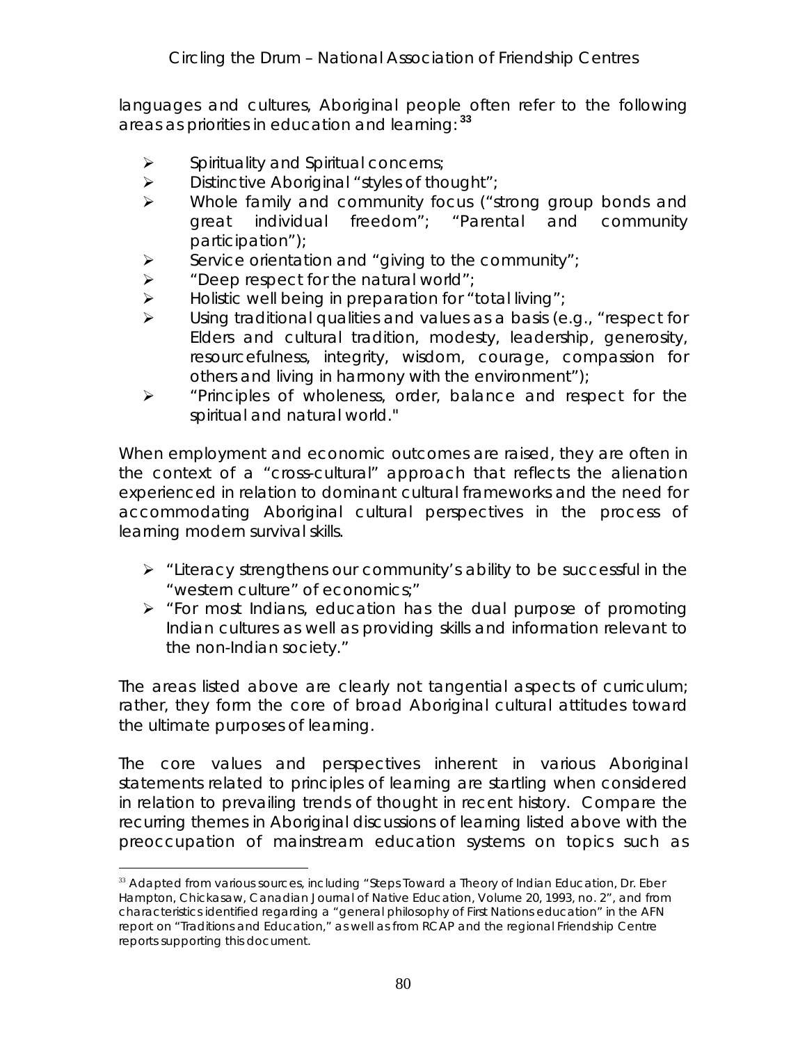languages and cultures, Aboriginal people often refer to the following areas as priorities in education and learning:[33]

- Spirituality and Spiritual concerns;
- Distinctive Aboriginal "styles of thought";
- Whole family and community focus ("strong group bonds and great individual freedom"; "Parental and community participation");
- Service orientation and "giving to the community";
- "Deep respect for the natural world";
- Holistic well being in preparation for "total living";
- Using traditional qualities and values as a basis (e.g., "respect for Elders and cultural tradition, modesty, leadership, generosity, resourcefulness, integrity, wisdom, courage, compassion for others and living in harmony with the environment");
- "Principles of wholeness, order, balance and respect for the spiritual and natural world."

When employment and economic outcomes are raised, they are often in the context of a "cross-cultural" approach that reflects the alienation experienced in relation to dominant cultural frameworks and the need for accommodating Aboriginal cultural perspectives in the process of learning modern survival skills.

- "Literacy strengthens our community's ability to be successful in the "western culture" of economics;"
- "For most Indians, education has the dual purpose of promoting Indian cultures as well as providing skills and information relevant to the non-Indian society."

The areas listed above are clearly not tangential aspects of curriculum; rather, they form the core of broad Aboriginal cultural attitudes toward the ultimate purposes of learning.

The core values and perspectives inherent in various Aboriginal statements related to principles of learning are startling when considered in relation to prevailing trends of thought in recent history. Compare the recurring themes in Aboriginal discussions of learning listed above with the preoccupation of mainstream education systems on topics such as

---

[33] Adapted from various sources, including "Steps Toward a Theory of Indian Education, Dr. Eber Hampton, Chickasaw, Canadian Journal of Native Education, Volume 20, 1993, no. 2", and from characteristics identified regarding a "general philosophy of First Nations education" in the AFN report on "Traditions and Education," as well as from RCAP and the regional Friendship Centre reports supporting this document.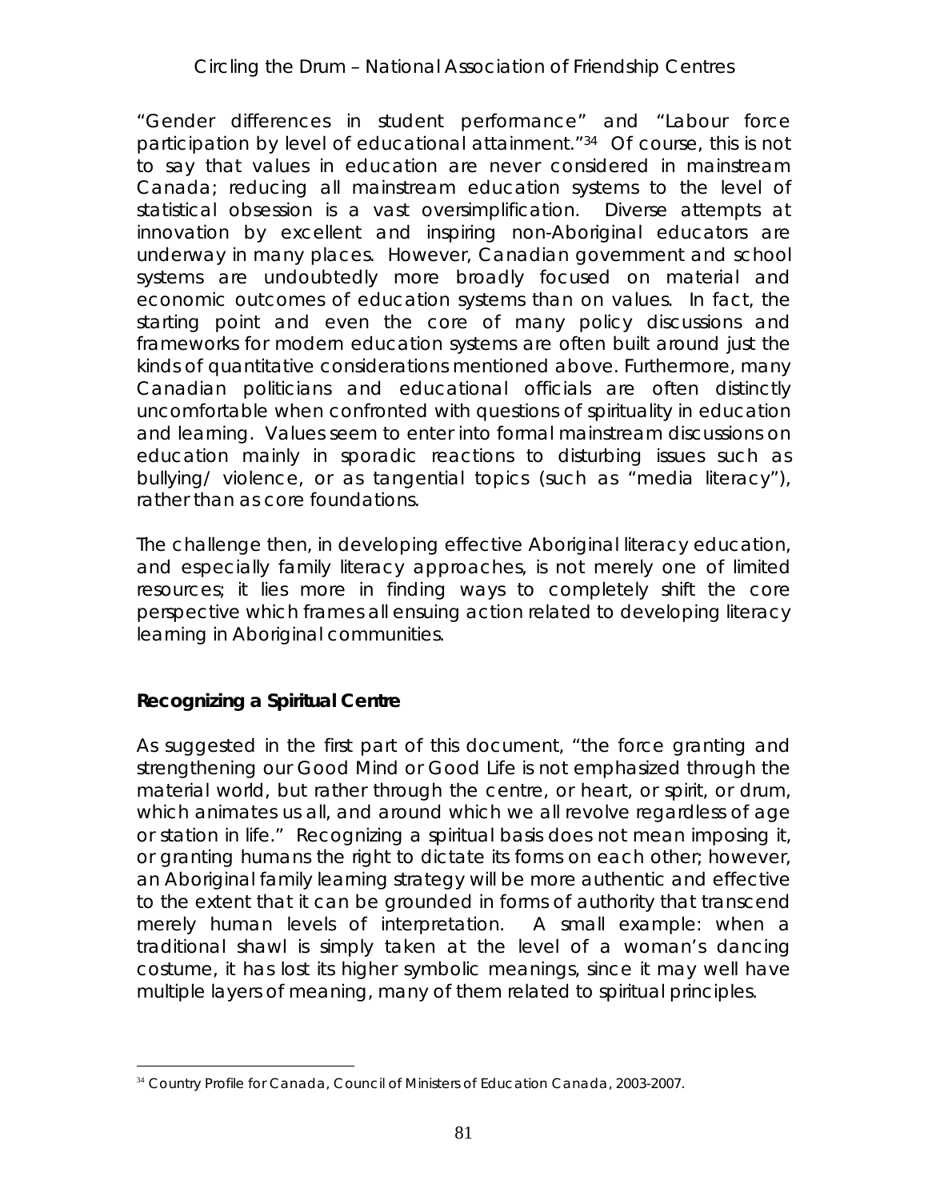"Gender differences in student performance" and "Labour force participation by level of educational attainment."[34] Of course, this is not to say that values in education are never considered in mainstream Canada; reducing all mainstream education systems to the level of statistical obsession is a vast oversimplification. Diverse attempts at innovation by excellent and inspiring non-Aboriginal educators are underway in many places. However, Canadian government and school systems are undoubtedly more broadly focused on material and economic outcomes of education systems than on values. In fact, the starting point and even the core of many policy discussions and frameworks for modern education systems are often built around just the kinds of quantitative considerations mentioned above. Furthermore, many Canadian politicians and educational officials are often distinctly uncomfortable when confronted with questions of spirituality in education and learning. Values seem to enter into formal mainstream discussions on education mainly in sporadic reactions to disturbing issues such as bullying/ violence, or as tangential topics (such as "media literacy"), rather than as core foundations.

The challenge then, in developing effective Aboriginal literacy education, and especially family literacy approaches, is not merely one of limited resources; it lies more in finding ways to completely shift the core perspective which frames all ensuing action related to developing literacy learning in Aboriginal communities.

**Recognizing a Spiritual Centre**

As suggested in the first part of this document, "the force granting and strengthening our Good Mind or Good Life is not emphasized through the material world, but rather through the centre, or heart, or spirit, or drum, which animates us all, and around which we all revolve regardless of age or station in life." Recognizing a spiritual basis does not mean imposing it, or granting humans the right to dictate its forms on each other; however, an Aboriginal family learning strategy will be more authentic and effective to the extent that it can be grounded in forms of authority that transcend merely human levels of interpretation. A small example: when a traditional shawl is simply taken at the level of a woman's dancing costume, it has lost its higher symbolic meanings, since it may well have multiple layers of meaning, many of them related to spiritual principles.

---

[34] Country Profile for Canada, Council of Ministers of Education Canada, 2003-2007.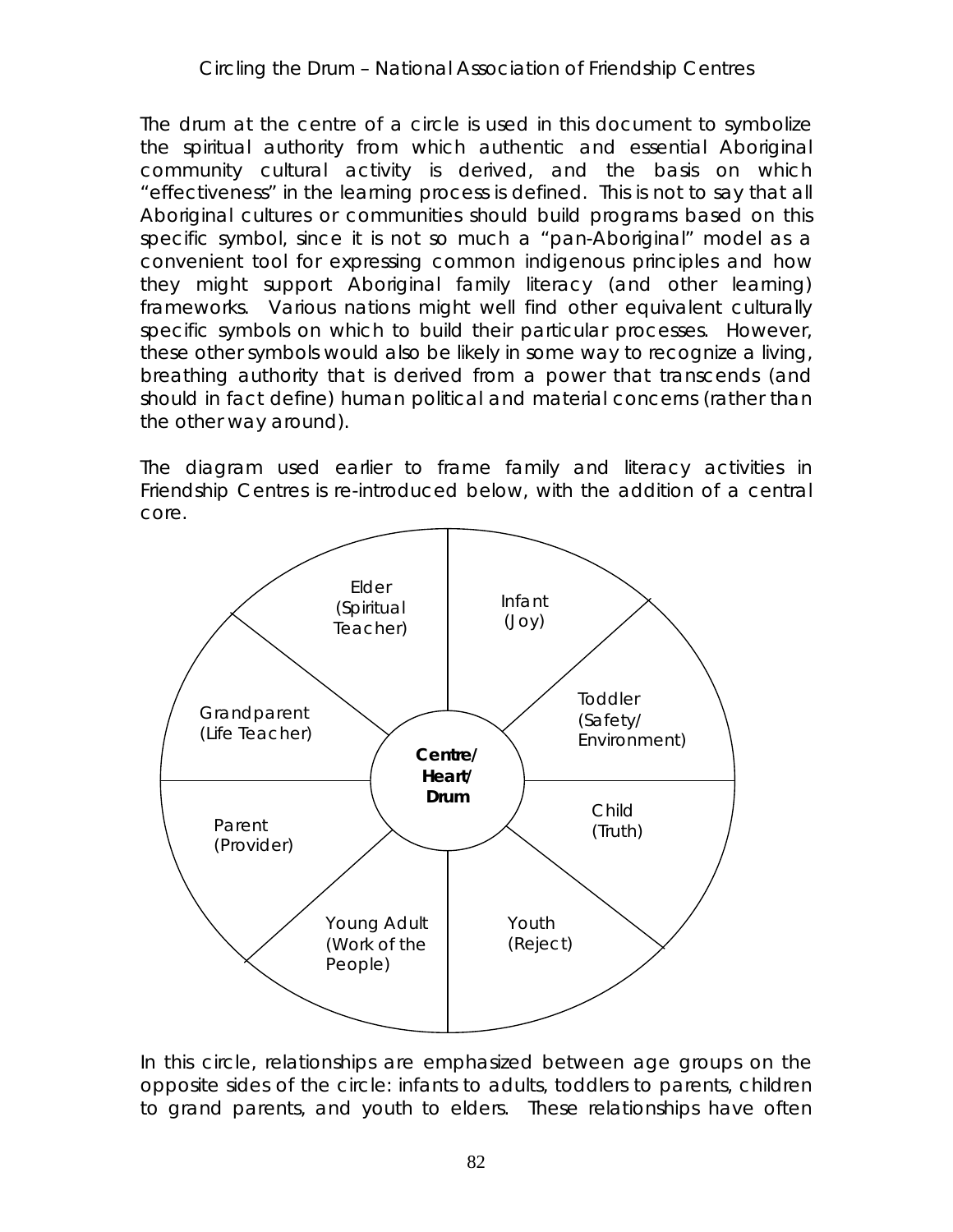The drum at the centre of a circle is used in this document to symbolize the spiritual authority from which authentic and essential Aboriginal community cultural activity is derived, and the basis on which "effectiveness" in the learning process is defined. This is not to say that all Aboriginal cultures or communities should build programs based on this specific symbol, since it is not so much a "pan-Aboriginal" model as a convenient tool for expressing common indigenous principles and how they might support Aboriginal family literacy (and other learning) frameworks. Various nations might well find other equivalent culturally specific symbols on which to build their particular processes. However, these other symbols would also be likely in some way to recognize a living, breathing authority that is derived from a power that transcends (and should in fact define) human political and material concerns (rather than the other way around).

The diagram used earlier to frame family and literacy activities in Friendship Centres is re-introduced below, with the addition of a central core.

Elder (Spiritual Teacher)

Infant (Joy)

Toddler (Safety/ Environment)

Child (Truth)

Youth (Reject)

Young Adult (Work of the People)

Parent (Provider)

Grandparent (Life Teacher)

**Centre/ Heart/ Drum**

In this circle, relationships are emphasized between age groups on the opposite sides of the circle: infants to adults, toddlers to parents, children to grand parents, and youth to elders. These relationships have often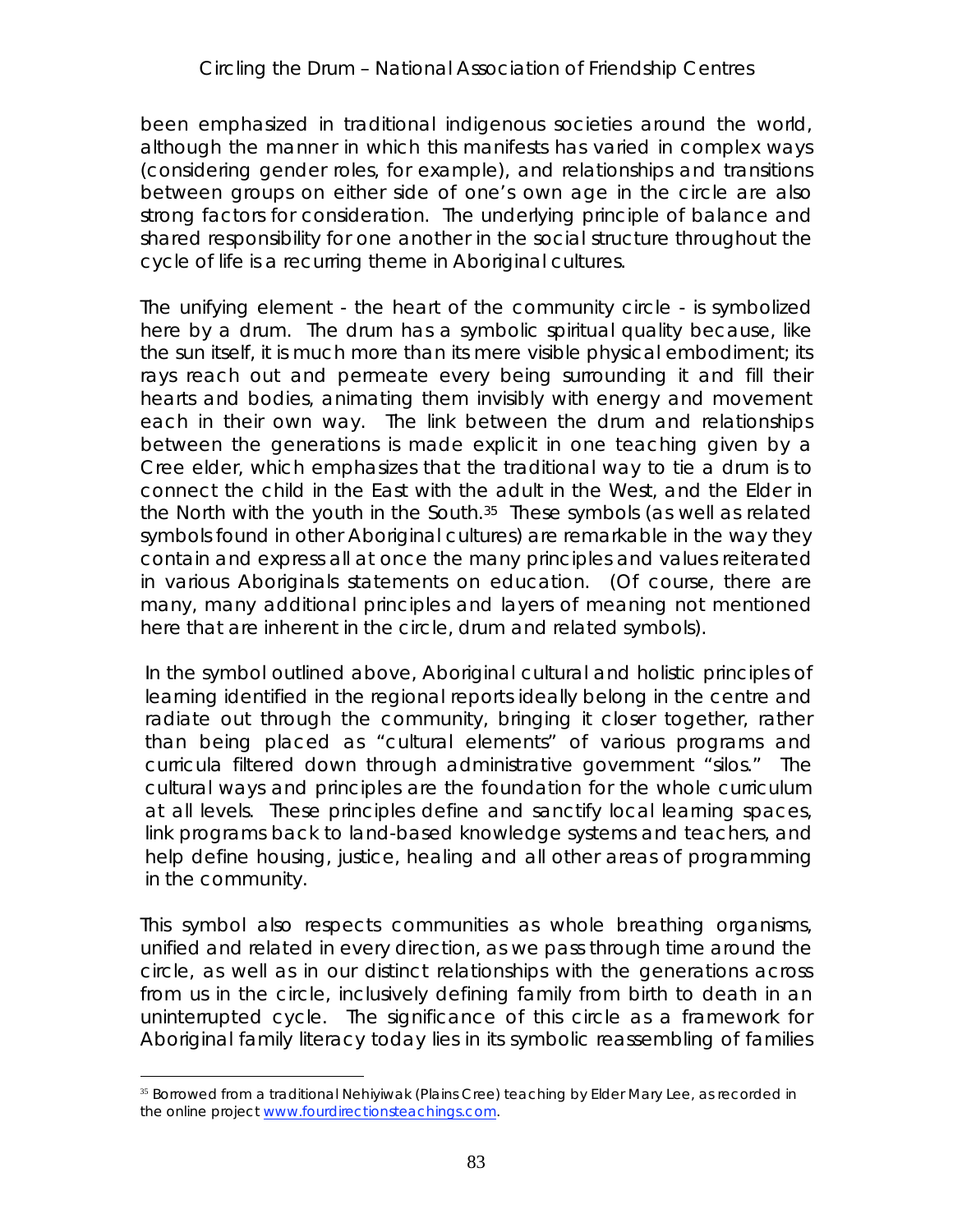been emphasized in traditional indigenous societies around the world, although the manner in which this manifests has varied in complex ways (considering gender roles, for example), and relationships and transitions between groups on either side of one's own age in the circle are also strong factors for consideration. The underlying principle of balance and shared responsibility for one another in the social structure throughout the cycle of life is a recurring theme in Aboriginal cultures.

The unifying element - the heart of the community circle - is symbolized here by a drum. The drum has a symbolic spiritual quality because, like the sun itself, it is much more than its mere visible physical embodiment; its rays reach out and permeate every being surrounding it and fill their hearts and bodies, animating them invisibly with energy and movement each in their own way. The link between the drum and relationships between the generations is made explicit in one teaching given by a Cree elder, which emphasizes that the traditional way to tie a drum is to connect the child in the East with the adult in the West, and the Elder in the North with the youth in the South.[35] These symbols (as well as related symbols found in other Aboriginal cultures) are remarkable in the way they contain and express all at once the many principles and values reiterated in various Aboriginals statements on education. (Of course, there are many, many additional principles and layers of meaning not mentioned here that are inherent in the circle, drum and related symbols).

In the symbol outlined above, Aboriginal cultural and holistic principles of learning identified in the regional reports ideally belong in the centre and radiate out through the community, bringing it closer together, rather than being placed as "cultural elements" of various programs and curricula filtered down through administrative government "silos." The cultural ways and principles are the foundation for the whole curriculum at all levels. These principles define and sanctify local learning spaces, link programs back to land-based knowledge systems and teachers, and help define housing, justice, healing and all other areas of programming in the community.

This symbol also respects communities as whole breathing organisms, unified and related in every direction, as we pass through time around the circle, as well as in our distinct relationships with the generations across from us in the circle, inclusively defining family from birth to death in an uninterrupted cycle. The significance of this circle as a framework for Aboriginal family literacy today lies in its symbolic reassembling of families

[35] Borrowed from a traditional Nehiyiwak (Plains Cree) teaching by Elder Mary Lee, as recorded in the online project www.fourdirectionsteachings.com.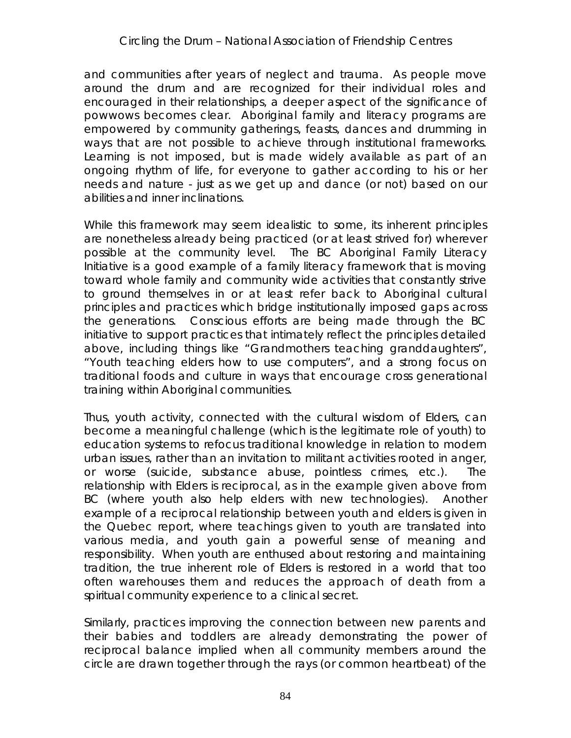and communities after years of neglect and trauma. As people move around the drum and are recognized for their individual roles and encouraged in their relationships, a deeper aspect of the significance of powwows becomes clear. Aboriginal family and literacy programs are empowered by community gatherings, feasts, dances and drumming in ways that are not possible to achieve through institutional frameworks. Learning is not imposed, but is made widely available as part of an ongoing rhythm of life, for everyone to gather according to his or her needs and nature - just as we get up and dance (or not) based on our abilities and inner inclinations.

While this framework may seem idealistic to some, its inherent principles are nonetheless already being practiced (or at least strived for) wherever possible at the community level. The BC Aboriginal Family Literacy Initiative is a good example of a family literacy framework that is moving toward whole family and community wide activities that constantly strive to ground themselves in or at least refer back to Aboriginal cultural principles and practices which bridge institutionally imposed gaps across the generations. Conscious efforts are being made through the BC initiative to support practices that intimately reflect the principles detailed above, including things like "Grandmothers teaching granddaughters", "Youth teaching elders how to use computers", and a strong focus on traditional foods and culture in ways that encourage cross generational training within Aboriginal communities.

Thus, youth activity, connected with the cultural wisdom of Elders, can become a meaningful challenge (which is the legitimate role of youth) to education systems to refocus traditional knowledge in relation to modern urban issues, rather than an invitation to militant activities rooted in anger, or worse (suicide, substance abuse, pointless crimes, etc.). The relationship with Elders is reciprocal, as in the example given above from BC (where youth also help elders with new technologies). Another example of a reciprocal relationship between youth and elders is given in the Quebec report, where teachings given to youth are translated into various media, and youth gain a powerful sense of meaning and responsibility. When youth are enthused about restoring and maintaining tradition, the true inherent role of Elders is restored in a world that too often warehouses them and reduces the approach of death from a spiritual community experience to a clinical secret.

Similarly, practices improving the connection between new parents and their babies and toddlers are already demonstrating the power of reciprocal balance implied when all community members around the circle are drawn together through the rays (or common heartbeat) of the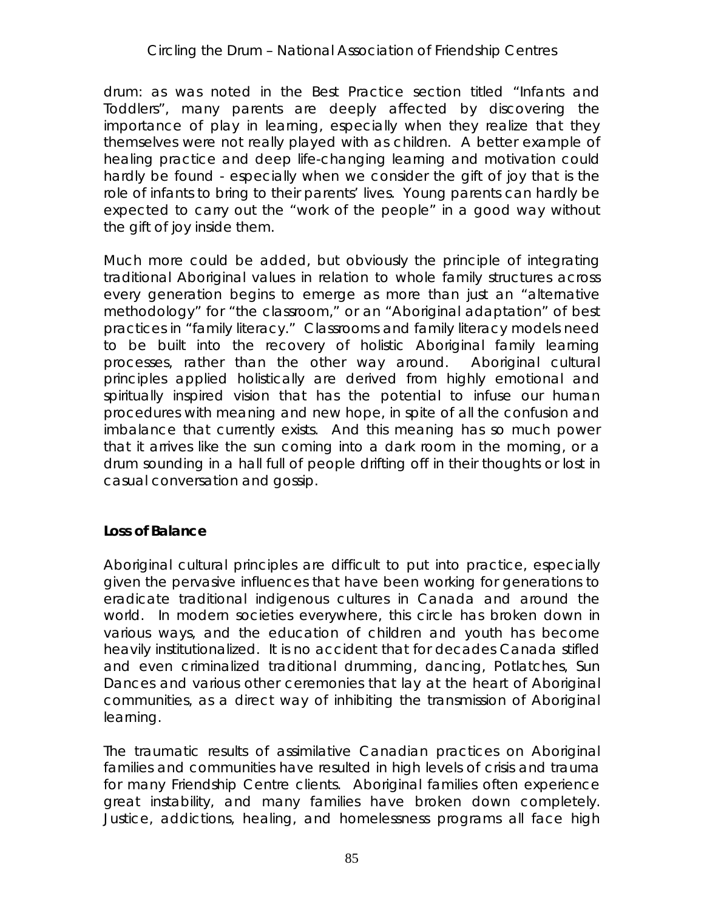drum: as was noted in the Best Practice section titled "Infants and Toddlers", many parents are deeply affected by discovering the importance of play in learning, especially when they realize that they themselves were not really played with as children. A better example of healing practice and deep life-changing learning and motivation could hardly be found - especially when we consider the gift of joy that is the role of infants to bring to their parents' lives. Young parents can hardly be expected to carry out the "work of the people" in a good way without the gift of joy inside them.

Much more could be added, but obviously the principle of integrating traditional Aboriginal values in relation to whole family structures across every generation begins to emerge as more than just an "alternative methodology" for "the classroom," or an "Aboriginal adaptation" of best practices in "family literacy." Classrooms and family literacy models need to be built into the recovery of holistic Aboriginal family learning processes, rather than the other way around. Aboriginal cultural principles applied holistically are derived from highly emotional and spiritually inspired vision that has the potential to infuse our human procedures with meaning and new hope, in spite of all the confusion and imbalance that currently exists. And this meaning has so much power that it arrives like the sun coming into a dark room in the morning, or a drum sounding in a hall full of people drifting off in their thoughts or lost in casual conversation and gossip.

**Loss of Balance**

Aboriginal cultural principles are difficult to put into practice, especially given the pervasive influences that have been working for generations to eradicate traditional indigenous cultures in Canada and around the world. In modern societies everywhere, this circle has broken down in various ways, and the education of children and youth has become heavily institutionalized. It is no accident that for decades Canada stifled and even criminalized traditional drumming, dancing, Potlatches, Sun Dances and various other ceremonies that lay at the heart of Aboriginal communities, as a direct way of inhibiting the transmission of Aboriginal learning.

The traumatic results of assimilative Canadian practices on Aboriginal families and communities have resulted in high levels of crisis and trauma for many Friendship Centre clients. Aboriginal families often experience great instability, and many families have broken down completely. Justice, addictions, healing, and homelessness programs all face high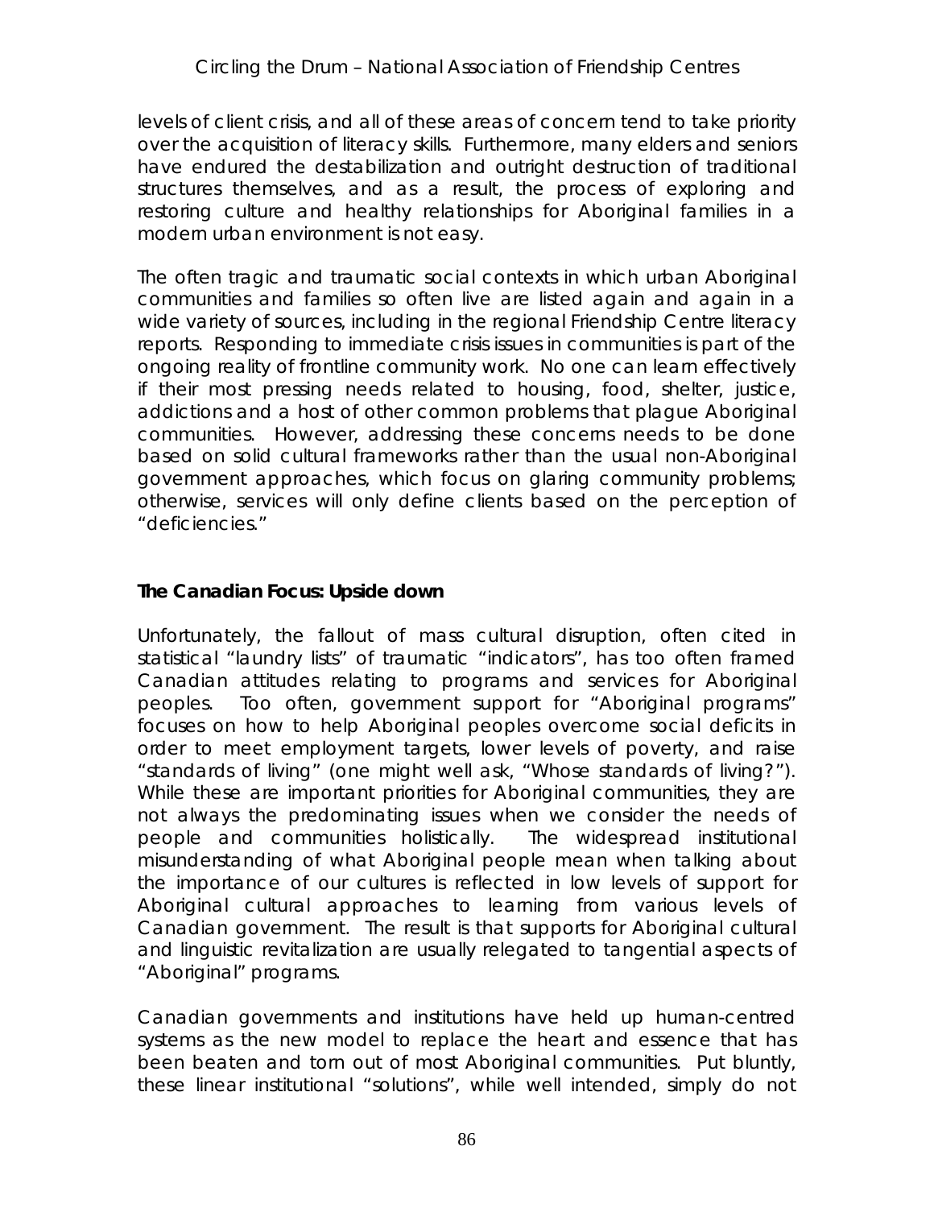levels of client crisis, and all of these areas of concern tend to take priority over the acquisition of literacy skills. Furthermore, many elders and seniors have endured the destabilization and outright destruction of traditional structures themselves, and as a result, the process of exploring and restoring culture and healthy relationships for Aboriginal families in a modern urban environment is not easy.

The often tragic and traumatic social contexts in which urban Aboriginal communities and families so often live are listed again and again in a wide variety of sources, including in the regional Friendship Centre literacy reports. Responding to immediate crisis issues in communities is part of the ongoing reality of frontline community work. No one can learn effectively if their most pressing needs related to housing, food, shelter, justice, addictions and a host of other common problems that plague Aboriginal communities. However, addressing these concerns needs to be done based on solid cultural frameworks rather than the usual non-Aboriginal government approaches, which focus on glaring community problems; otherwise, services will only define clients based on the perception of "deficiencies."

**The Canadian Focus: Upside down**

Unfortunately, the fallout of mass cultural disruption, often cited in statistical "laundry lists" of traumatic "indicators", has too often framed Canadian attitudes relating to programs and services for Aboriginal peoples. Too often, government support for "Aboriginal programs" focuses on how to help Aboriginal peoples overcome social deficits in order to meet employment targets, lower levels of poverty, and raise "standards of living" (one might well ask, "Whose standards of living?"). While these are important priorities for Aboriginal communities, they are not always the predominating issues when we consider the needs of people and communities holistically. The widespread institutional misunderstanding of what Aboriginal people mean when talking about the importance of our cultures is reflected in low levels of support for Aboriginal cultural approaches to learning from various levels of Canadian government. The result is that supports for Aboriginal cultural and linguistic revitalization are usually relegated to tangential aspects of "Aboriginal" programs.

Canadian governments and institutions have held up human-centred systems as the new model to replace the heart and essence that has been beaten and torn out of most Aboriginal communities. Put bluntly, these linear institutional "solutions", while well intended, simply do not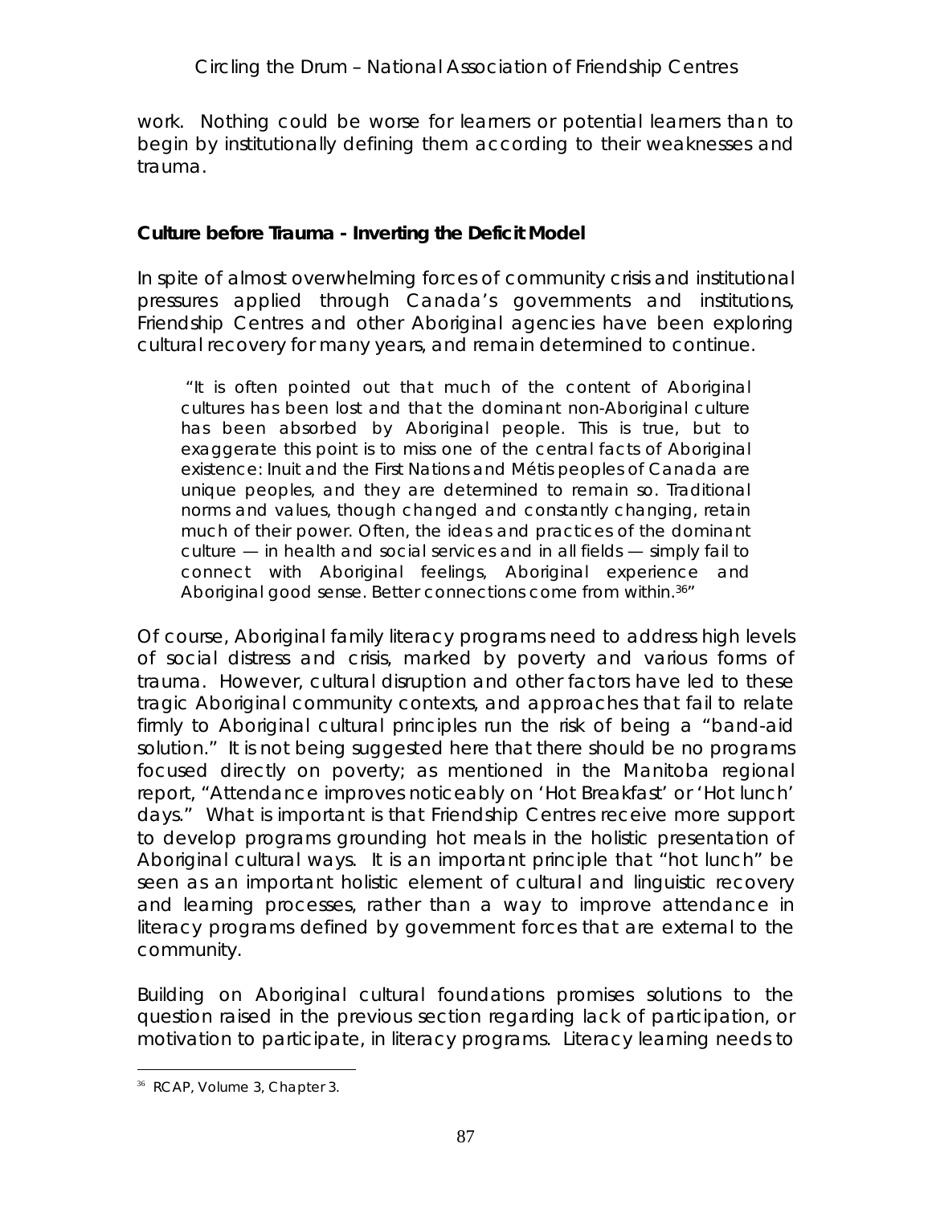work. Nothing could be worse for learners or potential learners than to begin by institutionally defining them according to their weaknesses and trauma.

**Culture before Trauma - Inverting the Deficit Model**

In spite of almost overwhelming forces of community crisis and institutional pressures applied through Canada's governments and institutions, Friendship Centres and other Aboriginal agencies have been exploring cultural recovery for many years, and remain determined to continue.

> "It is often pointed out that much of the content of Aboriginal cultures has been lost and that the dominant non-Aboriginal culture has been absorbed by Aboriginal people. This is true, but to exaggerate this point is to miss one of the central facts of Aboriginal existence: Inuit and the First Nations and Métis peoples of Canada are unique peoples, and they are determined to remain so. Traditional norms and values, though changed and constantly changing, retain much of their power. Often, the ideas and practices of the dominant culture — in health and social services and in all fields — simply fail to connect with Aboriginal feelings, Aboriginal experience and Aboriginal good sense. Better connections come from within.[36]"

Of course, Aboriginal family literacy programs need to address high levels of social distress and crisis, marked by poverty and various forms of trauma. However, cultural disruption and other factors have led to these tragic Aboriginal community contexts, and approaches that fail to relate firmly to Aboriginal cultural principles run the risk of being a "band-aid solution." It is not being suggested here that there should be no programs focused directly on poverty; as mentioned in the Manitoba regional report, "Attendance improves noticeably on 'Hot Breakfast' or 'Hot lunch' days." What is important is that Friendship Centres receive more support to develop programs grounding hot meals in the holistic presentation of Aboriginal cultural ways. It is an important principle that "hot lunch" be seen as an important holistic element of cultural and linguistic recovery and learning processes, rather than a way to improve attendance in literacy programs defined by government forces that are external to the community.

Building on Aboriginal cultural foundations promises solutions to the question raised in the previous section regarding lack of participation, or motivation to participate, in literacy programs. Literacy learning needs to

[36] RCAP, Volume 3, Chapter 3.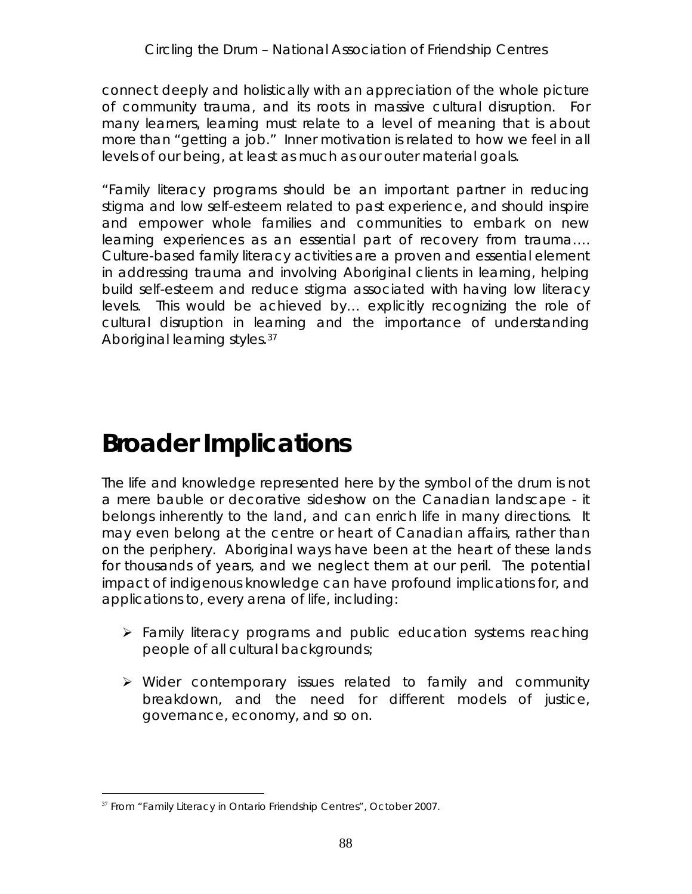connect deeply and holistically with an appreciation of the whole picture of community trauma, and its roots in massive cultural disruption. For many learners, learning must relate to a level of meaning that is about more than "getting a job." Inner motivation is related to how we feel in all levels of our being, at least as much as our outer material goals.

*"Family literacy programs should be an important partner in reducing stigma and low self-esteem related to past experience, and should inspire and empower whole families and communities to embark on new learning experiences as an essential part of recovery from trauma…. Culture-based family literacy activities are a proven and essential element in addressing trauma and involving Aboriginal clients in learning, helping build self-esteem and reduce stigma associated with having low literacy levels. This would be achieved by… explicitly recognizing the role of cultural disruption in learning and the importance of understanding Aboriginal learning styles.*[37]

# Broader Implications

The life and knowledge represented here by the symbol of the drum is not a mere bauble or decorative sideshow on the Canadian landscape - it belongs inherently to the land, and can enrich life in many directions. It may even belong at the centre or heart of Canadian affairs, rather than on the periphery. Aboriginal ways have been at the heart of these lands for thousands of years, and we neglect them at our peril. The potential impact of indigenous knowledge can have profound implications for, and applications to, every arena of life, including:

- Family literacy programs and public education systems reaching people of all cultural backgrounds;
- Wider contemporary issues related to family and community breakdown, and the need for different models of justice, governance, economy, and so on.

[37] From "Family Literacy in Ontario Friendship Centres", October 2007.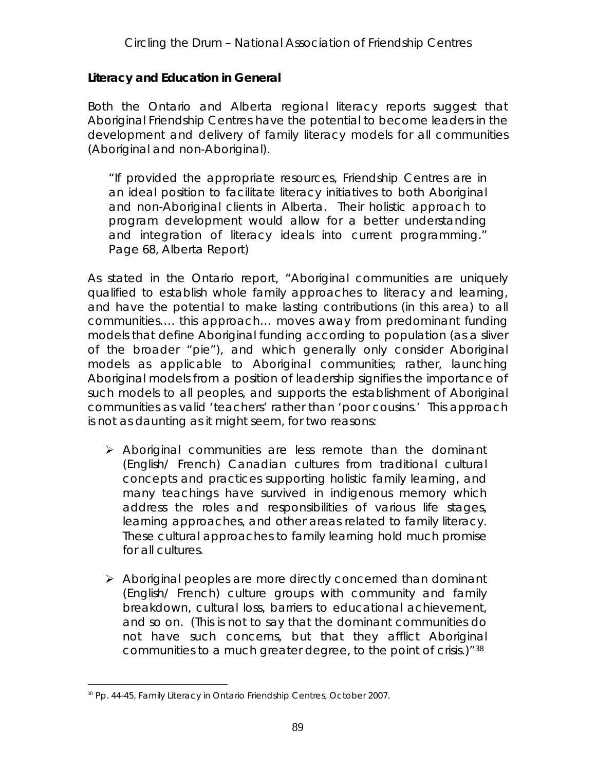### Literacy and Education in General

Both the Ontario and Alberta regional literacy reports suggest that Aboriginal Friendship Centres have the potential to become leaders in the development and delivery of family literacy models for all communities (Aboriginal and non-Aboriginal).

> "If provided the appropriate resources, Friendship Centres are in an ideal position to facilitate literacy initiatives to both Aboriginal and non-Aboriginal clients in Alberta. Their holistic approach to program development would allow for a better understanding and integration of literacy ideals into current programming." Page 68, Alberta Report)

As stated in the Ontario report, "Aboriginal communities are uniquely qualified to establish whole family approaches to literacy and learning, and have the potential to make lasting contributions (in this area) to all communities…. this approach… moves away from predominant funding models that define Aboriginal funding according to population (as a sliver of the broader "pie"), and which generally only consider Aboriginal models as applicable to Aboriginal communities; rather, launching Aboriginal models from a position of leadership signifies the importance of such models to all peoples, and supports the establishment of Aboriginal communities as valid 'teachers' rather than 'poor cousins.' This approach is not as daunting as it might seem, for two reasons:

- Aboriginal communities are less remote than the dominant (English/ French) Canadian cultures from traditional cultural concepts and practices supporting holistic family learning, and many teachings have survived in indigenous memory which address the roles and responsibilities of various life stages, learning approaches, and other areas related to family literacy. These cultural approaches to family learning hold much promise for all cultures.
- Aboriginal peoples are more directly concerned than dominant (English/ French) culture groups with community and family breakdown, cultural loss, barriers to educational achievement, and so on. (This is not to say that the dominant communities do not have such concerns, but that they afflict Aboriginal communities to a much greater degree, to the point of crisis.)"[38]

[38] Pp. 44-45, Family Literacy in Ontario Friendship Centres, October 2007.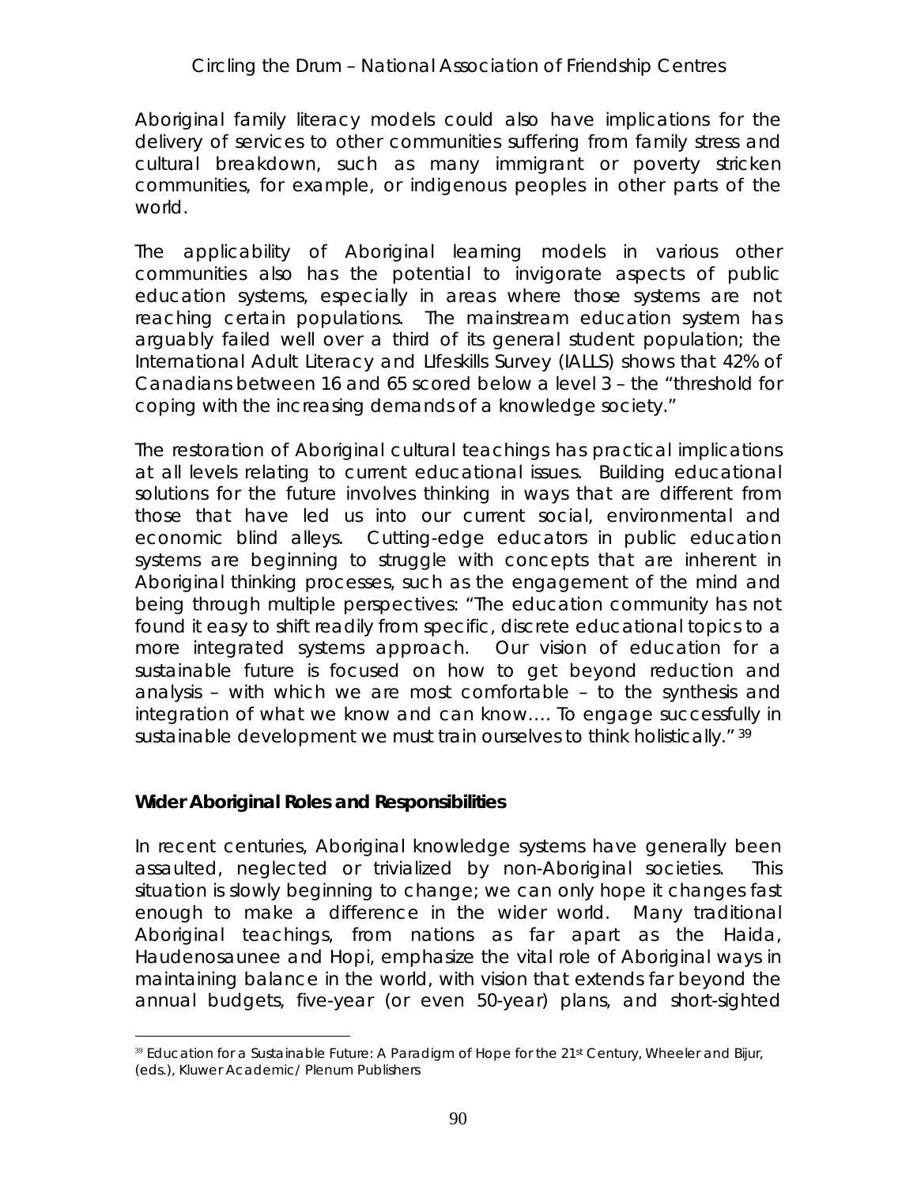Aboriginal family literacy models could also have implications for the delivery of services to other communities suffering from family stress and cultural breakdown, such as many immigrant or poverty stricken communities, for example, or indigenous peoples in other parts of the world.

The applicability of Aboriginal learning models in various other communities also has the potential to invigorate aspects of public education systems, especially in areas where those systems are not reaching certain populations. The mainstream education system has arguably failed well over a third of its general student population; the International Adult Literacy and LIfeskills Survey (IALLS) shows that 42% of Canadians between 16 and 65 scored below a level 3 – the "threshold for coping with the increasing demands of a knowledge society."

The restoration of Aboriginal cultural teachings has practical implications at all levels relating to current educational issues. Building educational solutions for the future involves thinking in ways that are different from those that have led us into our current social, environmental and economic blind alleys. Cutting-edge educators in public education systems are beginning to struggle with concepts that are inherent in Aboriginal thinking processes, such as the engagement of the mind and being through multiple perspectives: "The education community has not found it easy to shift readily from specific, discrete educational topics to a more integrated systems approach. Our vision of education for a sustainable future is focused on how to get beyond reduction and analysis – with which we are most comfortable – to the synthesis and integration of what we know and can know…. To engage successfully in sustainable development we must train ourselves to think holistically." [39]

**Wider Aboriginal Roles and Responsibilities**

In recent centuries, Aboriginal knowledge systems have generally been assaulted, neglected or trivialized by non-Aboriginal societies. This situation is slowly beginning to change; we can only hope it changes fast enough to make a difference in the wider world. Many traditional Aboriginal teachings, from nations as far apart as the Haida, Haudenosaunee and Hopi, emphasize the vital role of Aboriginal ways in maintaining balance in the world, with vision that extends far beyond the annual budgets, five-year (or even 50-year) plans, and short-sighted

[39] Education for a Sustainable Future: A Paradigm of Hope for the 21st Century, Wheeler and Bijur, (eds.), Kluwer Academic/ Plenum Publishers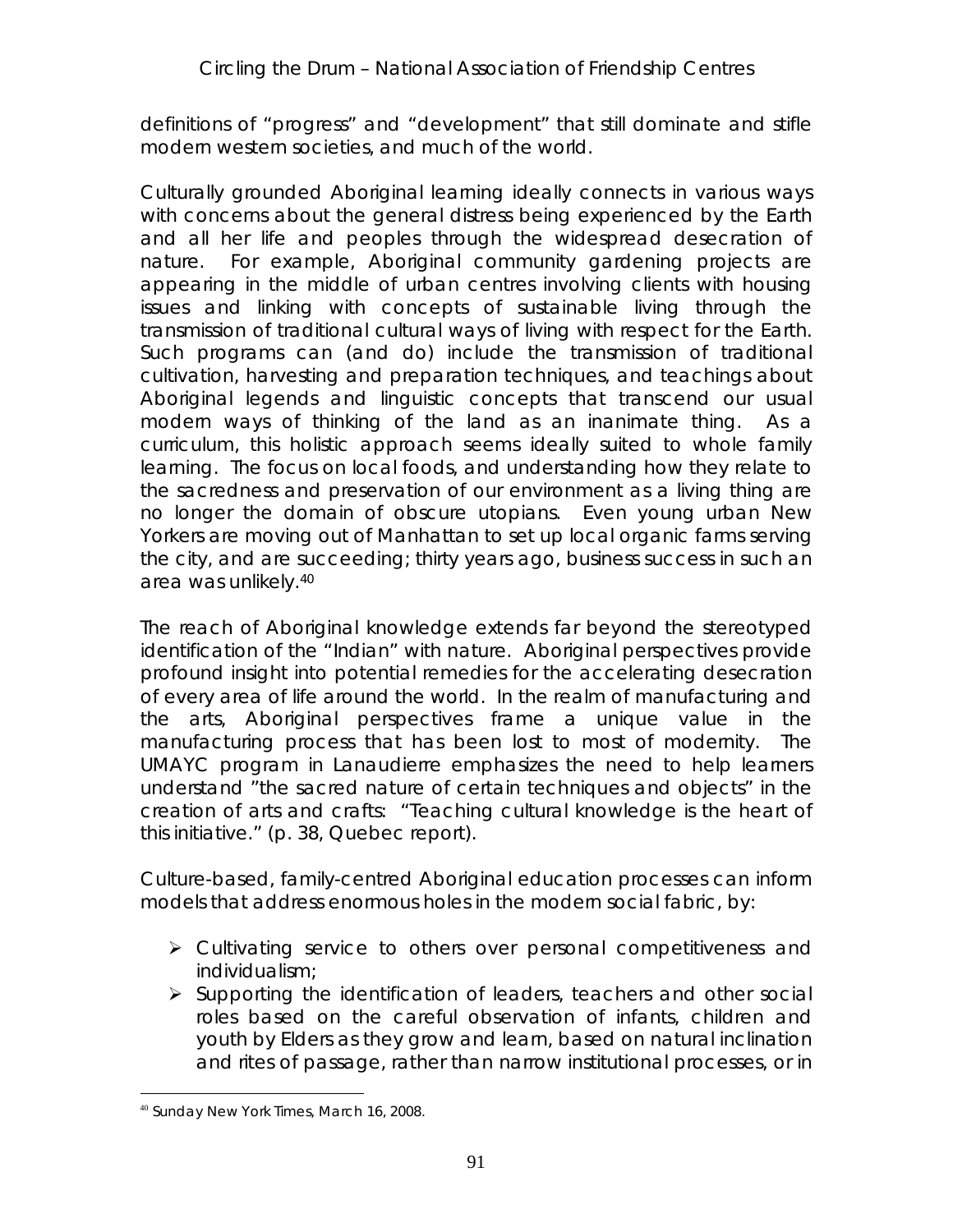definitions of "progress" and "development" that still dominate and stifle modern western societies, and much of the world.

Culturally grounded Aboriginal learning ideally connects in various ways with concerns about the general distress being experienced by the Earth and all her life and peoples through the widespread desecration of nature. For example, Aboriginal community gardening projects are appearing in the middle of urban centres involving clients with housing issues and linking with concepts of sustainable living through the transmission of traditional cultural ways of living with respect for the Earth. Such programs can (and do) include the transmission of traditional cultivation, harvesting and preparation techniques, and teachings about Aboriginal legends and linguistic concepts that transcend our usual modern ways of thinking of the land as an inanimate thing. As a curriculum, this holistic approach seems ideally suited to whole family learning. The focus on local foods, and understanding how they relate to the sacredness and preservation of our environment as a living thing are no longer the domain of obscure utopians. Even young urban New Yorkers are moving out of Manhattan to set up local organic farms serving the city, and are succeeding; thirty years ago, business success in such an area was unlikely.[40]

The reach of Aboriginal knowledge extends far beyond the stereotyped identification of the "Indian" with nature. Aboriginal perspectives provide profound insight into potential remedies for the accelerating desecration of every area of life around the world. In the realm of manufacturing and the arts, Aboriginal perspectives frame a unique value in the manufacturing process that has been lost to most of modernity. The UMAYC program in Lanaudierre emphasizes the need to help learners understand "the sacred nature of certain techniques and objects" in the creation of arts and crafts: "Teaching cultural knowledge is the heart of this initiative." (p. 38, Quebec report).

Culture-based, family-centred Aboriginal education processes can inform models that address enormous holes in the modern social fabric, by:

- Cultivating service to others over personal competitiveness and individualism;
- Supporting the identification of leaders, teachers and other social roles based on the careful observation of infants, children and youth by Elders as they grow and learn, based on natural inclination and rites of passage, rather than narrow institutional processes, or in

[40] Sunday New York Times, March 16, 2008.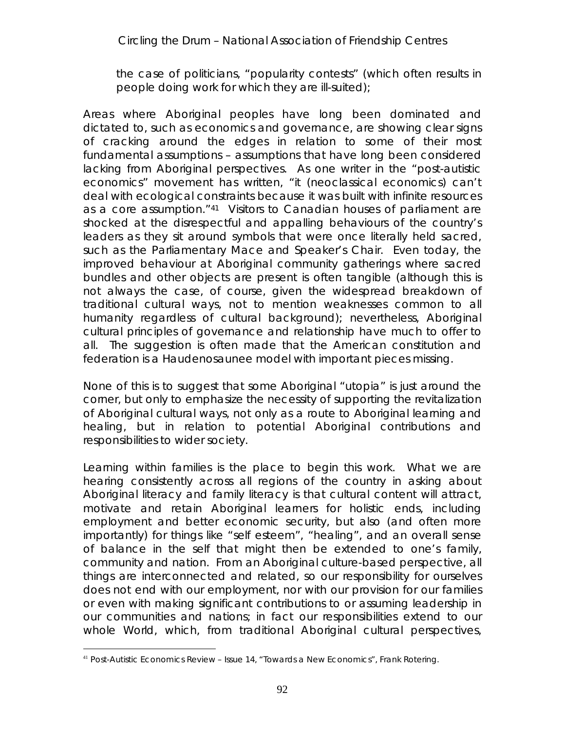the case of politicians, "popularity contests" (which often results in people doing work for which they are ill-suited);

Areas where Aboriginal peoples have long been dominated and dictated to, such as economics and governance, are showing clear signs of cracking around the edges in relation to some of their most fundamental assumptions – assumptions that have long been considered lacking from Aboriginal perspectives. As one writer in the "post-autistic economics" movement has written, "it (neoclassical economics) can't deal with ecological constraints because it was built with infinite resources as a core assumption."[41] Visitors to Canadian houses of parliament are shocked at the disrespectful and appalling behaviours of the country's leaders as they sit around symbols that were once literally held sacred, such as the Parliamentary Mace and Speaker's Chair. Even today, the improved behaviour at Aboriginal community gatherings where sacred bundles and other objects are present is often tangible (although this is not always the case, of course, given the widespread breakdown of traditional cultural ways, not to mention weaknesses common to all humanity regardless of cultural background); nevertheless, Aboriginal cultural principles of governance and relationship have much to offer to all. The suggestion is often made that the American constitution and federation is a Haudenosaunee model with important pieces missing.

None of this is to suggest that some Aboriginal "utopia" is just around the corner, but only to emphasize the necessity of supporting the revitalization of Aboriginal cultural ways, not only as a route to Aboriginal learning and healing, but in relation to potential Aboriginal contributions and responsibilities to wider society.

Learning within families is the place to begin this work. What we are hearing consistently across all regions of the country in asking about Aboriginal literacy and family literacy is that cultural content will attract, motivate and retain Aboriginal learners for holistic ends, including employment and better economic security, but also (and often more importantly) for things like "self esteem", "healing", and an overall sense of balance in the self that might then be extended to one's family, community and nation. From an Aboriginal culture-based perspective, all things are interconnected and related, so our responsibility for ourselves does not end with our employment, nor with our provision for our families or even with making significant contributions to or assuming leadership in our communities and nations; in fact our responsibilities extend to our whole World, which, from traditional Aboriginal cultural perspectives,

[41] Post-Autistic Economics Review – Issue 14, "Towards a New Economics", Frank Rotering.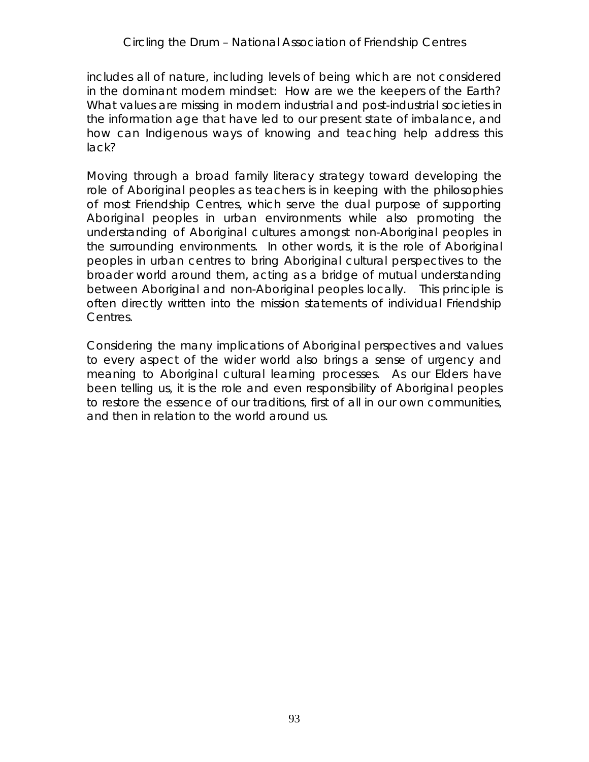includes all of nature, including levels of being which are not considered in the dominant modern mindset: How are we the keepers of the Earth? What values are missing in modern industrial and post-industrial societies in the information age that have led to our present state of imbalance, and how can Indigenous ways of knowing and teaching help address this lack?

Moving through a broad family literacy strategy toward developing the role of Aboriginal peoples as teachers is in keeping with the philosophies of most Friendship Centres, which serve the dual purpose of supporting Aboriginal peoples in urban environments while also promoting the understanding of Aboriginal cultures amongst non-Aboriginal peoples in the surrounding environments. In other words, it is the role of Aboriginal peoples in urban centres to bring Aboriginal cultural perspectives to the broader world around them, acting as a bridge of mutual understanding between Aboriginal and non-Aboriginal peoples locally. This principle is often directly written into the mission statements of individual Friendship Centres.

Considering the many implications of Aboriginal perspectives and values to every aspect of the wider world also brings a sense of urgency and meaning to Aboriginal cultural learning processes. As our Elders have been telling us, it is the role and even responsibility of Aboriginal peoples to restore the essence of our traditions, first of all in our own communities, and then in relation to the world around us.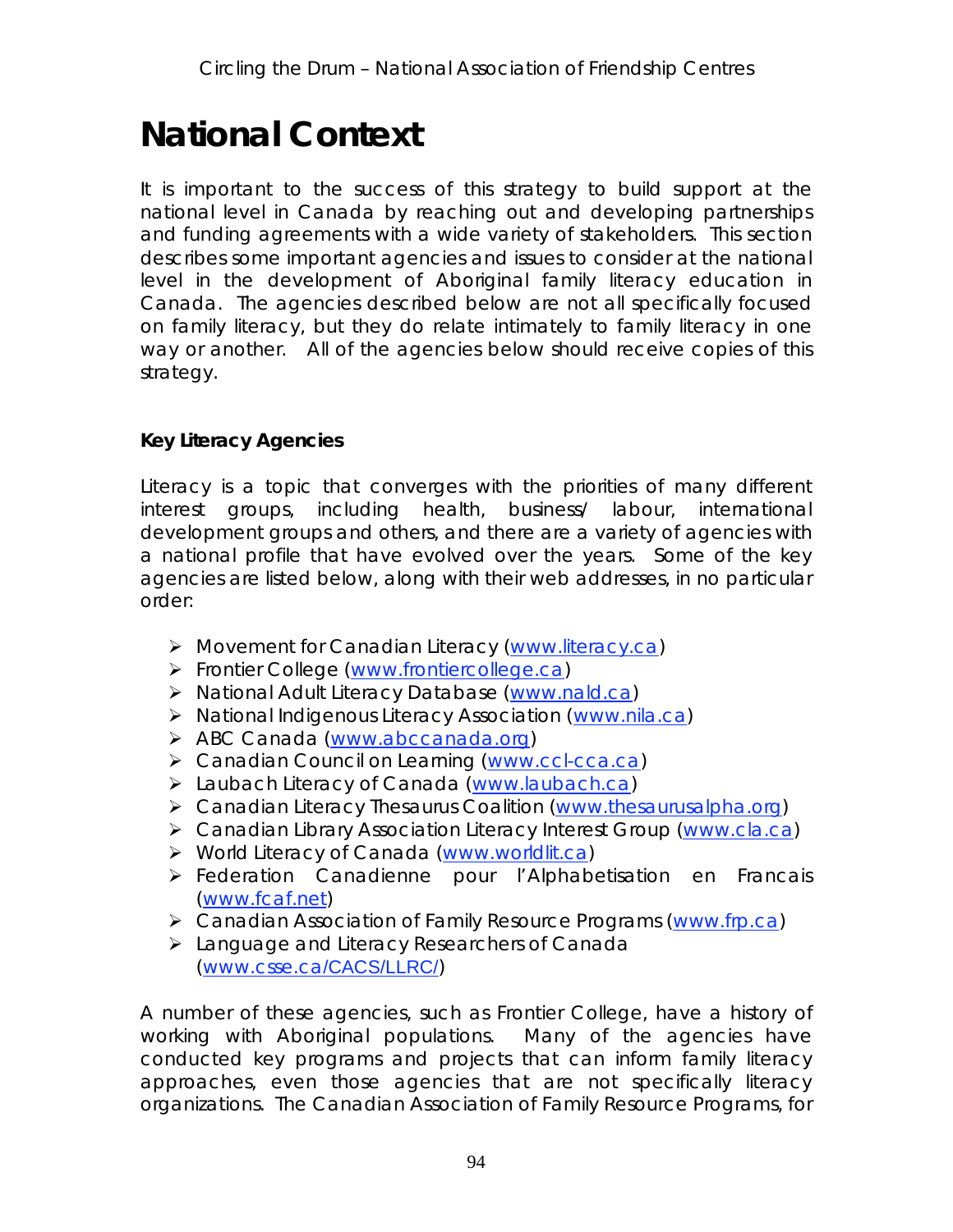# National Context

It is important to the success of this strategy to build support at the national level in Canada by reaching out and developing partnerships and funding agreements with a wide variety of stakeholders. This section describes some important agencies and issues to consider at the national level in the development of Aboriginal family literacy education in Canada. The agencies described below are not all specifically focused on family literacy, but they do relate intimately to family literacy in one way or another. All of the agencies below should receive copies of this strategy.

**Key Literacy Agencies**

Literacy is a topic that converges with the priorities of many different interest groups, including health, business/ labour, international development groups and others, and there are a variety of agencies with a national profile that have evolved over the years. Some of the key agencies are listed below, along with their web addresses, in no particular order:

- Movement for Canadian Literacy (www.literacy.ca)
- Frontier College (www.frontiercollege.ca)
- National Adult Literacy Database (www.nald.ca)
- National Indigenous Literacy Association (www.nila.ca)
- ABC Canada (www.abccanada.org)
- Canadian Council on Learning (www.ccl-cca.ca)
- Laubach Literacy of Canada (www.laubach.ca)
- Canadian Literacy Thesaurus Coalition (www.thesaurusalpha.org)
- Canadian Library Association Literacy Interest Group (www.cla.ca)
- World Literacy of Canada (www.worldlit.ca)
- Federation Canadienne pour l'Alphabetisation en Francais (www.fcaf.net)
- Canadian Association of Family Resource Programs (www.frp.ca)
- Language and Literacy Researchers of Canada (www.csse.ca/CACS/LLRC/)

A number of these agencies, such as Frontier College, have a history of working with Aboriginal populations. Many of the agencies have conducted key programs and projects that can inform family literacy approaches, even those agencies that are not specifically literacy organizations. The Canadian Association of Family Resource Programs, for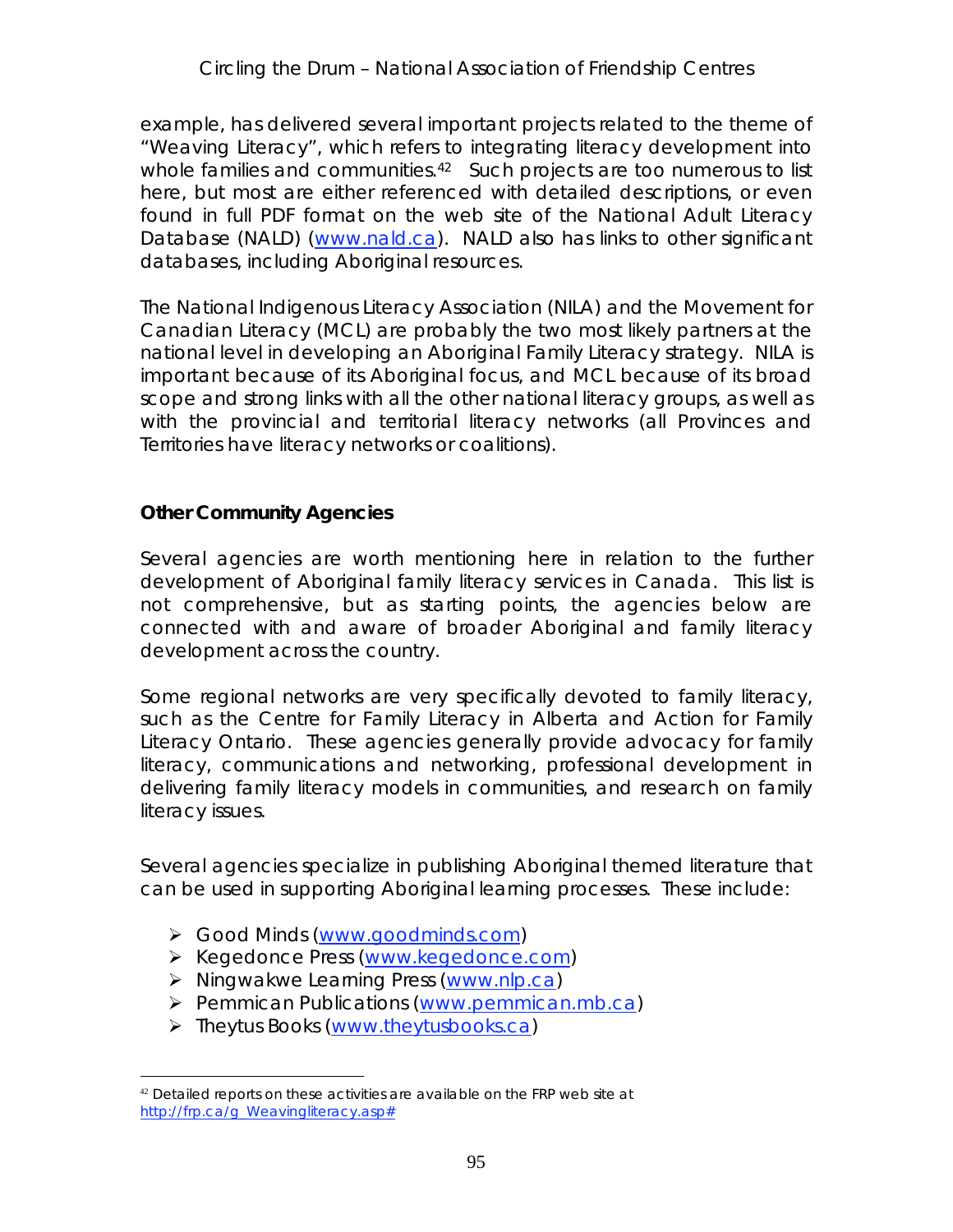example, has delivered several important projects related to the theme of "Weaving Literacy", which refers to integrating literacy development into whole families and communities.[42] Such projects are too numerous to list here, but most are either referenced with detailed descriptions, or even found in full PDF format on the web site of the National Adult Literacy Database (NALD) (www.nald.ca). NALD also has links to other significant databases, including Aboriginal resources.

The National Indigenous Literacy Association (NILA) and the Movement for Canadian Literacy (MCL) are probably the two most likely partners at the national level in developing an Aboriginal Family Literacy strategy. NILA is important because of its Aboriginal focus, and MCL because of its broad scope and strong links with all the other national literacy groups, as well as with the provincial and territorial literacy networks (all Provinces and Territories have literacy networks or coalitions).

**Other Community Agencies**

Several agencies are worth mentioning here in relation to the further development of Aboriginal family literacy services in Canada. This list is not comprehensive, but as starting points, the agencies below are connected with and aware of broader Aboriginal and family literacy development across the country.

Some regional networks are very specifically devoted to family literacy, such as the Centre for Family Literacy in Alberta and Action for Family Literacy Ontario. These agencies generally provide advocacy for family literacy, communications and networking, professional development in delivering family literacy models in communities, and research on family literacy issues.

Several agencies specialize in publishing Aboriginal themed literature that can be used in supporting Aboriginal learning processes. These include:

- Good Minds (www.goodminds.com)
- Kegedonce Press (www.kegedonce.com)
- Ningwakwe Learning Press (www.nlp.ca)
- Pemmican Publications (www.pemmican.mb.ca)
- Theytus Books (www.theytusbooks.ca)

[42] Detailed reports on these activities are available on the FRP web site at http://frp.ca/g_Weavingliteracy.asp#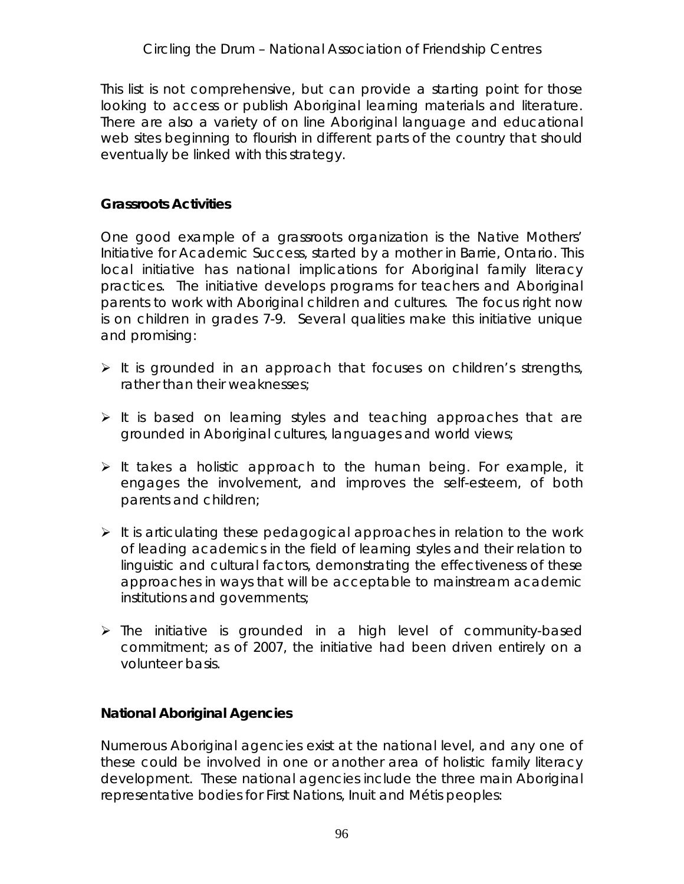This list is not comprehensive, but can provide a starting point for those looking to access or publish Aboriginal learning materials and literature. There are also a variety of on line Aboriginal language and educational web sites beginning to flourish in different parts of the country that should eventually be linked with this strategy.

**Grassroots Activities**

One good example of a grassroots organization is the Native Mothers' Initiative for Academic Success, started by a mother in Barrie, Ontario. This local initiative has national implications for Aboriginal family literacy practices. The initiative develops programs for teachers and Aboriginal parents to work with Aboriginal children and cultures. The focus right now is on children in grades 7-9. Several qualities make this initiative unique and promising:

- It is grounded in an approach that focuses on children's strengths, rather than their weaknesses;
- It is based on learning styles and teaching approaches that are grounded in Aboriginal cultures, languages and world views;
- It takes a holistic approach to the human being. For example, it engages the involvement, and improves the self-esteem, of both parents and children;
- It is articulating these pedagogical approaches in relation to the work of leading academics in the field of learning styles and their relation to linguistic and cultural factors, demonstrating the effectiveness of these approaches in ways that will be acceptable to mainstream academic institutions and governments;
- The initiative is grounded in a high level of community-based commitment; as of 2007, the initiative had been driven entirely on a volunteer basis.

**National Aboriginal Agencies**

Numerous Aboriginal agencies exist at the national level, and any one of these could be involved in one or another area of holistic family literacy development. These national agencies include the three main Aboriginal representative bodies for First Nations, Inuit and Métis peoples: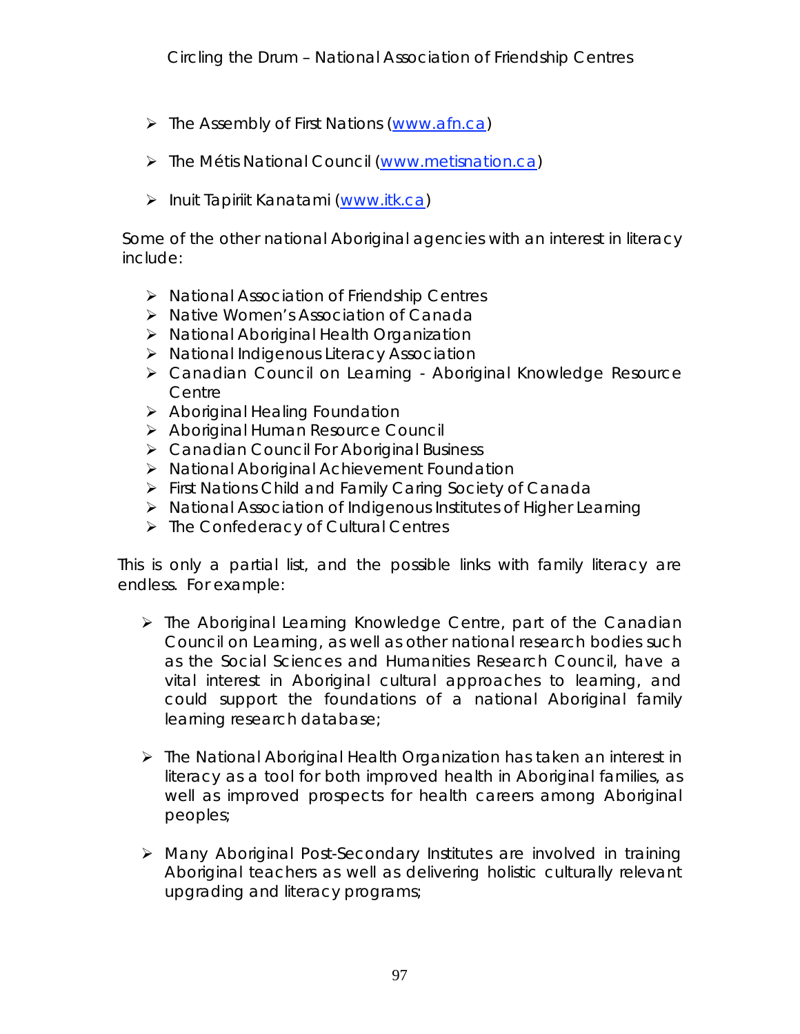- The Assembly of First Nations (www.afn.ca)

- The Métis National Council (www.metisnation.ca)

- Inuit Tapiriit Kanatami (www.itk.ca)

Some of the other national Aboriginal agencies with an interest in literacy include:

- National Association of Friendship Centres
- Native Women's Association of Canada
- National Aboriginal Health Organization
- National Indigenous Literacy Association
- Canadian Council on Learning - Aboriginal Knowledge Resource Centre
- Aboriginal Healing Foundation
- Aboriginal Human Resource Council
- Canadian Council For Aboriginal Business
- National Aboriginal Achievement Foundation
- First Nations Child and Family Caring Society of Canada
- National Association of Indigenous Institutes of Higher Learning
- The Confederacy of Cultural Centres

This is only a partial list, and the possible links with family literacy are endless. For example:

- The Aboriginal Learning Knowledge Centre, part of the Canadian Council on Learning, as well as other national research bodies such as the Social Sciences and Humanities Research Council, have a vital interest in Aboriginal cultural approaches to learning, and could support the foundations of a national Aboriginal family learning research database;

- The National Aboriginal Health Organization has taken an interest in literacy as a tool for both improved health in Aboriginal families, as well as improved prospects for health careers among Aboriginal peoples;

- Many Aboriginal Post-Secondary Institutes are involved in training Aboriginal teachers as well as delivering holistic culturally relevant upgrading and literacy programs;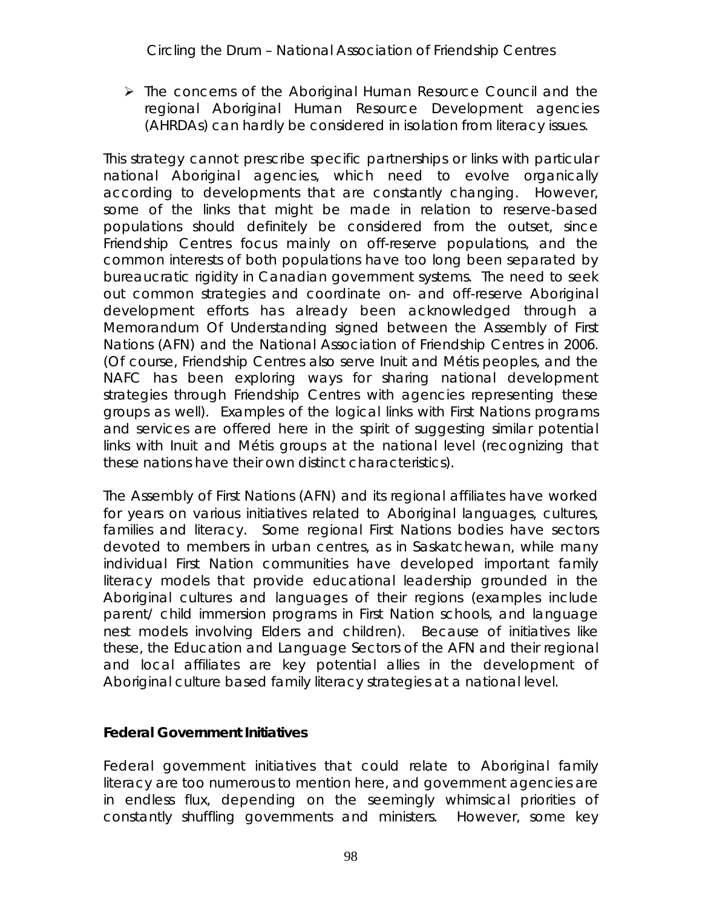- The concerns of the Aboriginal Human Resource Council and the regional Aboriginal Human Resource Development agencies (AHRDAs) can hardly be considered in isolation from literacy issues.

This strategy cannot prescribe specific partnerships or links with particular national Aboriginal agencies, which need to evolve organically according to developments that are constantly changing. However, some of the links that might be made in relation to reserve-based populations should definitely be considered from the outset, since Friendship Centres focus mainly on off-reserve populations, and the common interests of both populations have too long been separated by bureaucratic rigidity in Canadian government systems. The need to seek out common strategies and coordinate on- and off-reserve Aboriginal development efforts has already been acknowledged through a Memorandum Of Understanding signed between the Assembly of First Nations (AFN) and the National Association of Friendship Centres in 2006. (Of course, Friendship Centres also serve Inuit and Métis peoples, and the NAFC has been exploring ways for sharing national development strategies through Friendship Centres with agencies representing these groups as well). Examples of the logical links with First Nations programs and services are offered here in the spirit of suggesting similar potential links with Inuit and Métis groups at the national level (recognizing that these nations have their own distinct characteristics).

The Assembly of First Nations (AFN) and its regional affiliates have worked for years on various initiatives related to Aboriginal languages, cultures, families and literacy. Some regional First Nations bodies have sectors devoted to members in urban centres, as in Saskatchewan, while many individual First Nation communities have developed important family literacy models that provide educational leadership grounded in the Aboriginal cultures and languages of their regions (examples include parent/ child immersion programs in First Nation schools, and language nest models involving Elders and children). Because of initiatives like these, the Education and Language Sectors of the AFN and their regional and local affiliates are key potential allies in the development of Aboriginal culture based family literacy strategies at a national level.

**Federal Government Initiatives**

Federal government initiatives that could relate to Aboriginal family literacy are too numerous to mention here, and government agencies are in endless flux, depending on the seemingly whimsical priorities of constantly shuffling governments and ministers. However, some key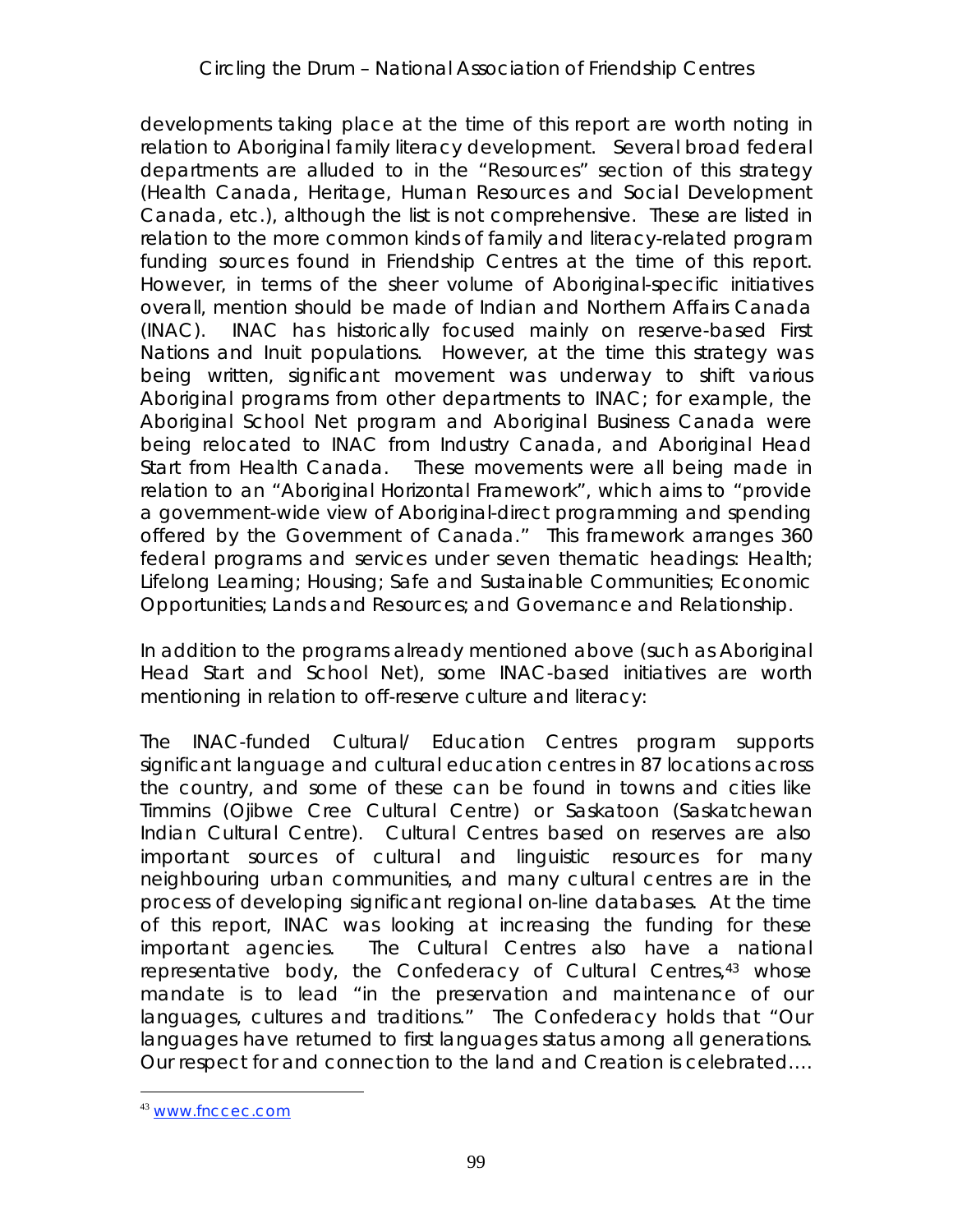developments taking place at the time of this report are worth noting in relation to Aboriginal family literacy development. Several broad federal departments are alluded to in the "Resources" section of this strategy (Health Canada, Heritage, Human Resources and Social Development Canada, etc.), although the list is not comprehensive. These are listed in relation to the more common kinds of family and literacy-related program funding sources found in Friendship Centres at the time of this report. However, in terms of the sheer volume of Aboriginal-specific initiatives overall, mention should be made of Indian and Northern Affairs Canada (INAC). INAC has historically focused mainly on reserve-based First Nations and Inuit populations. However, at the time this strategy was being written, significant movement was underway to shift various Aboriginal programs from other departments to INAC; for example, the Aboriginal School Net program and Aboriginal Business Canada were being relocated to INAC from Industry Canada, and Aboriginal Head Start from Health Canada. These movements were all being made in relation to an "Aboriginal Horizontal Framework", which aims to "provide a government-wide view of Aboriginal-direct programming and spending offered by the Government of Canada." This framework arranges 360 federal programs and services under seven thematic headings: Health; Lifelong Learning; Housing; Safe and Sustainable Communities; Economic Opportunities; Lands and Resources; and Governance and Relationship.

In addition to the programs already mentioned above (such as Aboriginal Head Start and School Net), some INAC-based initiatives are worth mentioning in relation to off-reserve culture and literacy:

The INAC-funded Cultural/ Education Centres program supports significant language and cultural education centres in 87 locations across the country, and some of these can be found in towns and cities like Timmins (Ojibwe Cree Cultural Centre) or Saskatoon (Saskatchewan Indian Cultural Centre). Cultural Centres based on reserves are also important sources of cultural and linguistic resources for many neighbouring urban communities, and many cultural centres are in the process of developing significant regional on-line databases. At the time of this report, INAC was looking at increasing the funding for these important agencies. The Cultural Centres also have a national representative body, the Confederacy of Cultural Centres,[43] whose mandate is to lead "in the preservation and maintenance of our languages, cultures and traditions." The Confederacy holds that "Our languages have returned to first languages status among all generations. Our respect for and connection to the land and Creation is celebrated….

[43] www.fnccec.com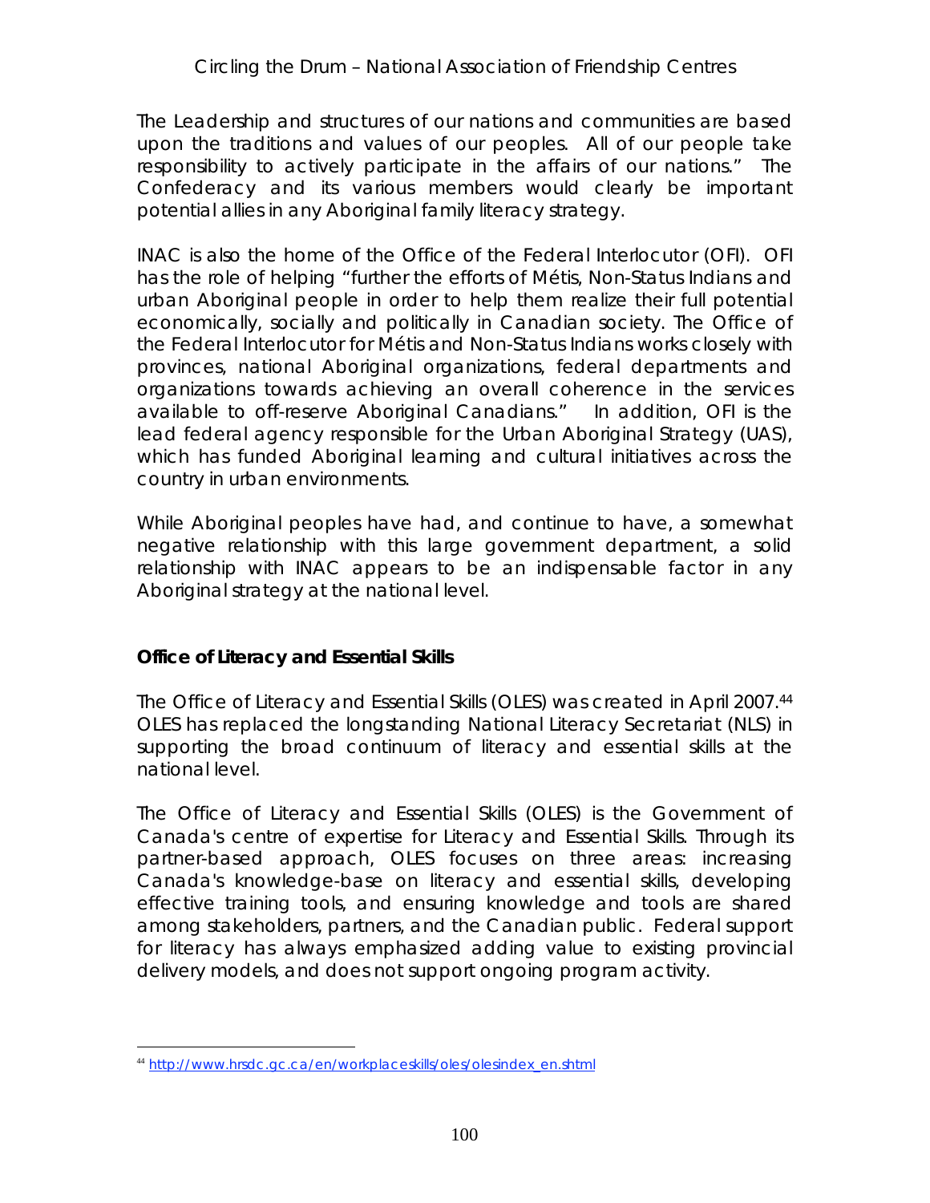The Leadership and structures of our nations and communities are based upon the traditions and values of our peoples. All of our people take responsibility to actively participate in the affairs of our nations." The Confederacy and its various members would clearly be important potential allies in any Aboriginal family literacy strategy.

INAC is also the home of the Office of the Federal Interlocutor (OFI). OFI has the role of helping "further the efforts of Métis, Non-Status Indians and urban Aboriginal people in order to help them realize their full potential economically, socially and politically in Canadian society. The Office of the Federal Interlocutor for Métis and Non-Status Indians works closely with provinces, national Aboriginal organizations, federal departments and organizations towards achieving an overall coherence in the services available to off-reserve Aboriginal Canadians." In addition, OFI is the lead federal agency responsible for the Urban Aboriginal Strategy (UAS), which has funded Aboriginal learning and cultural initiatives across the country in urban environments.

While Aboriginal peoples have had, and continue to have, a somewhat negative relationship with this large government department, a solid relationship with INAC appears to be an indispensable factor in any Aboriginal strategy at the national level.

**Office of Literacy and Essential Skills**

The Office of Literacy and Essential Skills (OLES) was created in April 2007.[44] OLES has replaced the longstanding National Literacy Secretariat (NLS) in supporting the broad continuum of literacy and essential skills at the national level.

The Office of Literacy and Essential Skills (OLES) is the Government of Canada's centre of expertise for Literacy and Essential Skills. Through its partner-based approach, OLES focuses on three areas: increasing Canada's knowledge-base on literacy and essential skills, developing effective training tools, and ensuring knowledge and tools are shared among stakeholders, partners, and the Canadian public. Federal support for literacy has always emphasized adding value to existing provincial delivery models, and does not support ongoing program activity.

[44] http://www.hrsdc.gc.ca/en/workplaceskills/oles/olesindex_en.shtml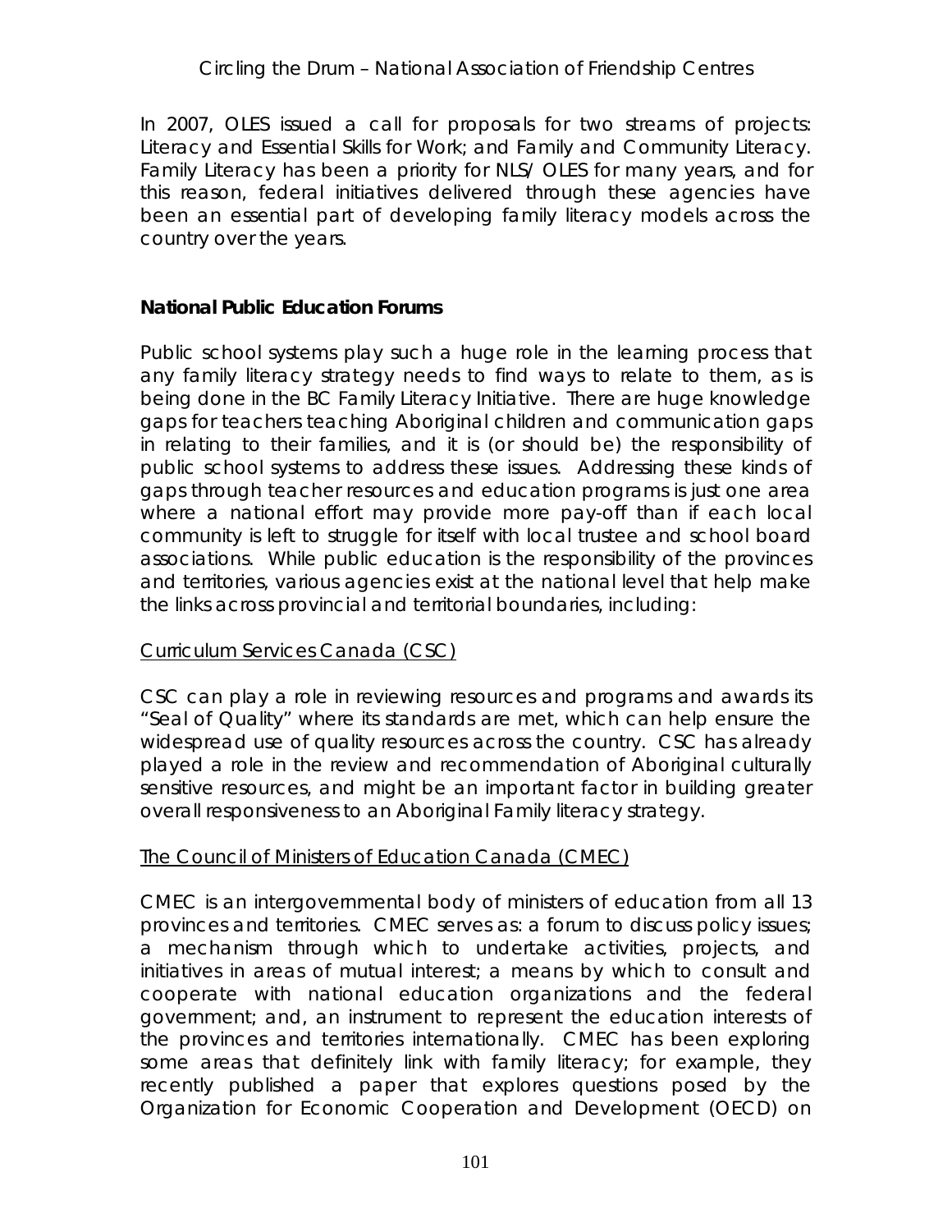In 2007, OLES issued a call for proposals for two streams of projects: Literacy and Essential Skills for Work; and Family and Community Literacy. Family Literacy has been a priority for NLS/ OLES for many years, and for this reason, federal initiatives delivered through these agencies have been an essential part of developing family literacy models across the country over the years.

**National Public Education Forums**

Public school systems play such a huge role in the learning process that any family literacy strategy needs to find ways to relate to them, as is being done in the BC Family Literacy Initiative. There are huge knowledge gaps for teachers teaching Aboriginal children and communication gaps in relating to their families, and it is (or should be) the responsibility of public school systems to address these issues. Addressing these kinds of gaps through teacher resources and education programs is just one area where a national effort may provide more pay-off than if each local community is left to struggle for itself with local trustee and school board associations. While public education is the responsibility of the provinces and territories, various agencies exist at the national level that help make the links across provincial and territorial boundaries, including:

<u>Curriculum Services Canada (CSC)</u>

CSC can play a role in reviewing resources and programs and awards its "Seal of Quality" where its standards are met, which can help ensure the widespread use of quality resources across the country. CSC has already played a role in the review and recommendation of Aboriginal culturally sensitive resources, and might be an important factor in building greater overall responsiveness to an Aboriginal Family literacy strategy.

<u>The Council of Ministers of Education Canada (CMEC)</u>

CMEC is an intergovernmental body of ministers of education from all 13 provinces and territories. CMEC serves as: a forum to discuss policy issues; a mechanism through which to undertake activities, projects, and initiatives in areas of mutual interest; a means by which to consult and cooperate with national education organizations and the federal government; and, an instrument to represent the education interests of the provinces and territories internationally. CMEC has been exploring some areas that definitely link with family literacy; for example, they recently published a paper that explores questions posed by the Organization for Economic Cooperation and Development (OECD) on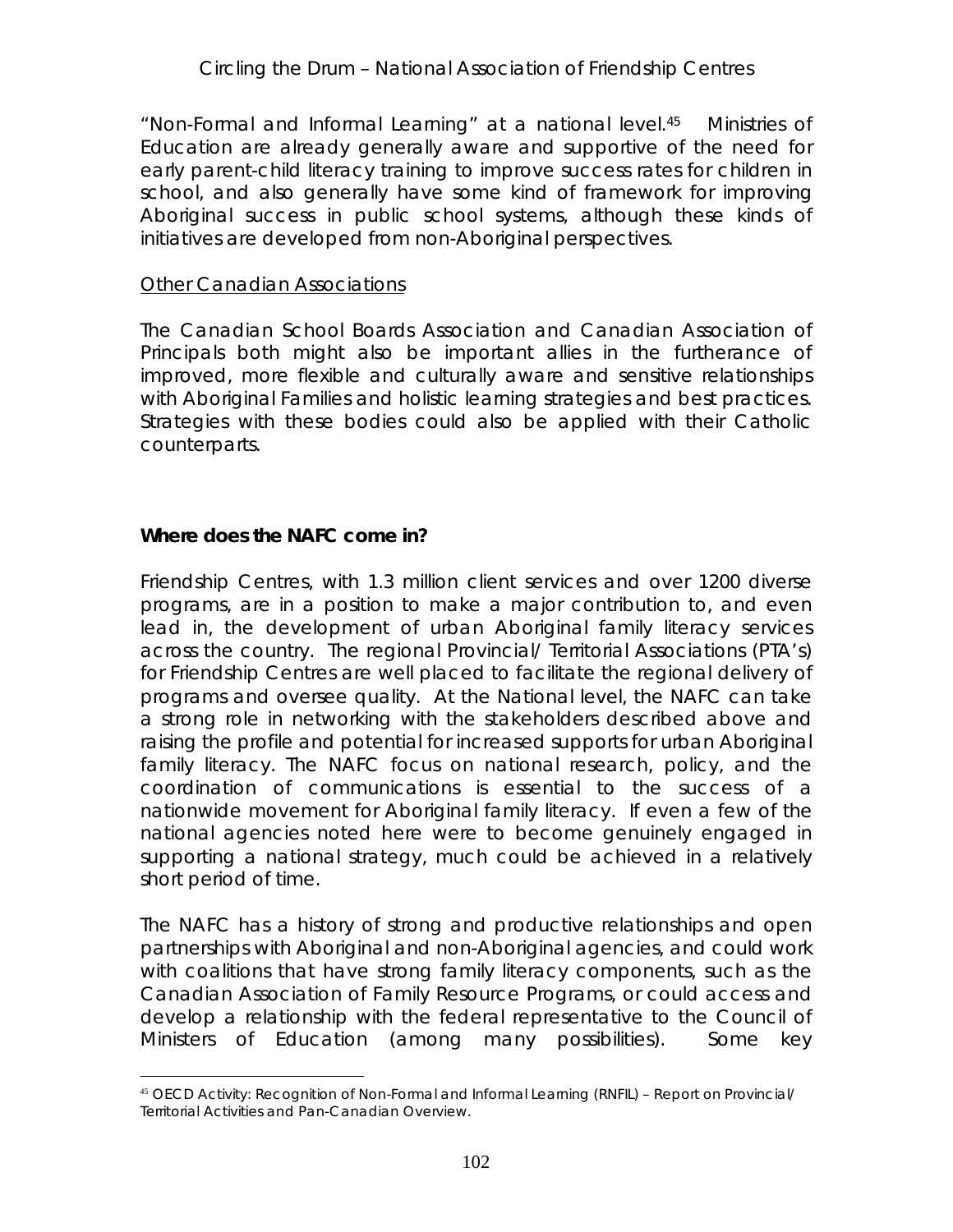"Non-Formal and Informal Learning" at a national level.[45] Ministries of Education are already generally aware and supportive of the need for early parent-child literacy training to improve success rates for children in school, and also generally have some kind of framework for improving Aboriginal success in public school systems, although these kinds of initiatives are developed from non-Aboriginal perspectives.

<u>Other Canadian Associations</u>

The Canadian School Boards Association and Canadian Association of Principals both might also be important allies in the furtherance of improved, more flexible and culturally aware and sensitive relationships with Aboriginal Families and holistic learning strategies and best practices. Strategies with these bodies could also be applied with their Catholic counterparts.

**Where does the NAFC come in?**

Friendship Centres, with 1.3 million client services and over 1200 diverse programs, are in a position to make a major contribution to, and even lead in, the development of urban Aboriginal family literacy services across the country. The regional Provincial/ Territorial Associations (PTA's) for Friendship Centres are well placed to facilitate the regional delivery of programs and oversee quality. At the National level, the NAFC can take a strong role in networking with the stakeholders described above and raising the profile and potential for increased supports for urban Aboriginal family literacy. The NAFC focus on national research, policy, and the coordination of communications is essential to the success of a nationwide movement for Aboriginal family literacy. If even a few of the national agencies noted here were to become genuinely engaged in supporting a national strategy, much could be achieved in a relatively short period of time.

The NAFC has a history of strong and productive relationships and open partnerships with Aboriginal and non-Aboriginal agencies, and could work with coalitions that have strong family literacy components, such as the Canadian Association of Family Resource Programs, or could access and develop a relationship with the federal representative to the Council of Ministers of Education (among many possibilities). Some key

[45] OECD Activity: Recognition of Non-Formal and Informal Learning (RNFIL) – Report on Provincial/ Territorial Activities and Pan-Canadian Overview.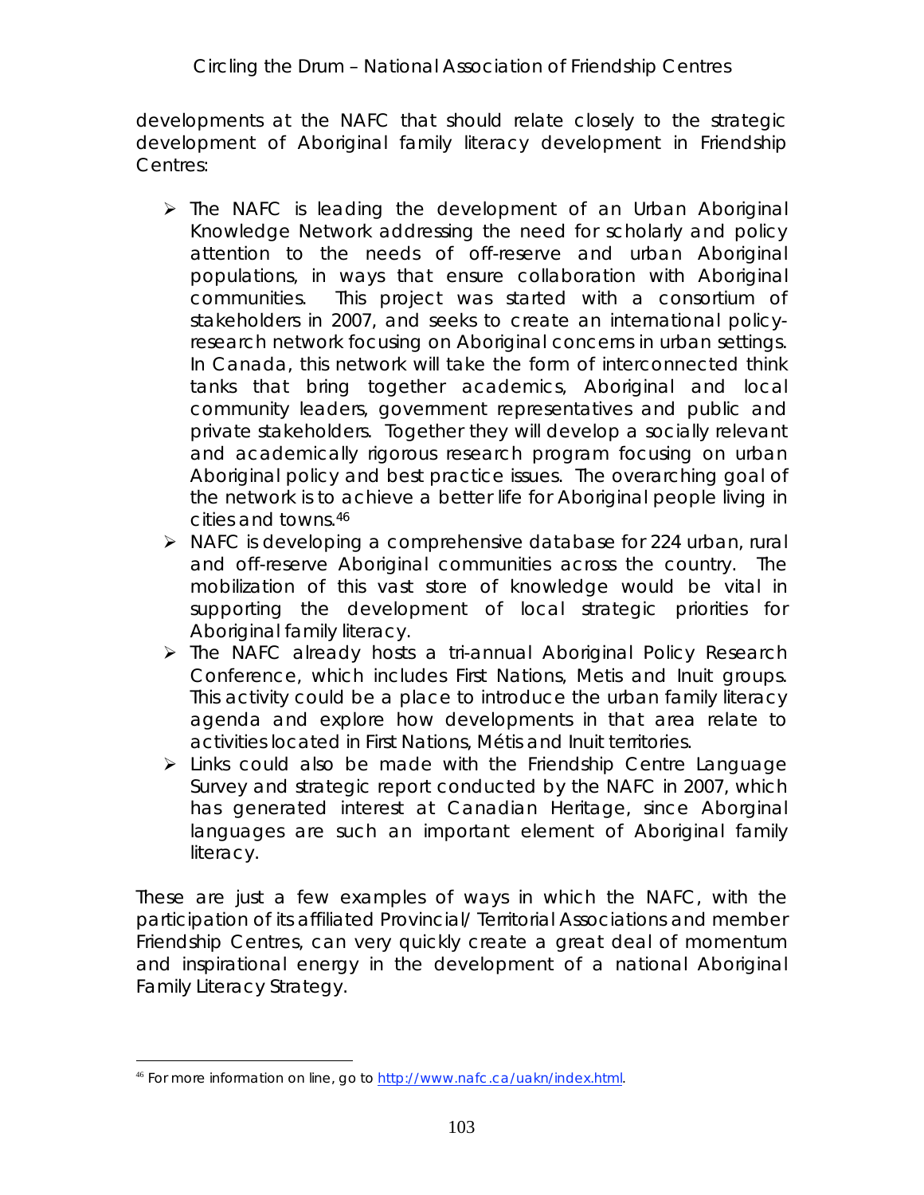developments at the NAFC that should relate closely to the strategic development of Aboriginal family literacy development in Friendship Centres:

- The NAFC is leading the development of an Urban Aboriginal Knowledge Network addressing the need for scholarly and policy attention to the needs of off-reserve and urban Aboriginal populations, in ways that ensure collaboration with Aboriginal communities. This project was started with a consortium of stakeholders in 2007, and seeks to create an international policy-research network focusing on Aboriginal concerns in urban settings. In Canada, this network will take the form of interconnected think tanks that bring together academics, Aboriginal and local community leaders, government representatives and public and private stakeholders. Together they will develop a socially relevant and academically rigorous research program focusing on urban Aboriginal policy and best practice issues. The overarching goal of the network is to achieve a better life for Aboriginal people living in cities and towns.[46]
- NAFC is developing a comprehensive database for 224 urban, rural and off-reserve Aboriginal communities across the country. The mobilization of this vast store of knowledge would be vital in supporting the development of local strategic priorities for Aboriginal family literacy.
- The NAFC already hosts a tri-annual Aboriginal Policy Research Conference, which includes First Nations, Metis and Inuit groups. This activity could be a place to introduce the urban family literacy agenda and explore how developments in that area relate to activities located in First Nations, Métis and Inuit territories.
- Links could also be made with the Friendship Centre Language Survey and strategic report conducted by the NAFC in 2007, which has generated interest at Canadian Heritage, since Aborginal languages are such an important element of Aboriginal family literacy.

These are just a few examples of ways in which the NAFC, with the participation of its affiliated Provincial/ Territorial Associations and member Friendship Centres, can very quickly create a great deal of momentum and inspirational energy in the development of a national Aboriginal Family Literacy Strategy.

---

[46] For more information on line, go to http://www.nafc.ca/uakn/index.html.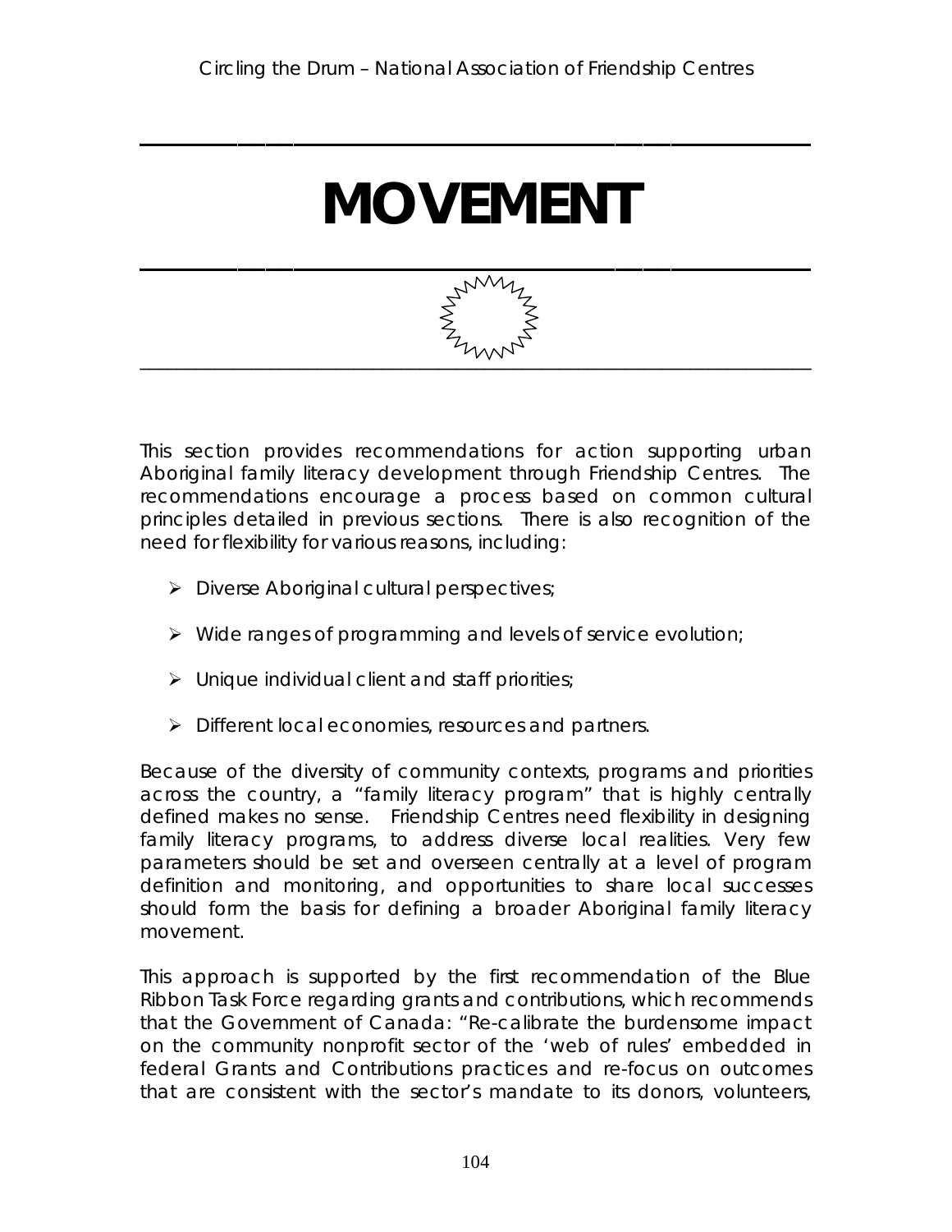# MOVEMENT

This section provides recommendations for action supporting urban Aboriginal family literacy development through Friendship Centres. The recommendations encourage a process based on common cultural principles detailed in previous sections. There is also recognition of the need for flexibility for various reasons, including:

- Diverse Aboriginal cultural perspectives;
- Wide ranges of programming and levels of service evolution;
- Unique individual client and staff priorities;
- Different local economies, resources and partners.

Because of the diversity of community contexts, programs and priorities across the country, a "family literacy program" that is highly centrally defined makes no sense. Friendship Centres need flexibility in designing family literacy programs, to address diverse local realities. Very few parameters should be set and overseen centrally at a level of program definition and monitoring, and opportunities to share local successes should form the basis for defining a broader Aboriginal family literacy movement.

This approach is supported by the first recommendation of the Blue Ribbon Task Force regarding grants and contributions, which recommends that the Government of Canada: "Re-calibrate the burdensome impact on the community nonprofit sector of the 'web of rules' embedded in federal Grants and Contributions practices and re-focus on outcomes that are consistent with the sector's mandate to its donors, volunteers,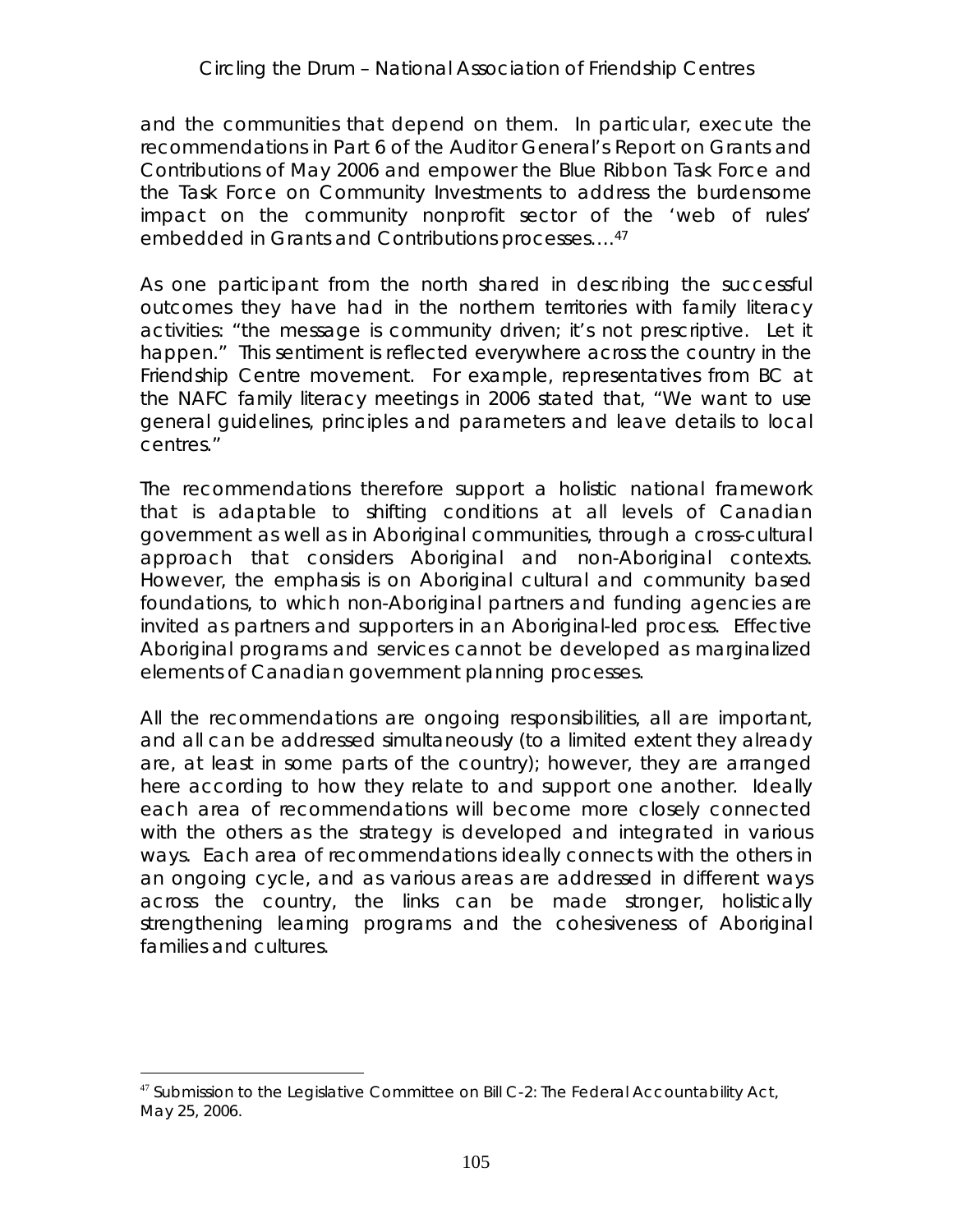and the communities that depend on them. In particular, execute the recommendations in Part 6 of the Auditor General's Report on Grants and Contributions of May 2006 and empower the Blue Ribbon Task Force and the Task Force on Community Investments to address the burdensome impact on the community nonprofit sector of the 'web of rules' embedded in Grants and Contributions processes….[47]

As one participant from the north shared in describing the successful outcomes they have had in the northern territories with family literacy activities: "the message is community driven; it's not prescriptive. Let it happen." This sentiment is reflected everywhere across the country in the Friendship Centre movement. For example, representatives from BC at the NAFC family literacy meetings in 2006 stated that, "We want to use general guidelines, principles and parameters and leave details to local centres."

The recommendations therefore support a holistic national framework that is adaptable to shifting conditions at all levels of Canadian government as well as in Aboriginal communities, through a cross-cultural approach that considers Aboriginal and non-Aboriginal contexts. However, the emphasis is on Aboriginal cultural and community based foundations, to which non-Aboriginal partners and funding agencies are invited as partners and supporters in an Aboriginal-led process. Effective Aboriginal programs and services cannot be developed as marginalized elements of Canadian government planning processes.

All the recommendations are ongoing responsibilities, all are important, and all can be addressed simultaneously (to a limited extent they already are, at least in some parts of the country); however, they are arranged here according to how they relate to and support one another. Ideally each area of recommendations will become more closely connected with the others as the strategy is developed and integrated in various ways. Each area of recommendations ideally connects with the others in an ongoing cycle, and as various areas are addressed in different ways across the country, the links can be made stronger, holistically strengthening learning programs and the cohesiveness of Aboriginal families and cultures.

---

[47] Submission to the Legislative Committee on Bill C-2: The Federal Accountability Act, May 25, 2006.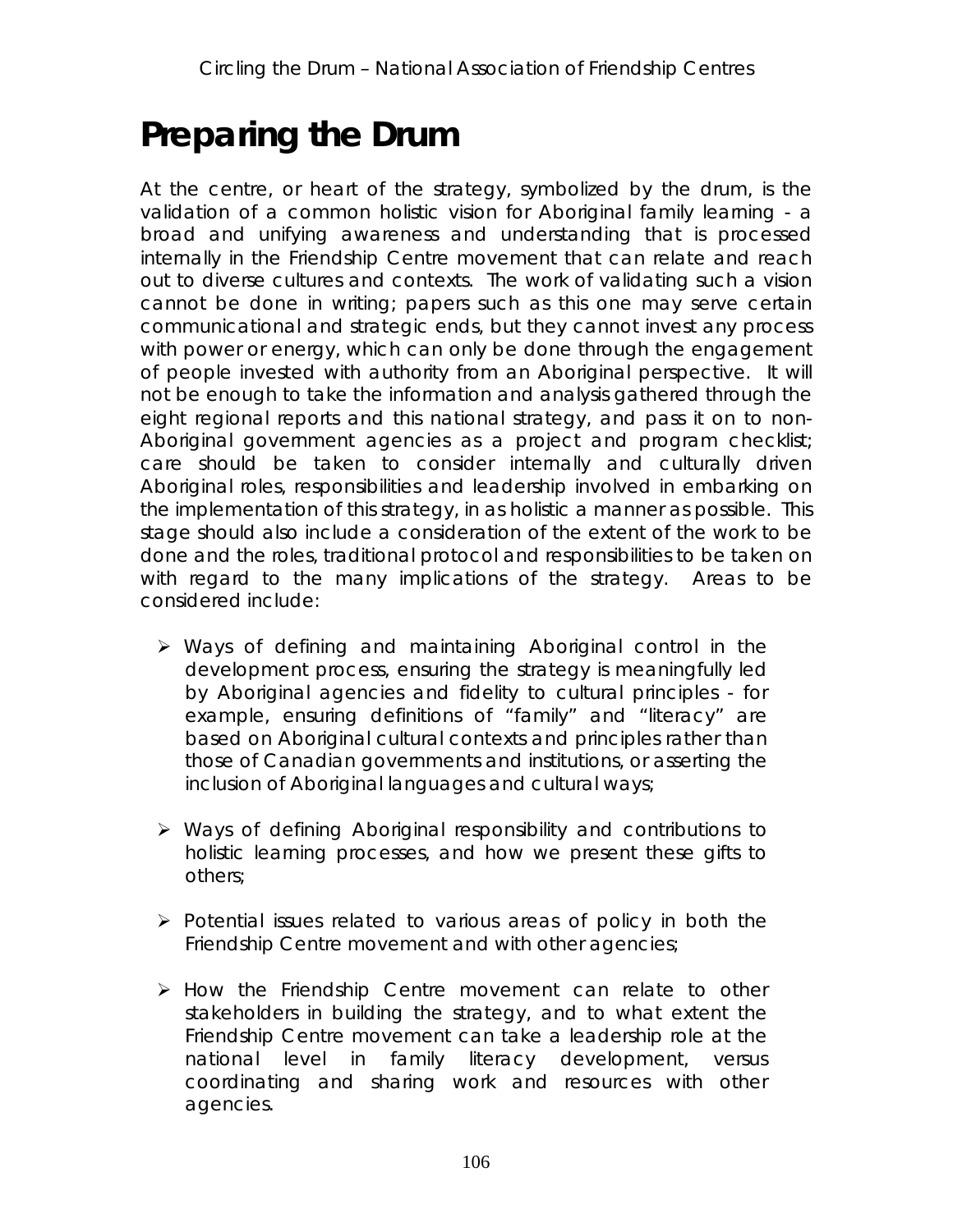# Preparing the Drum

At the centre, or heart of the strategy, symbolized by the drum, is the validation of a common holistic vision for Aboriginal family learning - a broad and unifying awareness and understanding that is processed internally in the Friendship Centre movement that can relate and reach out to diverse cultures and contexts. The work of validating such a vision cannot be done in writing; papers such as this one may serve certain communicational and strategic ends, but they cannot invest any process with power or energy, which can only be done through the engagement of people invested with authority from an Aboriginal perspective. It will not be enough to take the information and analysis gathered through the eight regional reports and this national strategy, and pass it on to non-Aboriginal government agencies as a project and program checklist; care should be taken to consider internally and culturally driven Aboriginal roles, responsibilities and leadership involved in embarking on the implementation of this strategy, in as holistic a manner as possible. This stage should also include a consideration of the extent of the work to be done and the roles, traditional protocol and responsibilities to be taken on with regard to the many implications of the strategy. Areas to be considered include:

- Ways of defining and maintaining Aboriginal control in the development process, ensuring the strategy is meaningfully led by Aboriginal agencies and fidelity to cultural principles - for example, ensuring definitions of "family" and "literacy" are based on Aboriginal cultural contexts and principles rather than those of Canadian governments and institutions, or asserting the inclusion of Aboriginal languages and cultural ways;

- Ways of defining Aboriginal responsibility and contributions to holistic learning processes, and how we present these gifts to others;

- Potential issues related to various areas of policy in both the Friendship Centre movement and with other agencies;

- How the Friendship Centre movement can relate to other stakeholders in building the strategy, and to what extent the Friendship Centre movement can take a leadership role at the national level in family literacy development, versus coordinating and sharing work and resources with other agencies.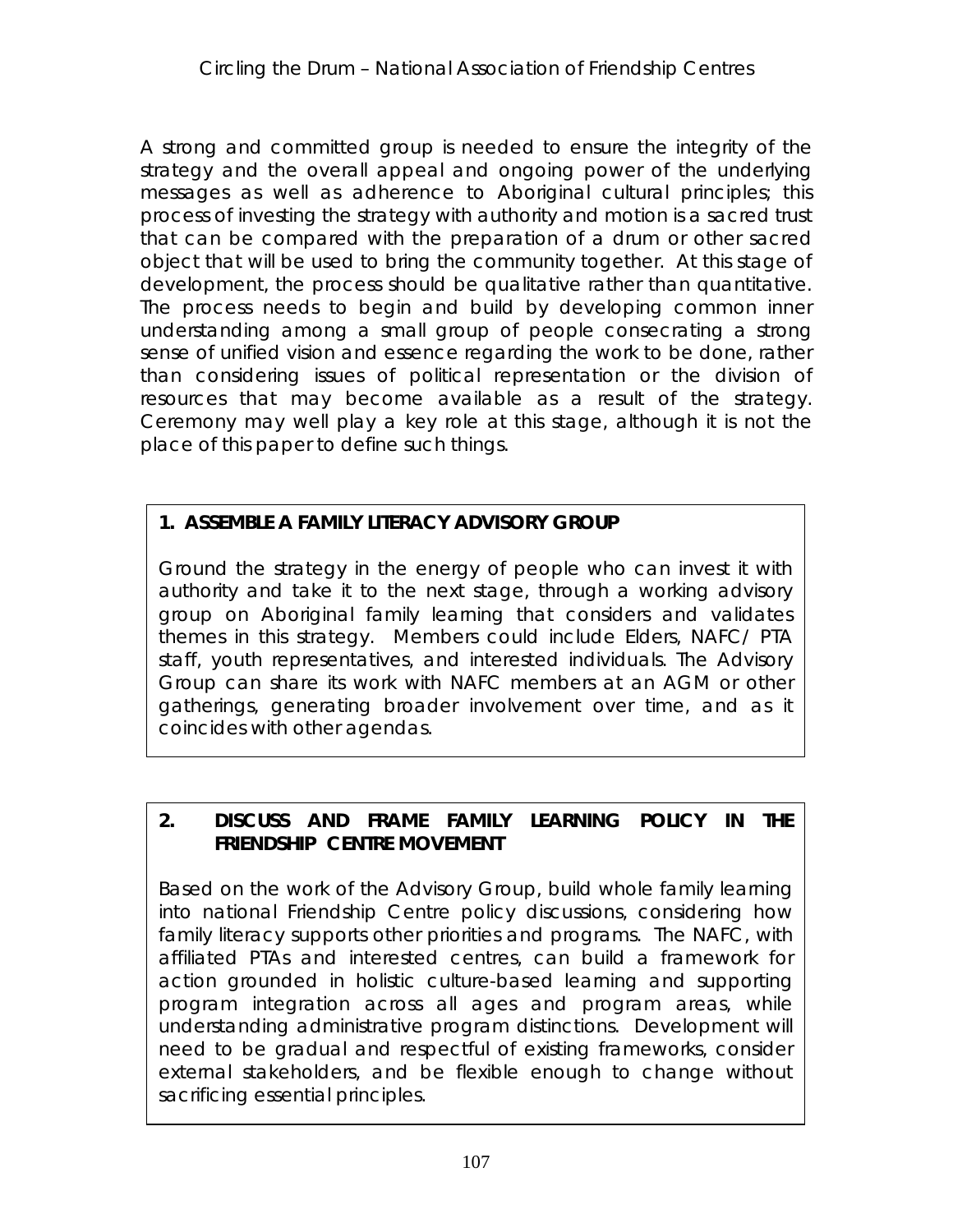A strong and committed group is needed to ensure the integrity of the strategy and the overall appeal and ongoing power of the underlying messages as well as adherence to Aboriginal cultural principles; this process of investing the strategy with authority and motion is a sacred trust that can be compared with the preparation of a drum or other sacred object that will be used to bring the community together. At this stage of development, the process should be qualitative rather than quantitative. The process needs to begin and build by developing common inner understanding among a small group of people consecrating a strong sense of unified vision and essence regarding the work to be done, rather than considering issues of political representation or the division of resources that may become available as a result of the strategy. Ceremony may well play a key role at this stage, although it is not the place of this paper to define such things.

**1. ASSEMBLE A FAMILY LITERACY ADVISORY GROUP**

Ground the strategy in the energy of people who can invest it with authority and take it to the next stage, through a working advisory group on Aboriginal family learning that considers and validates themes in this strategy. Members could include Elders, NAFC/ PTA staff, youth representatives, and interested individuals. The Advisory Group can share its work with NAFC members at an AGM or other gatherings, generating broader involvement over time, and as it coincides with other agendas.

**2. DISCUSS AND FRAME FAMILY LEARNING POLICY IN THE FRIENDSHIP CENTRE MOVEMENT**

Based on the work of the Advisory Group, build whole family learning into national Friendship Centre policy discussions, considering how family literacy supports other priorities and programs. The NAFC, with affiliated PTAs and interested centres, can build a framework for action grounded in holistic culture-based learning and supporting program integration across all ages and program areas, while understanding administrative program distinctions. Development will need to be gradual and respectful of existing frameworks, consider external stakeholders, and be flexible enough to change without sacrificing essential principles.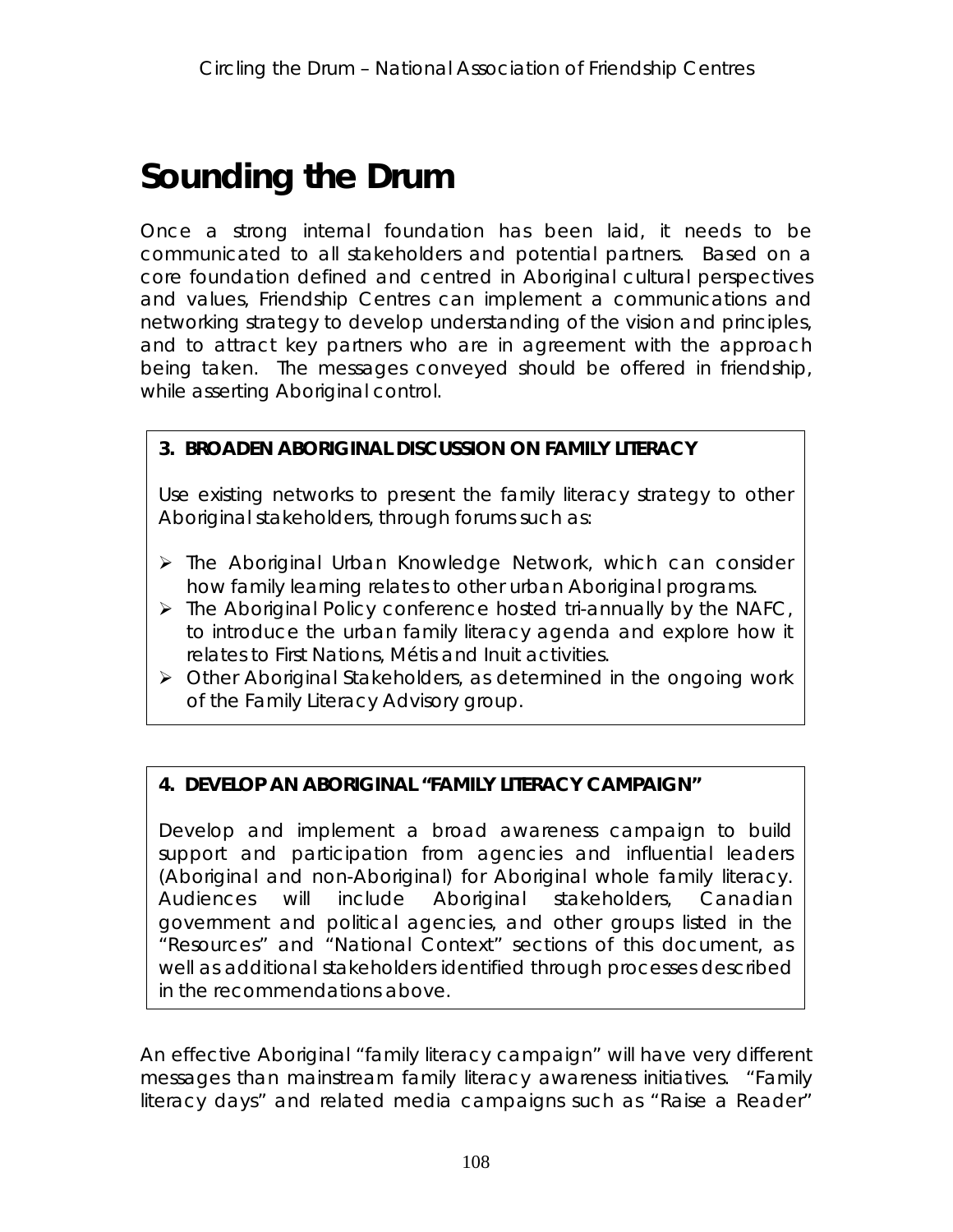# Sounding the Drum

Once a strong internal foundation has been laid, it needs to be communicated to all stakeholders and potential partners. Based on a core foundation defined and centred in Aboriginal cultural perspectives and values, Friendship Centres can implement a communications and networking strategy to develop understanding of the vision and principles, and to attract key partners who are in agreement with the approach being taken. The messages conveyed should be offered in friendship, while asserting Aboriginal control.

**3. BROADEN ABORIGINAL DISCUSSION ON FAMILY LITERACY**

Use existing networks to present the family literacy strategy to other Aboriginal stakeholders, through forums such as:

- The Aboriginal Urban Knowledge Network, which can consider how family learning relates to other urban Aboriginal programs.
- The Aboriginal Policy conference hosted tri-annually by the NAFC, to introduce the urban family literacy agenda and explore how it relates to First Nations, Métis and Inuit activities.
- Other Aboriginal Stakeholders, as determined in the ongoing work of the Family Literacy Advisory group.

**4. DEVELOP AN ABORIGINAL "FAMILY LITERACY CAMPAIGN"**

Develop and implement a broad awareness campaign to build support and participation from agencies and influential leaders (Aboriginal and non-Aboriginal) for Aboriginal whole family literacy. Audiences will include Aboriginal stakeholders, Canadian government and political agencies, and other groups listed in the "Resources" and "National Context" sections of this document, as well as additional stakeholders identified through processes described in the recommendations above.

An effective Aboriginal "family literacy campaign" will have very different messages than mainstream family literacy awareness initiatives. "Family literacy days" and related media campaigns such as "Raise a Reader"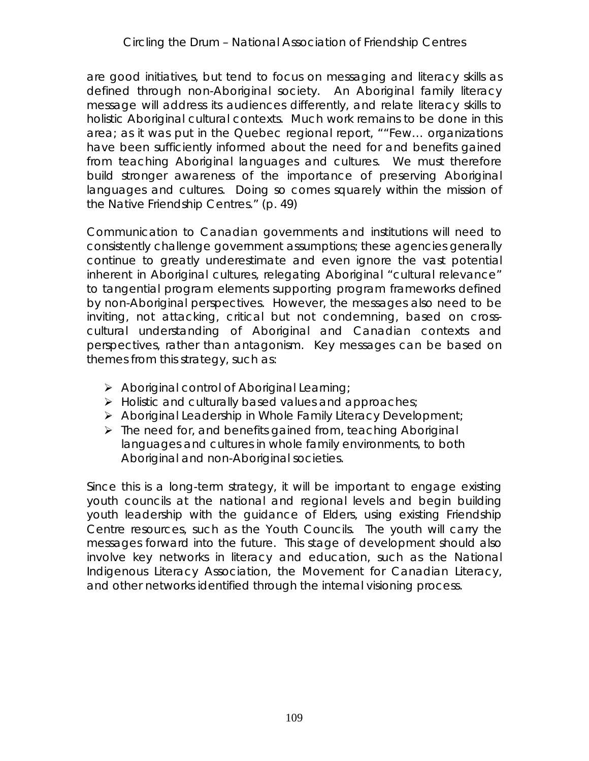are good initiatives, but tend to focus on messaging and literacy skills as defined through non-Aboriginal society. An Aboriginal family literacy message will address its audiences differently, and relate literacy skills to holistic Aboriginal cultural contexts. Much work remains to be done in this area; as it was put in the Quebec regional report, ""Few… organizations have been sufficiently informed about the need for and benefits gained from teaching Aboriginal languages and cultures. We must therefore build stronger awareness of the importance of preserving Aboriginal languages and cultures. Doing so comes squarely within the mission of the Native Friendship Centres." (p. 49)

Communication to Canadian governments and institutions will need to consistently challenge government assumptions; these agencies generally continue to greatly underestimate and even ignore the vast potential inherent in Aboriginal cultures, relegating Aboriginal "cultural relevance" to tangential program elements supporting program frameworks defined by non-Aboriginal perspectives. However, the messages also need to be inviting, not attacking, critical but not condemning, based on cross-cultural understanding of Aboriginal and Canadian contexts and perspectives, rather than antagonism. Key messages can be based on themes from this strategy, such as:

- Aboriginal control of Aboriginal Learning;
- Holistic and culturally based values and approaches;
- Aboriginal Leadership in Whole Family Literacy Development;
- The need for, and benefits gained from, teaching Aboriginal languages and cultures in whole family environments, to both Aboriginal and non-Aboriginal societies.

Since this is a long-term strategy, it will be important to engage existing youth councils at the national and regional levels and begin building youth leadership with the guidance of Elders, using existing Friendship Centre resources, such as the Youth Councils. The youth will carry the messages forward into the future. This stage of development should also involve key networks in literacy and education, such as the National Indigenous Literacy Association, the Movement for Canadian Literacy, and other networks identified through the internal visioning process.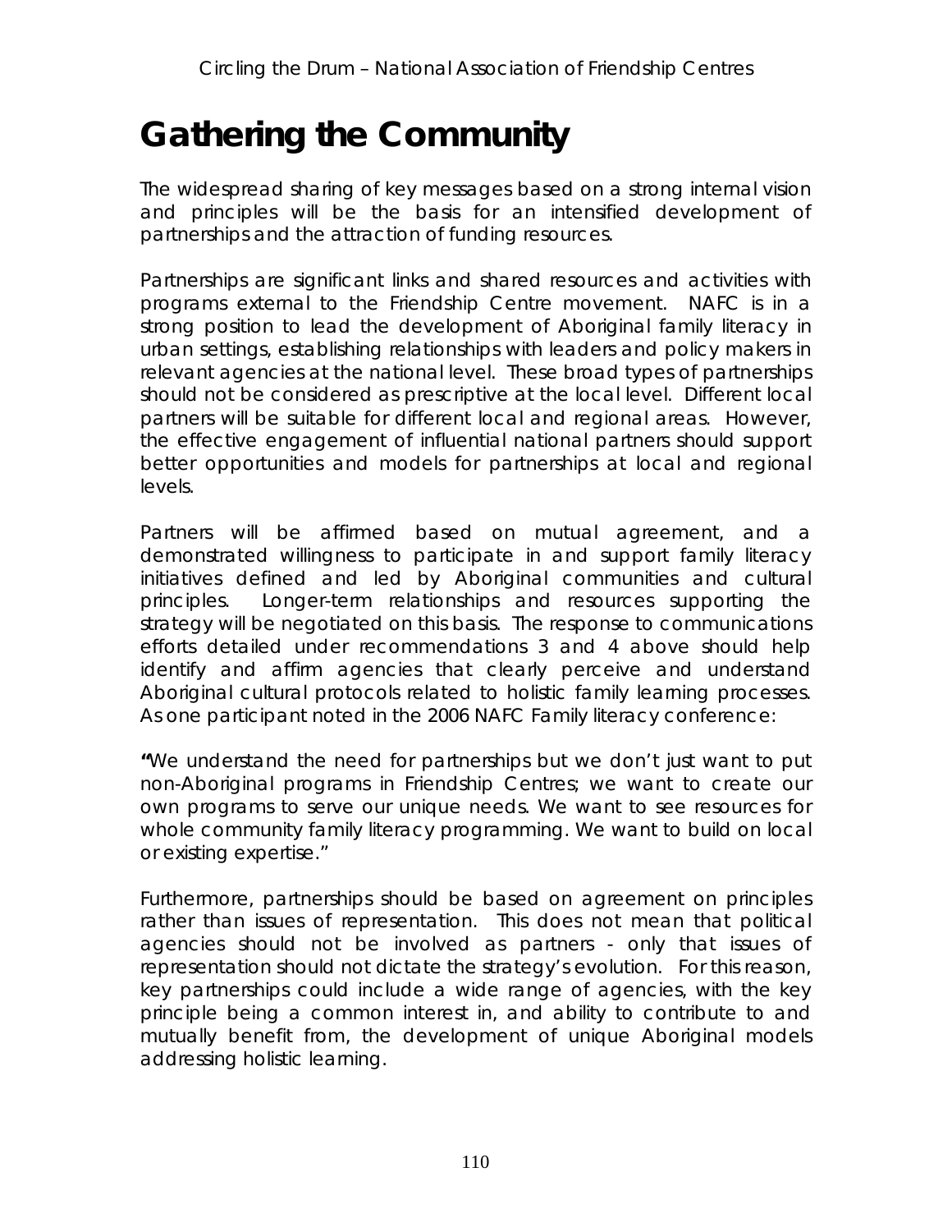# Gathering the Community

The widespread sharing of key messages based on a strong internal vision and principles will be the basis for an intensified development of partnerships and the attraction of funding resources.

Partnerships are significant links and shared resources and activities with programs external to the Friendship Centre movement. NAFC is in a strong position to lead the development of Aboriginal family literacy in urban settings, establishing relationships with leaders and policy makers in relevant agencies at the national level. These broad types of partnerships should not be considered as prescriptive at the local level. Different local partners will be suitable for different local and regional areas. However, the effective engagement of influential national partners should support better opportunities and models for partnerships at local and regional levels.

Partners will be affirmed based on mutual agreement, and a demonstrated willingness to participate in and support family literacy initiatives defined and led by Aboriginal communities and cultural principles. Longer-term relationships and resources supporting the strategy will be negotiated on this basis. The response to communications efforts detailed under recommendations 3 and 4 above should help identify and affirm agencies that clearly perceive and understand Aboriginal cultural protocols related to holistic family learning processes. As one participant noted in the 2006 NAFC Family literacy conference:

*"We understand the need for partnerships but we don't just want to put non-Aboriginal programs in Friendship Centres; we want to create our own programs to serve our unique needs. We want to see resources for whole community family literacy programming. We want to build on local or existing expertise."*

Furthermore, partnerships should be based on agreement on principles rather than issues of representation. This does not mean that political agencies should not be involved as partners - only that issues of representation should not dictate the strategy's evolution. For this reason, key partnerships could include a wide range of agencies, with the key principle being a common interest in, and ability to contribute to and mutually benefit from, the development of unique Aboriginal models addressing holistic learning.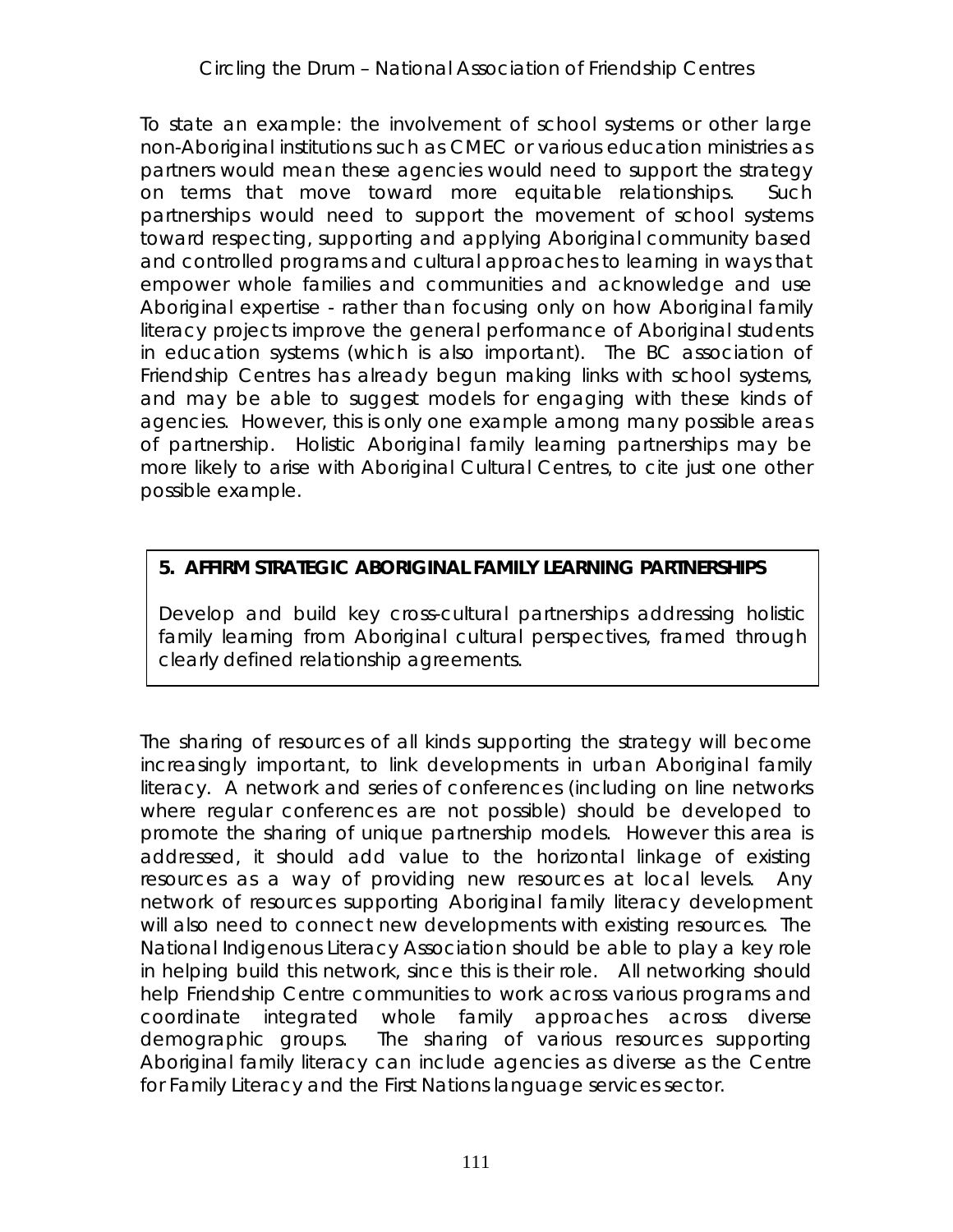To state an example: the involvement of school systems or other large non-Aboriginal institutions such as CMEC or various education ministries as partners would mean these agencies would need to support the strategy on terms that move toward more equitable relationships. Such partnerships would need to support the movement of school systems toward respecting, supporting and applying Aboriginal community based and controlled programs and cultural approaches to learning in ways that empower whole families and communities and acknowledge and use Aboriginal expertise - rather than focusing only on how Aboriginal family literacy projects improve the general performance of Aboriginal students in education systems (which is also important). The BC association of Friendship Centres has already begun making links with school systems, and may be able to suggest models for engaging with these kinds of agencies. However, this is only one example among many possible areas of partnership. Holistic Aboriginal family learning partnerships may be more likely to arise with Aboriginal Cultural Centres, to cite just one other possible example.

**5. AFFIRM STRATEGIC ABORIGINAL FAMILY LEARNING PARTNERSHIPS**

Develop and build key cross-cultural partnerships addressing holistic family learning from Aboriginal cultural perspectives, framed through clearly defined relationship agreements.

The sharing of resources of all kinds supporting the strategy will become increasingly important, to link developments in urban Aboriginal family literacy. A network and series of conferences (including on line networks where regular conferences are not possible) should be developed to promote the sharing of unique partnership models. However this area is addressed, it should add value to the horizontal linkage of existing resources as a way of providing new resources at local levels. Any network of resources supporting Aboriginal family literacy development will also need to connect new developments with existing resources. The National Indigenous Literacy Association should be able to play a key role in helping build this network, since this is their role. All networking should help Friendship Centre communities to work across various programs and coordinate integrated whole family approaches across diverse demographic groups. The sharing of various resources supporting Aboriginal family literacy can include agencies as diverse as the Centre for Family Literacy and the First Nations language services sector.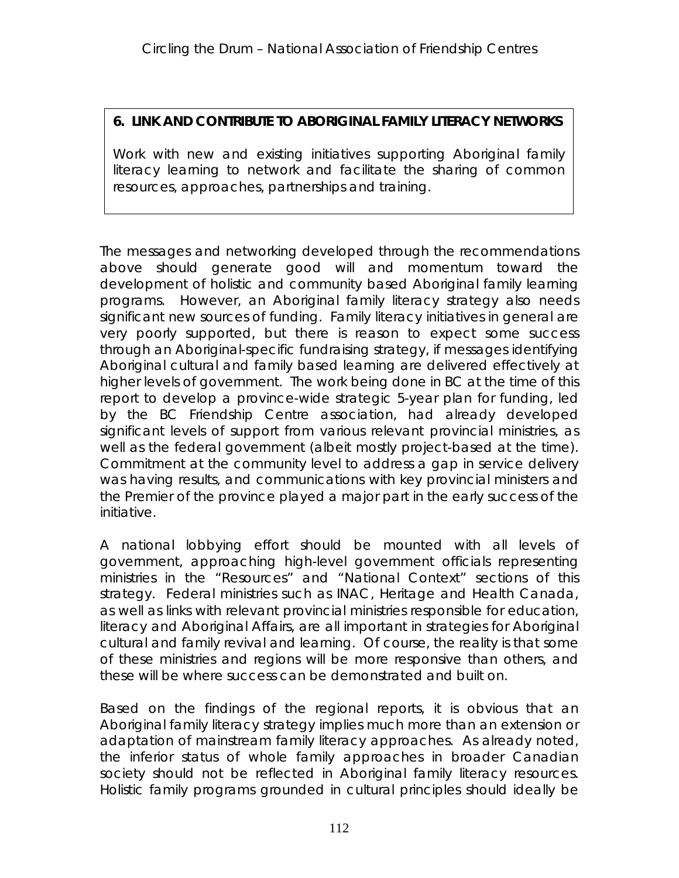**6. LINK AND CONTRIBUTE TO ABORIGINAL FAMILY LITERACY NETWORKS**

Work with new and existing initiatives supporting Aboriginal family literacy learning to network and facilitate the sharing of common resources, approaches, partnerships and training.

The messages and networking developed through the recommendations above should generate good will and momentum toward the development of holistic and community based Aboriginal family learning programs. However, an Aboriginal family literacy strategy also needs significant new sources of funding. Family literacy initiatives in general are very poorly supported, but there is reason to expect some success through an Aboriginal-specific fundraising strategy, if messages identifying Aboriginal cultural and family based learning are delivered effectively at higher levels of government. The work being done in BC at the time of this report to develop a province-wide strategic 5-year plan for funding, led by the BC Friendship Centre association, had already developed significant levels of support from various relevant provincial ministries, as well as the federal government (albeit mostly project-based at the time). Commitment at the community level to address a gap in service delivery was having results, and communications with key provincial ministers and the Premier of the province played a major part in the early success of the initiative.

A national lobbying effort should be mounted with all levels of government, approaching high-level government officials representing ministries in the "Resources" and "National Context" sections of this strategy. Federal ministries such as INAC, Heritage and Health Canada, as well as links with relevant provincial ministries responsible for education, literacy and Aboriginal Affairs, are all important in strategies for Aboriginal cultural and family revival and learning. Of course, the reality is that some of these ministries and regions will be more responsive than others, and these will be where success can be demonstrated and built on.

Based on the findings of the regional reports, it is obvious that an Aboriginal family literacy strategy implies much more than an extension or adaptation of mainstream family literacy approaches. As already noted, the inferior status of whole family approaches in broader Canadian society should not be reflected in Aboriginal family literacy resources. Holistic family programs grounded in cultural principles should ideally be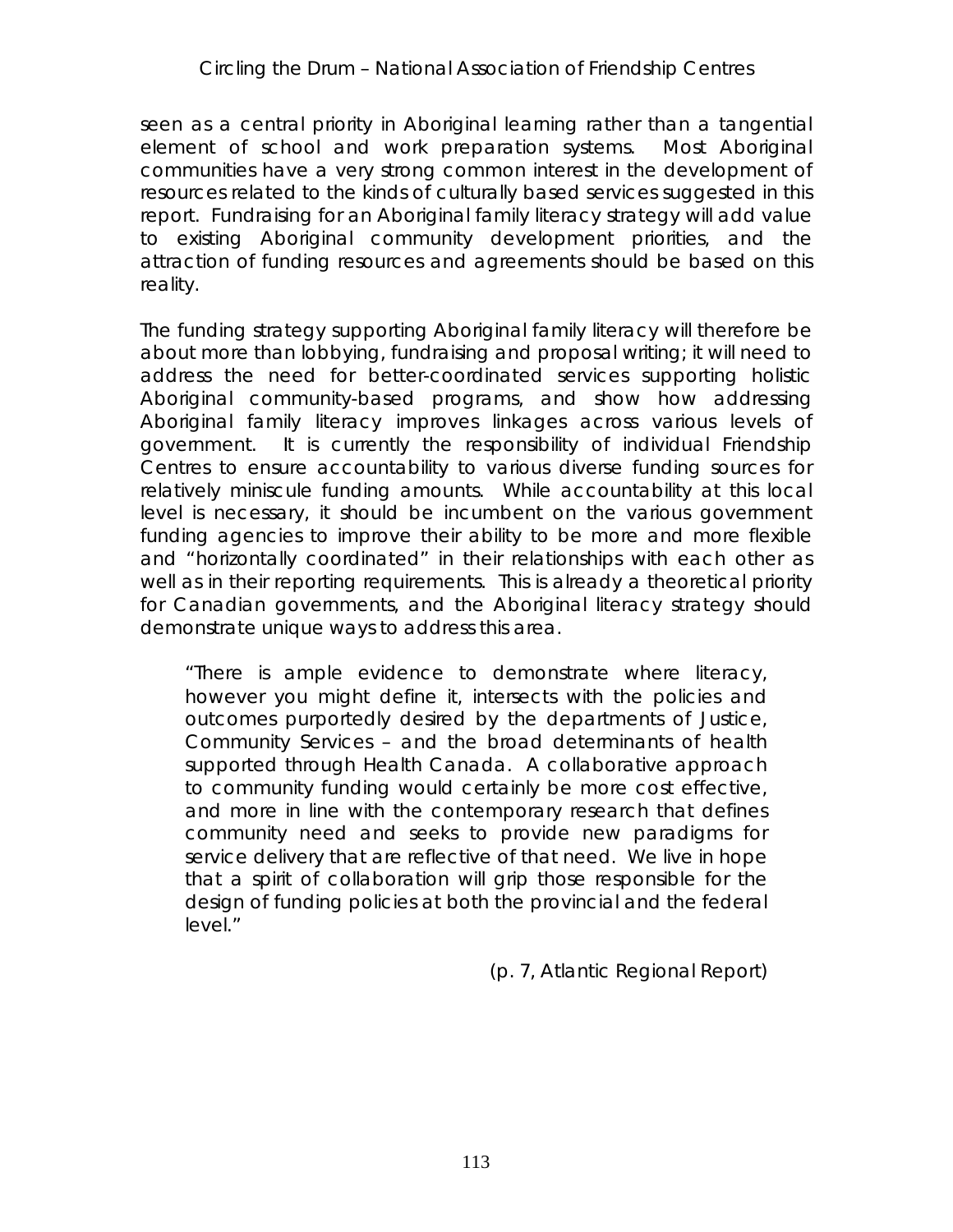seen as a central priority in Aboriginal learning rather than a tangential element of school and work preparation systems. Most Aboriginal communities have a very strong common interest in the development of resources related to the kinds of culturally based services suggested in this report. Fundraising for an Aboriginal family literacy strategy will add value to existing Aboriginal community development priorities, and the attraction of funding resources and agreements should be based on this reality.

The funding strategy supporting Aboriginal family literacy will therefore be about more than lobbying, fundraising and proposal writing; it will need to address the need for better-coordinated services supporting holistic Aboriginal community-based programs, and show how addressing Aboriginal family literacy improves linkages across various levels of government. It is currently the responsibility of individual Friendship Centres to ensure accountability to various diverse funding sources for relatively miniscule funding amounts. While accountability at this local level is necessary, it should be incumbent on the various government funding agencies to improve their ability to be more and more flexible and "horizontally coordinated" in their relationships with each other as well as in their reporting requirements. This is already a theoretical priority for Canadian governments, and the Aboriginal literacy strategy should demonstrate unique ways to address this area.

> "There is ample evidence to demonstrate where literacy, however you might define it, intersects with the policies and outcomes purportedly desired by the departments of Justice, Community Services – and the broad determinants of health supported through Health Canada. A collaborative approach to community funding would certainly be more cost effective, and more in line with the contemporary research that defines community need and seeks to provide new paradigms for service delivery that are reflective of that need. We live in hope that a spirit of collaboration will grip those responsible for the design of funding policies at both the provincial and the federal level."
>
> (p. 7, Atlantic Regional Report)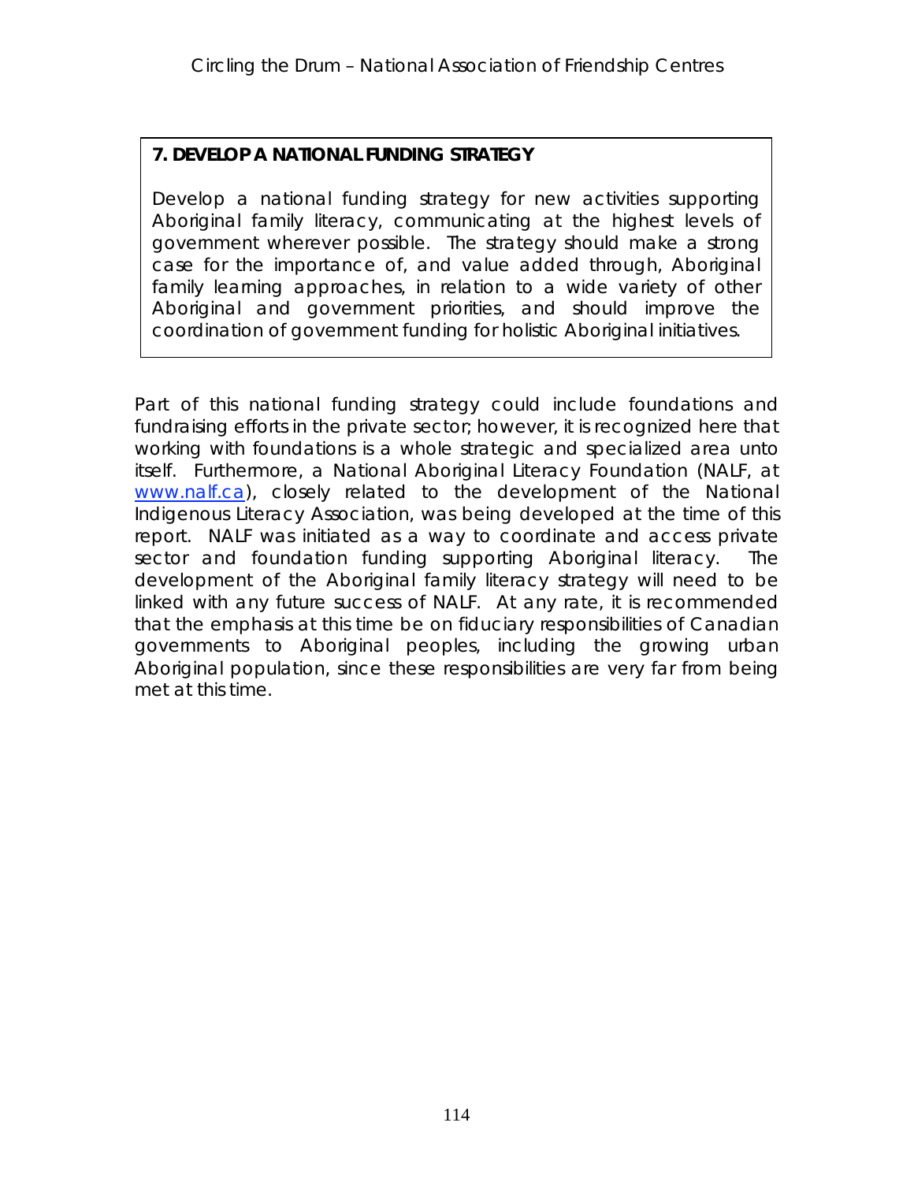**7. DEVELOP A NATIONAL FUNDING STRATEGY**

Develop a national funding strategy for new activities supporting Aboriginal family literacy, communicating at the highest levels of government wherever possible. The strategy should make a strong case for the importance of, and value added through, Aboriginal family learning approaches, in relation to a wide variety of other Aboriginal and government priorities, and should improve the coordination of government funding for holistic Aboriginal initiatives.

Part of this national funding strategy could include foundations and fundraising efforts in the private sector; however, it is recognized here that working with foundations is a whole strategic and specialized area unto itself. Furthermore, a National Aboriginal Literacy Foundation (NALF, at www.nalf.ca), closely related to the development of the National Indigenous Literacy Association, was being developed at the time of this report. NALF was initiated as a way to coordinate and access private sector and foundation funding supporting Aboriginal literacy. The development of the Aboriginal family literacy strategy will need to be linked with any future success of NALF. At any rate, it is recommended that the emphasis at this time be on fiduciary responsibilities of Canadian governments to Aboriginal peoples, including the growing urban Aboriginal population, since these responsibilities are very far from being met at this time.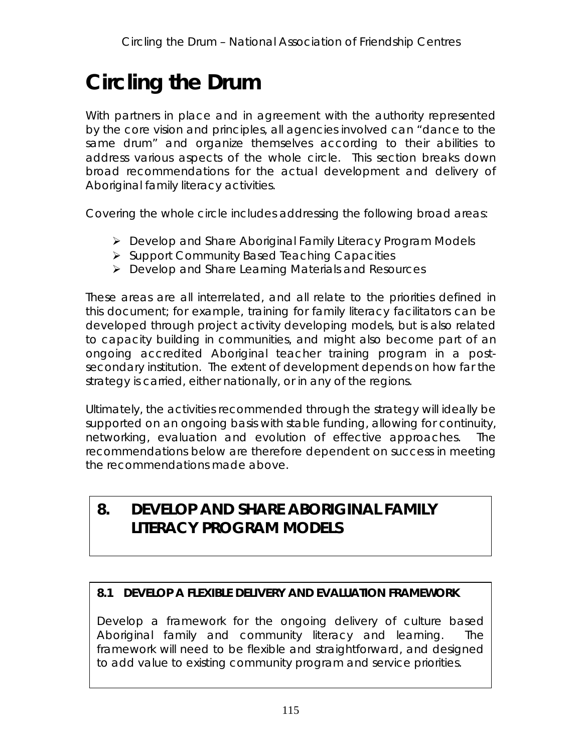# Circling the Drum

With partners in place and in agreement with the authority represented by the core vision and principles, all agencies involved can "dance to the same drum" and organize themselves according to their abilities to address various aspects of the whole circle. This section breaks down broad recommendations for the actual development and delivery of Aboriginal family literacy activities.

Covering the whole circle includes addressing the following broad areas:

- Develop and Share Aboriginal Family Literacy Program Models
- Support Community Based Teaching Capacities
- Develop and Share Learning Materials and Resources

These areas are all interrelated, and all relate to the priorities defined in this document; for example, training for family literacy facilitators can be developed through project activity developing models, but is also related to capacity building in communities, and might also become part of an ongoing accredited Aboriginal teacher training program in a post-secondary institution. The extent of development depends on how far the strategy is carried, either nationally, or in any of the regions.

Ultimately, the activities recommended through the strategy will ideally be supported on an ongoing basis with stable funding, allowing for continuity, networking, evaluation and evolution of effective approaches. The recommendations below are therefore dependent on success in meeting the recommendations made above.

## 8. DEVELOP AND SHARE ABORIGINAL FAMILY LITERACY PROGRAM MODELS

### 8.1 DEVELOP A FLEXIBLE DELIVERY AND EVALUATION FRAMEWORK

Develop a framework for the ongoing delivery of culture based Aboriginal family and community literacy and learning. The framework will need to be flexible and straightforward, and designed to add value to existing community program and service priorities.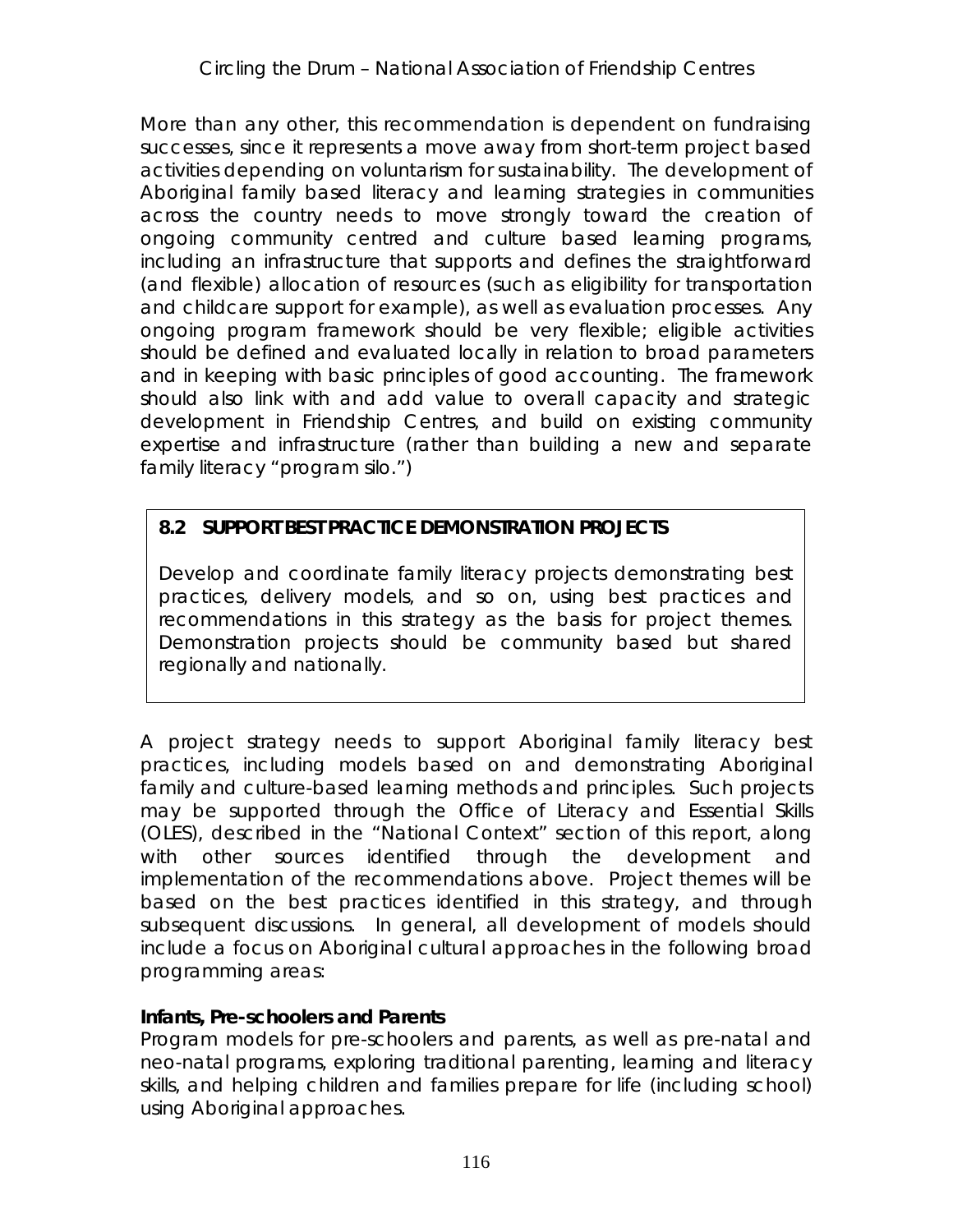More than any other, this recommendation is dependent on fundraising successes, since it represents a move away from short-term project based activities depending on voluntarism for sustainability. The development of Aboriginal family based literacy and learning strategies in communities across the country needs to move strongly toward the creation of ongoing community centred and culture based learning programs, including an infrastructure that supports and defines the straightforward (and flexible) allocation of resources (such as eligibility for transportation and childcare support for example), as well as evaluation processes. Any ongoing program framework should be very flexible; eligible activities should be defined and evaluated locally in relation to broad parameters and in keeping with basic principles of good accounting. The framework should also link with and add value to overall capacity and strategic development in Friendship Centres, and build on existing community expertise and infrastructure (rather than building a new and separate family literacy "program silo.")

> **8.2 SUPPORT BEST PRACTICE DEMONSTRATION PROJECTS**
>
> Develop and coordinate family literacy projects demonstrating best practices, delivery models, and so on, using best practices and recommendations in this strategy as the basis for project themes. Demonstration projects should be community based but shared regionally and nationally.

A project strategy needs to support Aboriginal family literacy best practices, including models based on and demonstrating Aboriginal family and culture-based learning methods and principles. Such projects may be supported through the Office of Literacy and Essential Skills (OLES), described in the "National Context" section of this report, along with other sources identified through the development and implementation of the recommendations above. Project themes will be based on the best practices identified in this strategy, and through subsequent discussions. In general, all development of models should include a focus on Aboriginal cultural approaches in the following broad programming areas:

**Infants, Pre-schoolers and Parents**
Program models for pre-schoolers and parents, as well as pre-natal and neo-natal programs, exploring traditional parenting, learning and literacy skills, and helping children and families prepare for life (including school) using Aboriginal approaches.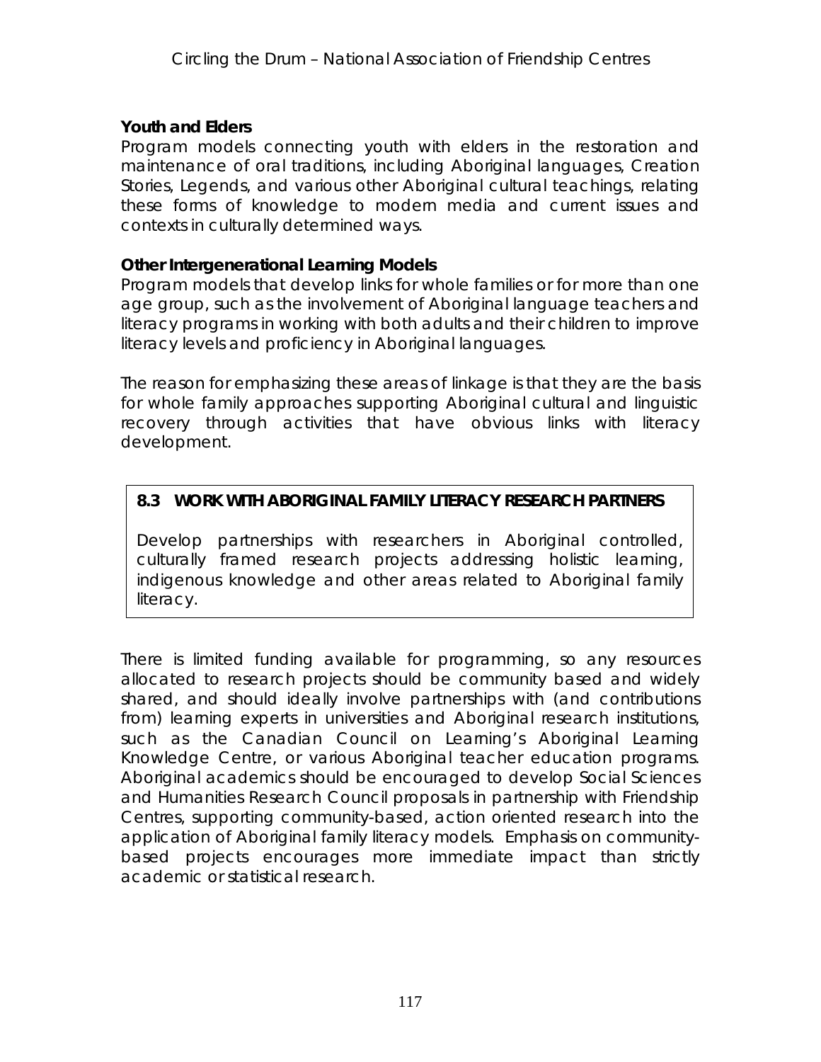**Youth and Elders**

Program models connecting youth with elders in the restoration and maintenance of oral traditions, including Aboriginal languages, Creation Stories, Legends, and various other Aboriginal cultural teachings, relating these forms of knowledge to modern media and current issues and contexts in culturally determined ways.

**Other Intergenerational Learning Models**

Program models that develop links for whole families or for more than one age group, such as the involvement of Aboriginal language teachers and literacy programs in working with both adults and their children to improve literacy levels and proficiency in Aboriginal languages.

The reason for emphasizing these areas of linkage is that they are the basis for whole family approaches supporting Aboriginal cultural and linguistic recovery through activities that have obvious links with literacy development.

### 8.3 WORK WITH ABORIGINAL FAMILY LITERACY RESEARCH PARTNERS

Develop partnerships with researchers in Aboriginal controlled, culturally framed research projects addressing holistic learning, indigenous knowledge and other areas related to Aboriginal family literacy.

There is limited funding available for programming, so any resources allocated to research projects should be community based and widely shared, and should ideally involve partnerships with (and contributions from) learning experts in universities and Aboriginal research institutions, such as the Canadian Council on Learning's Aboriginal Learning Knowledge Centre, or various Aboriginal teacher education programs. Aboriginal academics should be encouraged to develop Social Sciences and Humanities Research Council proposals in partnership with Friendship Centres, supporting community-based, action oriented research into the application of Aboriginal family literacy models. Emphasis on community-based projects encourages more immediate impact than strictly academic or statistical research.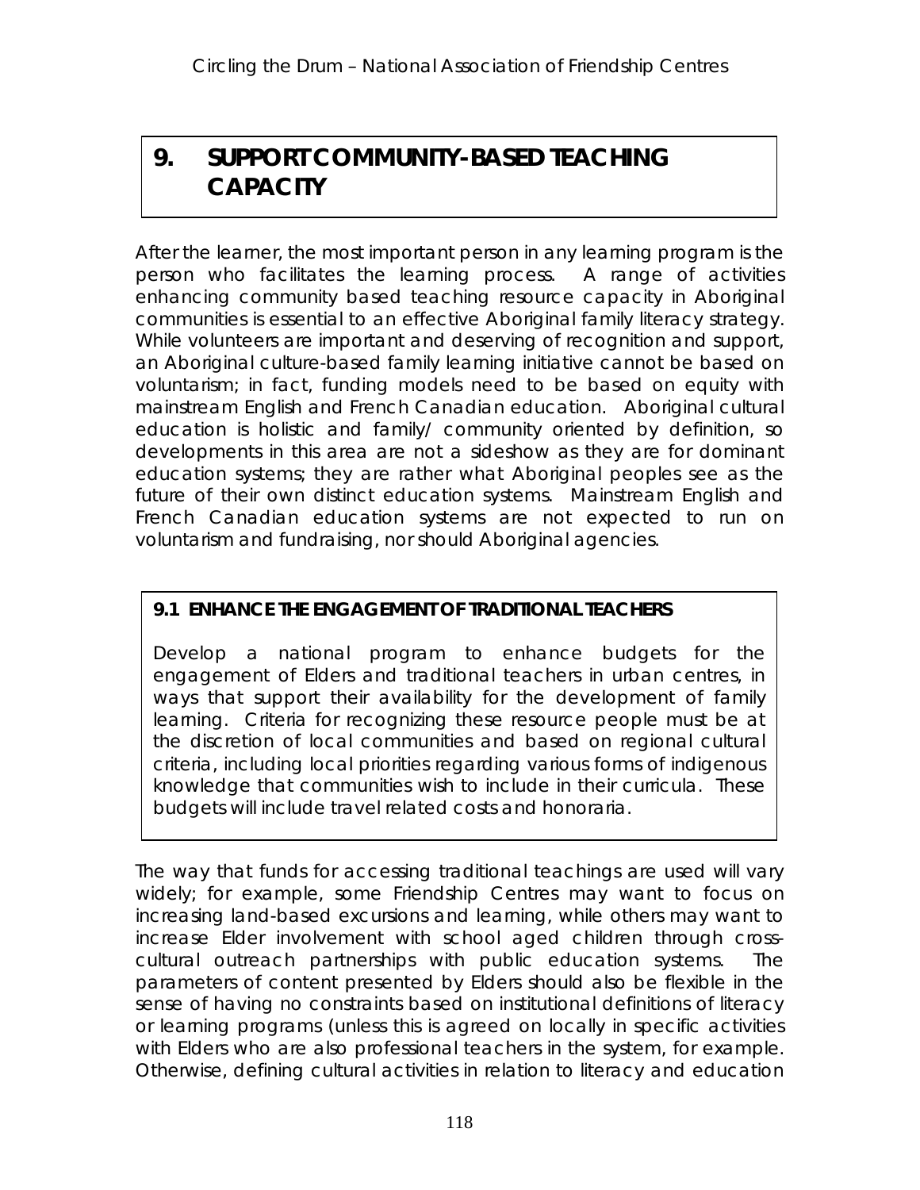# 9. SUPPORT COMMUNITY-BASED TEACHING CAPACITY

After the learner, the most important person in any learning program is the person who facilitates the learning process. A range of activities enhancing community based teaching resource capacity in Aboriginal communities is essential to an effective Aboriginal family literacy strategy. While volunteers are important and deserving of recognition and support, an Aboriginal culture-based family learning initiative cannot be based on voluntarism; in fact, funding models need to be based on equity with mainstream English and French Canadian education. Aboriginal cultural education is holistic and family/ community oriented by definition, so developments in this area are not a sideshow as they are for dominant education systems; they are rather what Aboriginal peoples see as the future of their own distinct education systems. Mainstream English and French Canadian education systems are not expected to run on voluntarism and fundraising, nor should Aboriginal agencies.

## 9.1 ENHANCE THE ENGAGEMENT OF TRADITIONAL TEACHERS

Develop a national program to enhance budgets for the engagement of Elders and traditional teachers in urban centres, in ways that support their availability for the development of family learning. Criteria for recognizing these resource people must be at the discretion of local communities and based on regional cultural criteria, including local priorities regarding various forms of indigenous knowledge that communities wish to include in their curricula. These budgets will include travel related costs and honoraria.

The way that funds for accessing traditional teachings are used will vary widely; for example, some Friendship Centres may want to focus on increasing land-based excursions and learning, while others may want to increase Elder involvement with school aged children through cross-cultural outreach partnerships with public education systems. The parameters of content presented by Elders should also be flexible in the sense of having no constraints based on institutional definitions of literacy or learning programs (unless this is agreed on locally in specific activities with Elders who are also professional teachers in the system, for example. Otherwise, defining cultural activities in relation to literacy and education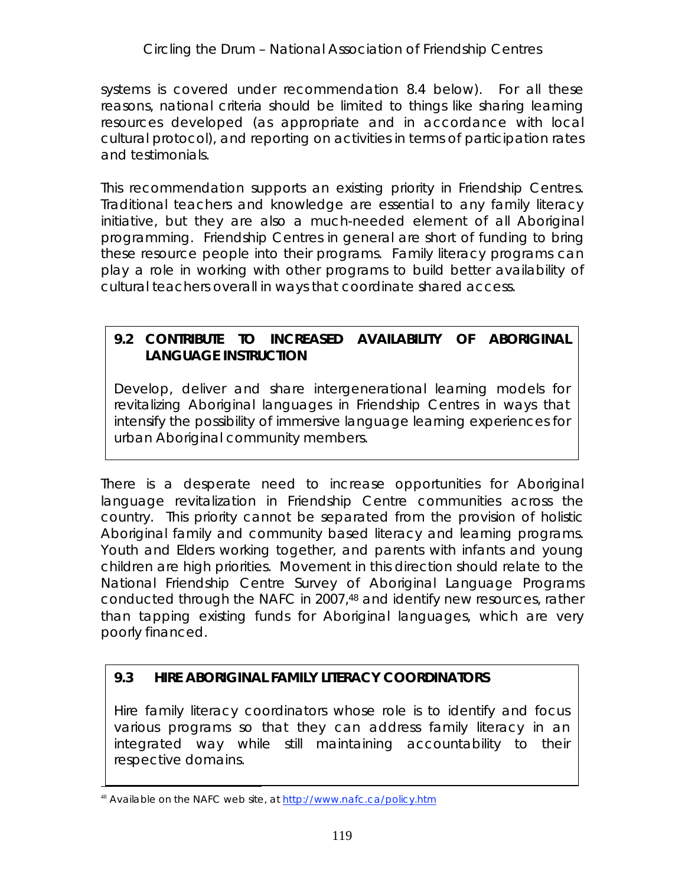systems is covered under recommendation 8.4 below). For all these reasons, national criteria should be limited to things like sharing learning resources developed (as appropriate and in accordance with local cultural protocol), and reporting on activities in terms of participation rates and testimonials.

This recommendation supports an existing priority in Friendship Centres. Traditional teachers and knowledge are essential to any family literacy initiative, but they are also a much-needed element of all Aboriginal programming. Friendship Centres in general are short of funding to bring these resource people into their programs. Family literacy programs can play a role in working with other programs to build better availability of cultural teachers overall in ways that coordinate shared access.

> **9.2 CONTRIBUTE TO INCREASED AVAILABILITY OF ABORIGINAL LANGUAGE INSTRUCTION**
>
> Develop, deliver and share intergenerational learning models for revitalizing Aboriginal languages in Friendship Centres in ways that intensify the possibility of immersive language learning experiences for urban Aboriginal community members.

There is a desperate need to increase opportunities for Aboriginal language revitalization in Friendship Centre communities across the country. This priority cannot be separated from the provision of holistic Aboriginal family and community based literacy and learning programs. Youth and Elders working together, and parents with infants and young children are high priorities. Movement in this direction should relate to the National Friendship Centre Survey of Aboriginal Language Programs conducted through the NAFC in 2007,[48] and identify new resources, rather than tapping existing funds for Aboriginal languages, which are very poorly financed.

> **9.3 HIRE ABORIGINAL FAMILY LITERACY COORDINATORS**
>
> Hire family literacy coordinators whose role is to identify and focus various programs so that they can address family literacy in an integrated way while still maintaining accountability to their respective domains.

[48] Available on the NAFC web site, at http://www.nafc.ca/policy.htm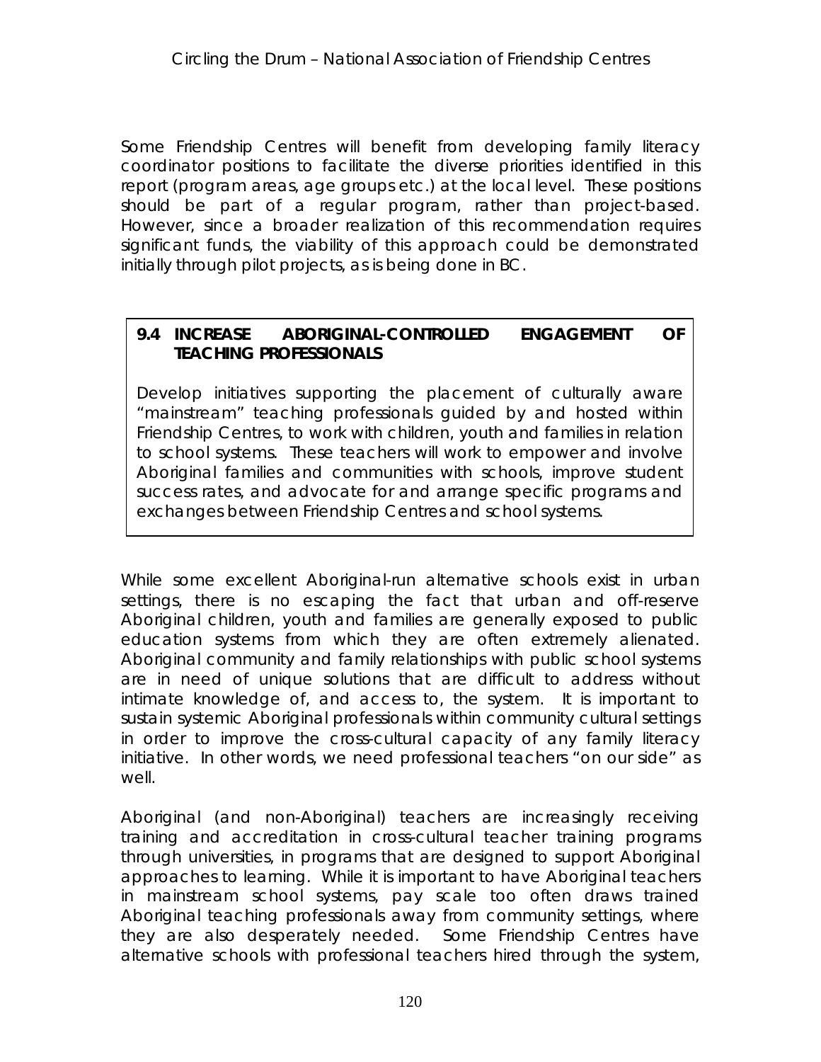Some Friendship Centres will benefit from developing family literacy coordinator positions to facilitate the diverse priorities identified in this report (program areas, age groups etc.) at the local level. These positions should be part of a regular program, rather than project-based. However, since a broader realization of this recommendation requires significant funds, the viability of this approach could be demonstrated initially through pilot projects, as is being done in BC.

> **9.4 INCREASE ABORIGINAL-CONTROLLED ENGAGEMENT OF TEACHING PROFESSIONALS**
>
> Develop initiatives supporting the placement of culturally aware "mainstream" teaching professionals guided by and hosted within Friendship Centres, to work with children, youth and families in relation to school systems. These teachers will work to empower and involve Aboriginal families and communities with schools, improve student success rates, and advocate for and arrange specific programs and exchanges between Friendship Centres and school systems.

While some excellent Aboriginal-run alternative schools exist in urban settings, there is no escaping the fact that urban and off-reserve Aboriginal children, youth and families are generally exposed to public education systems from which they are often extremely alienated. Aboriginal community and family relationships with public school systems are in need of unique solutions that are difficult to address without intimate knowledge of, and access to, the system. It is important to sustain systemic Aboriginal professionals within community cultural settings in order to improve the cross-cultural capacity of any family literacy initiative. In other words, we need professional teachers "on our side" as well.

Aboriginal (and non-Aboriginal) teachers are increasingly receiving training and accreditation in cross-cultural teacher training programs through universities, in programs that are designed to support Aboriginal approaches to learning. While it is important to have Aboriginal teachers in mainstream school systems, pay scale too often draws trained Aboriginal teaching professionals away from community settings, where they are also desperately needed. Some Friendship Centres have alternative schools with professional teachers hired through the system,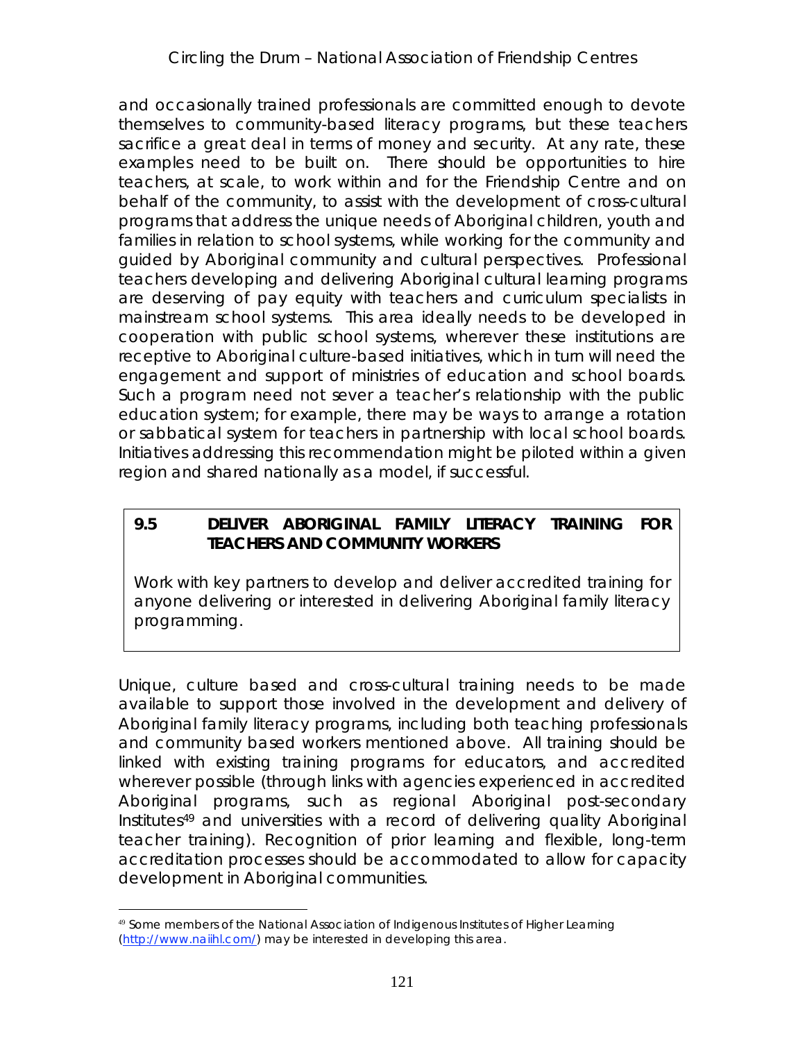and occasionally trained professionals are committed enough to devote themselves to community-based literacy programs, but these teachers sacrifice a great deal in terms of money and security. At any rate, these examples need to be built on. There should be opportunities to hire teachers, at scale, to work within and for the Friendship Centre and on behalf of the community, to assist with the development of cross-cultural programs that address the unique needs of Aboriginal children, youth and families in relation to school systems, while working for the community and guided by Aboriginal community and cultural perspectives. Professional teachers developing and delivering Aboriginal cultural learning programs are deserving of pay equity with teachers and curriculum specialists in mainstream school systems. This area ideally needs to be developed in cooperation with public school systems, wherever these institutions are receptive to Aboriginal culture-based initiatives, which in turn will need the engagement and support of ministries of education and school boards. Such a program need not sever a teacher's relationship with the public education system; for example, there may be ways to arrange a rotation or sabbatical system for teachers in partnership with local school boards. Initiatives addressing this recommendation might be piloted within a given region and shared nationally as a model, if successful.

**9.5 DELIVER ABORIGINAL FAMILY LITERACY TRAINING FOR TEACHERS AND COMMUNITY WORKERS**

Work with key partners to develop and deliver accredited training for anyone delivering or interested in delivering Aboriginal family literacy programming.

Unique, culture based and cross-cultural training needs to be made available to support those involved in the development and delivery of Aboriginal family literacy programs, including both teaching professionals and community based workers mentioned above. All training should be linked with existing training programs for educators, and accredited wherever possible (through links with agencies experienced in accredited Aboriginal programs, such as regional Aboriginal post-secondary Institutes[49] and universities with a record of delivering quality Aboriginal teacher training). Recognition of prior learning and flexible, long-term accreditation processes should be accommodated to allow for capacity development in Aboriginal communities.

---

[49] Some members of the National Association of Indigenous Institutes of Higher Learning (http://www.naiihl.com/) may be interested in developing this area.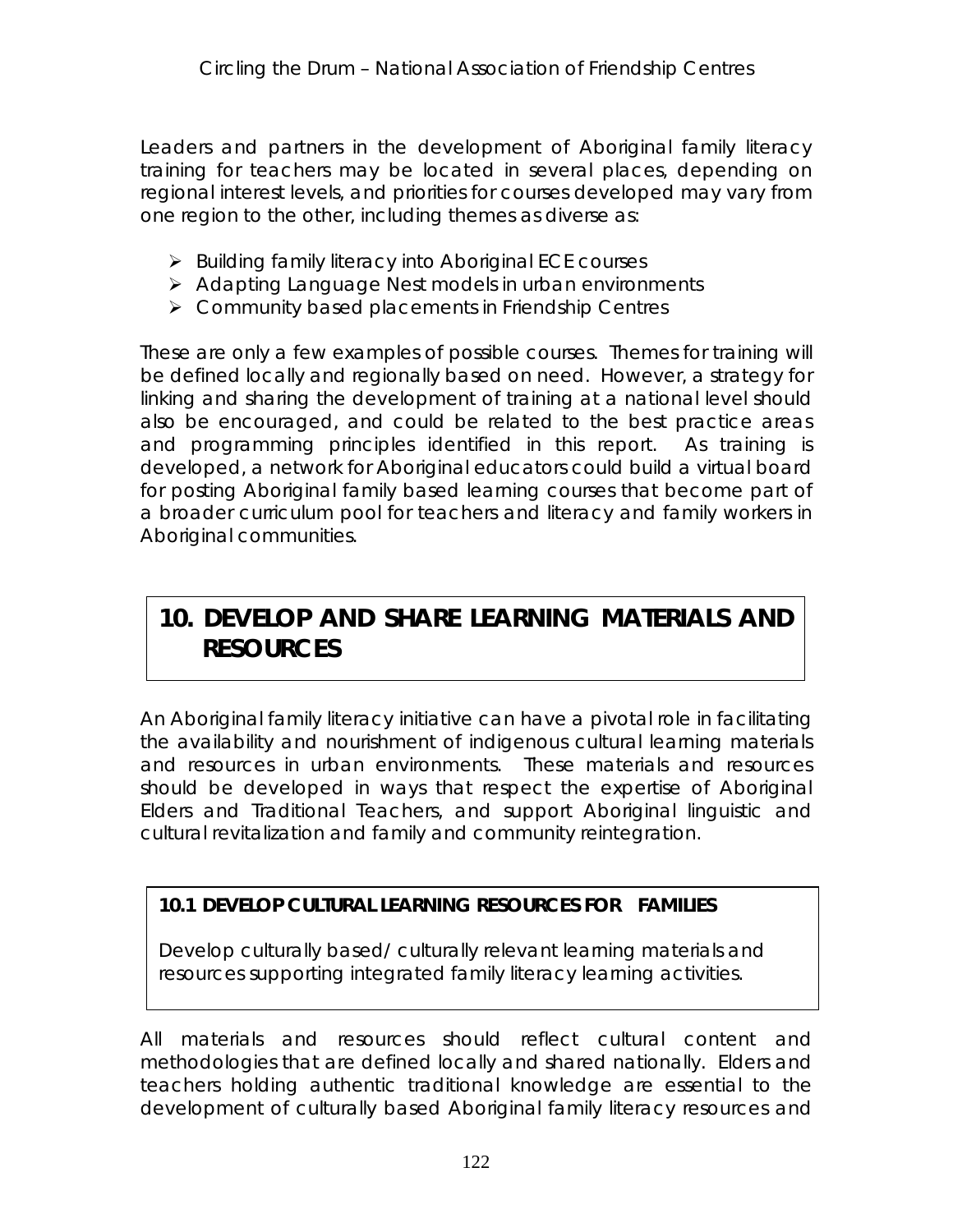Leaders and partners in the development of Aboriginal family literacy training for teachers may be located in several places, depending on regional interest levels, and priorities for courses developed may vary from one region to the other, including themes as diverse as:

- Building family literacy into Aboriginal ECE courses
- Adapting Language Nest models in urban environments
- Community based placements in Friendship Centres

These are only a few examples of possible courses. Themes for training will be defined locally and regionally based on need. However, a strategy for linking and sharing the development of training at a national level should also be encouraged, and could be related to the best practice areas and programming principles identified in this report. As training is developed, a network for Aboriginal educators could build a virtual board for posting Aboriginal family based learning courses that become part of a broader curriculum pool for teachers and literacy and family workers in Aboriginal communities.

# 10. DEVELOP AND SHARE LEARNING MATERIALS AND RESOURCES

An Aboriginal family literacy initiative can have a pivotal role in facilitating the availability and nourishment of indigenous cultural learning materials and resources in urban environments. These materials and resources should be developed in ways that respect the expertise of Aboriginal Elders and Traditional Teachers, and support Aboriginal linguistic and cultural revitalization and family and community reintegration.

## 10.1 DEVELOP CULTURAL LEARNING RESOURCES FOR FAMILIES

Develop culturally based/ culturally relevant learning materials and resources supporting integrated family literacy learning activities.

All materials and resources should reflect cultural content and methodologies that are defined locally and shared nationally. Elders and teachers holding authentic traditional knowledge are essential to the development of culturally based Aboriginal family literacy resources and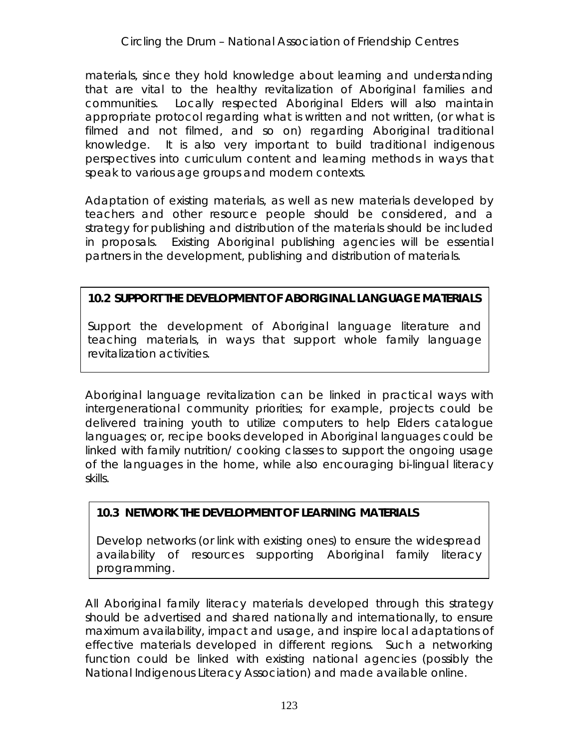materials, since they hold knowledge about learning and understanding that are vital to the healthy revitalization of Aboriginal families and communities. Locally respected Aboriginal Elders will also maintain appropriate protocol regarding what is written and not written, (or what is filmed and not filmed, and so on) regarding Aboriginal traditional knowledge. It is also very important to build traditional indigenous perspectives into curriculum content and learning methods in ways that speak to various age groups and modern contexts.

Adaptation of existing materials, as well as new materials developed by teachers and other resource people should be considered, and a strategy for publishing and distribution of the materials should be included in proposals. Existing Aboriginal publishing agencies will be essential partners in the development, publishing and distribution of materials.

**10.2 SUPPORT THE DEVELOPMENT OF ABORIGINAL LANGUAGE MATERIALS**

Support the development of Aboriginal language literature and teaching materials, in ways that support whole family language revitalization activities.

Aboriginal language revitalization can be linked in practical ways with intergenerational community priorities; for example, projects could be delivered training youth to utilize computers to help Elders catalogue languages; or, recipe books developed in Aboriginal languages could be linked with family nutrition/ cooking classes to support the ongoing usage of the languages in the home, while also encouraging bi-lingual literacy skills.

**10.3 NETWORK THE DEVELOPMENT OF LEARNING MATERIALS**

Develop networks (or link with existing ones) to ensure the widespread availability of resources supporting Aboriginal family literacy programming.

All Aboriginal family literacy materials developed through this strategy should be advertised and shared nationally and internationally, to ensure maximum availability, impact and usage, and inspire local adaptations of effective materials developed in different regions. Such a networking function could be linked with existing national agencies (possibly the National Indigenous Literacy Association) and made available online.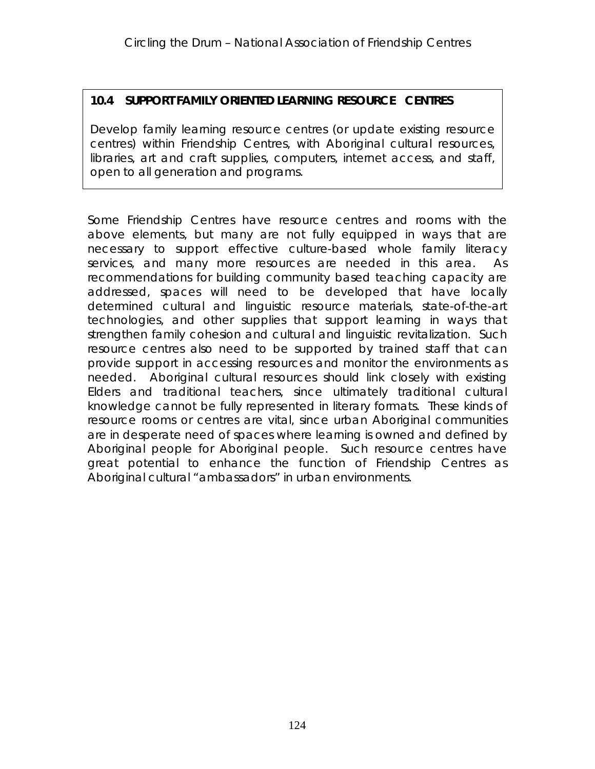**10.4 SUPPORT FAMILY ORIENTED LEARNING RESOURCE CENTRES**

Develop family learning resource centres (or update existing resource centres) within Friendship Centres, with Aboriginal cultural resources, libraries, art and craft supplies, computers, internet access, and staff, open to all generation and programs.

Some Friendship Centres have resource centres and rooms with the above elements, but many are not fully equipped in ways that are necessary to support effective culture-based whole family literacy services, and many more resources are needed in this area. As recommendations for building community based teaching capacity are addressed, spaces will need to be developed that have locally determined cultural and linguistic resource materials, state-of-the-art technologies, and other supplies that support learning in ways that strengthen family cohesion and cultural and linguistic revitalization. Such resource centres also need to be supported by trained staff that can provide support in accessing resources and monitor the environments as needed. Aboriginal cultural resources should link closely with existing Elders and traditional teachers, since ultimately traditional cultural knowledge cannot be fully represented in literary formats. These kinds of resource rooms or centres are vital, since urban Aboriginal communities are in desperate need of spaces where learning is owned and defined by Aboriginal people for Aboriginal people. Such resource centres have great potential to enhance the function of Friendship Centres as Aboriginal cultural "ambassadors" in urban environments.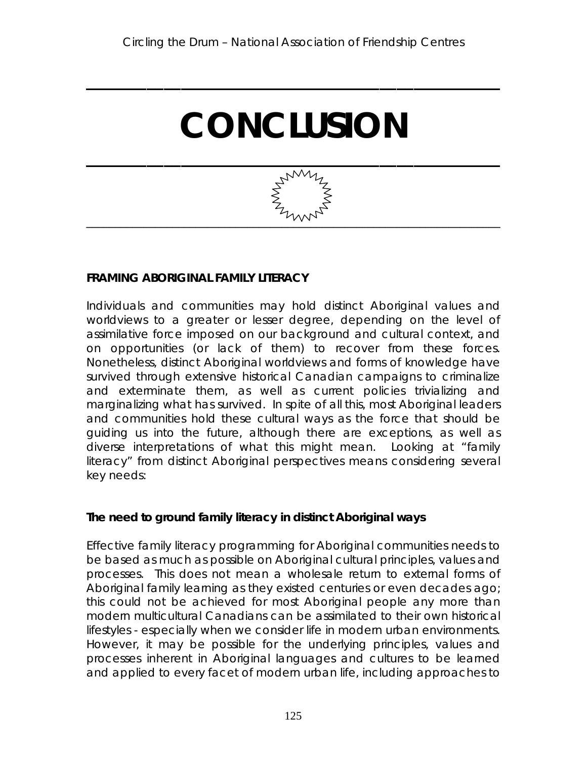# CONCLUSION

### FRAMING ABORIGINAL FAMILY LITERACY

Individuals and communities may hold distinct Aboriginal values and worldviews to a greater or lesser degree, depending on the level of assimilative force imposed on our background and cultural context, and on opportunities (or lack of them) to recover from these forces. Nonetheless, distinct Aboriginal worldviews and forms of knowledge have survived through extensive historical Canadian campaigns to criminalize and exterminate them, as well as current policies trivializing and marginalizing what has survived. In spite of all this, most Aboriginal leaders and communities hold these cultural ways as the force that should be guiding us into the future, although there are exceptions, as well as diverse interpretations of what this might mean. Looking at "family literacy" from distinct Aboriginal perspectives means considering several key needs:

#### The need to ground family literacy in distinct Aboriginal ways

Effective family literacy programming for Aboriginal communities needs to be based as much as possible on Aboriginal cultural principles, values and processes. This does not mean a wholesale return to external forms of Aboriginal family learning as they existed centuries or even decades ago; this could not be achieved for most Aboriginal people any more than modern multicultural Canadians can be assimilated to their own historical lifestyles - especially when we consider life in modern urban environments. However, it may be possible for the underlying principles, values and processes inherent in Aboriginal languages and cultures to be learned and applied to every facet of modern urban life, including approaches to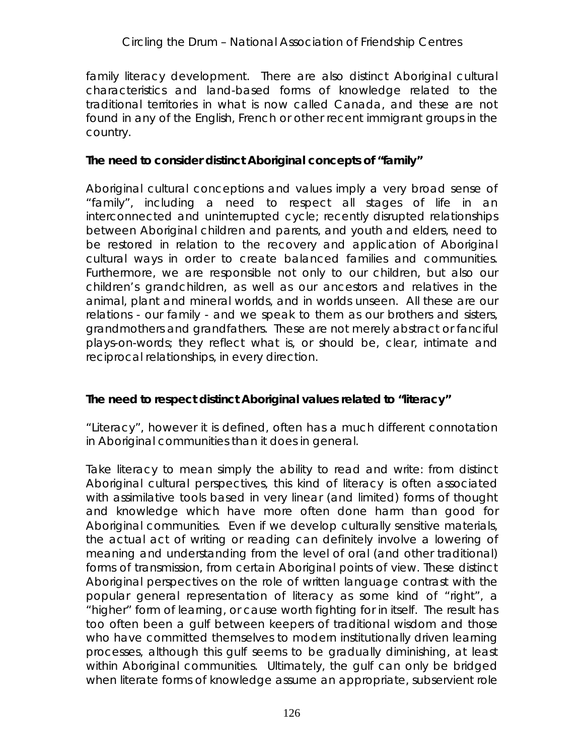family literacy development. There are also distinct Aboriginal cultural characteristics and land-based forms of knowledge related to the traditional territories in what is now called Canada, and these are not found in any of the English, French or other recent immigrant groups in the country.

**The need to consider distinct Aboriginal concepts of "family"**

Aboriginal cultural conceptions and values imply a very broad sense of "family", including a need to respect all stages of life in an interconnected and uninterrupted cycle; recently disrupted relationships between Aboriginal children and parents, and youth and elders, need to be restored in relation to the recovery and application of Aboriginal cultural ways in order to create balanced families and communities. Furthermore, we are responsible not only to our children, but also our children's grandchildren, as well as our ancestors and relatives in the animal, plant and mineral worlds, and in worlds unseen. All these are our relations - our family - and we speak to them as our brothers and sisters, grandmothers and grandfathers. These are not merely abstract or fanciful plays-on-words; they reflect what is, or should be, clear, intimate and reciprocal relationships, in every direction.

**The need to respect distinct Aboriginal values related to "literacy"**

"Literacy", however it is defined, often has a much different connotation in Aboriginal communities than it does in general.

Take literacy to mean simply the ability to read and write: from distinct Aboriginal cultural perspectives, this kind of literacy is often associated with assimilative tools based in very linear (and limited) forms of thought and knowledge which have more often done harm than good for Aboriginal communities. Even if we develop culturally sensitive materials, the actual act of writing or reading can definitely involve a lowering of meaning and understanding from the level of oral (and other traditional) forms of transmission, from certain Aboriginal points of view. These distinct Aboriginal perspectives on the role of written language contrast with the popular general representation of literacy as some kind of "right", a "higher" form of learning, or cause worth fighting for in itself. The result has too often been a gulf between keepers of traditional wisdom and those who have committed themselves to modern institutionally driven learning processes, although this gulf seems to be gradually diminishing, at least within Aboriginal communities. Ultimately, the gulf can only be bridged when literate forms of knowledge assume an appropriate, subservient role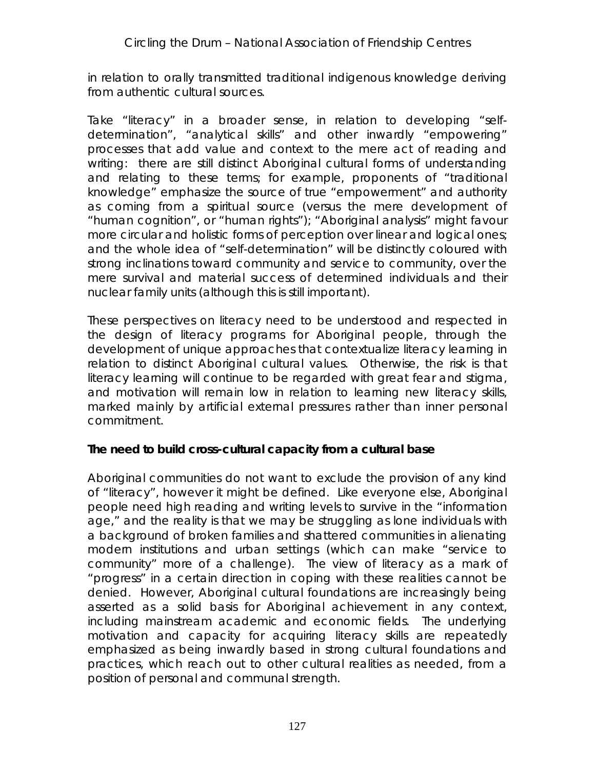in relation to orally transmitted traditional indigenous knowledge deriving from authentic cultural sources.

Take "literacy" in a broader sense, in relation to developing "self-determination", "analytical skills" and other inwardly "empowering" processes that add value and context to the mere act of reading and writing: there are still distinct Aboriginal cultural forms of understanding and relating to these terms; for example, proponents of "traditional knowledge" emphasize the source of true "empowerment" and authority as coming from a spiritual source (versus the mere development of "human cognition", or "human rights"); "Aboriginal analysis" might favour more circular and holistic forms of perception over linear and logical ones; and the whole idea of "self-determination" will be distinctly coloured with strong inclinations toward community and service to community, over the mere survival and material success of determined individuals and their nuclear family units (although this is still important).

These perspectives on literacy need to be understood and respected in the design of literacy programs for Aboriginal people, through the development of unique approaches that contextualize literacy learning in relation to distinct Aboriginal cultural values. Otherwise, the risk is that literacy learning will continue to be regarded with great fear and stigma, and motivation will remain low in relation to learning new literacy skills, marked mainly by artificial external pressures rather than inner personal commitment.

**The need to build cross-cultural capacity from a cultural base**

Aboriginal communities do not want to exclude the provision of any kind of "literacy", however it might be defined. Like everyone else, Aboriginal people need high reading and writing levels to survive in the "information age," and the reality is that we may be struggling as lone individuals with a background of broken families and shattered communities in alienating modern institutions and urban settings (which can make "service to community" more of a challenge). The view of literacy as a mark of "progress" in a certain direction in coping with these realities cannot be denied. However, Aboriginal cultural foundations are increasingly being asserted as a solid basis for Aboriginal achievement in any context, including mainstream academic and economic fields. The underlying motivation and capacity for acquiring literacy skills are repeatedly emphasized as being inwardly based in strong cultural foundations and practices, which reach out to other cultural realities as needed, from a position of personal and communal strength.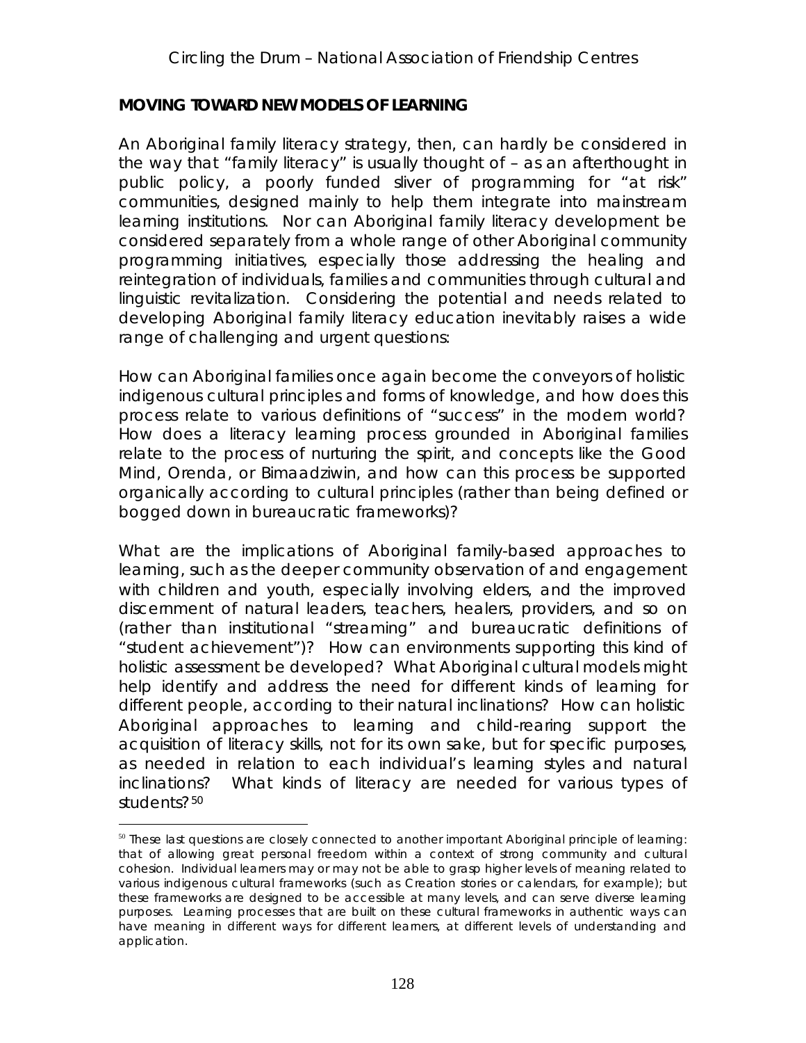## MOVING TOWARD NEW MODELS OF LEARNING

An Aboriginal family literacy strategy, then, can hardly be considered in the way that "family literacy" is usually thought of – as an afterthought in public policy, a poorly funded sliver of programming for "at risk" communities, designed mainly to help them integrate into mainstream learning institutions. Nor can Aboriginal family literacy development be considered separately from a whole range of other Aboriginal community programming initiatives, especially those addressing the healing and reintegration of individuals, families and communities through cultural and linguistic revitalization. Considering the potential and needs related to developing Aboriginal family literacy education inevitably raises a wide range of challenging and urgent questions:

How can Aboriginal families once again become the conveyors of holistic indigenous cultural principles and forms of knowledge, and how does this process relate to various definitions of "success" in the modern world? How does a literacy learning process grounded in Aboriginal families relate to the process of nurturing the spirit, and concepts like the Good Mind, Orenda, or Bimaadziwin, and how can this process be supported organically according to cultural principles (rather than being defined or bogged down in bureaucratic frameworks)?

What are the implications of Aboriginal family-based approaches to learning, such as the deeper community observation of and engagement with children and youth, especially involving elders, and the improved discernment of natural leaders, teachers, healers, providers, and so on (rather than institutional "streaming" and bureaucratic definitions of "student achievement")? How can environments supporting this kind of holistic assessment be developed? What Aboriginal cultural models might help identify and address the need for different kinds of learning for different people, according to their natural inclinations? How can holistic Aboriginal approaches to learning and child-rearing support the acquisition of literacy skills, not for its own sake, but for specific purposes, as needed in relation to each individual's learning styles and natural inclinations? What kinds of literacy are needed for various types of students?[50]

---

[50] These last questions are closely connected to another important Aboriginal principle of learning: that of allowing great personal freedom within a context of strong community and cultural cohesion. Individual learners may or may not be able to grasp higher levels of meaning related to various indigenous cultural frameworks (such as Creation stories or calendars, for example); but these frameworks are designed to be accessible at many levels, and can serve diverse learning purposes. Learning processes that are built on these cultural frameworks in authentic ways can have meaning in different ways for different learners, at different levels of understanding and application.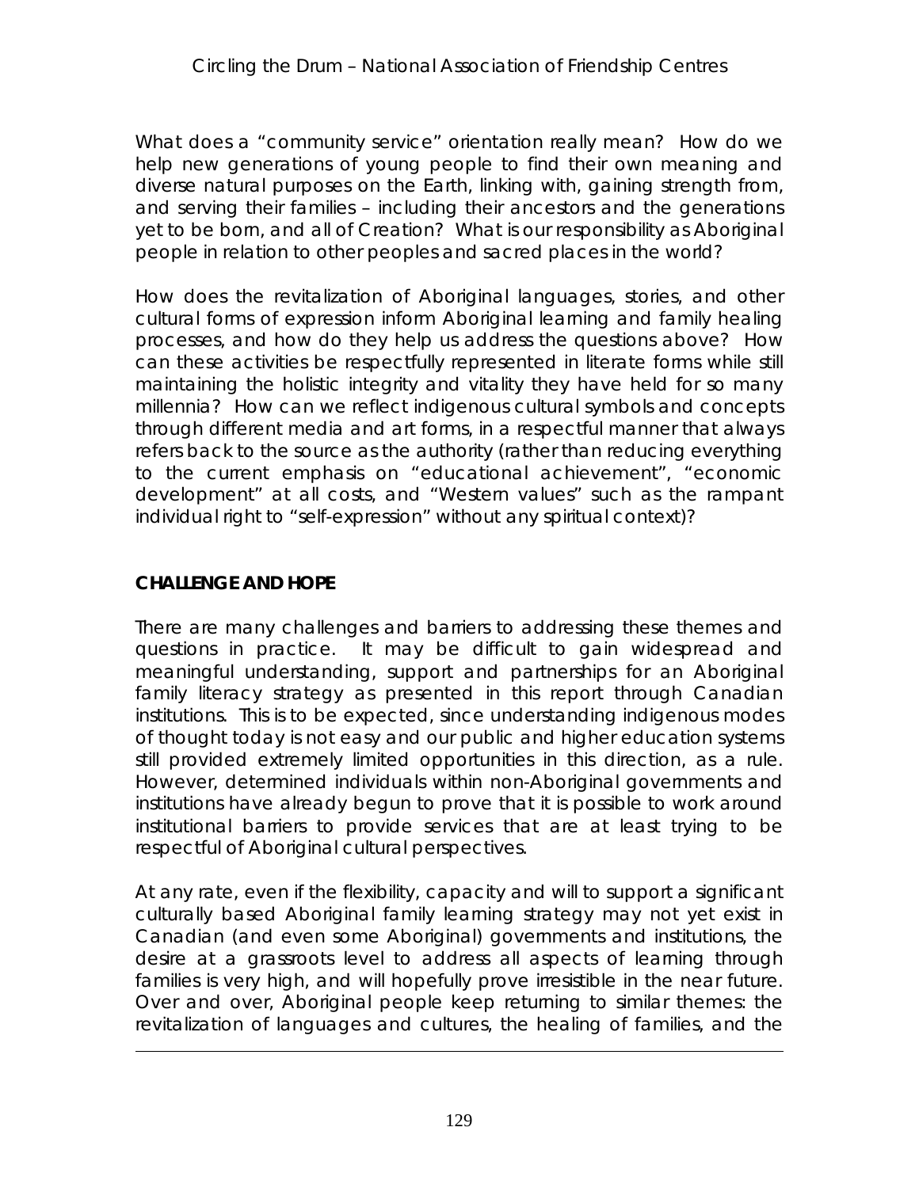What does a "community service" orientation really mean? How do we help new generations of young people to find their own meaning and diverse natural purposes on the Earth, linking with, gaining strength from, and serving their families – including their ancestors and the generations yet to be born, and all of Creation? What is our responsibility as Aboriginal people in relation to other peoples and sacred places in the world?

How does the revitalization of Aboriginal languages, stories, and other cultural forms of expression inform Aboriginal learning and family healing processes, and how do they help us address the questions above? How can these activities be respectfully represented in literate forms while still maintaining the holistic integrity and vitality they have held for so many millennia? How can we reflect indigenous cultural symbols and concepts through different media and art forms, in a respectful manner that always refers back to the source as the authority (rather than reducing everything to the current emphasis on "educational achievement", "economic development" at all costs, and "Western values" such as the rampant individual right to "self-expression" without any spiritual context)?

**CHALLENGE AND HOPE**

There are many challenges and barriers to addressing these themes and questions in practice. It may be difficult to gain widespread and meaningful understanding, support and partnerships for an Aboriginal family literacy strategy as presented in this report through Canadian institutions. This is to be expected, since understanding indigenous modes of thought today is not easy and our public and higher education systems still provided extremely limited opportunities in this direction, as a rule. However, determined individuals within non-Aboriginal governments and institutions have already begun to prove that it is possible to work around institutional barriers to provide services that are at least trying to be respectful of Aboriginal cultural perspectives.

At any rate, even if the flexibility, capacity and will to support a significant culturally based Aboriginal family learning strategy may not yet exist in Canadian (and even some Aboriginal) governments and institutions, the desire at a grassroots level to address all aspects of learning through families is very high, and will hopefully prove irresistible in the near future. Over and over, Aboriginal people keep returning to similar themes: the revitalization of languages and cultures, the healing of families, and the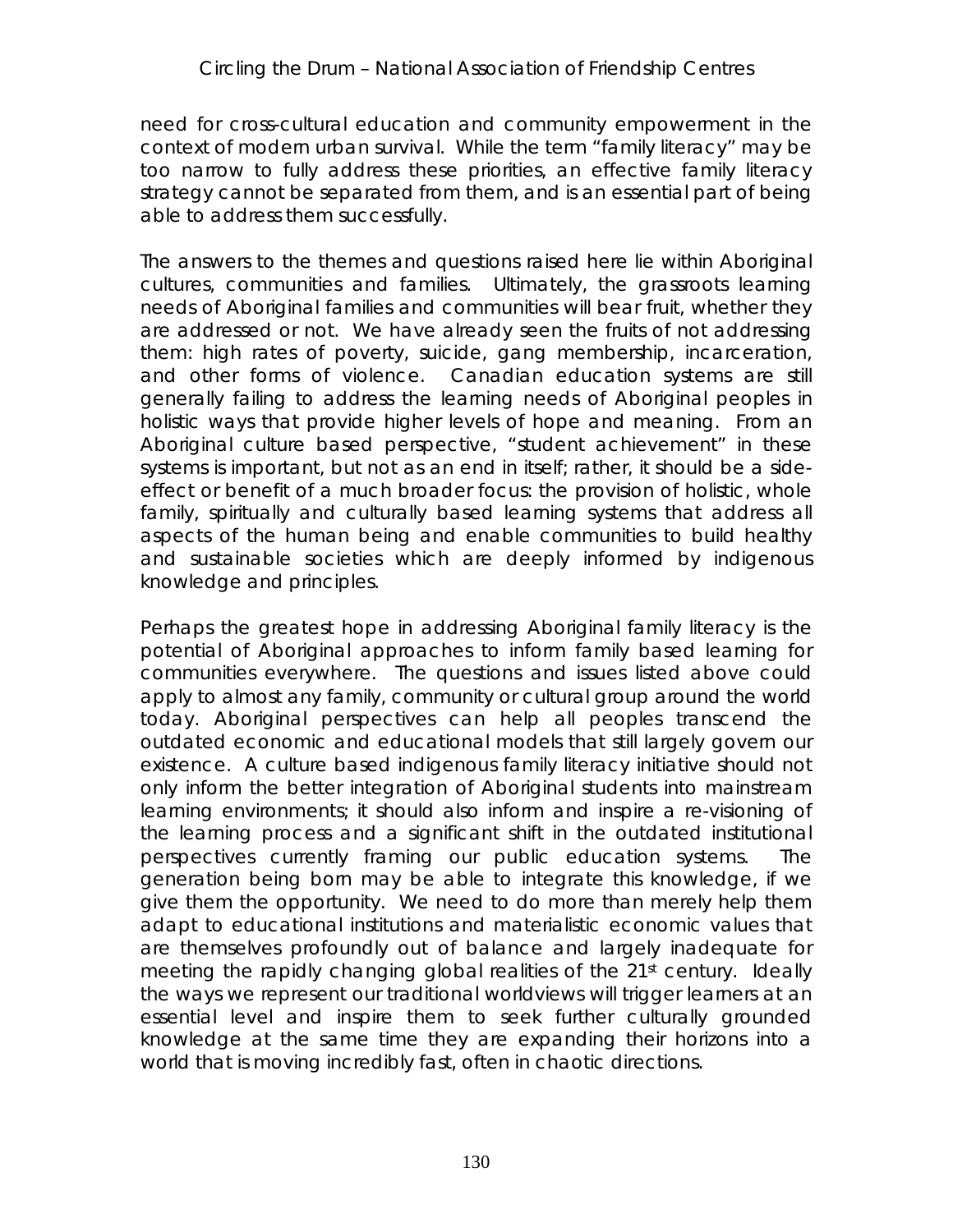need for cross-cultural education and community empowerment in the context of modern urban survival. While the term "family literacy" may be too narrow to fully address these priorities, an effective family literacy strategy cannot be separated from them, and is an essential part of being able to address them successfully.

The answers to the themes and questions raised here lie within Aboriginal cultures, communities and families. Ultimately, the grassroots learning needs of Aboriginal families and communities will bear fruit, whether they are addressed or not. We have already seen the fruits of not addressing them: high rates of poverty, suicide, gang membership, incarceration, and other forms of violence. Canadian education systems are still generally failing to address the learning needs of Aboriginal peoples in holistic ways that provide higher levels of hope and meaning. From an Aboriginal culture based perspective, "student achievement" in these systems is important, but not as an end in itself; rather, it should be a side-effect or benefit of a much broader focus: the provision of holistic, whole family, spiritually and culturally based learning systems that address all aspects of the human being and enable communities to build healthy and sustainable societies which are deeply informed by indigenous knowledge and principles.

Perhaps the greatest hope in addressing Aboriginal family literacy is the potential of Aboriginal approaches to inform family based learning for communities everywhere. The questions and issues listed above could apply to almost any family, community or cultural group around the world today. Aboriginal perspectives can help all peoples transcend the outdated economic and educational models that still largely govern our existence. A culture based indigenous family literacy initiative should not only inform the better integration of Aboriginal students into mainstream learning environments; it should also inform and inspire a re-visioning of the learning process and a significant shift in the outdated institutional perspectives currently framing our public education systems. The generation being born may be able to integrate this knowledge, if we give them the opportunity. We need to do more than merely help them adapt to educational institutions and materialistic economic values that are themselves profoundly out of balance and largely inadequate for meeting the rapidly changing global realities of the 21st century. Ideally the ways we represent our traditional worldviews will trigger learners at an essential level and inspire them to seek further culturally grounded knowledge at the same time they are expanding their horizons into a world that is moving incredibly fast, often in chaotic directions.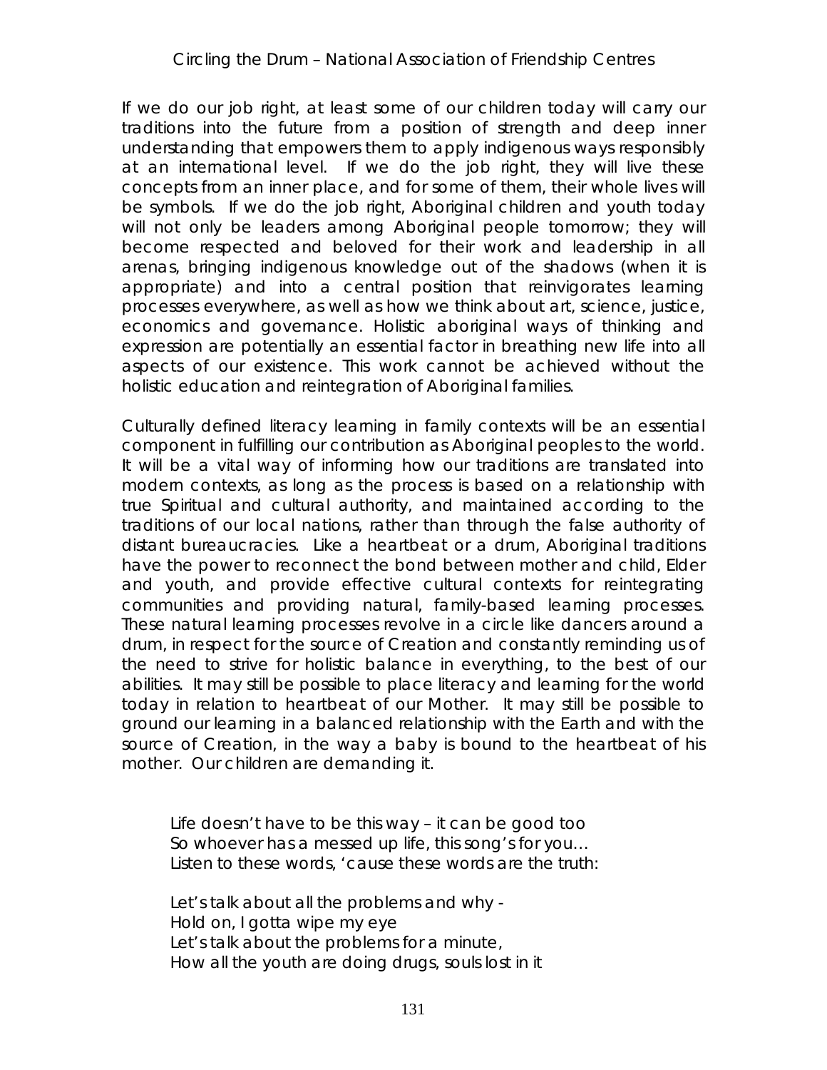If we do our job right, at least some of our children today will carry our traditions into the future from a position of strength and deep inner understanding that empowers them to apply indigenous ways responsibly at an international level. If we do the job right, they will live these concepts from an inner place, and for some of them, their whole lives will be symbols. If we do the job right, Aboriginal children and youth today will not only be leaders among Aboriginal people tomorrow; they will become respected and beloved for their work and leadership in all arenas, bringing indigenous knowledge out of the shadows (when it is appropriate) and into a central position that reinvigorates learning processes everywhere, as well as how we think about art, science, justice, economics and governance. Holistic aboriginal ways of thinking and expression are potentially an essential factor in breathing new life into all aspects of our existence. This work cannot be achieved without the holistic education and reintegration of Aboriginal families.

Culturally defined literacy learning in family contexts will be an essential component in fulfilling our contribution as Aboriginal peoples to the world. It will be a vital way of informing how our traditions are translated into modern contexts, as long as the process is based on a relationship with true Spiritual and cultural authority, and maintained according to the traditions of our local nations, rather than through the false authority of distant bureaucracies. Like a heartbeat or a drum, Aboriginal traditions have the power to reconnect the bond between mother and child, Elder and youth, and provide effective cultural contexts for reintegrating communities and providing natural, family-based learning processes. These natural learning processes revolve in a circle like dancers around a drum, in respect for the source of Creation and constantly reminding us of the need to strive for holistic balance in everything, to the best of our abilities. It may still be possible to place literacy and learning for the world today in relation to heartbeat of our Mother. It may still be possible to ground our learning in a balanced relationship with the Earth and with the source of Creation, in the way a baby is bound to the heartbeat of his mother. Our children are demanding it.

> Life doesn't have to be this way – it can be good too
> So whoever has a messed up life, this song's for you…
> Listen to these words, 'cause these words are the truth:
>
> Let's talk about all the problems and why -
> Hold on, I gotta wipe my eye
> Let's talk about the problems for a minute,
> How all the youth are doing drugs, souls lost in it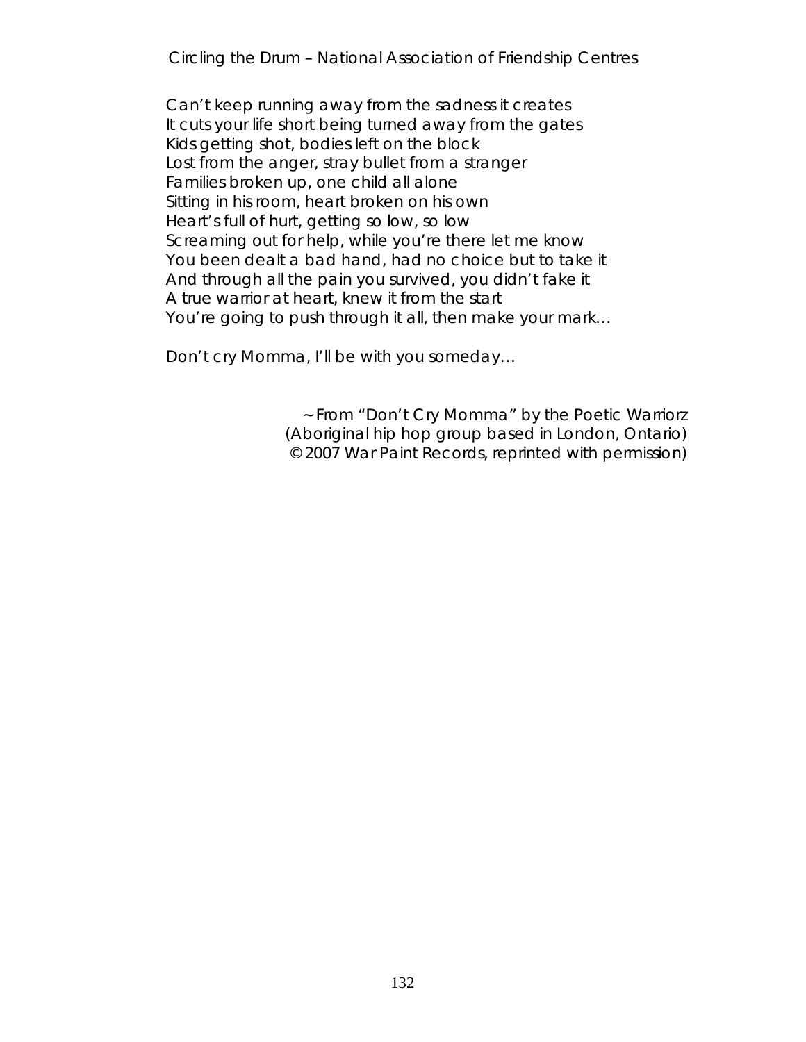*Can't keep running away from the sadness it creates*
*It cuts your life short being turned away from the gates*
*Kids getting shot, bodies left on the block*
*Lost from the anger, stray bullet from a stranger*
*Families broken up, one child all alone*
*Sitting in his room, heart broken on his own*
*Heart's full of hurt, getting so low, so low*
*Screaming out for help, while you're there let me know*
*You been dealt a bad hand, had no choice but to take it*
*And through all the pain you survived, you didn't fake it*
*A true warrior at heart, knew it from the start*
*You're going to push through it all, then make your mark…*

*Don't cry Momma, I'll be with you someday…*

*~ From "Don't Cry Momma" by the Poetic Warriorz*
*(Aboriginal hip hop group based in London, Ontario)*
*© 2007 War Paint Records, reprinted with permission)*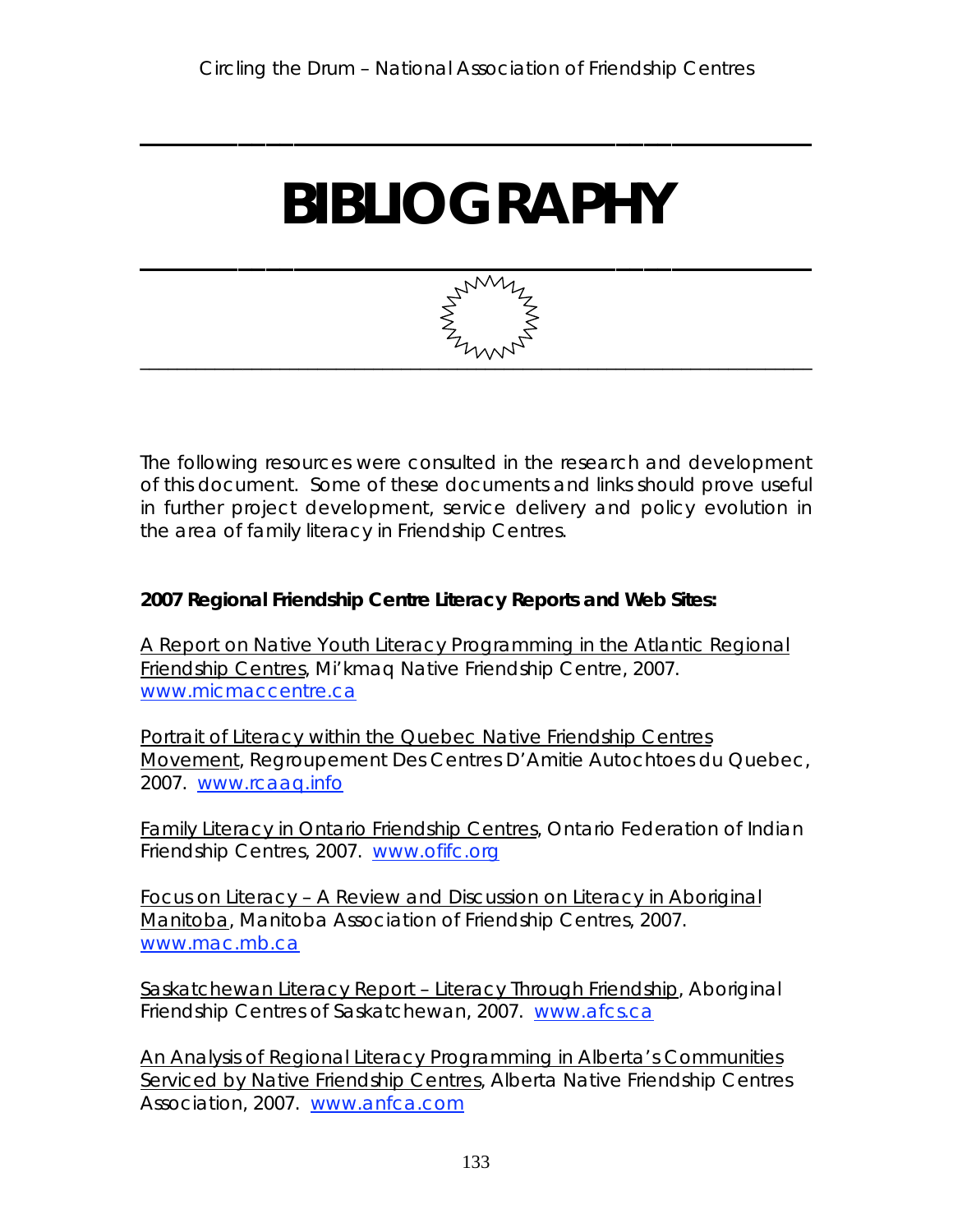# BIBLIOGRAPHY

The following resources were consulted in the research and development of this document. Some of these documents and links should prove useful in further project development, service delivery and policy evolution in the area of family literacy in Friendship Centres.

**2007 Regional Friendship Centre Literacy Reports and Web Sites:**

A Report on Native Youth Literacy Programming in the Atlantic Regional Friendship Centres, Mi'kmaq Native Friendship Centre, 2007. www.micmaccentre.ca

Portrait of Literacy within the Quebec Native Friendship Centres Movement, Regroupement Des Centres D'Amitie Autochtoes du Quebec, 2007. www.rcaaq.info

Family Literacy in Ontario Friendship Centres, Ontario Federation of Indian Friendship Centres, 2007. www.ofifc.org

Focus on Literacy – A Review and Discussion on Literacy in Aboriginal Manitoba, Manitoba Association of Friendship Centres, 2007. www.mac.mb.ca

Saskatchewan Literacy Report – Literacy Through Friendship, Aboriginal Friendship Centres of Saskatchewan, 2007. www.afcs.ca

An Analysis of Regional Literacy Programming in Alberta's Communities Serviced by Native Friendship Centres, Alberta Native Friendship Centres Association, 2007. www.anfca.com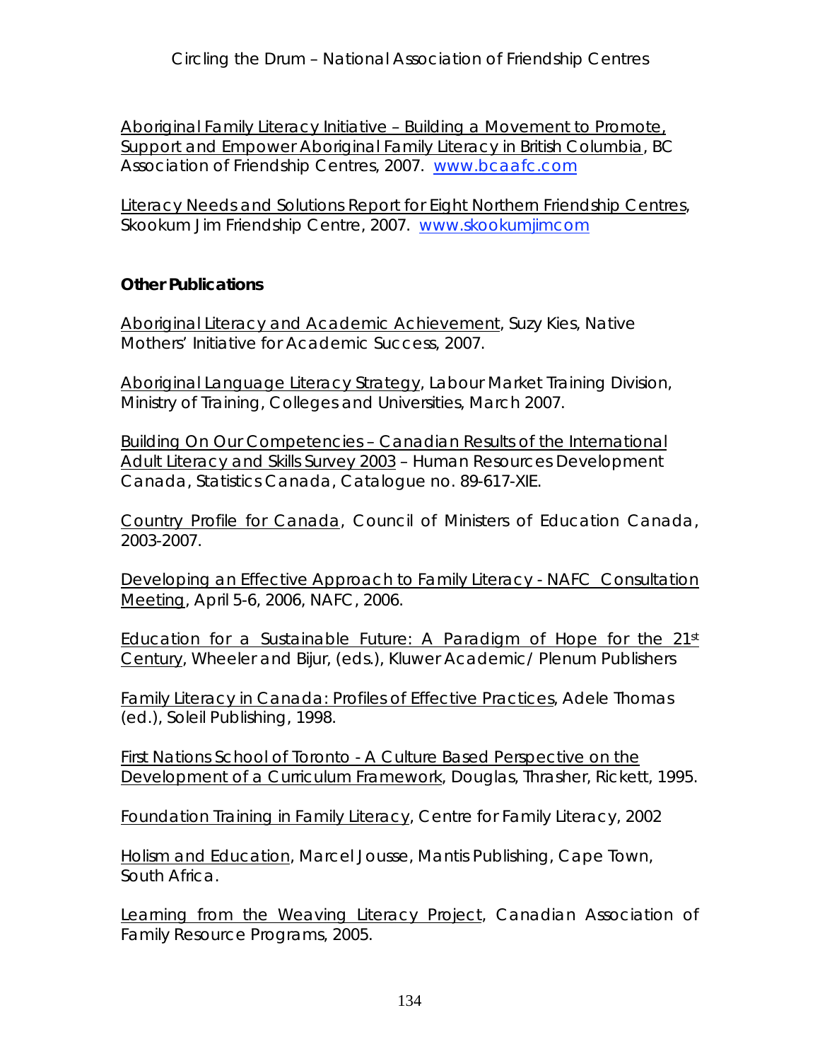Aboriginal Family Literacy Initiative – Building a Movement to Promote, Support and Empower Aboriginal Family Literacy in British Columbia, BC Association of Friendship Centres, 2007. www.bcaafc.com

Literacy Needs and Solutions Report for Eight Northern Friendship Centres, Skookum Jim Friendship Centre, 2007. www.skookumjimcom

**Other Publications**

Aboriginal Literacy and Academic Achievement, Suzy Kies, Native Mothers' Initiative for Academic Success, 2007.

Aboriginal Language Literacy Strategy, Labour Market Training Division, Ministry of Training, Colleges and Universities, March 2007.

Building On Our Competencies – Canadian Results of the International Adult Literacy and Skills Survey 2003 – Human Resources Development Canada, Statistics Canada, Catalogue no. 89-617-XIE.

Country Profile for Canada, Council of Ministers of Education Canada, 2003-2007.

Developing an Effective Approach to Family Literacy - NAFC Consultation Meeting, April 5-6, 2006, NAFC, 2006.

Education for a Sustainable Future: A Paradigm of Hope for the 21st Century, Wheeler and Bijur, (eds.), Kluwer Academic/ Plenum Publishers

Family Literacy in Canada: Profiles of Effective Practices, Adele Thomas (ed.), Soleil Publishing, 1998.

First Nations School of Toronto - A Culture Based Perspective on the Development of a Curriculum Framework, Douglas, Thrasher, Rickett, 1995.

Foundation Training in Family Literacy, Centre for Family Literacy, 2002

Holism and Education, Marcel Jousse, Mantis Publishing, Cape Town, South Africa.

Learning from the Weaving Literacy Project, Canadian Association of Family Resource Programs, 2005.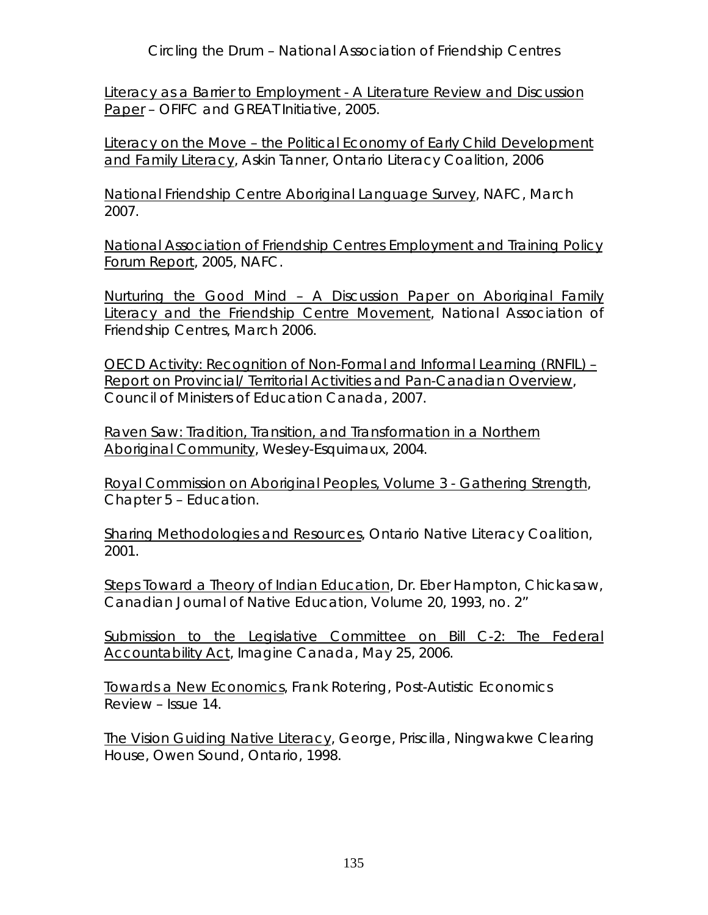Literacy as a Barrier to Employment - A Literature Review and Discussion Paper – OFIFC and GREAT Initiative, 2005.

Literacy on the Move – the Political Economy of Early Child Development and Family Literacy, Askin Tanner, Ontario Literacy Coalition, 2006

National Friendship Centre Aboriginal Language Survey, NAFC, March 2007.

National Association of Friendship Centres Employment and Training Policy Forum Report, 2005, NAFC.

Nurturing the Good Mind – A Discussion Paper on Aboriginal Family Literacy and the Friendship Centre Movement, National Association of Friendship Centres, March 2006.

OECD Activity: Recognition of Non-Formal and Informal Learning (RNFIL) – Report on Provincial/ Territorial Activities and Pan-Canadian Overview, Council of Ministers of Education Canada, 2007.

Raven Saw: Tradition, Transition, and Transformation in a Northern Aboriginal Community, Wesley-Esquimaux, 2004.

Royal Commission on Aboriginal Peoples, Volume 3 - Gathering Strength, Chapter 5 – Education.

Sharing Methodologies and Resources, Ontario Native Literacy Coalition, 2001.

Steps Toward a Theory of Indian Education, Dr. Eber Hampton, Chickasaw, Canadian Journal of Native Education, Volume 20, 1993, no. 2"

Submission to the Legislative Committee on Bill C-2: The Federal Accountability Act, Imagine Canada, May 25, 2006.

Towards a New Economics, Frank Rotering, Post-Autistic Economics Review – Issue 14.

The Vision Guiding Native Literacy, George, Priscilla, Ningwakwe Clearing House, Owen Sound, Ontario, 1998.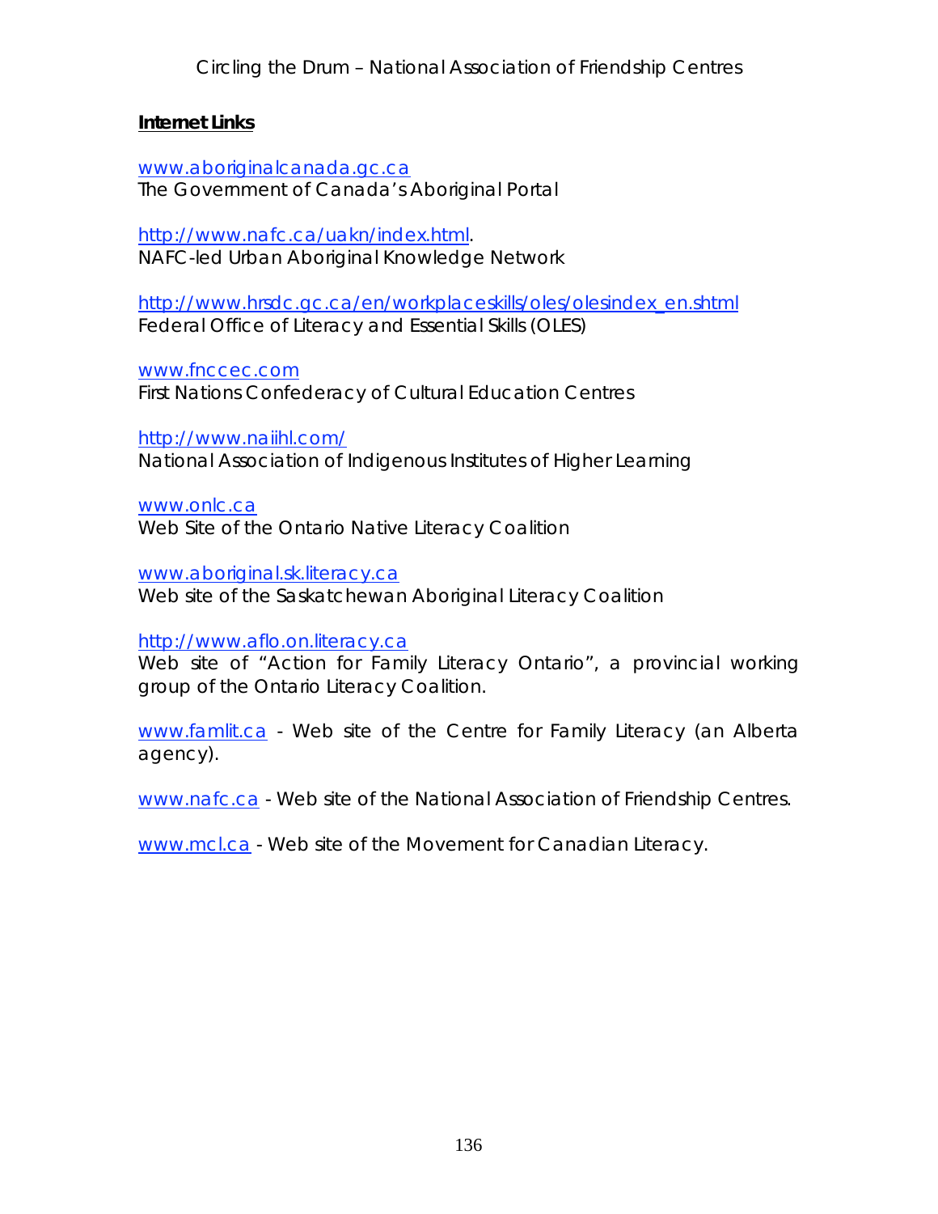**Internet Links**

www.aboriginalcanada.gc.ca
The Government of Canada's Aboriginal Portal

http://www.nafc.ca/uakn/index.html.
NAFC-led Urban Aboriginal Knowledge Network

http://www.hrsdc.gc.ca/en/workplaceskills/oles/olesindex_en.shtml
Federal Office of Literacy and Essential Skills (OLES)

www.fnccec.com
First Nations Confederacy of Cultural Education Centres

http://www.naiihl.com/
National Association of Indigenous Institutes of Higher Learning

www.onlc.ca
Web Site of the Ontario Native Literacy Coalition

www.aboriginal.sk.literacy.ca
Web site of the Saskatchewan Aboriginal Literacy Coalition

http://www.aflo.on.literacy.ca
Web site of "Action for Family Literacy Ontario", a provincial working group of the Ontario Literacy Coalition.

www.famlit.ca - Web site of the Centre for Family Literacy (an Alberta agency).

www.nafc.ca - Web site of the National Association of Friendship Centres.

www.mcl.ca - Web site of the Movement for Canadian Literacy.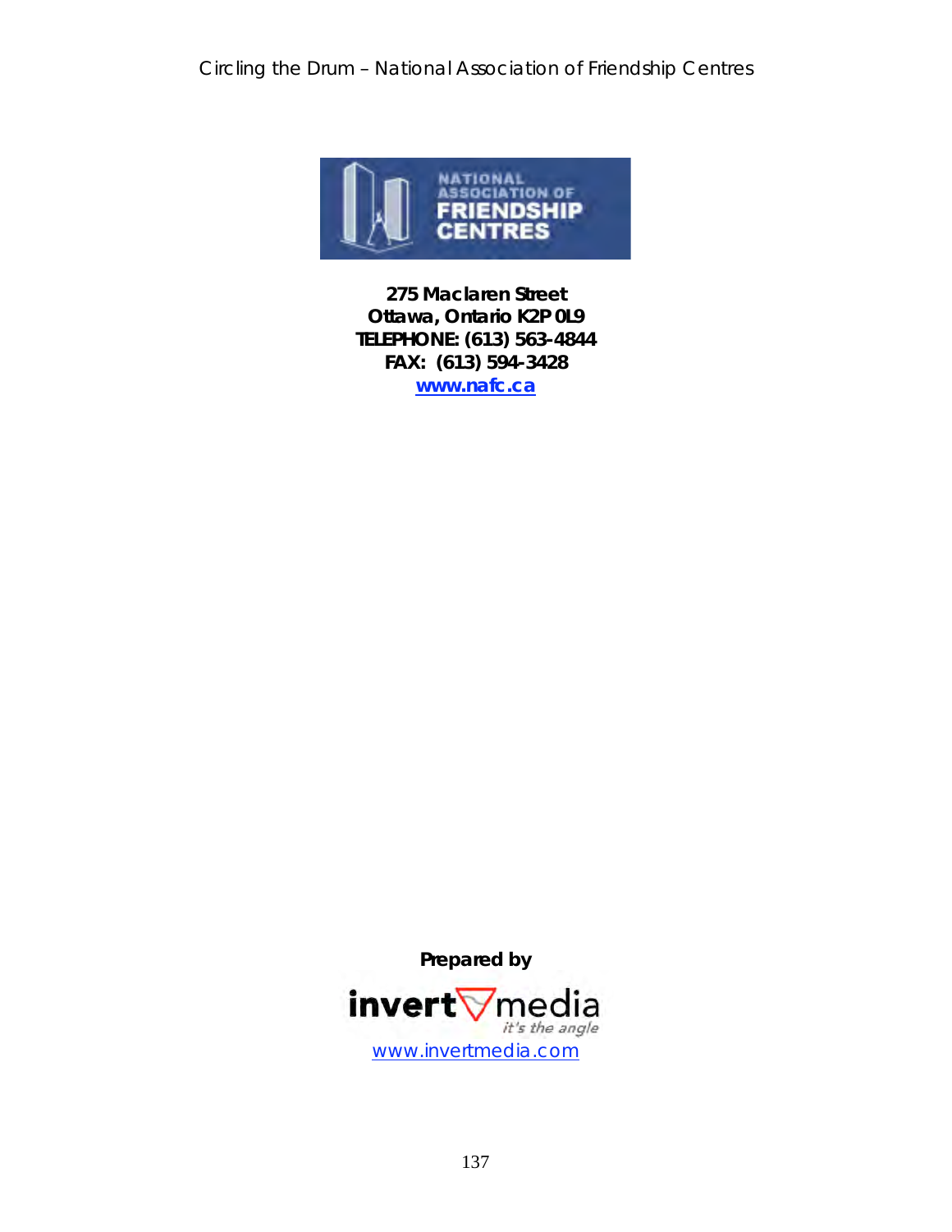NATIONAL ASSOCIATION OF FRIENDSHIP CENTRES

**275 Maclaren Street**
**Ottawa, Ontario K2P 0L9**
**TELEPHONE: (613) 563-4844**
**FAX: (613) 594-3428**
**www.nafc.ca**

**Prepared by**

invert media
*it's the angle*

www.invertmedia.com